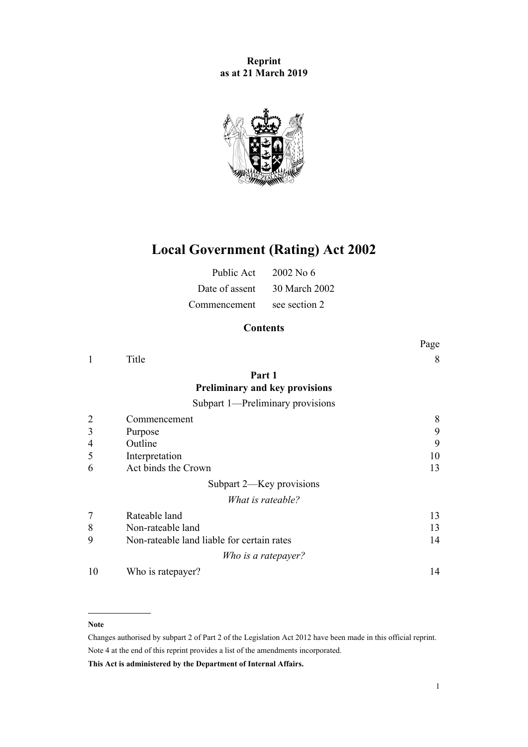**Reprint**
**as at 21 March 2019**

# Local Government (Rating) Act 2002

| | |
|---|---|
| Public Act | 2002 No 6 |
| Date of assent | 30 March 2002 |
| Commencement | see section 2 |

## Contents

| | | Page |
|---|---|---|
| 1 | Title | 8 |
| | **Part 1** **Preliminary and key provisions** | |
| | Subpart 1—Preliminary provisions | |
| 2 | Commencement | 8 |
| 3 | Purpose | 9 |
| 4 | Outline | 9 |
| 5 | Interpretation | 10 |
| 6 | Act binds the Crown | 13 |
| | Subpart 2—Key provisions | |
| | *What is rateable?* | |
| 7 | Rateable land | 13 |
| 8 | Non-rateable land | 13 |
| 9 | Non-rateable land liable for certain rates | 14 |
| | *Who is a ratepayer?* | |
| 10 | Who is ratepayer? | 14 |

**Note**

Changes authorised by subpart 2 of Part 2 of the Legislation Act 2012 have been made in this official reprint.

Note 4 at the end of this reprint provides a list of the amendments incorporated.

**This Act is administered by the Department of Internal Affairs.**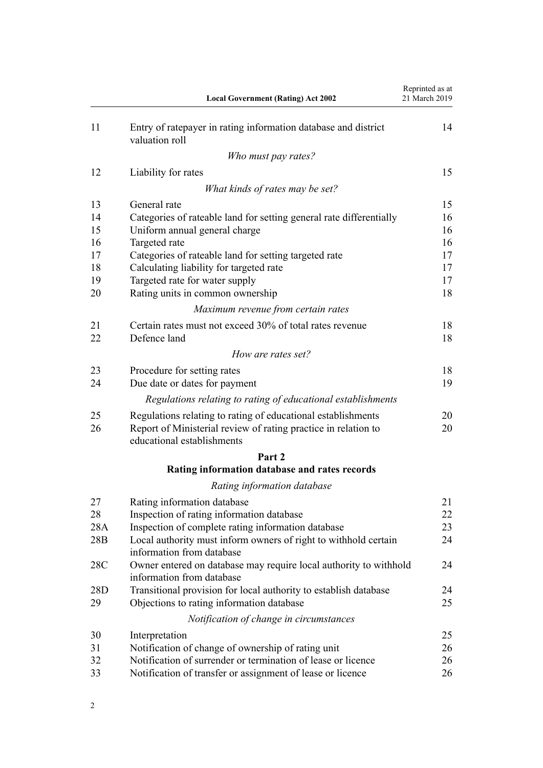| | | |
|---|---|---|
| 11 | Entry of ratepayer in rating information database and district valuation roll | 14 |
| | *Who must pay rates?* | |
| 12 | Liability for rates | 15 |
| | *What kinds of rates may be set?* | |
| 13 | General rate | 15 |
| 14 | Categories of rateable land for setting general rate differentially | 16 |
| 15 | Uniform annual general charge | 16 |
| 16 | Targeted rate | 16 |
| 17 | Categories of rateable land for setting targeted rate | 17 |
| 18 | Calculating liability for targeted rate | 17 |
| 19 | Targeted rate for water supply | 17 |
| 20 | Rating units in common ownership | 18 |
| | *Maximum revenue from certain rates* | |
| 21 | Certain rates must not exceed 30% of total rates revenue | 18 |
| 22 | Defence land | 18 |
| | *How are rates set?* | |
| 23 | Procedure for setting rates | 18 |
| 24 | Due date or dates for payment | 19 |
| | *Regulations relating to rating of educational establishments* | |
| 25 | Regulations relating to rating of educational establishments | 20 |
| 26 | Report of Ministerial review of rating practice in relation to educational establishments | 20 |

## Part 2
## Rating information database and rates records

| | | |
|---|---|---|
| | *Rating information database* | |
| 27 | Rating information database | 21 |
| 28 | Inspection of rating information database | 22 |
| 28A | Inspection of complete rating information database | 23 |
| 28B | Local authority must inform owners of right to withhold certain information from database | 24 |
| 28C | Owner entered on database may require local authority to withhold information from database | 24 |
| 28D | Transitional provision for local authority to establish database | 24 |
| 29 | Objections to rating information database | 25 |
| | *Notification of change in circumstances* | |
| 30 | Interpretation | 25 |
| 31 | Notification of change of ownership of rating unit | 26 |
| 32 | Notification of surrender or termination of lease or licence | 26 |
| 33 | Notification of transfer or assignment of lease or licence | 26 |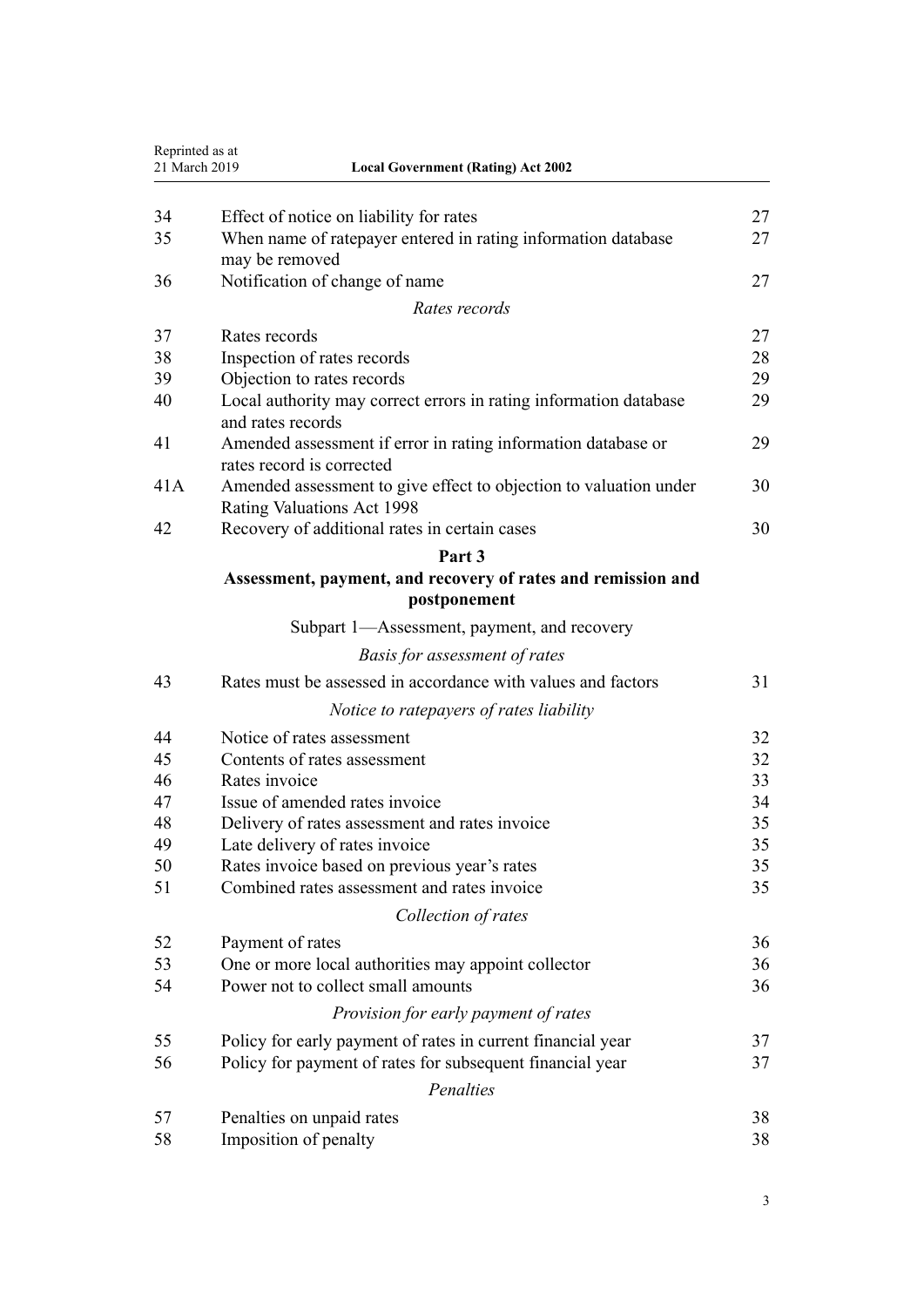| | | |
|---|---|---|
| 34 | Effect of notice on liability for rates | 27 |
| 35 | When name of ratepayer entered in rating information database may be removed | 27 |
| 36 | Notification of change of name | 27 |
| | *Rates records* | |
| 37 | Rates records | 27 |
| 38 | Inspection of rates records | 28 |
| 39 | Objection to rates records | 29 |
| 40 | Local authority may correct errors in rating information database and rates records | 29 |
| 41 | Amended assessment if error in rating information database or rates record is corrected | 29 |
| 41A | Amended assessment to give effect to objection to valuation under Rating Valuations Act 1998 | 30 |
| 42 | Recovery of additional rates in certain cases | 30 |

**Part 3**

**Assessment, payment, and recovery of rates and remission and postponement**

Subpart 1—Assessment, payment, and recovery

| | | |
|---|---|---|
| | *Basis for assessment of rates* | |
| 43 | Rates must be assessed in accordance with values and factors | 31 |
| | *Notice to ratepayers of rates liability* | |
| 44 | Notice of rates assessment | 32 |
| 45 | Contents of rates assessment | 32 |
| 46 | Rates invoice | 33 |
| 47 | Issue of amended rates invoice | 34 |
| 48 | Delivery of rates assessment and rates invoice | 35 |
| 49 | Late delivery of rates invoice | 35 |
| 50 | Rates invoice based on previous year's rates | 35 |
| 51 | Combined rates assessment and rates invoice | 35 |
| | *Collection of rates* | |
| 52 | Payment of rates | 36 |
| 53 | One or more local authorities may appoint collector | 36 |
| 54 | Power not to collect small amounts | 36 |
| | *Provision for early payment of rates* | |
| 55 | Policy for early payment of rates in current financial year | 37 |
| 56 | Policy for payment of rates for subsequent financial year | 37 |
| | *Penalties* | |
| 57 | Penalties on unpaid rates | 38 |
| 58 | Imposition of penalty | 38 |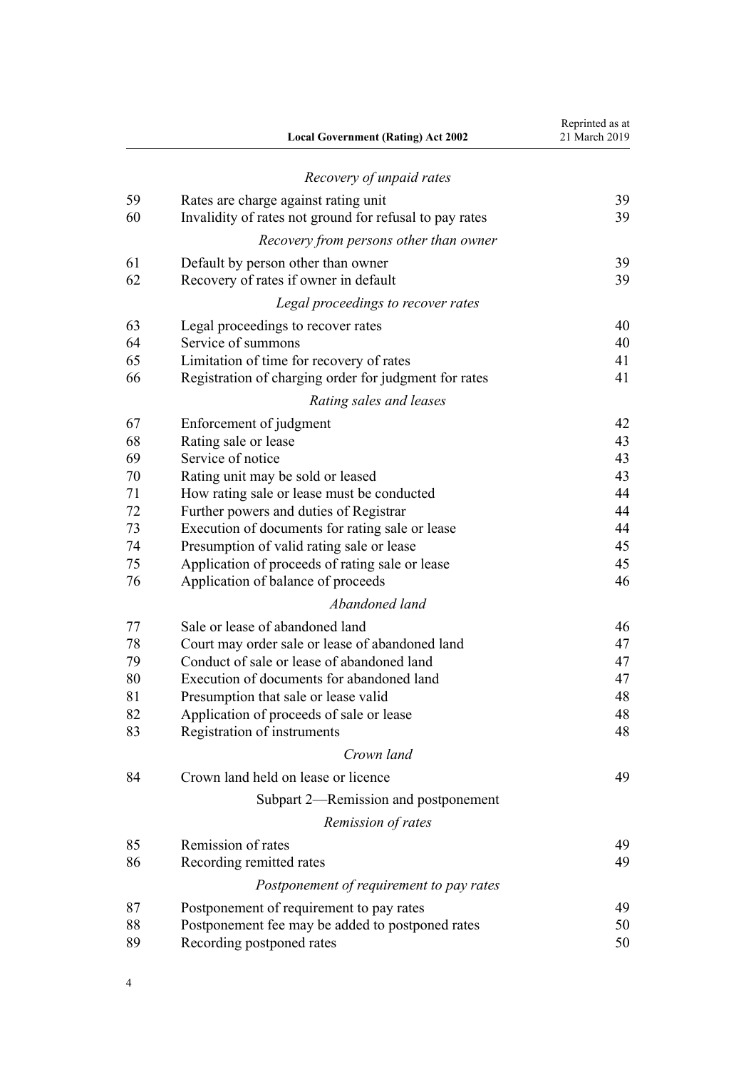*Recovery of unpaid rates*

| | | |
|---|---|---|
| 59 | Rates are charge against rating unit | 39 |
| 60 | Invalidity of rates not ground for refusal to pay rates | 39 |

*Recovery from persons other than owner*

| | | |
|---|---|---|
| 61 | Default by person other than owner | 39 |
| 62 | Recovery of rates if owner in default | 39 |

*Legal proceedings to recover rates*

| | | |
|---|---|---|
| 63 | Legal proceedings to recover rates | 40 |
| 64 | Service of summons | 40 |
| 65 | Limitation of time for recovery of rates | 41 |
| 66 | Registration of charging order for judgment for rates | 41 |

*Rating sales and leases*

| | | |
|---|---|---|
| 67 | Enforcement of judgment | 42 |
| 68 | Rating sale or lease | 43 |
| 69 | Service of notice | 43 |
| 70 | Rating unit may be sold or leased | 43 |
| 71 | How rating sale or lease must be conducted | 44 |
| 72 | Further powers and duties of Registrar | 44 |
| 73 | Execution of documents for rating sale or lease | 44 |
| 74 | Presumption of valid rating sale or lease | 45 |
| 75 | Application of proceeds of rating sale or lease | 45 |
| 76 | Application of balance of proceeds | 46 |

*Abandoned land*

| | | |
|---|---|---|
| 77 | Sale or lease of abandoned land | 46 |
| 78 | Court may order sale or lease of abandoned land | 47 |
| 79 | Conduct of sale or lease of abandoned land | 47 |
| 80 | Execution of documents for abandoned land | 47 |
| 81 | Presumption that sale or lease valid | 48 |
| 82 | Application of proceeds of sale or lease | 48 |
| 83 | Registration of instruments | 48 |

*Crown land*

| | | |
|---|---|---|
| 84 | Crown land held on lease or licence | 49 |

Subpart 2—Remission and postponement

*Remission of rates*

| | | |
|---|---|---|
| 85 | Remission of rates | 49 |
| 86 | Recording remitted rates | 49 |

*Postponement of requirement to pay rates*

| | | |
|---|---|---|
| 87 | Postponement of requirement to pay rates | 49 |
| 88 | Postponement fee may be added to postponed rates | 50 |
| 89 | Recording postponed rates | 50 |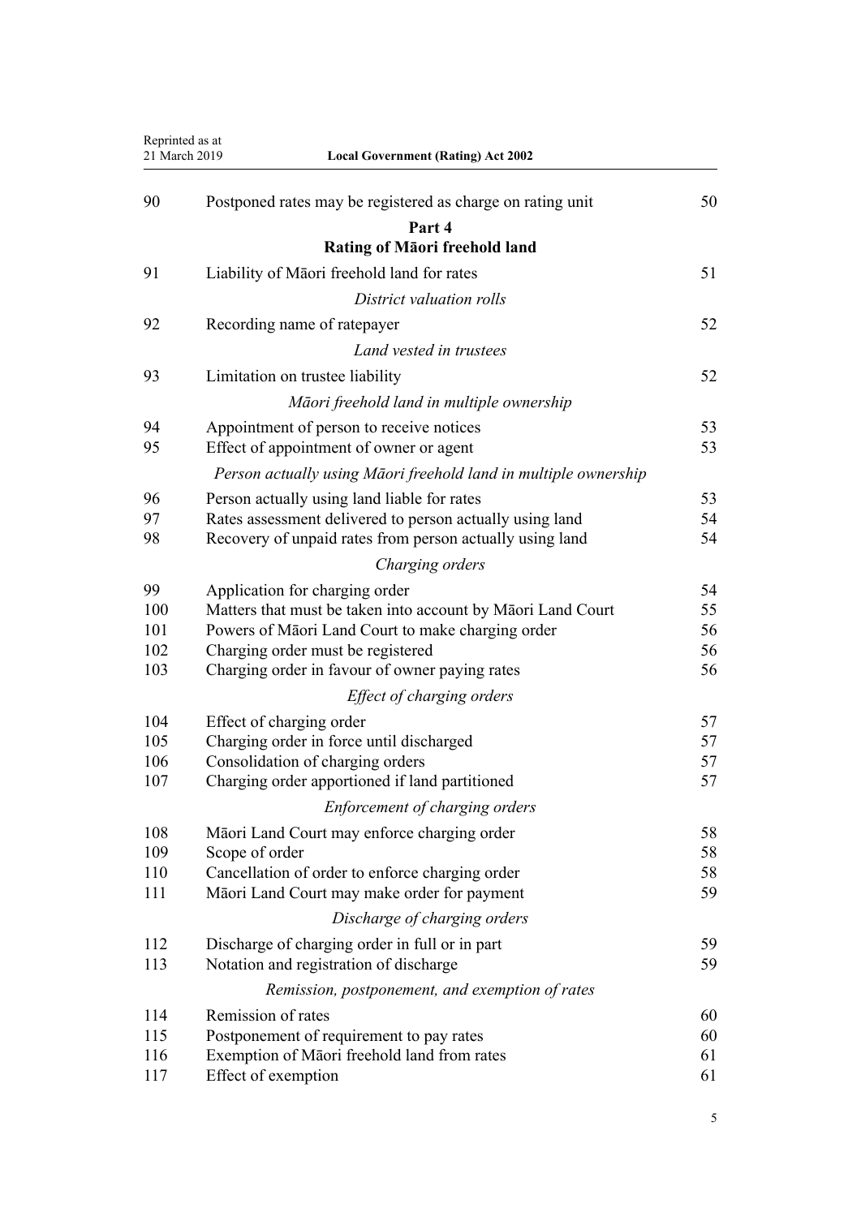| | | |
|---|---|---|
| 90 | Postponed rates may be registered as charge on rating unit | 50 |

## Part 4
## Rating of Māori freehold land

| | | |
|---|---|---|
| 91 | Liability of Māori freehold land for rates | 51 |
| | *District valuation rolls* | |
| 92 | Recording name of ratepayer | 52 |
| | *Land vested in trustees* | |
| 93 | Limitation on trustee liability | 52 |
| | *Māori freehold land in multiple ownership* | |
| 94 | Appointment of person to receive notices | 53 |
| 95 | Effect of appointment of owner or agent | 53 |
| | *Person actually using Māori freehold land in multiple ownership* | |
| 96 | Person actually using land liable for rates | 53 |
| 97 | Rates assessment delivered to person actually using land | 54 |
| 98 | Recovery of unpaid rates from person actually using land | 54 |
| | *Charging orders* | |
| 99 | Application for charging order | 54 |
| 100 | Matters that must be taken into account by Māori Land Court | 55 |
| 101 | Powers of Māori Land Court to make charging order | 56 |
| 102 | Charging order must be registered | 56 |
| 103 | Charging order in favour of owner paying rates | 56 |
| | *Effect of charging orders* | |
| 104 | Effect of charging order | 57 |
| 105 | Charging order in force until discharged | 57 |
| 106 | Consolidation of charging orders | 57 |
| 107 | Charging order apportioned if land partitioned | 57 |
| | *Enforcement of charging orders* | |
| 108 | Māori Land Court may enforce charging order | 58 |
| 109 | Scope of order | 58 |
| 110 | Cancellation of order to enforce charging order | 58 |
| 111 | Māori Land Court may make order for payment | 59 |
| | *Discharge of charging orders* | |
| 112 | Discharge of charging order in full or in part | 59 |
| 113 | Notation and registration of discharge | 59 |
| | *Remission, postponement, and exemption of rates* | |
| 114 | Remission of rates | 60 |
| 115 | Postponement of requirement to pay rates | 60 |
| 116 | Exemption of Māori freehold land from rates | 61 |
| 117 | Effect of exemption | 61 |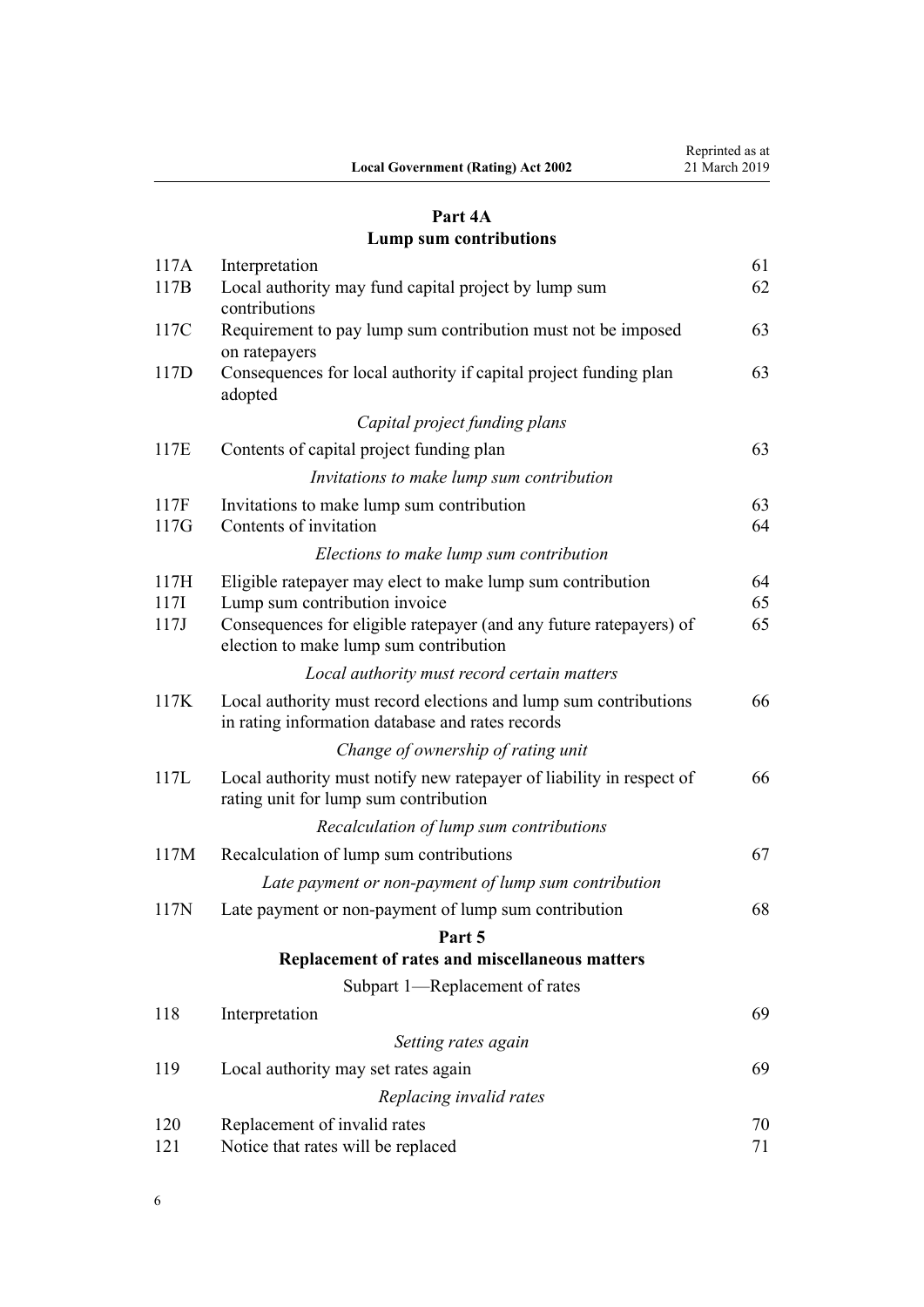## Part 4A
## Lump sum contributions

| | | |
|---|---|---|
| 117A | Interpretation | 61 |
| 117B | Local authority may fund capital project by lump sum contributions | 62 |
| 117C | Requirement to pay lump sum contribution must not be imposed on ratepayers | 63 |
| 117D | Consequences for local authority if capital project funding plan adopted | 63 |
| | *Capital project funding plans* | |
| 117E | Contents of capital project funding plan | 63 |
| | *Invitations to make lump sum contribution* | |
| 117F | Invitations to make lump sum contribution | 63 |
| 117G | Contents of invitation | 64 |
| | *Elections to make lump sum contribution* | |
| 117H | Eligible ratepayer may elect to make lump sum contribution | 64 |
| 117I | Lump sum contribution invoice | 65 |
| 117J | Consequences for eligible ratepayer (and any future ratepayers) of election to make lump sum contribution | 65 |
| | *Local authority must record certain matters* | |
| 117K | Local authority must record elections and lump sum contributions in rating information database and rates records | 66 |
| | *Change of ownership of rating unit* | |
| 117L | Local authority must notify new ratepayer of liability in respect of rating unit for lump sum contribution | 66 |
| | *Recalculation of lump sum contributions* | |
| 117M | Recalculation of lump sum contributions | 67 |
| | *Late payment or non-payment of lump sum contribution* | |
| 117N | Late payment or non-payment of lump sum contribution | 68 |

## Part 5
## Replacement of rates and miscellaneous matters

### Subpart 1—Replacement of rates

| | | |
|---|---|---|
| 118 | Interpretation | 69 |
| | *Setting rates again* | |
| 119 | Local authority may set rates again | 69 |
| | *Replacing invalid rates* | |
| 120 | Replacement of invalid rates | 70 |
| 121 | Notice that rates will be replaced | 71 |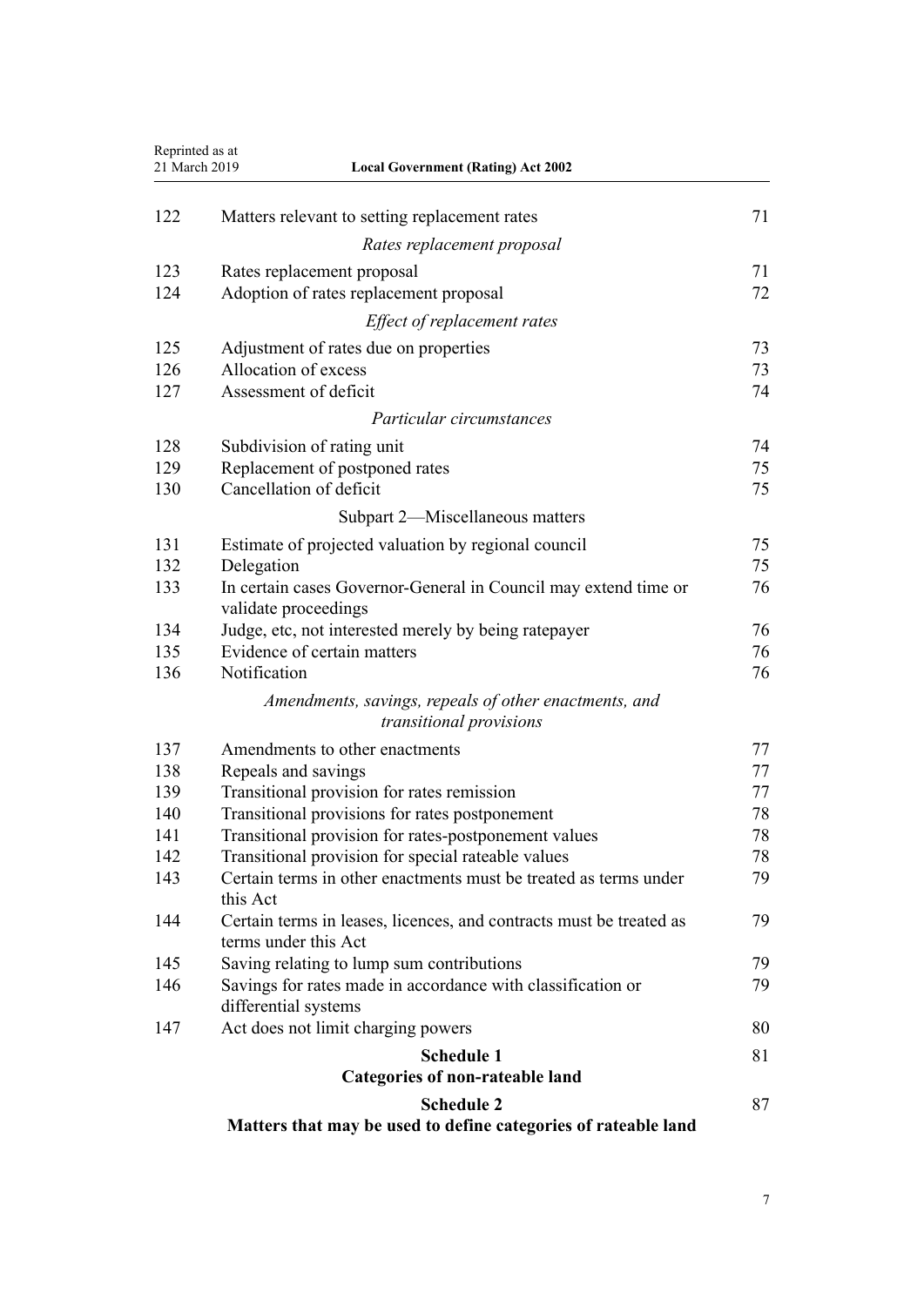| | | |
|---|---|---|
| 122 | Matters relevant to setting replacement rates | 71 |
| | *Rates replacement proposal* | |
| 123 | Rates replacement proposal | 71 |
| 124 | Adoption of rates replacement proposal | 72 |
| | *Effect of replacement rates* | |
| 125 | Adjustment of rates due on properties | 73 |
| 126 | Allocation of excess | 73 |
| 127 | Assessment of deficit | 74 |
| | *Particular circumstances* | |
| 128 | Subdivision of rating unit | 74 |
| 129 | Replacement of postponed rates | 75 |
| 130 | Cancellation of deficit | 75 |
| | Subpart 2—Miscellaneous matters | |
| 131 | Estimate of projected valuation by regional council | 75 |
| 132 | Delegation | 75 |
| 133 | In certain cases Governor-General in Council may extend time or validate proceedings | 76 |
| 134 | Judge, etc, not interested merely by being ratepayer | 76 |
| 135 | Evidence of certain matters | 76 |
| 136 | Notification | 76 |
| | *Amendments, savings, repeals of other enactments, and transitional provisions* | |
| 137 | Amendments to other enactments | 77 |
| 138 | Repeals and savings | 77 |
| 139 | Transitional provision for rates remission | 77 |
| 140 | Transitional provisions for rates postponement | 78 |
| 141 | Transitional provision for rates-postponement values | 78 |
| 142 | Transitional provision for special rateable values | 78 |
| 143 | Certain terms in other enactments must be treated as terms under this Act | 79 |
| 144 | Certain terms in leases, licences, and contracts must be treated as terms under this Act | 79 |
| 145 | Saving relating to lump sum contributions | 79 |
| 146 | Savings for rates made in accordance with classification or differential systems | 79 |
| 147 | Act does not limit charging powers | 80 |
| | **Schedule 1**<br>**Categories of non-rateable land** | 81 |
| | **Schedule 2**<br>**Matters that may be used to define categories of rateable land** | 87 |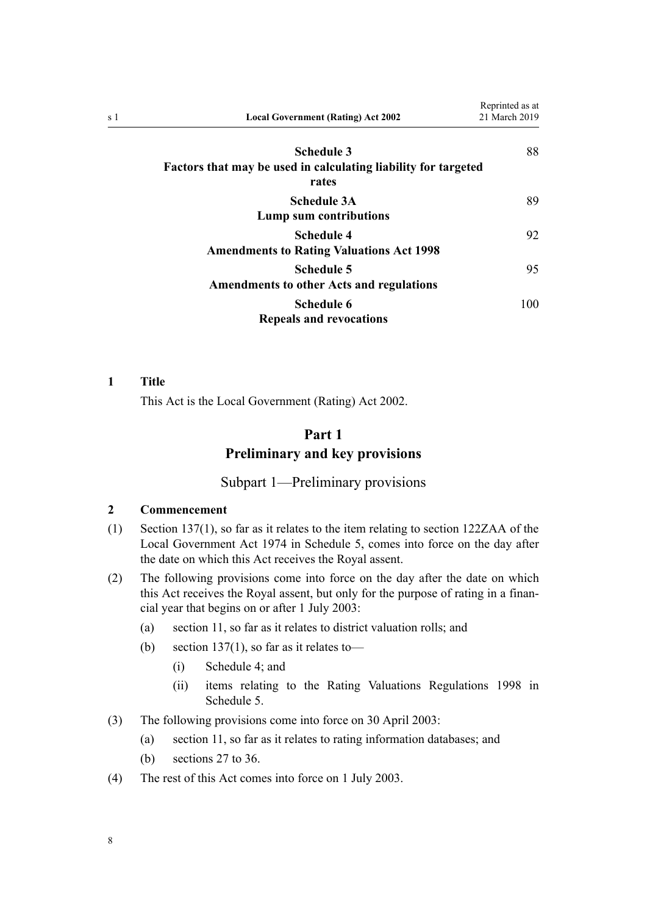| | |
|---|---|
| **Schedule 3**<br>**Factors that may be used in calculating liability for targeted rates** | 88 |
| **Schedule 3A**<br>**Lump sum contributions** | 89 |
| **Schedule 4**<br>**Amendments to Rating Valuations Act 1998** | 92 |
| **Schedule 5**<br>**Amendments to other Acts and regulations** | 95 |
| **Schedule 6**<br>**Repeals and revocations** | 100 |

**1 Title**

This Act is the Local Government (Rating) Act 2002.

# Part 1
# Preliminary and key provisions

## Subpart 1—Preliminary provisions

**2 Commencement**

(1) Section 137(1), so far as it relates to the item relating to section 122ZAA of the Local Government Act 1974 in Schedule 5, comes into force on the day after the date on which this Act receives the Royal assent.

(2) The following provisions come into force on the day after the date on which this Act receives the Royal assent, but only for the purpose of rating in a financial year that begins on or after 1 July 2003:

  (a) section 11, so far as it relates to district valuation rolls; and

  (b) section 137(1), so far as it relates to—

    (i) Schedule 4; and

    (ii) items relating to the Rating Valuations Regulations 1998 in Schedule 5.

(3) The following provisions come into force on 30 April 2003:

  (a) section 11, so far as it relates to rating information databases; and

  (b) sections 27 to 36.

(4) The rest of this Act comes into force on 1 July 2003.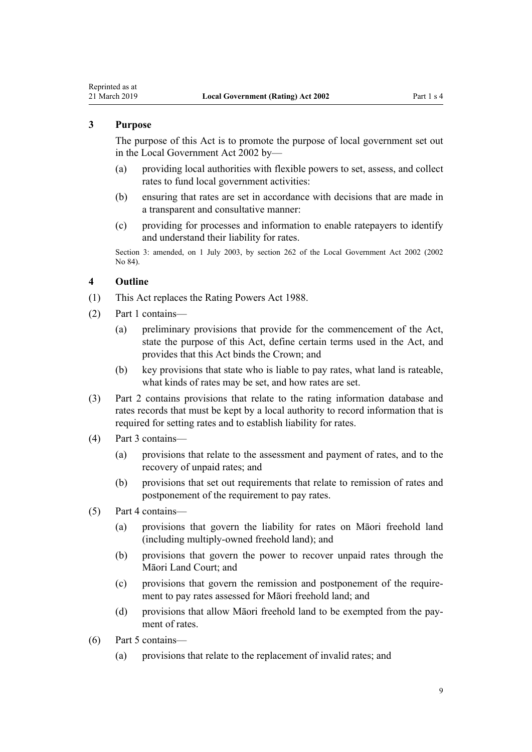### 3 Purpose

The purpose of this Act is to promote the purpose of local government set out in the Local Government Act 2002 by—

- (a) providing local authorities with flexible powers to set, assess, and collect rates to fund local government activities:
- (b) ensuring that rates are set in accordance with decisions that are made in a transparent and consultative manner:
- (c) providing for processes and information to enable ratepayers to identify and understand their liability for rates.

Section 3: amended, on 1 July 2003, by section 262 of the Local Government Act 2002 (2002 No 84).

### 4 Outline

(1) This Act replaces the Rating Powers Act 1988.

(2) Part 1 contains—

- (a) preliminary provisions that provide for the commencement of the Act, state the purpose of this Act, define certain terms used in the Act, and provides that this Act binds the Crown; and
- (b) key provisions that state who is liable to pay rates, what land is rateable, what kinds of rates may be set, and how rates are set.

(3) Part 2 contains provisions that relate to the rating information database and rates records that must be kept by a local authority to record information that is required for setting rates and to establish liability for rates.

(4) Part 3 contains—

- (a) provisions that relate to the assessment and payment of rates, and to the recovery of unpaid rates; and
- (b) provisions that set out requirements that relate to remission of rates and postponement of the requirement to pay rates.

(5) Part 4 contains—

- (a) provisions that govern the liability for rates on Māori freehold land (including multiply-owned freehold land); and
- (b) provisions that govern the power to recover unpaid rates through the Māori Land Court; and
- (c) provisions that govern the remission and postponement of the requirement to pay rates assessed for Māori freehold land; and
- (d) provisions that allow Māori freehold land to be exempted from the payment of rates.

(6) Part 5 contains—

- (a) provisions that relate to the replacement of invalid rates; and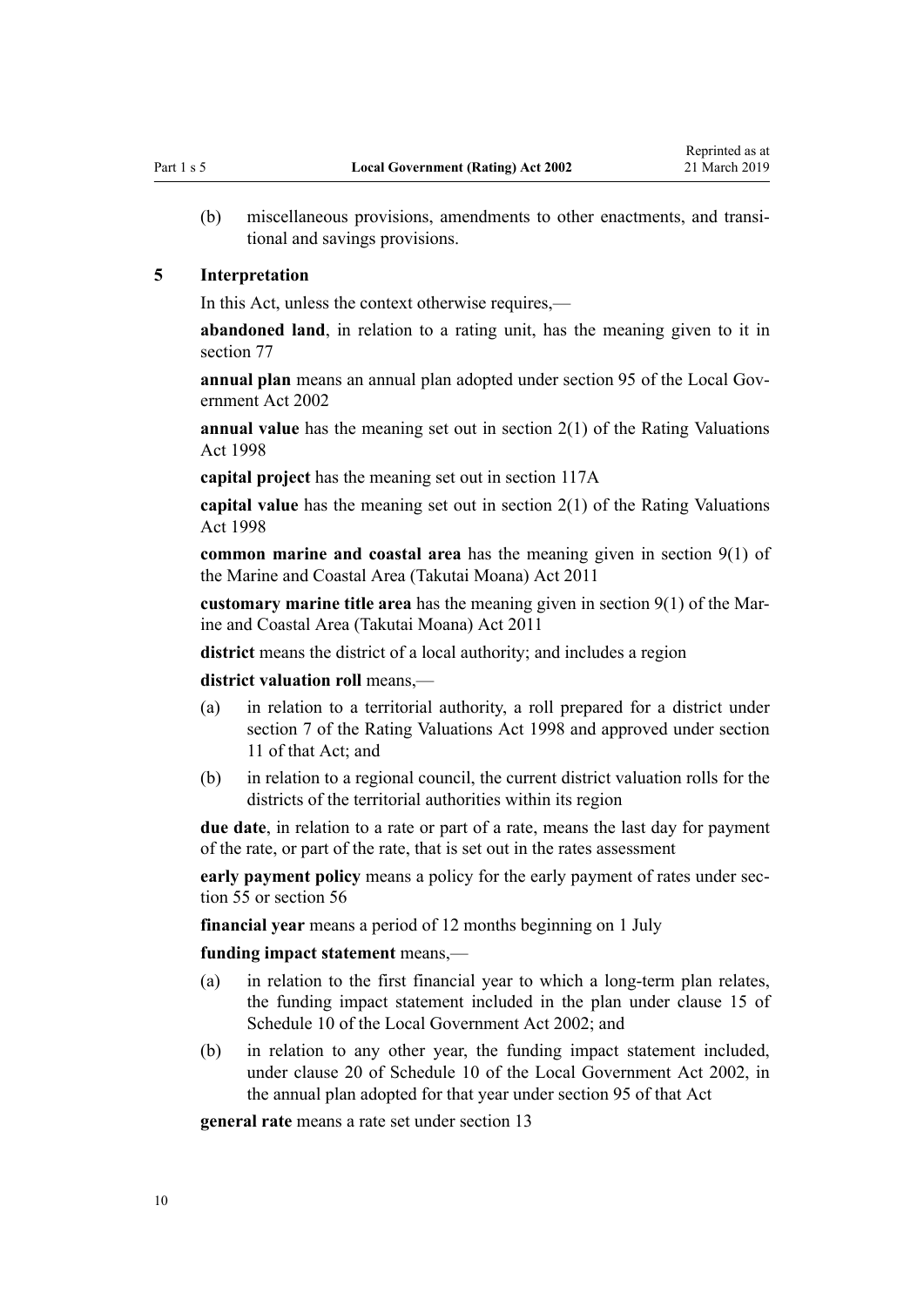(b) miscellaneous provisions, amendments to other enactments, and transitional and savings provisions.

### 5 Interpretation

In this Act, unless the context otherwise requires,—

**abandoned land**, in relation to a rating unit, has the meaning given to it in section 77

**annual plan** means an annual plan adopted under section 95 of the Local Government Act 2002

**annual value** has the meaning set out in section 2(1) of the Rating Valuations Act 1998

**capital project** has the meaning set out in section 117A

**capital value** has the meaning set out in section 2(1) of the Rating Valuations Act 1998

**common marine and coastal area** has the meaning given in section 9(1) of the Marine and Coastal Area (Takutai Moana) Act 2011

**customary marine title area** has the meaning given in section 9(1) of the Marine and Coastal Area (Takutai Moana) Act 2011

**district** means the district of a local authority; and includes a region

**district valuation roll** means,—

(a) in relation to a territorial authority, a roll prepared for a district under section 7 of the Rating Valuations Act 1998 and approved under section 11 of that Act; and

(b) in relation to a regional council, the current district valuation rolls for the districts of the territorial authorities within its region

**due date**, in relation to a rate or part of a rate, means the last day for payment of the rate, or part of the rate, that is set out in the rates assessment

**early payment policy** means a policy for the early payment of rates under section 55 or section 56

**financial year** means a period of 12 months beginning on 1 July

**funding impact statement** means,—

(a) in relation to the first financial year to which a long-term plan relates, the funding impact statement included in the plan under clause 15 of Schedule 10 of the Local Government Act 2002; and

(b) in relation to any other year, the funding impact statement included, under clause 20 of Schedule 10 of the Local Government Act 2002, in the annual plan adopted for that year under section 95 of that Act

**general rate** means a rate set under section 13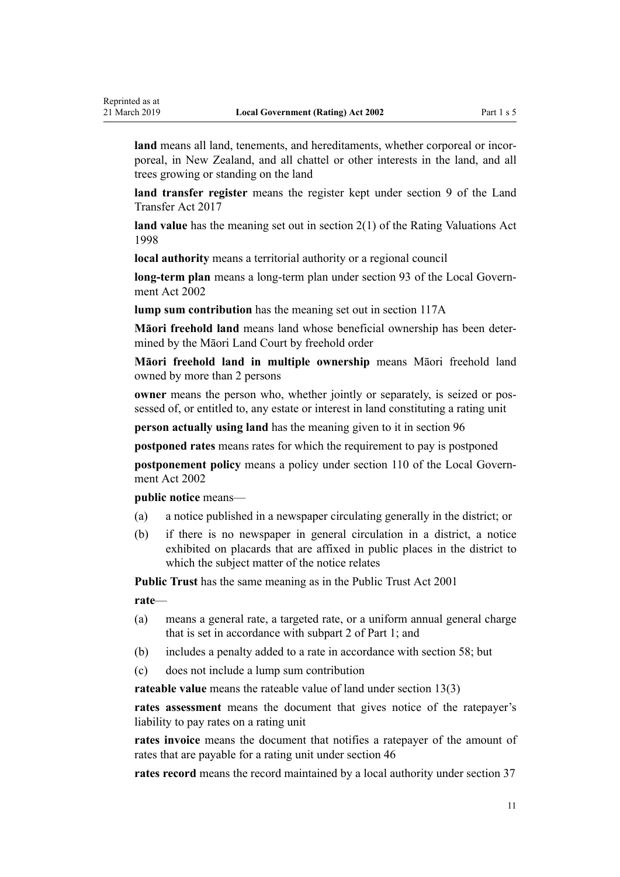**land** means all land, tenements, and hereditaments, whether corporeal or incorporeal, in New Zealand, and all chattel or other interests in the land, and all trees growing or standing on the land

**land transfer register** means the register kept under section 9 of the Land Transfer Act 2017

**land value** has the meaning set out in section 2(1) of the Rating Valuations Act 1998

**local authority** means a territorial authority or a regional council

**long-term plan** means a long-term plan under section 93 of the Local Government Act 2002

**lump sum contribution** has the meaning set out in section 117A

**Māori freehold land** means land whose beneficial ownership has been determined by the Māori Land Court by freehold order

**Māori freehold land in multiple ownership** means Māori freehold land owned by more than 2 persons

**owner** means the person who, whether jointly or separately, is seized or possessed of, or entitled to, any estate or interest in land constituting a rating unit

**person actually using land** has the meaning given to it in section 96

**postponed rates** means rates for which the requirement to pay is postponed

**postponement policy** means a policy under section 110 of the Local Government Act 2002

**public notice** means—

(a) a notice published in a newspaper circulating generally in the district; or

(b) if there is no newspaper in general circulation in a district, a notice exhibited on placards that are affixed in public places in the district to which the subject matter of the notice relates

**Public Trust** has the same meaning as in the Public Trust Act 2001

**rate**—

(a) means a general rate, a targeted rate, or a uniform annual general charge that is set in accordance with subpart 2 of Part 1; and

(b) includes a penalty added to a rate in accordance with section 58; but

(c) does not include a lump sum contribution

**rateable value** means the rateable value of land under section 13(3)

**rates assessment** means the document that gives notice of the ratepayer's liability to pay rates on a rating unit

**rates invoice** means the document that notifies a ratepayer of the amount of rates that are payable for a rating unit under section 46

**rates record** means the record maintained by a local authority under section 37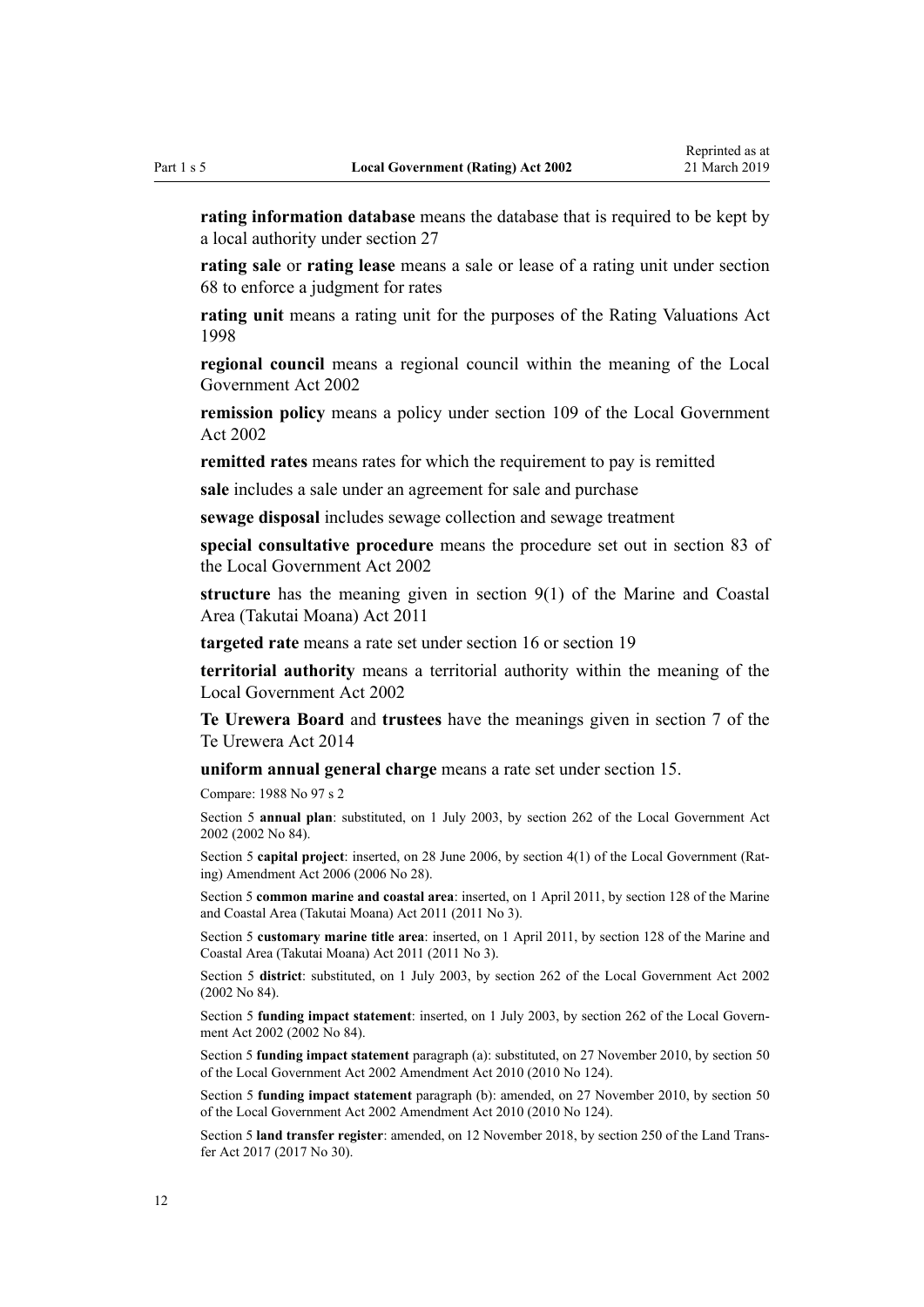**rating information database** means the database that is required to be kept by a local authority under section 27

**rating sale** or **rating lease** means a sale or lease of a rating unit under section 68 to enforce a judgment for rates

**rating unit** means a rating unit for the purposes of the Rating Valuations Act 1998

**regional council** means a regional council within the meaning of the Local Government Act 2002

**remission policy** means a policy under section 109 of the Local Government Act 2002

**remitted rates** means rates for which the requirement to pay is remitted

**sale** includes a sale under an agreement for sale and purchase

**sewage disposal** includes sewage collection and sewage treatment

**special consultative procedure** means the procedure set out in section 83 of the Local Government Act 2002

**structure** has the meaning given in section 9(1) of the Marine and Coastal Area (Takutai Moana) Act 2011

**targeted rate** means a rate set under section 16 or section 19

**territorial authority** means a territorial authority within the meaning of the Local Government Act 2002

**Te Urewera Board** and **trustees** have the meanings given in section 7 of the Te Urewera Act 2014

**uniform annual general charge** means a rate set under section 15.

Compare: 1988 No 97 s 2

Section 5 **annual plan**: substituted, on 1 July 2003, by section 262 of the Local Government Act 2002 (2002 No 84).

Section 5 **capital project**: inserted, on 28 June 2006, by section 4(1) of the Local Government (Rating) Amendment Act 2006 (2006 No 28).

Section 5 **common marine and coastal area**: inserted, on 1 April 2011, by section 128 of the Marine and Coastal Area (Takutai Moana) Act 2011 (2011 No 3).

Section 5 **customary marine title area**: inserted, on 1 April 2011, by section 128 of the Marine and Coastal Area (Takutai Moana) Act 2011 (2011 No 3).

Section 5 **district**: substituted, on 1 July 2003, by section 262 of the Local Government Act 2002 (2002 No 84).

Section 5 **funding impact statement**: inserted, on 1 July 2003, by section 262 of the Local Government Act 2002 (2002 No 84).

Section 5 **funding impact statement** paragraph (a): substituted, on 27 November 2010, by section 50 of the Local Government Act 2002 Amendment Act 2010 (2010 No 124).

Section 5 **funding impact statement** paragraph (b): amended, on 27 November 2010, by section 50 of the Local Government Act 2002 Amendment Act 2010 (2010 No 124).

Section 5 **land transfer register**: amended, on 12 November 2018, by section 250 of the Land Transfer Act 2017 (2017 No 30).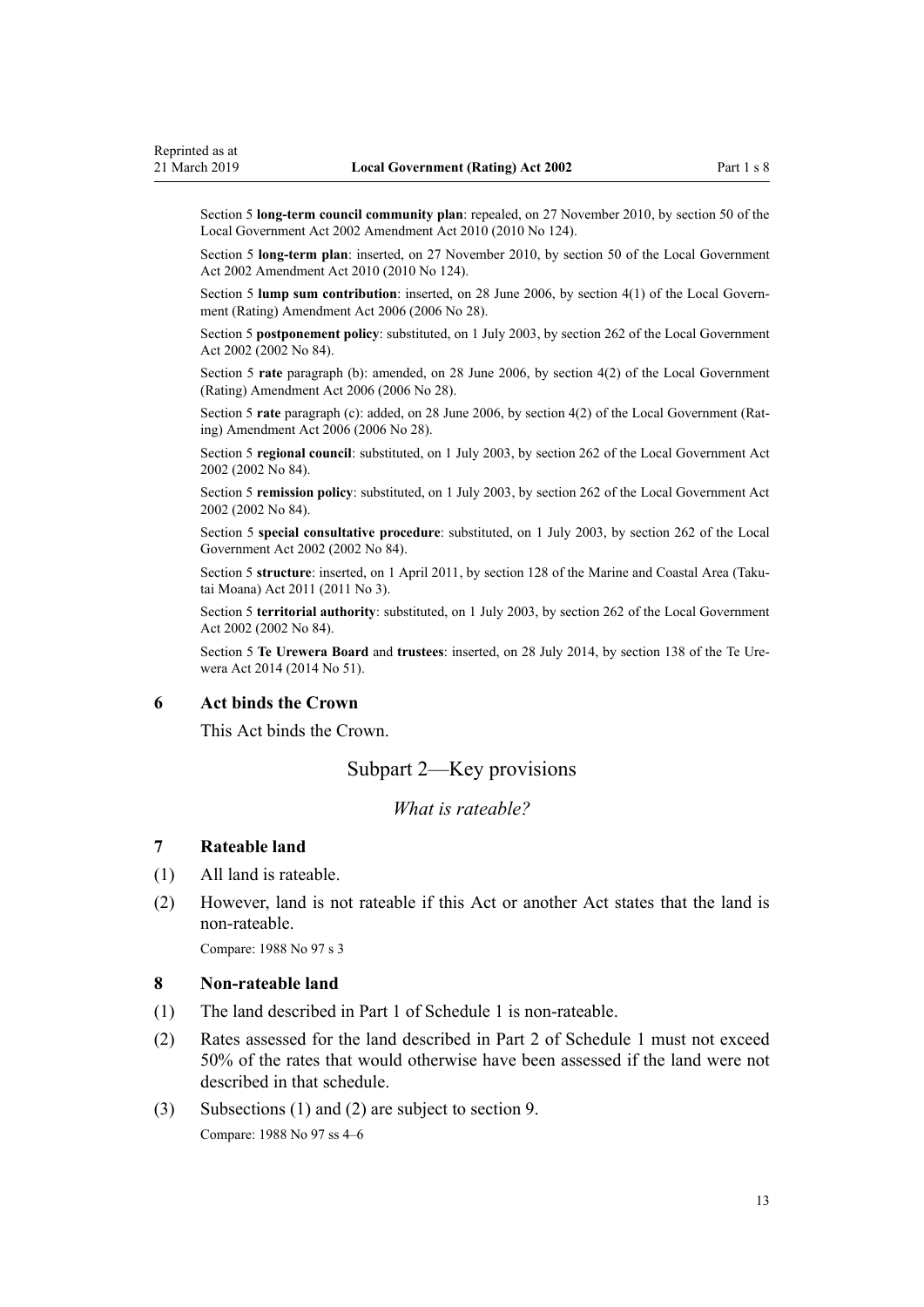Section 5 **long-term council community plan**: repealed, on 27 November 2010, by section 50 of the Local Government Act 2002 Amendment Act 2010 (2010 No 124).

Section 5 **long-term plan**: inserted, on 27 November 2010, by section 50 of the Local Government Act 2002 Amendment Act 2010 (2010 No 124).

Section 5 **lump sum contribution**: inserted, on 28 June 2006, by section 4(1) of the Local Government (Rating) Amendment Act 2006 (2006 No 28).

Section 5 **postponement policy**: substituted, on 1 July 2003, by section 262 of the Local Government Act 2002 (2002 No 84).

Section 5 **rate** paragraph (b): amended, on 28 June 2006, by section 4(2) of the Local Government (Rating) Amendment Act 2006 (2006 No 28).

Section 5 **rate** paragraph (c): added, on 28 June 2006, by section 4(2) of the Local Government (Rating) Amendment Act 2006 (2006 No 28).

Section 5 **regional council**: substituted, on 1 July 2003, by section 262 of the Local Government Act 2002 (2002 No 84).

Section 5 **remission policy**: substituted, on 1 July 2003, by section 262 of the Local Government Act 2002 (2002 No 84).

Section 5 **special consultative procedure**: substituted, on 1 July 2003, by section 262 of the Local Government Act 2002 (2002 No 84).

Section 5 **structure**: inserted, on 1 April 2011, by section 128 of the Marine and Coastal Area (Takutai Moana) Act 2011 (2011 No 3).

Section 5 **territorial authority**: substituted, on 1 July 2003, by section 262 of the Local Government Act 2002 (2002 No 84).

Section 5 **Te Urewera Board** and **trustees**: inserted, on 28 July 2014, by section 138 of the Te Urewera Act 2014 (2014 No 51).

### 6 Act binds the Crown

This Act binds the Crown.

## Subpart 2—Key provisions

*What is rateable?*

### 7 Rateable land

(1) All land is rateable.

(2) However, land is not rateable if this Act or another Act states that the land is non-rateable.

Compare: 1988 No 97 s 3

### 8 Non-rateable land

(1) The land described in Part 1 of Schedule 1 is non-rateable.

(2) Rates assessed for the land described in Part 2 of Schedule 1 must not exceed 50% of the rates that would otherwise have been assessed if the land were not described in that schedule.

(3) Subsections (1) and (2) are subject to section 9.

Compare: 1988 No 97 ss 4–6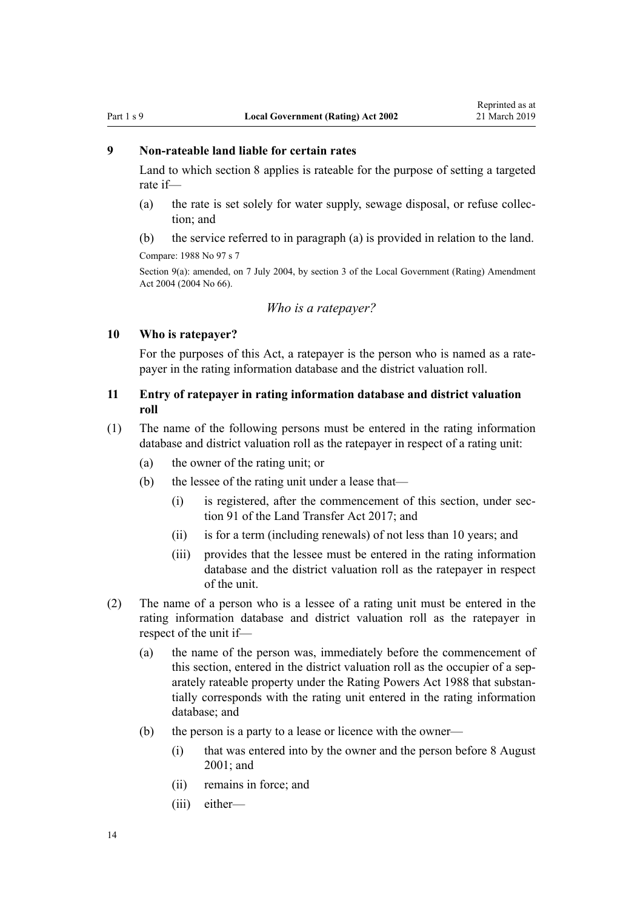### 9 Non-rateable land liable for certain rates

Land to which section 8 applies is rateable for the purpose of setting a targeted rate if—

(a) the rate is set solely for water supply, sewage disposal, or refuse collection; and

(b) the service referred to in paragraph (a) is provided in relation to the land.

Compare: 1988 No 97 s 7

Section 9(a): amended, on 7 July 2004, by section 3 of the Local Government (Rating) Amendment Act 2004 (2004 No 66).

*Who is a ratepayer?*

### 10 Who is ratepayer?

For the purposes of this Act, a ratepayer is the person who is named as a ratepayer in the rating information database and the district valuation roll.

### 11 Entry of ratepayer in rating information database and district valuation roll

(1) The name of the following persons must be entered in the rating information database and district valuation roll as the ratepayer in respect of a rating unit:

(a) the owner of the rating unit; or

(b) the lessee of the rating unit under a lease that—

(i) is registered, after the commencement of this section, under section 91 of the Land Transfer Act 2017; and

(ii) is for a term (including renewals) of not less than 10 years; and

(iii) provides that the lessee must be entered in the rating information database and the district valuation roll as the ratepayer in respect of the unit.

(2) The name of a person who is a lessee of a rating unit must be entered in the rating information database and district valuation roll as the ratepayer in respect of the unit if—

(a) the name of the person was, immediately before the commencement of this section, entered in the district valuation roll as the occupier of a separately rateable property under the Rating Powers Act 1988 that substantially corresponds with the rating unit entered in the rating information database; and

(b) the person is a party to a lease or licence with the owner—

(i) that was entered into by the owner and the person before 8 August 2001; and

(ii) remains in force; and

(iii) either—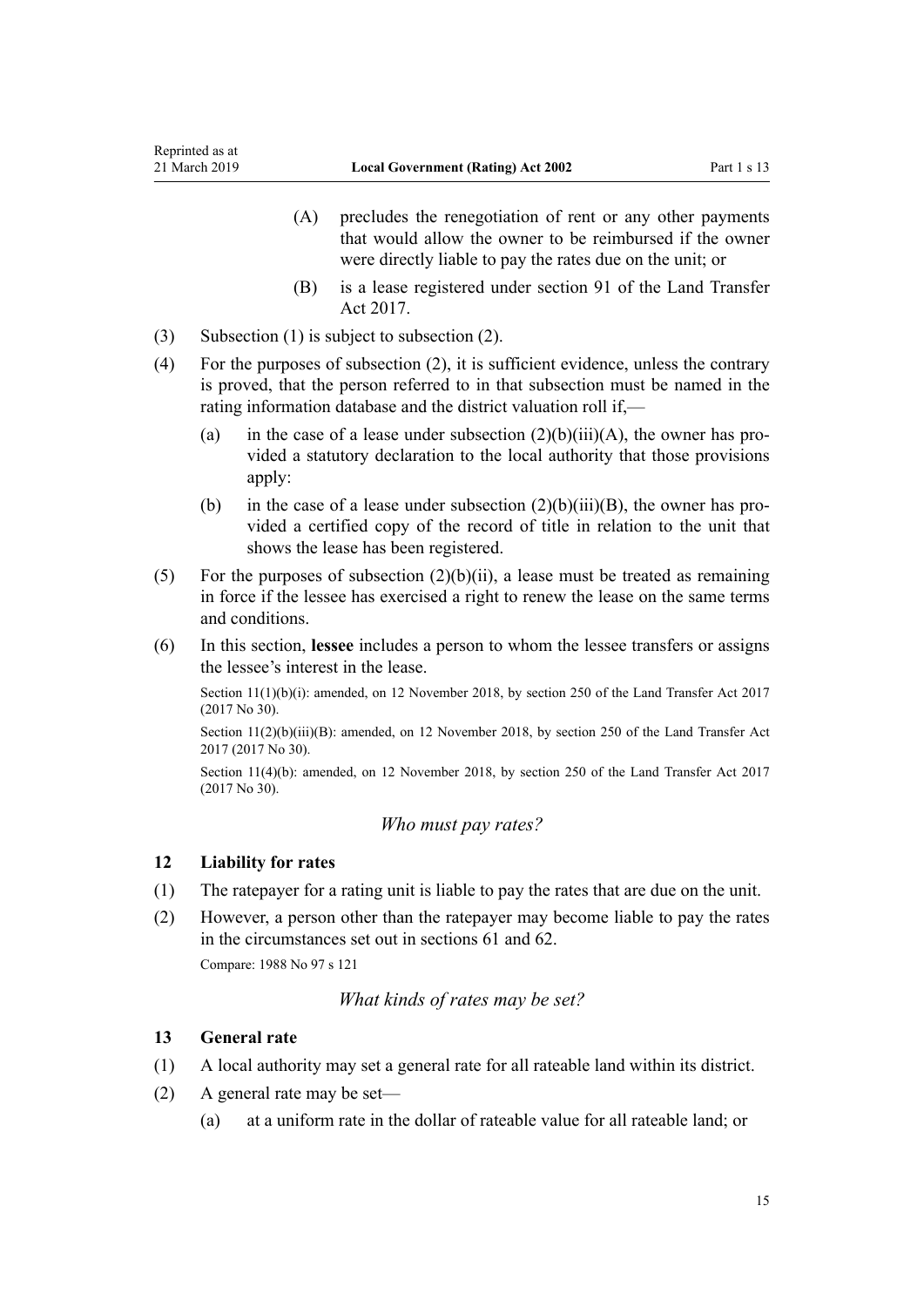(A) precludes the renegotiation of rent or any other payments that would allow the owner to be reimbursed if the owner were directly liable to pay the rates due on the unit; or

(B) is a lease registered under section 91 of the Land Transfer Act 2017.

(3) Subsection (1) is subject to subsection (2).

(4) For the purposes of subsection (2), it is sufficient evidence, unless the contrary is proved, that the person referred to in that subsection must be named in the rating information database and the district valuation roll if,—

(a) in the case of a lease under subsection (2)(b)(iii)(A), the owner has provided a statutory declaration to the local authority that those provisions apply:

(b) in the case of a lease under subsection (2)(b)(iii)(B), the owner has provided a certified copy of the record of title in relation to the unit that shows the lease has been registered.

(5) For the purposes of subsection (2)(b)(ii), a lease must be treated as remaining in force if the lessee has exercised a right to renew the lease on the same terms and conditions.

(6) In this section, **lessee** includes a person to whom the lessee transfers or assigns the lessee's interest in the lease.

Section 11(1)(b)(i): amended, on 12 November 2018, by section 250 of the Land Transfer Act 2017 (2017 No 30).

Section 11(2)(b)(iii)(B): amended, on 12 November 2018, by section 250 of the Land Transfer Act 2017 (2017 No 30).

Section 11(4)(b): amended, on 12 November 2018, by section 250 of the Land Transfer Act 2017 (2017 No 30).

*Who must pay rates?*

### 12 Liability for rates

(1) The ratepayer for a rating unit is liable to pay the rates that are due on the unit.

(2) However, a person other than the ratepayer may become liable to pay the rates in the circumstances set out in sections 61 and 62.

Compare: 1988 No 97 s 121

*What kinds of rates may be set?*

### 13 General rate

(1) A local authority may set a general rate for all rateable land within its district.

(2) A general rate may be set—

(a) at a uniform rate in the dollar of rateable value for all rateable land; or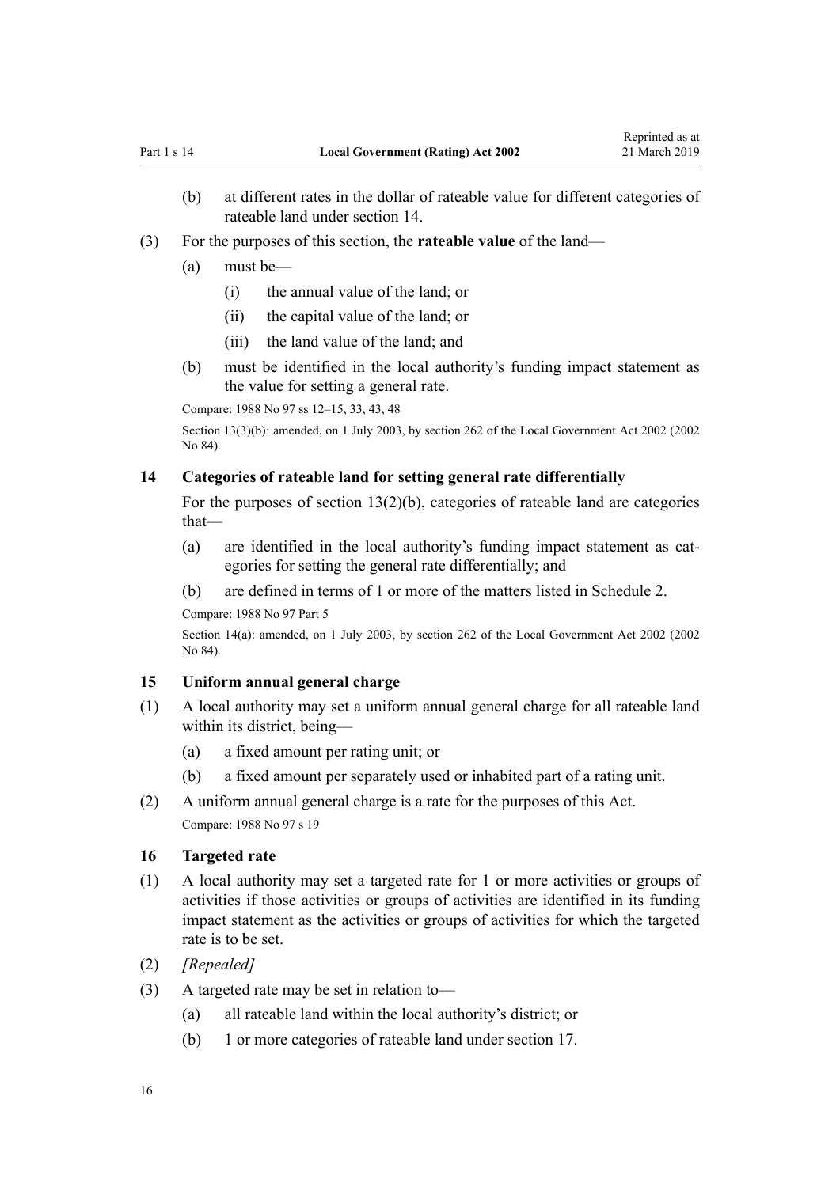(b) at different rates in the dollar of rateable value for different categories of rateable land under section 14.

(3) For the purposes of this section, the **rateable value** of the land—

(a) must be—

(i) the annual value of the land; or

(ii) the capital value of the land; or

(iii) the land value of the land; and

(b) must be identified in the local authority's funding impact statement as the value for setting a general rate.

Compare: 1988 No 97 ss 12–15, 33, 43, 48

Section 13(3)(b): amended, on 1 July 2003, by section 262 of the Local Government Act 2002 (2002 No 84).

### 14 Categories of rateable land for setting general rate differentially

For the purposes of section 13(2)(b), categories of rateable land are categories that—

(a) are identified in the local authority's funding impact statement as categories for setting the general rate differentially; and

(b) are defined in terms of 1 or more of the matters listed in Schedule 2.

Compare: 1988 No 97 Part 5

Section 14(a): amended, on 1 July 2003, by section 262 of the Local Government Act 2002 (2002 No 84).

### 15 Uniform annual general charge

(1) A local authority may set a uniform annual general charge for all rateable land within its district, being—

(a) a fixed amount per rating unit; or

(b) a fixed amount per separately used or inhabited part of a rating unit.

(2) A uniform annual general charge is a rate for the purposes of this Act.

Compare: 1988 No 97 s 19

### 16 Targeted rate

(1) A local authority may set a targeted rate for 1 or more activities or groups of activities if those activities or groups of activities are identified in its funding impact statement as the activities or groups of activities for which the targeted rate is to be set.

(2) *[Repealed]*

(3) A targeted rate may be set in relation to—

(a) all rateable land within the local authority's district; or

(b) 1 or more categories of rateable land under section 17.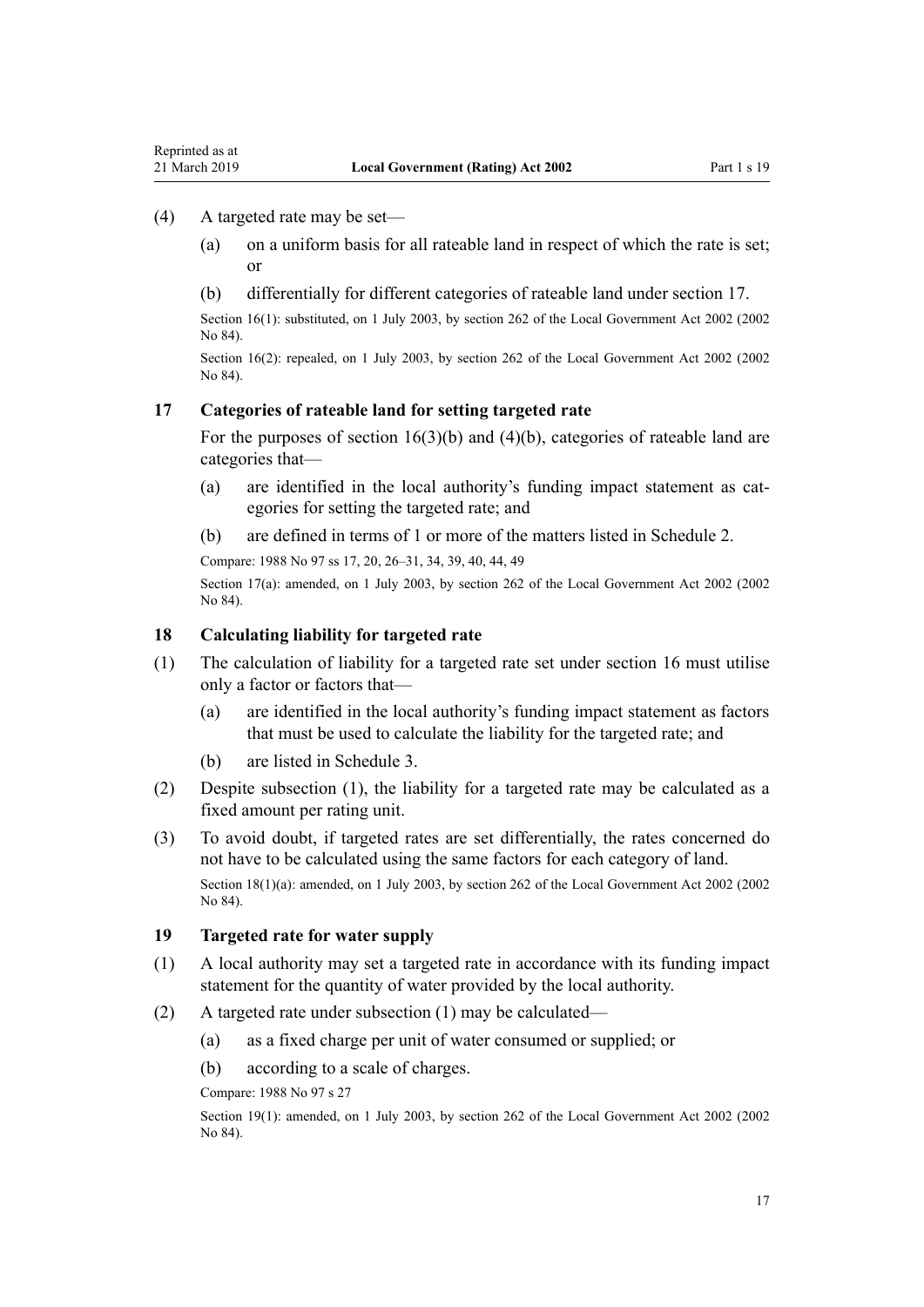(4) A targeted rate may be set—

(a) on a uniform basis for all rateable land in respect of which the rate is set; or

(b) differentially for different categories of rateable land under section 17.

Section 16(1): substituted, on 1 July 2003, by section 262 of the Local Government Act 2002 (2002 No 84).

Section 16(2): repealed, on 1 July 2003, by section 262 of the Local Government Act 2002 (2002 No 84).

### 17 Categories of rateable land for setting targeted rate

For the purposes of section 16(3)(b) and (4)(b), categories of rateable land are categories that—

(a) are identified in the local authority's funding impact statement as categories for setting the targeted rate; and

(b) are defined in terms of 1 or more of the matters listed in Schedule 2.

Compare: 1988 No 97 ss 17, 20, 26–31, 34, 39, 40, 44, 49

Section 17(a): amended, on 1 July 2003, by section 262 of the Local Government Act 2002 (2002 No 84).

### 18 Calculating liability for targeted rate

(1) The calculation of liability for a targeted rate set under section 16 must utilise only a factor or factors that—

(a) are identified in the local authority's funding impact statement as factors that must be used to calculate the liability for the targeted rate; and

(b) are listed in Schedule 3.

(2) Despite subsection (1), the liability for a targeted rate may be calculated as a fixed amount per rating unit.

(3) To avoid doubt, if targeted rates are set differentially, the rates concerned do not have to be calculated using the same factors for each category of land.

Section 18(1)(a): amended, on 1 July 2003, by section 262 of the Local Government Act 2002 (2002 No 84).

### 19 Targeted rate for water supply

(1) A local authority may set a targeted rate in accordance with its funding impact statement for the quantity of water provided by the local authority.

(2) A targeted rate under subsection (1) may be calculated—

(a) as a fixed charge per unit of water consumed or supplied; or

(b) according to a scale of charges.

Compare: 1988 No 97 s 27

Section 19(1): amended, on 1 July 2003, by section 262 of the Local Government Act 2002 (2002 No 84).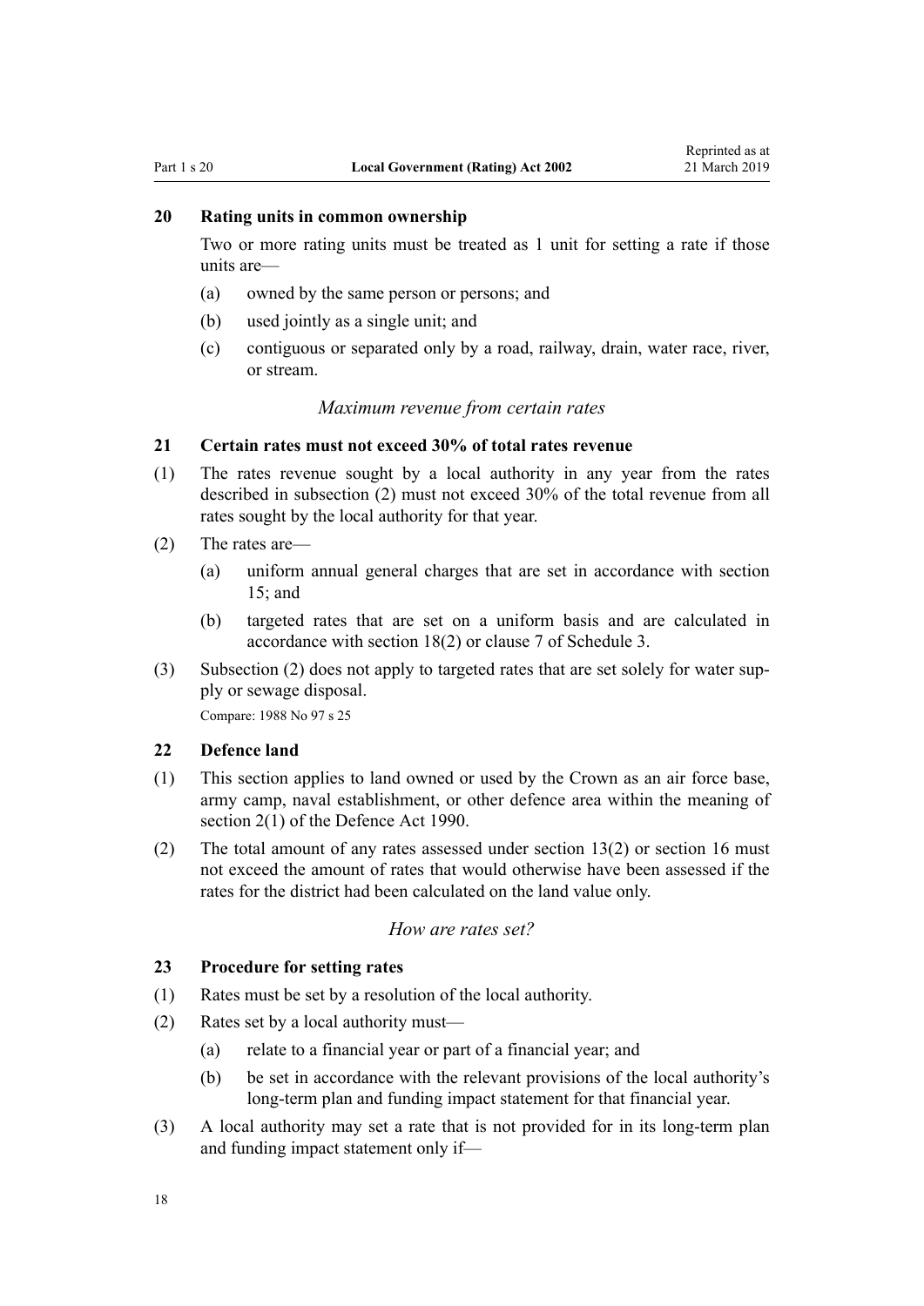### 20 Rating units in common ownership

Two or more rating units must be treated as 1 unit for setting a rate if those units are—

(a) owned by the same person or persons; and

(b) used jointly as a single unit; and

(c) contiguous or separated only by a road, railway, drain, water race, river, or stream.

*Maximum revenue from certain rates*

### 21 Certain rates must not exceed 30% of total rates revenue

(1) The rates revenue sought by a local authority in any year from the rates described in subsection (2) must not exceed 30% of the total revenue from all rates sought by the local authority for that year.

(2) The rates are—

(a) uniform annual general charges that are set in accordance with section 15; and

(b) targeted rates that are set on a uniform basis and are calculated in accordance with section 18(2) or clause 7 of Schedule 3.

(3) Subsection (2) does not apply to targeted rates that are set solely for water supply or sewage disposal.

Compare: 1988 No 97 s 25

### 22 Defence land

(1) This section applies to land owned or used by the Crown as an air force base, army camp, naval establishment, or other defence area within the meaning of section 2(1) of the Defence Act 1990.

(2) The total amount of any rates assessed under section 13(2) or section 16 must not exceed the amount of rates that would otherwise have been assessed if the rates for the district had been calculated on the land value only.

*How are rates set?*

### 23 Procedure for setting rates

(1) Rates must be set by a resolution of the local authority.

(2) Rates set by a local authority must—

(a) relate to a financial year or part of a financial year; and

(b) be set in accordance with the relevant provisions of the local authority's long-term plan and funding impact statement for that financial year.

(3) A local authority may set a rate that is not provided for in its long-term plan and funding impact statement only if—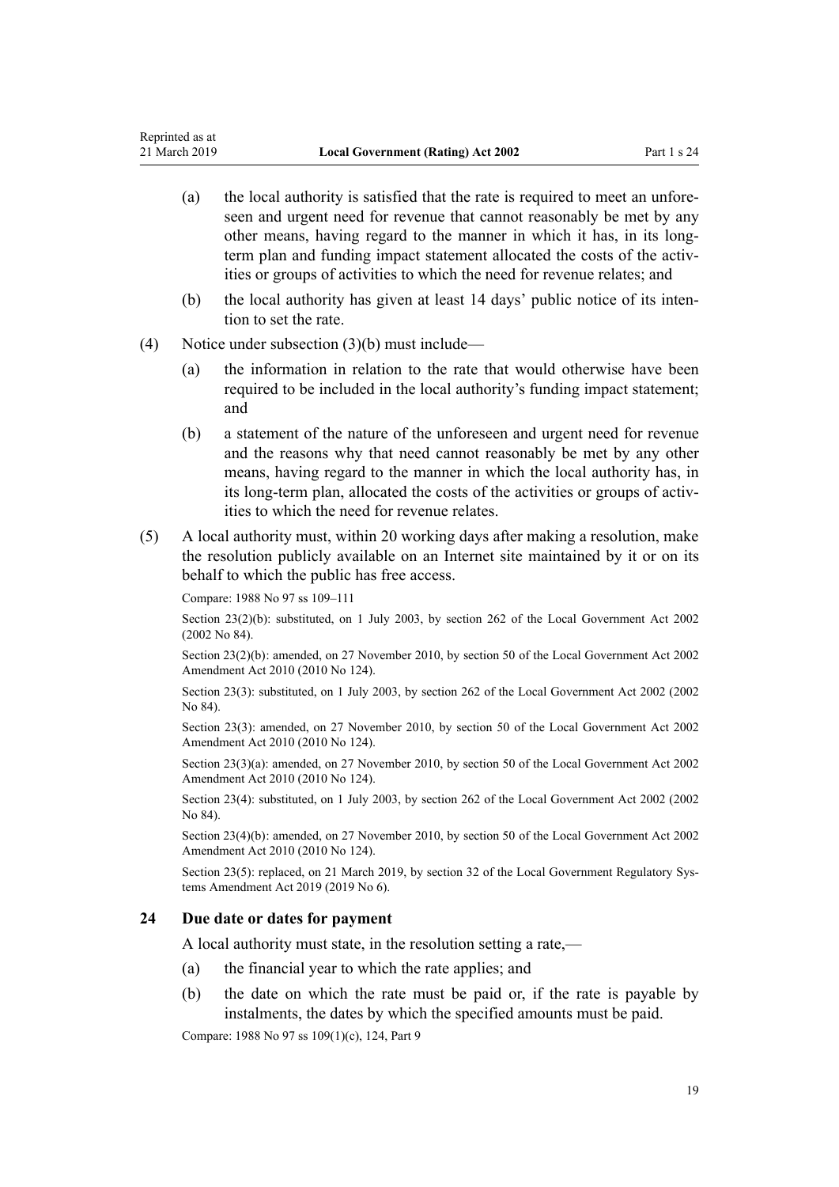(a) the local authority is satisfied that the rate is required to meet an unforeseen and urgent need for revenue that cannot reasonably be met by any other means, having regard to the manner in which it has, in its long-term plan and funding impact statement allocated the costs of the activities or groups of activities to which the need for revenue relates; and

(b) the local authority has given at least 14 days' public notice of its intention to set the rate.

(4) Notice under subsection (3)(b) must include—

(a) the information in relation to the rate that would otherwise have been required to be included in the local authority's funding impact statement; and

(b) a statement of the nature of the unforeseen and urgent need for revenue and the reasons why that need cannot reasonably be met by any other means, having regard to the manner in which the local authority has, in its long-term plan, allocated the costs of the activities or groups of activities to which the need for revenue relates.

(5) A local authority must, within 20 working days after making a resolution, make the resolution publicly available on an Internet site maintained by it or on its behalf to which the public has free access.

Compare: 1988 No 97 ss 109–111

Section 23(2)(b): substituted, on 1 July 2003, by section 262 of the Local Government Act 2002 (2002 No 84).

Section 23(2)(b): amended, on 27 November 2010, by section 50 of the Local Government Act 2002 Amendment Act 2010 (2010 No 124).

Section 23(3): substituted, on 1 July 2003, by section 262 of the Local Government Act 2002 (2002 No 84).

Section 23(3): amended, on 27 November 2010, by section 50 of the Local Government Act 2002 Amendment Act 2010 (2010 No 124).

Section 23(3)(a): amended, on 27 November 2010, by section 50 of the Local Government Act 2002 Amendment Act 2010 (2010 No 124).

Section 23(4): substituted, on 1 July 2003, by section 262 of the Local Government Act 2002 (2002 No 84).

Section 23(4)(b): amended, on 27 November 2010, by section 50 of the Local Government Act 2002 Amendment Act 2010 (2010 No 124).

Section 23(5): replaced, on 21 March 2019, by section 32 of the Local Government Regulatory Systems Amendment Act 2019 (2019 No 6).

### 24 Due date or dates for payment

A local authority must state, in the resolution setting a rate,—

(a) the financial year to which the rate applies; and

(b) the date on which the rate must be paid or, if the rate is payable by instalments, the dates by which the specified amounts must be paid.

Compare: 1988 No 97 ss 109(1)(c), 124, Part 9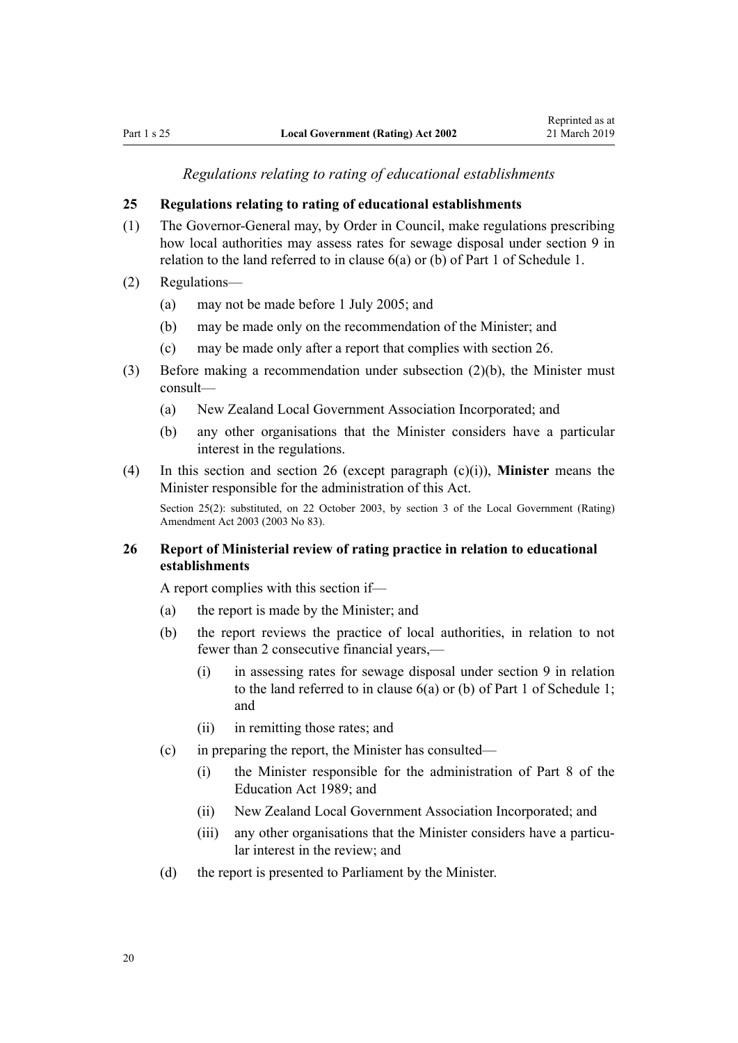*Regulations relating to rating of educational establishments*

### 25 Regulations relating to rating of educational establishments

(1) The Governor-General may, by Order in Council, make regulations prescribing how local authorities may assess rates for sewage disposal under section 9 in relation to the land referred to in clause 6(a) or (b) of Part 1 of Schedule 1.

(2) Regulations—

- (a) may not be made before 1 July 2005; and
- (b) may be made only on the recommendation of the Minister; and
- (c) may be made only after a report that complies with section 26.

(3) Before making a recommendation under subsection (2)(b), the Minister must consult—

- (a) New Zealand Local Government Association Incorporated; and
- (b) any other organisations that the Minister considers have a particular interest in the regulations.

(4) In this section and section 26 (except paragraph (c)(i)), **Minister** means the Minister responsible for the administration of this Act.

Section 25(2): substituted, on 22 October 2003, by section 3 of the Local Government (Rating) Amendment Act 2003 (2003 No 83).

### 26 Report of Ministerial review of rating practice in relation to educational establishments

A report complies with this section if—

- (a) the report is made by the Minister; and
- (b) the report reviews the practice of local authorities, in relation to not fewer than 2 consecutive financial years,—
  - (i) in assessing rates for sewage disposal under section 9 in relation to the land referred to in clause 6(a) or (b) of Part 1 of Schedule 1; and
  - (ii) in remitting those rates; and
- (c) in preparing the report, the Minister has consulted—
  - (i) the Minister responsible for the administration of Part 8 of the Education Act 1989; and
  - (ii) New Zealand Local Government Association Incorporated; and
  - (iii) any other organisations that the Minister considers have a particular interest in the review; and
- (d) the report is presented to Parliament by the Minister.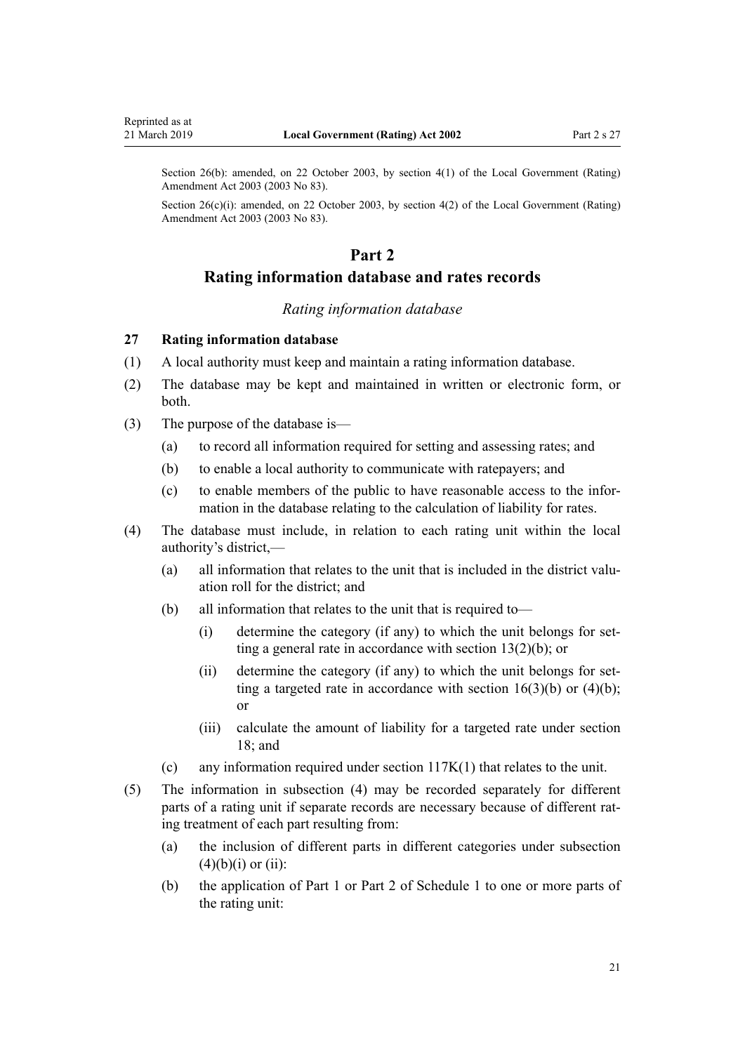Section 26(b): amended, on 22 October 2003, by section 4(1) of the Local Government (Rating) Amendment Act 2003 (2003 No 83).

Section 26(c)(i): amended, on 22 October 2003, by section 4(2) of the Local Government (Rating) Amendment Act 2003 (2003 No 83).

# Part 2
# Rating information database and rates records

*Rating information database*

### 27 Rating information database

(1) A local authority must keep and maintain a rating information database.

(2) The database may be kept and maintained in written or electronic form, or both.

(3) The purpose of the database is—

- (a) to record all information required for setting and assessing rates; and
- (b) to enable a local authority to communicate with ratepayers; and
- (c) to enable members of the public to have reasonable access to the information in the database relating to the calculation of liability for rates.

(4) The database must include, in relation to each rating unit within the local authority's district,—

- (a) all information that relates to the unit that is included in the district valuation roll for the district; and
- (b) all information that relates to the unit that is required to—
  - (i) determine the category (if any) to which the unit belongs for setting a general rate in accordance with section 13(2)(b); or
  - (ii) determine the category (if any) to which the unit belongs for setting a targeted rate in accordance with section 16(3)(b) or (4)(b); or
  - (iii) calculate the amount of liability for a targeted rate under section 18; and
- (c) any information required under section 117K(1) that relates to the unit.

(5) The information in subsection (4) may be recorded separately for different parts of a rating unit if separate records are necessary because of different rating treatment of each part resulting from:

- (a) the inclusion of different parts in different categories under subsection (4)(b)(i) or (ii):
- (b) the application of Part 1 or Part 2 of Schedule 1 to one or more parts of the rating unit: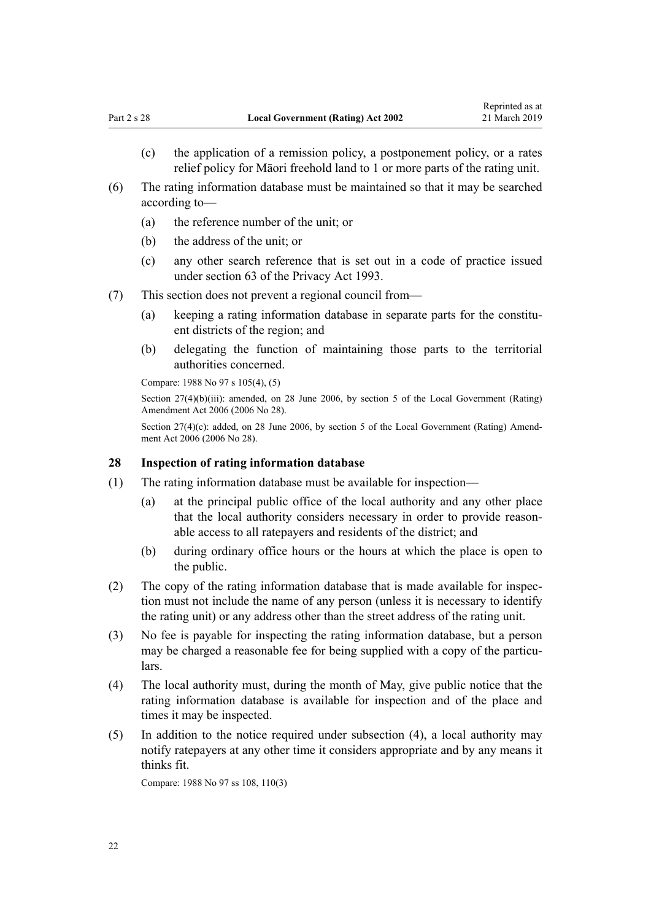(c) the application of a remission policy, a postponement policy, or a rates relief policy for Māori freehold land to 1 or more parts of the rating unit.

(6) The rating information database must be maintained so that it may be searched according to—

(a) the reference number of the unit; or

(b) the address of the unit; or

(c) any other search reference that is set out in a code of practice issued under section 63 of the Privacy Act 1993.

(7) This section does not prevent a regional council from—

(a) keeping a rating information database in separate parts for the constituent districts of the region; and

(b) delegating the function of maintaining those parts to the territorial authorities concerned.

Compare: 1988 No 97 s 105(4), (5)

Section 27(4)(b)(iii): amended, on 28 June 2006, by section 5 of the Local Government (Rating) Amendment Act 2006 (2006 No 28).

Section 27(4)(c): added, on 28 June 2006, by section 5 of the Local Government (Rating) Amendment Act 2006 (2006 No 28).

### 28 Inspection of rating information database

(1) The rating information database must be available for inspection—

(a) at the principal public office of the local authority and any other place that the local authority considers necessary in order to provide reasonable access to all ratepayers and residents of the district; and

(b) during ordinary office hours or the hours at which the place is open to the public.

(2) The copy of the rating information database that is made available for inspection must not include the name of any person (unless it is necessary to identify the rating unit) or any address other than the street address of the rating unit.

(3) No fee is payable for inspecting the rating information database, but a person may be charged a reasonable fee for being supplied with a copy of the particulars.

(4) The local authority must, during the month of May, give public notice that the rating information database is available for inspection and of the place and times it may be inspected.

(5) In addition to the notice required under subsection (4), a local authority may notify ratepayers at any other time it considers appropriate and by any means it thinks fit.

Compare: 1988 No 97 ss 108, 110(3)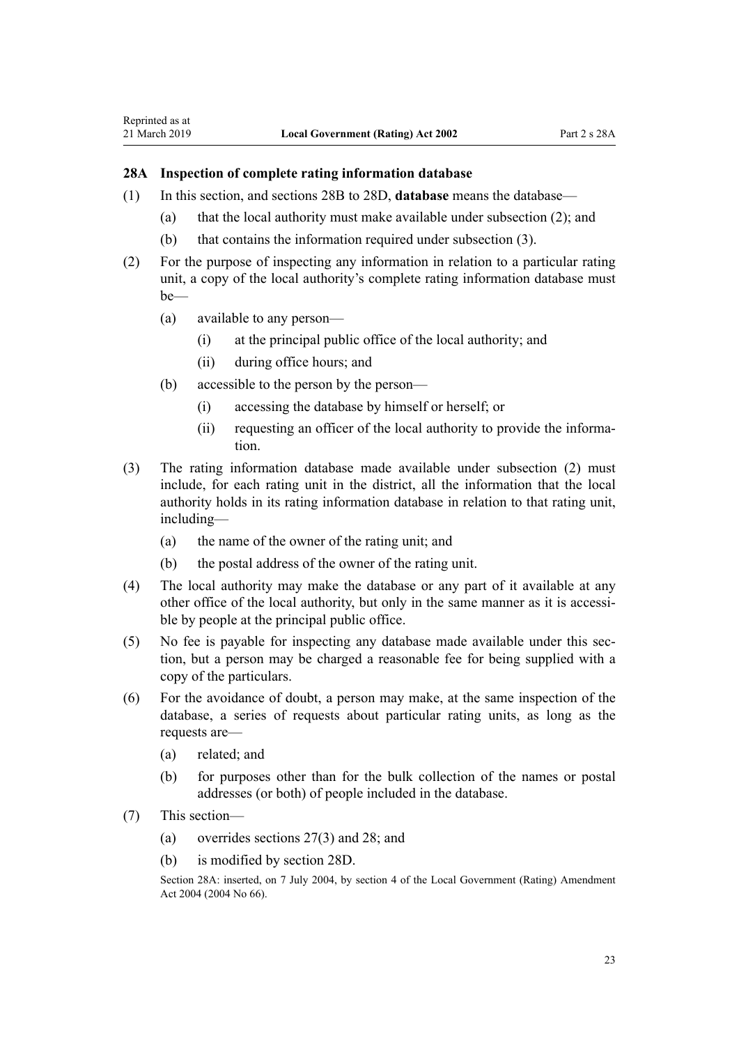### 28A Inspection of complete rating information database

(1) In this section, and sections 28B to 28D, **database** means the database—

(a) that the local authority must make available under subsection (2); and

(b) that contains the information required under subsection (3).

(2) For the purpose of inspecting any information in relation to a particular rating unit, a copy of the local authority's complete rating information database must be—

(a) available to any person—

(i) at the principal public office of the local authority; and

(ii) during office hours; and

(b) accessible to the person by the person—

(i) accessing the database by himself or herself; or

(ii) requesting an officer of the local authority to provide the information.

(3) The rating information database made available under subsection (2) must include, for each rating unit in the district, all the information that the local authority holds in its rating information database in relation to that rating unit, including—

(a) the name of the owner of the rating unit; and

(b) the postal address of the owner of the rating unit.

(4) The local authority may make the database or any part of it available at any other office of the local authority, but only in the same manner as it is accessible by people at the principal public office.

(5) No fee is payable for inspecting any database made available under this section, but a person may be charged a reasonable fee for being supplied with a copy of the particulars.

(6) For the avoidance of doubt, a person may make, at the same inspection of the database, a series of requests about particular rating units, as long as the requests are—

(a) related; and

(b) for purposes other than for the bulk collection of the names or postal addresses (or both) of people included in the database.

(7) This section—

(a) overrides sections 27(3) and 28; and

(b) is modified by section 28D.

Section 28A: inserted, on 7 July 2004, by section 4 of the Local Government (Rating) Amendment Act 2004 (2004 No 66).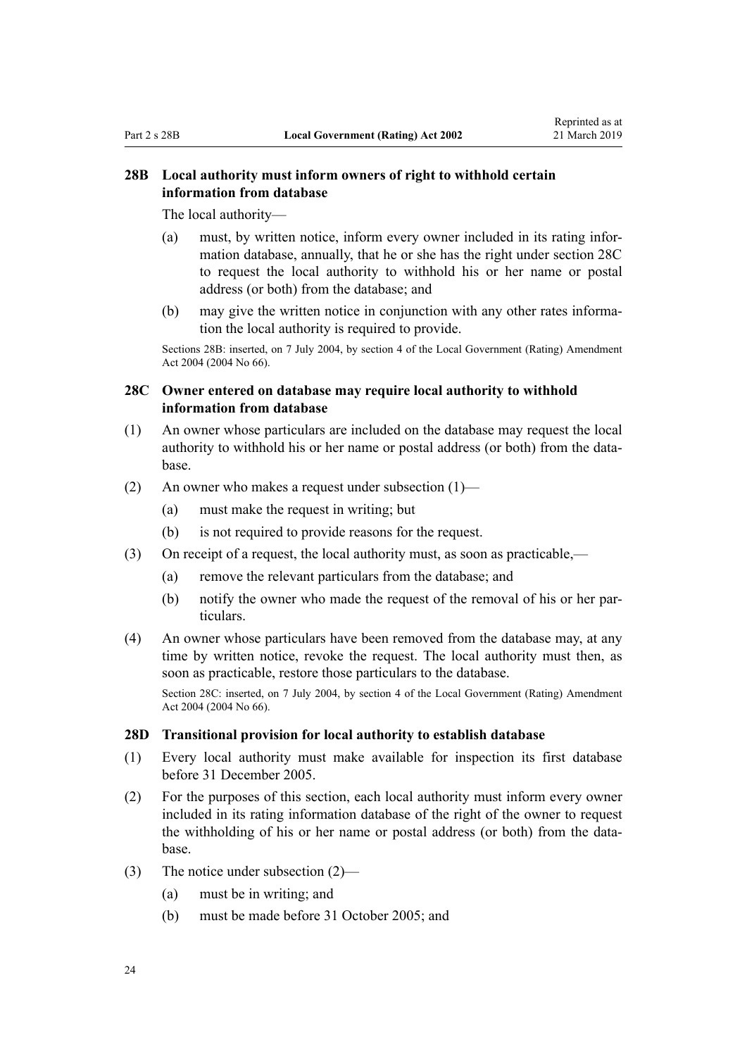### 28B Local authority must inform owners of right to withhold certain information from database

The local authority—

(a) must, by written notice, inform every owner included in its rating information database, annually, that he or she has the right under section 28C to request the local authority to withhold his or her name or postal address (or both) from the database; and

(b) may give the written notice in conjunction with any other rates information the local authority is required to provide.

Sections 28B: inserted, on 7 July 2004, by section 4 of the Local Government (Rating) Amendment Act 2004 (2004 No 66).

### 28C Owner entered on database may require local authority to withhold information from database

(1) An owner whose particulars are included on the database may request the local authority to withhold his or her name or postal address (or both) from the database.

(2) An owner who makes a request under subsection (1)—

(a) must make the request in writing; but

(b) is not required to provide reasons for the request.

(3) On receipt of a request, the local authority must, as soon as practicable,—

(a) remove the relevant particulars from the database; and

(b) notify the owner who made the request of the removal of his or her particulars.

(4) An owner whose particulars have been removed from the database may, at any time by written notice, revoke the request. The local authority must then, as soon as practicable, restore those particulars to the database.

Section 28C: inserted, on 7 July 2004, by section 4 of the Local Government (Rating) Amendment Act 2004 (2004 No 66).

### 28D Transitional provision for local authority to establish database

(1) Every local authority must make available for inspection its first database before 31 December 2005.

(2) For the purposes of this section, each local authority must inform every owner included in its rating information database of the right of the owner to request the withholding of his or her name or postal address (or both) from the database.

(3) The notice under subsection (2)—

(a) must be in writing; and

(b) must be made before 31 October 2005; and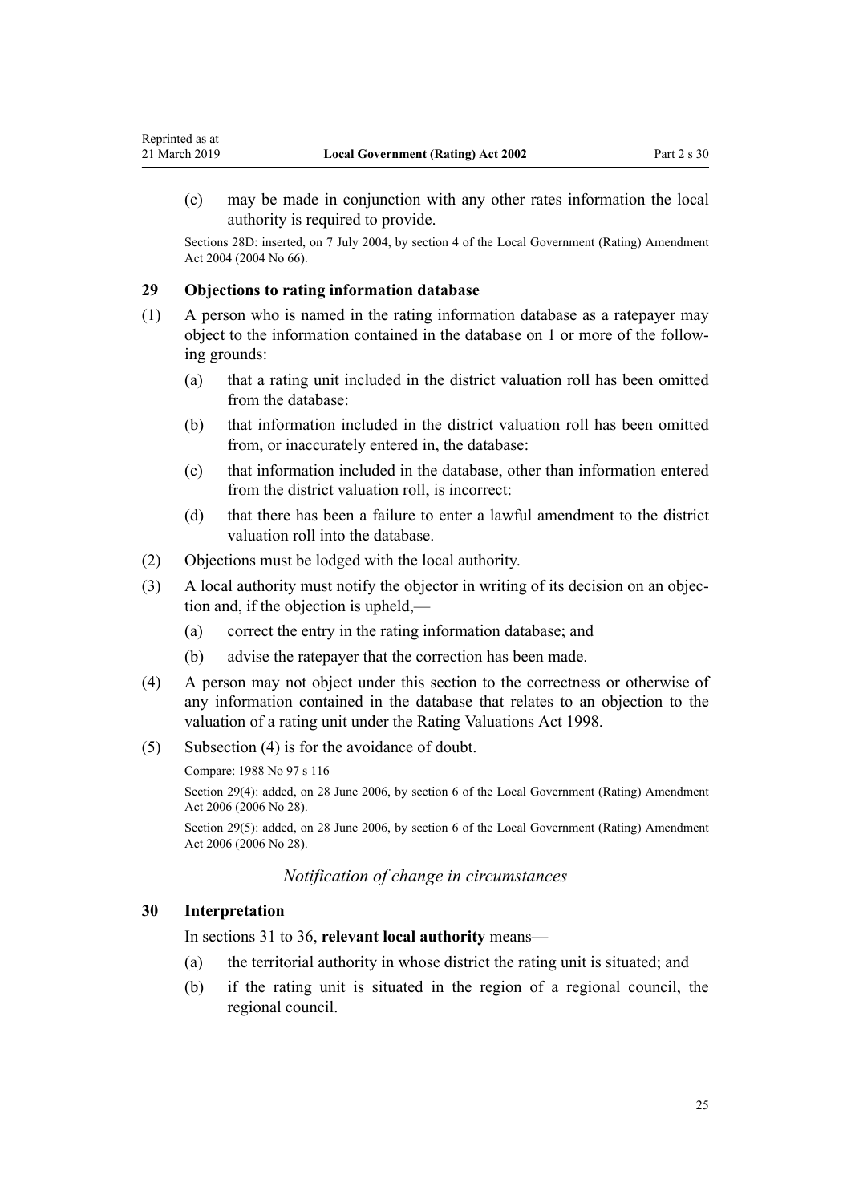(c) may be made in conjunction with any other rates information the local authority is required to provide.

Sections 28D: inserted, on 7 July 2004, by section 4 of the Local Government (Rating) Amendment Act 2004 (2004 No 66).

### 29 Objections to rating information database

(1) A person who is named in the rating information database as a ratepayer may object to the information contained in the database on 1 or more of the following grounds:

(a) that a rating unit included in the district valuation roll has been omitted from the database:

(b) that information included in the district valuation roll has been omitted from, or inaccurately entered in, the database:

(c) that information included in the database, other than information entered from the district valuation roll, is incorrect:

(d) that there has been a failure to enter a lawful amendment to the district valuation roll into the database.

(2) Objections must be lodged with the local authority.

(3) A local authority must notify the objector in writing of its decision on an objection and, if the objection is upheld,—

(a) correct the entry in the rating information database; and

(b) advise the ratepayer that the correction has been made.

(4) A person may not object under this section to the correctness or otherwise of any information contained in the database that relates to an objection to the valuation of a rating unit under the Rating Valuations Act 1998.

(5) Subsection (4) is for the avoidance of doubt.

Compare: 1988 No 97 s 116

Section 29(4): added, on 28 June 2006, by section 6 of the Local Government (Rating) Amendment Act 2006 (2006 No 28).

Section 29(5): added, on 28 June 2006, by section 6 of the Local Government (Rating) Amendment Act 2006 (2006 No 28).

## *Notification of change in circumstances*

### 30 Interpretation

In sections 31 to 36, **relevant local authority** means—

(a) the territorial authority in whose district the rating unit is situated; and

(b) if the rating unit is situated in the region of a regional council, the regional council.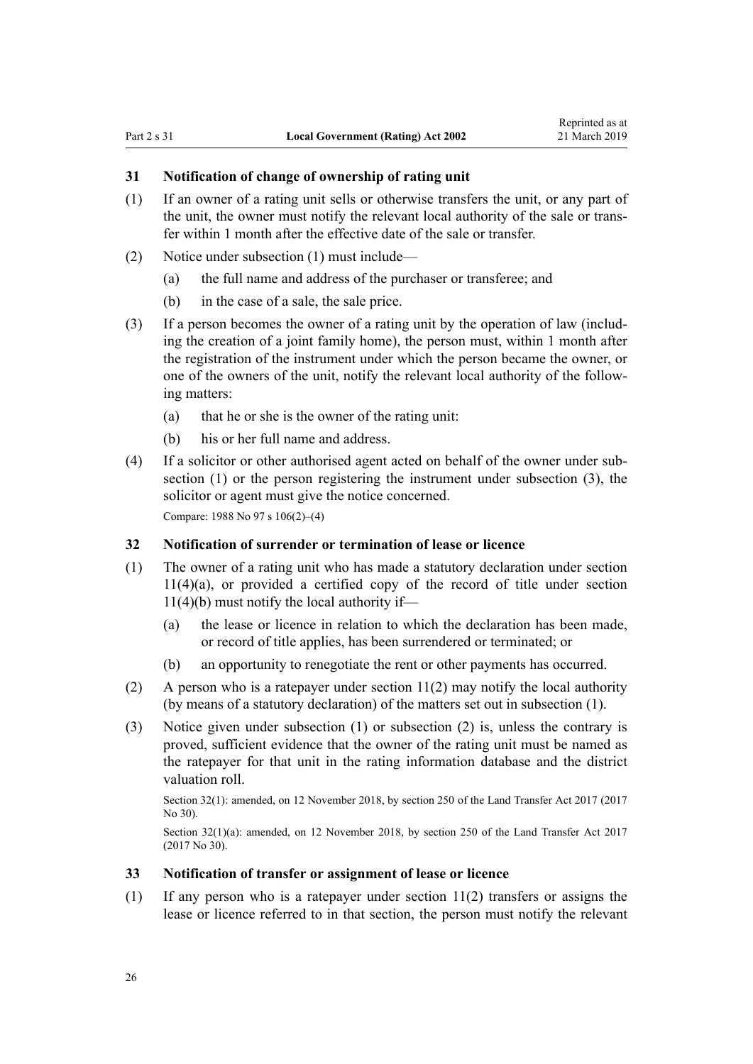### 31 Notification of change of ownership of rating unit

(1) If an owner of a rating unit sells or otherwise transfers the unit, or any part of the unit, the owner must notify the relevant local authority of the sale or transfer within 1 month after the effective date of the sale or transfer.

(2) Notice under subsection (1) must include—

  (a) the full name and address of the purchaser or transferee; and

  (b) in the case of a sale, the sale price.

(3) If a person becomes the owner of a rating unit by the operation of law (including the creation of a joint family home), the person must, within 1 month after the registration of the instrument under which the person became the owner, or one of the owners of the unit, notify the relevant local authority of the following matters:

  (a) that he or she is the owner of the rating unit:

  (b) his or her full name and address.

(4) If a solicitor or other authorised agent acted on behalf of the owner under subsection (1) or the person registering the instrument under subsection (3), the solicitor or agent must give the notice concerned.

Compare: 1988 No 97 s 106(2)–(4)

### 32 Notification of surrender or termination of lease or licence

(1) The owner of a rating unit who has made a statutory declaration under section 11(4)(a), or provided a certified copy of the record of title under section 11(4)(b) must notify the local authority if—

  (a) the lease or licence in relation to which the declaration has been made, or record of title applies, has been surrendered or terminated; or

  (b) an opportunity to renegotiate the rent or other payments has occurred.

(2) A person who is a ratepayer under section 11(2) may notify the local authority (by means of a statutory declaration) of the matters set out in subsection (1).

(3) Notice given under subsection (1) or subsection (2) is, unless the contrary is proved, sufficient evidence that the owner of the rating unit must be named as the ratepayer for that unit in the rating information database and the district valuation roll.

Section 32(1): amended, on 12 November 2018, by section 250 of the Land Transfer Act 2017 (2017 No 30).

Section 32(1)(a): amended, on 12 November 2018, by section 250 of the Land Transfer Act 2017 (2017 No 30).

### 33 Notification of transfer or assignment of lease or licence

(1) If any person who is a ratepayer under section 11(2) transfers or assigns the lease or licence referred to in that section, the person must notify the relevant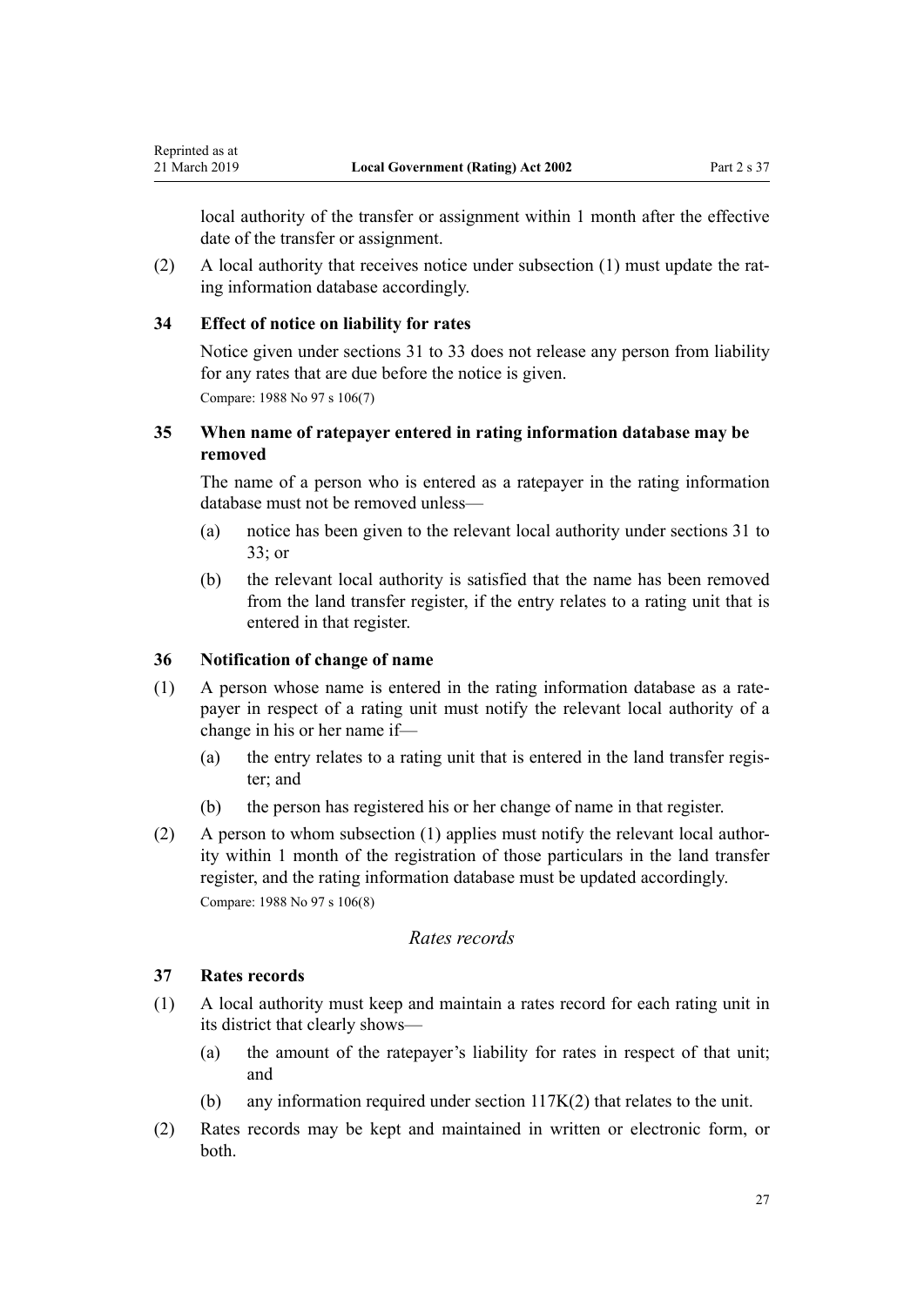local authority of the transfer or assignment within 1 month after the effective date of the transfer or assignment.

(2) A local authority that receives notice under subsection (1) must update the rating information database accordingly.

### 34 Effect of notice on liability for rates

Notice given under sections 31 to 33 does not release any person from liability for any rates that are due before the notice is given.

Compare: 1988 No 97 s 106(7)

### 35 When name of ratepayer entered in rating information database may be removed

The name of a person who is entered as a ratepayer in the rating information database must not be removed unless—

(a) notice has been given to the relevant local authority under sections 31 to 33; or

(b) the relevant local authority is satisfied that the name has been removed from the land transfer register, if the entry relates to a rating unit that is entered in that register.

### 36 Notification of change of name

(1) A person whose name is entered in the rating information database as a ratepayer in respect of a rating unit must notify the relevant local authority of a change in his or her name if—

(a) the entry relates to a rating unit that is entered in the land transfer register; and

(b) the person has registered his or her change of name in that register.

(2) A person to whom subsection (1) applies must notify the relevant local authority within 1 month of the registration of those particulars in the land transfer register, and the rating information database must be updated accordingly.

Compare: 1988 No 97 s 106(8)

## *Rates records*

### 37 Rates records

(1) A local authority must keep and maintain a rates record for each rating unit in its district that clearly shows—

(a) the amount of the ratepayer's liability for rates in respect of that unit; and

(b) any information required under section 117K(2) that relates to the unit.

(2) Rates records may be kept and maintained in written or electronic form, or both.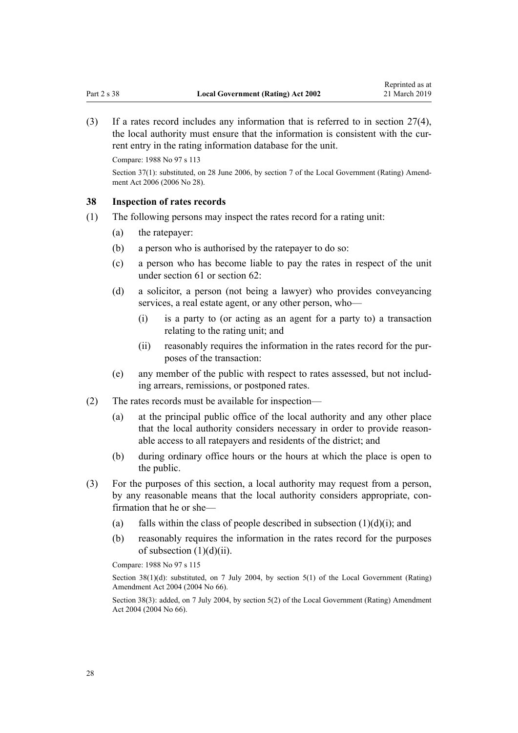(3) If a rates record includes any information that is referred to in section 27(4), the local authority must ensure that the information is consistent with the current entry in the rating information database for the unit.

Compare: 1988 No 97 s 113

Section 37(1): substituted, on 28 June 2006, by section 7 of the Local Government (Rating) Amendment Act 2006 (2006 No 28).

### 38 Inspection of rates records

(1) The following persons may inspect the rates record for a rating unit:

- (a) the ratepayer:
- (b) a person who is authorised by the ratepayer to do so:
- (c) a person who has become liable to pay the rates in respect of the unit under section 61 or section 62:
- (d) a solicitor, a person (not being a lawyer) who provides conveyancing services, a real estate agent, or any other person, who—
  - (i) is a party to (or acting as an agent for a party to) a transaction relating to the rating unit; and
  - (ii) reasonably requires the information in the rates record for the purposes of the transaction:
- (e) any member of the public with respect to rates assessed, but not including arrears, remissions, or postponed rates.

(2) The rates records must be available for inspection—

- (a) at the principal public office of the local authority and any other place that the local authority considers necessary in order to provide reasonable access to all ratepayers and residents of the district; and
- (b) during ordinary office hours or the hours at which the place is open to the public.

(3) For the purposes of this section, a local authority may request from a person, by any reasonable means that the local authority considers appropriate, confirmation that he or she—

- (a) falls within the class of people described in subsection (1)(d)(i); and
- (b) reasonably requires the information in the rates record for the purposes of subsection (1)(d)(ii).

Compare: 1988 No 97 s 115

Section 38(1)(d): substituted, on 7 July 2004, by section 5(1) of the Local Government (Rating) Amendment Act 2004 (2004 No 66).

Section 38(3): added, on 7 July 2004, by section 5(2) of the Local Government (Rating) Amendment Act 2004 (2004 No 66).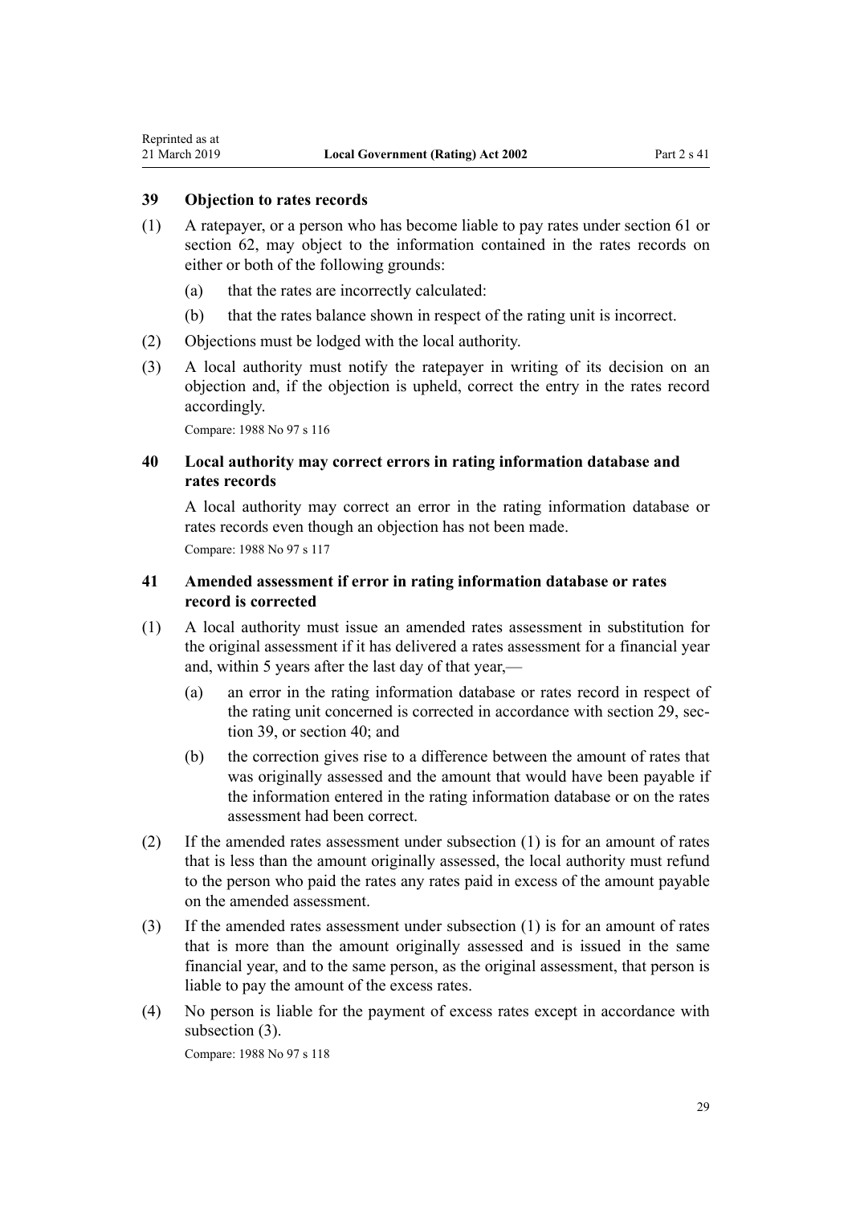### 39 Objection to rates records

(1) A ratepayer, or a person who has become liable to pay rates under section 61 or section 62, may object to the information contained in the rates records on either or both of the following grounds:

(a) that the rates are incorrectly calculated:

(b) that the rates balance shown in respect of the rating unit is incorrect.

(2) Objections must be lodged with the local authority.

(3) A local authority must notify the ratepayer in writing of its decision on an objection and, if the objection is upheld, correct the entry in the rates record accordingly.

Compare: 1988 No 97 s 116

### 40 Local authority may correct errors in rating information database and rates records

A local authority may correct an error in the rating information database or rates records even though an objection has not been made.

Compare: 1988 No 97 s 117

### 41 Amended assessment if error in rating information database or rates record is corrected

(1) A local authority must issue an amended rates assessment in substitution for the original assessment if it has delivered a rates assessment for a financial year and, within 5 years after the last day of that year,—

(a) an error in the rating information database or rates record in respect of the rating unit concerned is corrected in accordance with section 29, section 39, or section 40; and

(b) the correction gives rise to a difference between the amount of rates that was originally assessed and the amount that would have been payable if the information entered in the rating information database or on the rates assessment had been correct.

(2) If the amended rates assessment under subsection (1) is for an amount of rates that is less than the amount originally assessed, the local authority must refund to the person who paid the rates any rates paid in excess of the amount payable on the amended assessment.

(3) If the amended rates assessment under subsection (1) is for an amount of rates that is more than the amount originally assessed and is issued in the same financial year, and to the same person, as the original assessment, that person is liable to pay the amount of the excess rates.

(4) No person is liable for the payment of excess rates except in accordance with subsection (3).

Compare: 1988 No 97 s 118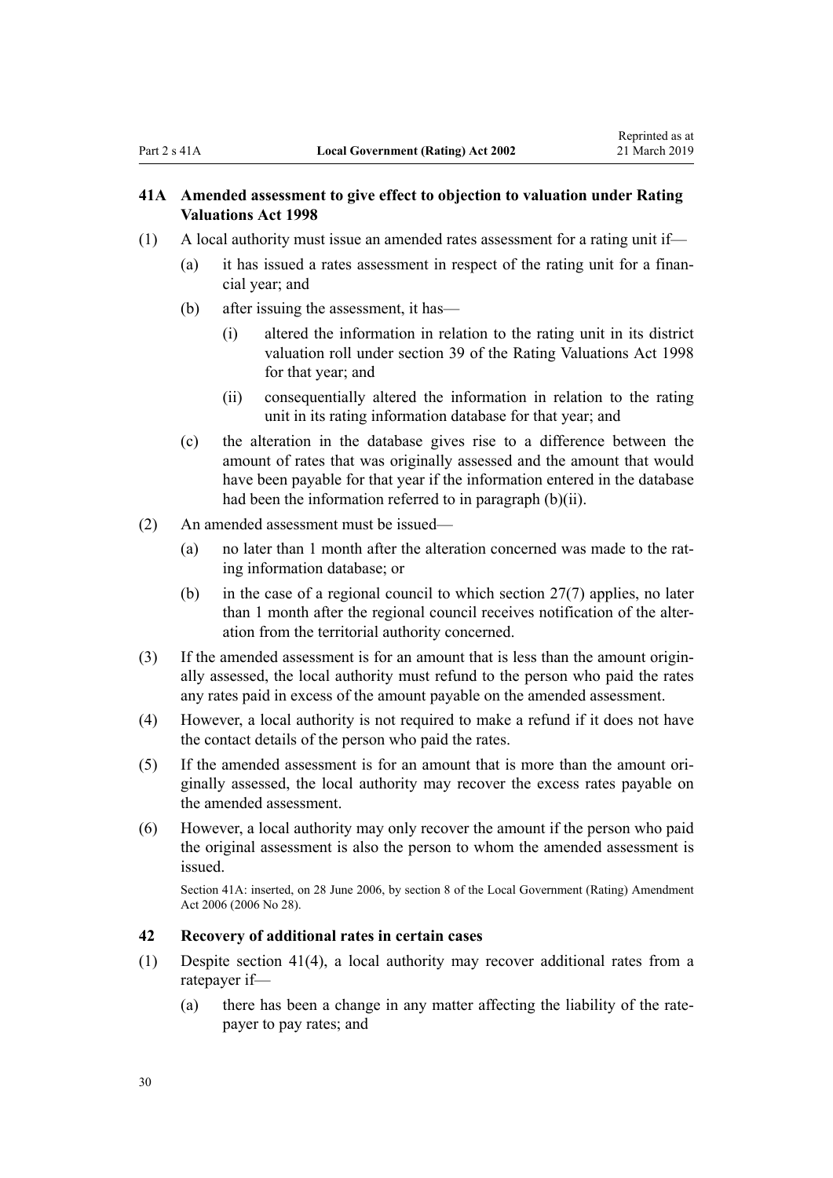### 41A Amended assessment to give effect to objection to valuation under Rating Valuations Act 1998

(1) A local authority must issue an amended rates assessment for a rating unit if—

  (a) it has issued a rates assessment in respect of the rating unit for a financial year; and

  (b) after issuing the assessment, it has—

    (i) altered the information in relation to the rating unit in its district valuation roll under section 39 of the Rating Valuations Act 1998 for that year; and

    (ii) consequentially altered the information in relation to the rating unit in its rating information database for that year; and

  (c) the alteration in the database gives rise to a difference between the amount of rates that was originally assessed and the amount that would have been payable for that year if the information entered in the database had been the information referred to in paragraph (b)(ii).

(2) An amended assessment must be issued—

  (a) no later than 1 month after the alteration concerned was made to the rating information database; or

  (b) in the case of a regional council to which section 27(7) applies, no later than 1 month after the regional council receives notification of the alteration from the territorial authority concerned.

(3) If the amended assessment is for an amount that is less than the amount originally assessed, the local authority must refund to the person who paid the rates any rates paid in excess of the amount payable on the amended assessment.

(4) However, a local authority is not required to make a refund if it does not have the contact details of the person who paid the rates.

(5) If the amended assessment is for an amount that is more than the amount originally assessed, the local authority may recover the excess rates payable on the amended assessment.

(6) However, a local authority may only recover the amount if the person who paid the original assessment is also the person to whom the amended assessment is issued.

Section 41A: inserted, on 28 June 2006, by section 8 of the Local Government (Rating) Amendment Act 2006 (2006 No 28).

### 42 Recovery of additional rates in certain cases

(1) Despite section 41(4), a local authority may recover additional rates from a ratepayer if—

  (a) there has been a change in any matter affecting the liability of the ratepayer to pay rates; and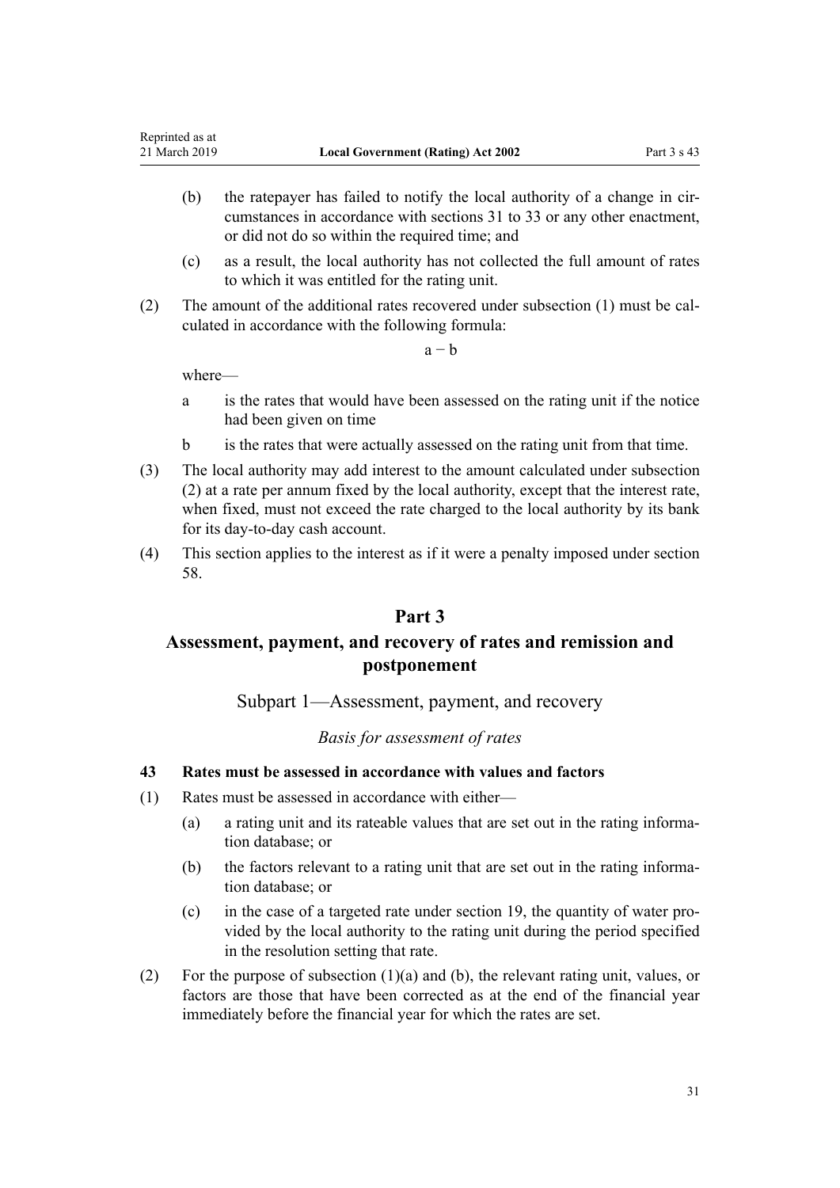(b) the ratepayer has failed to notify the local authority of a change in circumstances in accordance with sections 31 to 33 or any other enactment, or did not do so within the required time; and

(c) as a result, the local authority has not collected the full amount of rates to which it was entitled for the rating unit.

(2) The amount of the additional rates recovered under subsection (1) must be calculated in accordance with the following formula:

$$a - b$$

where—

a is the rates that would have been assessed on the rating unit if the notice had been given on time

b is the rates that were actually assessed on the rating unit from that time.

(3) The local authority may add interest to the amount calculated under subsection (2) at a rate per annum fixed by the local authority, except that the interest rate, when fixed, must not exceed the rate charged to the local authority by its bank for its day-to-day cash account.

(4) This section applies to the interest as if it were a penalty imposed under section 58.

# Part 3

# Assessment, payment, and recovery of rates and remission and postponement

## Subpart 1—Assessment, payment, and recovery

### *Basis for assessment of rates*

#### 43 Rates must be assessed in accordance with values and factors

(1) Rates must be assessed in accordance with either—

(a) a rating unit and its rateable values that are set out in the rating information database; or

(b) the factors relevant to a rating unit that are set out in the rating information database; or

(c) in the case of a targeted rate under section 19, the quantity of water provided by the local authority to the rating unit during the period specified in the resolution setting that rate.

(2) For the purpose of subsection (1)(a) and (b), the relevant rating unit, values, or factors are those that have been corrected as at the end of the financial year immediately before the financial year for which the rates are set.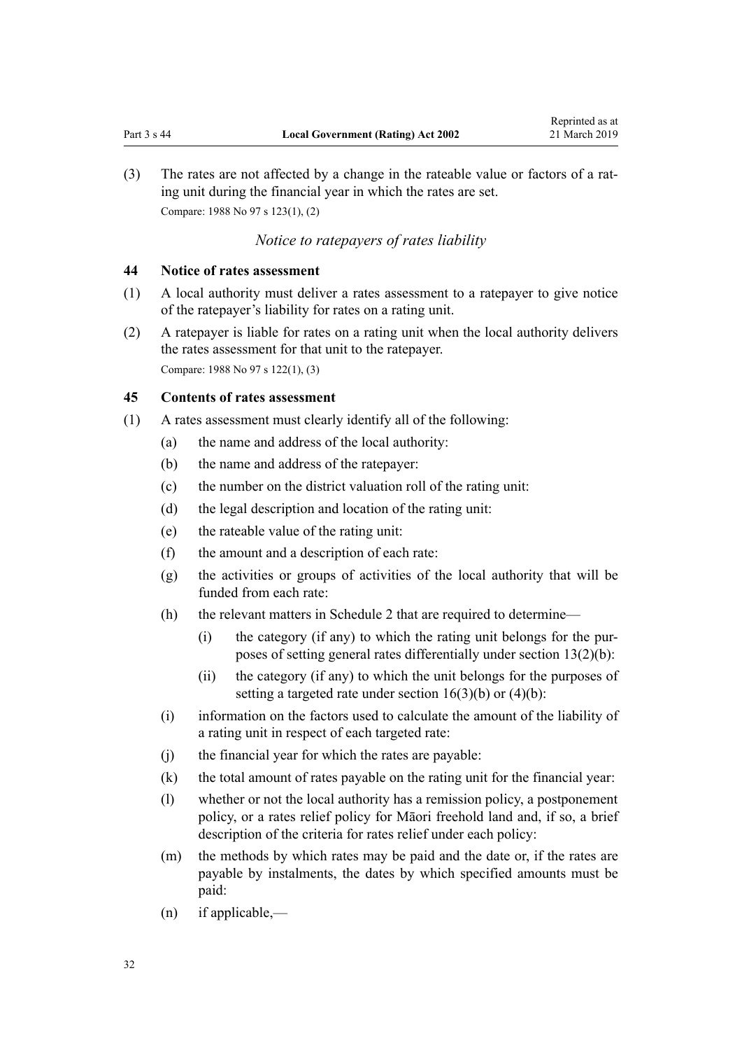(3) The rates are not affected by a change in the rateable value or factors of a rating unit during the financial year in which the rates are set.

Compare: 1988 No 97 s 123(1), (2)

*Notice to ratepayers of rates liability*

### 44 Notice of rates assessment

(1) A local authority must deliver a rates assessment to a ratepayer to give notice of the ratepayer's liability for rates on a rating unit.

(2) A ratepayer is liable for rates on a rating unit when the local authority delivers the rates assessment for that unit to the ratepayer.

Compare: 1988 No 97 s 122(1), (3)

### 45 Contents of rates assessment

(1) A rates assessment must clearly identify all of the following:

- (a) the name and address of the local authority:
- (b) the name and address of the ratepayer:
- (c) the number on the district valuation roll of the rating unit:
- (d) the legal description and location of the rating unit:
- (e) the rateable value of the rating unit:
- (f) the amount and a description of each rate:
- (g) the activities or groups of activities of the local authority that will be funded from each rate:
- (h) the relevant matters in Schedule 2 that are required to determine—
  - (i) the category (if any) to which the rating unit belongs for the purposes of setting general rates differentially under section 13(2)(b):
  - (ii) the category (if any) to which the unit belongs for the purposes of setting a targeted rate under section 16(3)(b) or (4)(b):
- (i) information on the factors used to calculate the amount of the liability of a rating unit in respect of each targeted rate:
- (j) the financial year for which the rates are payable:
- (k) the total amount of rates payable on the rating unit for the financial year:
- (l) whether or not the local authority has a remission policy, a postponement policy, or a rates relief policy for Māori freehold land and, if so, a brief description of the criteria for rates relief under each policy:
- (m) the methods by which rates may be paid and the date or, if the rates are payable by instalments, the dates by which specified amounts must be paid:
- (n) if applicable,—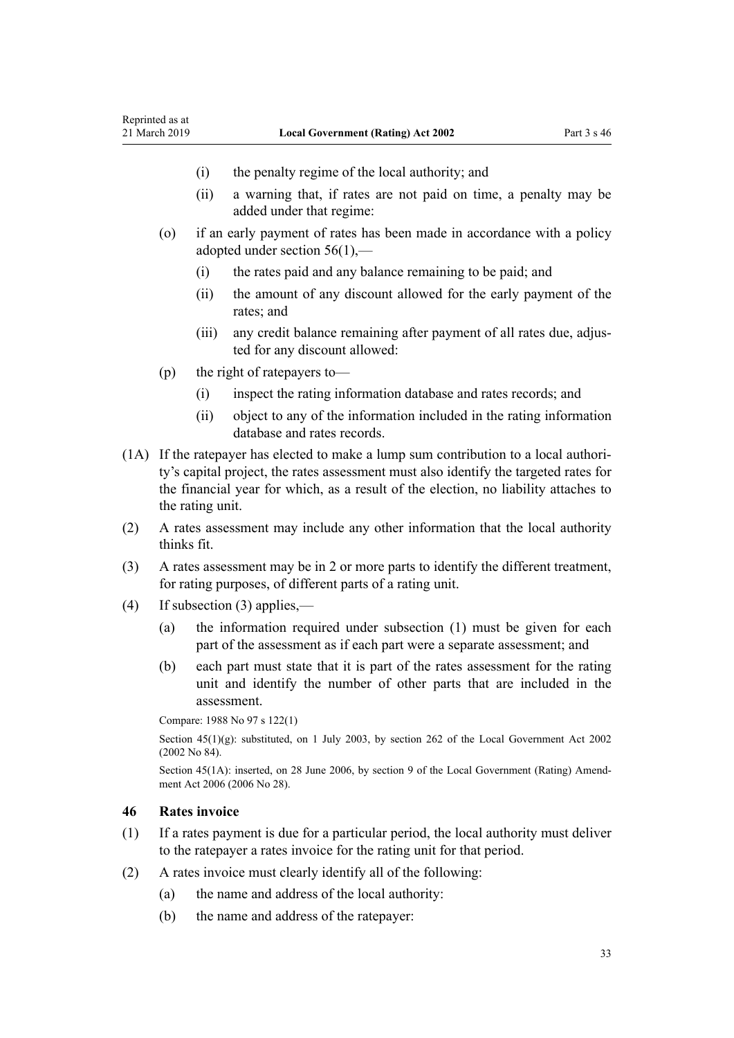- (i) the penalty regime of the local authority; and
- (ii) a warning that, if rates are not paid on time, a penalty may be added under that regime:

(o) if an early payment of rates has been made in accordance with a policy adopted under section 56(1),—

- (i) the rates paid and any balance remaining to be paid; and
- (ii) the amount of any discount allowed for the early payment of the rates; and
- (iii) any credit balance remaining after payment of all rates due, adjusted for any discount allowed:

(p) the right of ratepayers to—

- (i) inspect the rating information database and rates records; and
- (ii) object to any of the information included in the rating information database and rates records.

(1A) If the ratepayer has elected to make a lump sum contribution to a local authority's capital project, the rates assessment must also identify the targeted rates for the financial year for which, as a result of the election, no liability attaches to the rating unit.

(2) A rates assessment may include any other information that the local authority thinks fit.

(3) A rates assessment may be in 2 or more parts to identify the different treatment, for rating purposes, of different parts of a rating unit.

(4) If subsection (3) applies,—

- (a) the information required under subsection (1) must be given for each part of the assessment as if each part were a separate assessment; and
- (b) each part must state that it is part of the rates assessment for the rating unit and identify the number of other parts that are included in the assessment.

Compare: 1988 No 97 s 122(1)

Section 45(1)(g): substituted, on 1 July 2003, by section 262 of the Local Government Act 2002 (2002 No 84).

Section 45(1A): inserted, on 28 June 2006, by section 9 of the Local Government (Rating) Amendment Act 2006 (2006 No 28).

### 46 Rates invoice

(1) If a rates payment is due for a particular period, the local authority must deliver to the ratepayer a rates invoice for the rating unit for that period.

(2) A rates invoice must clearly identify all of the following:

- (a) the name and address of the local authority:
- (b) the name and address of the ratepayer: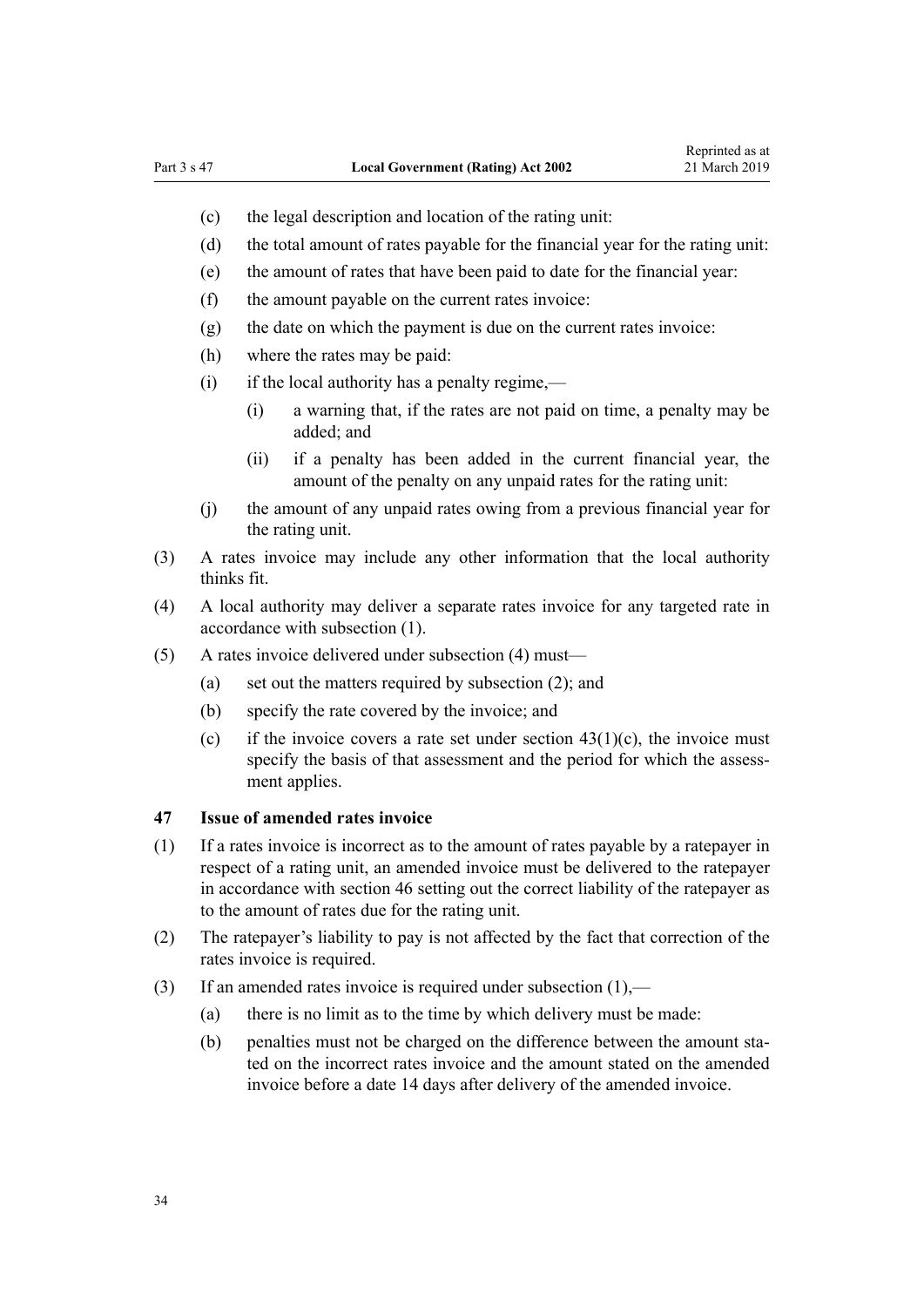(c) the legal description and location of the rating unit:

(d) the total amount of rates payable for the financial year for the rating unit:

(e) the amount of rates that have been paid to date for the financial year:

(f) the amount payable on the current rates invoice:

(g) the date on which the payment is due on the current rates invoice:

(h) where the rates may be paid:

(i) if the local authority has a penalty regime,—

(i) a warning that, if the rates are not paid on time, a penalty may be added; and

(ii) if a penalty has been added in the current financial year, the amount of the penalty on any unpaid rates for the rating unit:

(j) the amount of any unpaid rates owing from a previous financial year for the rating unit.

(3) A rates invoice may include any other information that the local authority thinks fit.

(4) A local authority may deliver a separate rates invoice for any targeted rate in accordance with subsection (1).

(5) A rates invoice delivered under subsection (4) must—

(a) set out the matters required by subsection (2); and

(b) specify the rate covered by the invoice; and

(c) if the invoice covers a rate set under section 43(1)(c), the invoice must specify the basis of that assessment and the period for which the assessment applies.

### 47 Issue of amended rates invoice

(1) If a rates invoice is incorrect as to the amount of rates payable by a ratepayer in respect of a rating unit, an amended invoice must be delivered to the ratepayer in accordance with section 46 setting out the correct liability of the ratepayer as to the amount of rates due for the rating unit.

(2) The ratepayer's liability to pay is not affected by the fact that correction of the rates invoice is required.

(3) If an amended rates invoice is required under subsection (1),—

(a) there is no limit as to the time by which delivery must be made:

(b) penalties must not be charged on the difference between the amount stated on the incorrect rates invoice and the amount stated on the amended invoice before a date 14 days after delivery of the amended invoice.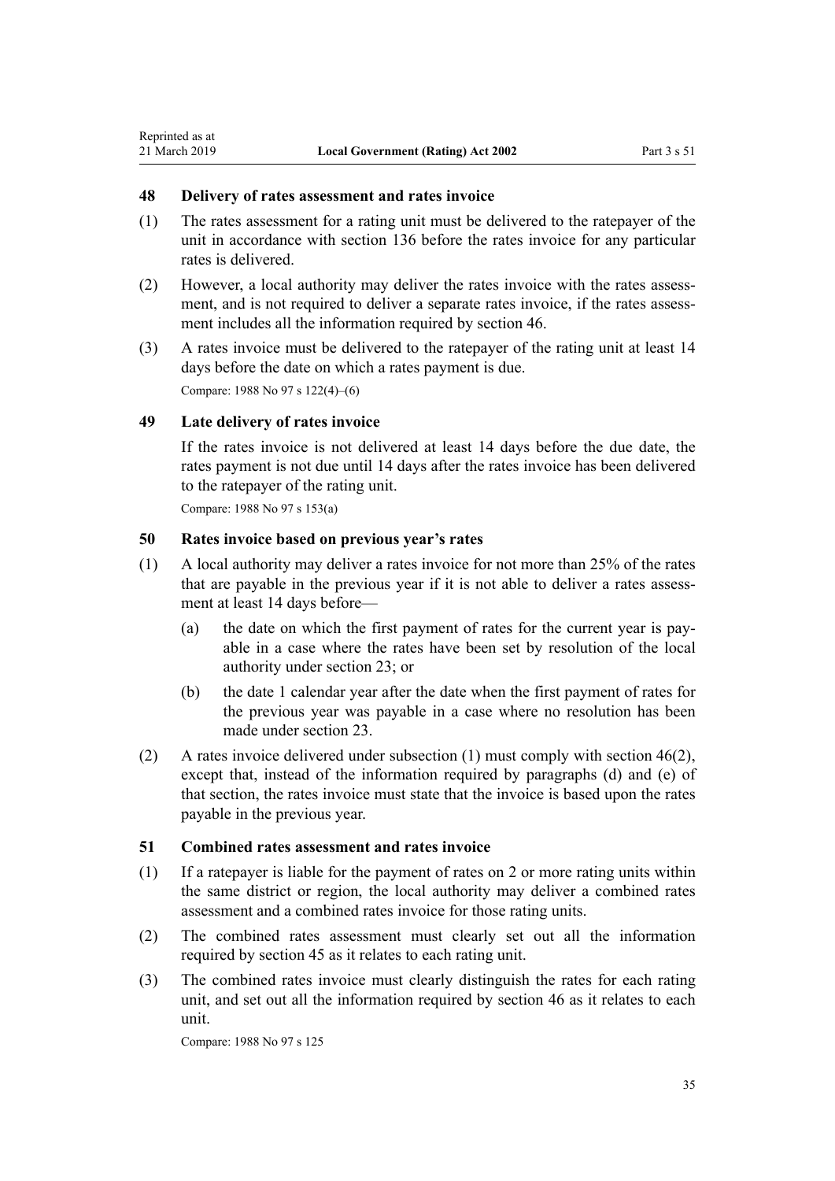## 48 Delivery of rates assessment and rates invoice

(1) The rates assessment for a rating unit must be delivered to the ratepayer of the unit in accordance with section 136 before the rates invoice for any particular rates is delivered.

(2) However, a local authority may deliver the rates invoice with the rates assessment, and is not required to deliver a separate rates invoice, if the rates assessment includes all the information required by section 46.

(3) A rates invoice must be delivered to the ratepayer of the rating unit at least 14 days before the date on which a rates payment is due.

Compare: 1988 No 97 s 122(4)–(6)

## 49 Late delivery of rates invoice

If the rates invoice is not delivered at least 14 days before the due date, the rates payment is not due until 14 days after the rates invoice has been delivered to the ratepayer of the rating unit.

Compare: 1988 No 97 s 153(a)

## 50 Rates invoice based on previous year's rates

(1) A local authority may deliver a rates invoice for not more than 25% of the rates that are payable in the previous year if it is not able to deliver a rates assessment at least 14 days before—

(a) the date on which the first payment of rates for the current year is payable in a case where the rates have been set by resolution of the local authority under section 23; or

(b) the date 1 calendar year after the date when the first payment of rates for the previous year was payable in a case where no resolution has been made under section 23.

(2) A rates invoice delivered under subsection (1) must comply with section 46(2), except that, instead of the information required by paragraphs (d) and (e) of that section, the rates invoice must state that the invoice is based upon the rates payable in the previous year.

## 51 Combined rates assessment and rates invoice

(1) If a ratepayer is liable for the payment of rates on 2 or more rating units within the same district or region, the local authority may deliver a combined rates assessment and a combined rates invoice for those rating units.

(2) The combined rates assessment must clearly set out all the information required by section 45 as it relates to each rating unit.

(3) The combined rates invoice must clearly distinguish the rates for each rating unit, and set out all the information required by section 46 as it relates to each unit.

Compare: 1988 No 97 s 125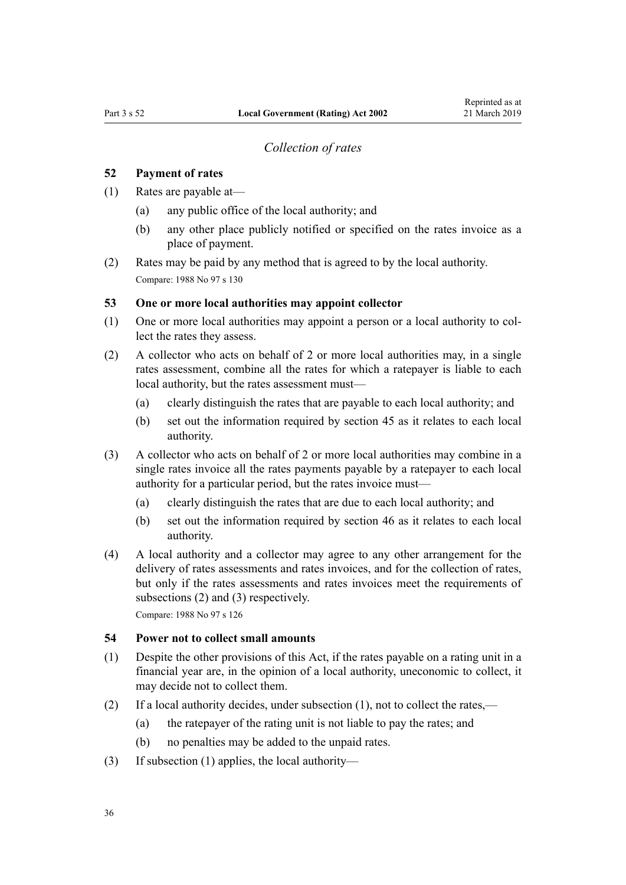*Collection of rates*

### 52 Payment of rates

(1) Rates are payable at—

- (a) any public office of the local authority; and
- (b) any other place publicly notified or specified on the rates invoice as a place of payment.

(2) Rates may be paid by any method that is agreed to by the local authority.

Compare: 1988 No 97 s 130

### 53 One or more local authorities may appoint collector

(1) One or more local authorities may appoint a person or a local authority to collect the rates they assess.

(2) A collector who acts on behalf of 2 or more local authorities may, in a single rates assessment, combine all the rates for which a ratepayer is liable to each local authority, but the rates assessment must—

- (a) clearly distinguish the rates that are payable to each local authority; and
- (b) set out the information required by section 45 as it relates to each local authority.

(3) A collector who acts on behalf of 2 or more local authorities may combine in a single rates invoice all the rates payments payable by a ratepayer to each local authority for a particular period, but the rates invoice must—

- (a) clearly distinguish the rates that are due to each local authority; and
- (b) set out the information required by section 46 as it relates to each local authority.

(4) A local authority and a collector may agree to any other arrangement for the delivery of rates assessments and rates invoices, and for the collection of rates, but only if the rates assessments and rates invoices meet the requirements of subsections (2) and (3) respectively.

Compare: 1988 No 97 s 126

### 54 Power not to collect small amounts

(1) Despite the other provisions of this Act, if the rates payable on a rating unit in a financial year are, in the opinion of a local authority, uneconomic to collect, it may decide not to collect them.

(2) If a local authority decides, under subsection (1), not to collect the rates,—

- (a) the ratepayer of the rating unit is not liable to pay the rates; and
- (b) no penalties may be added to the unpaid rates.

(3) If subsection (1) applies, the local authority—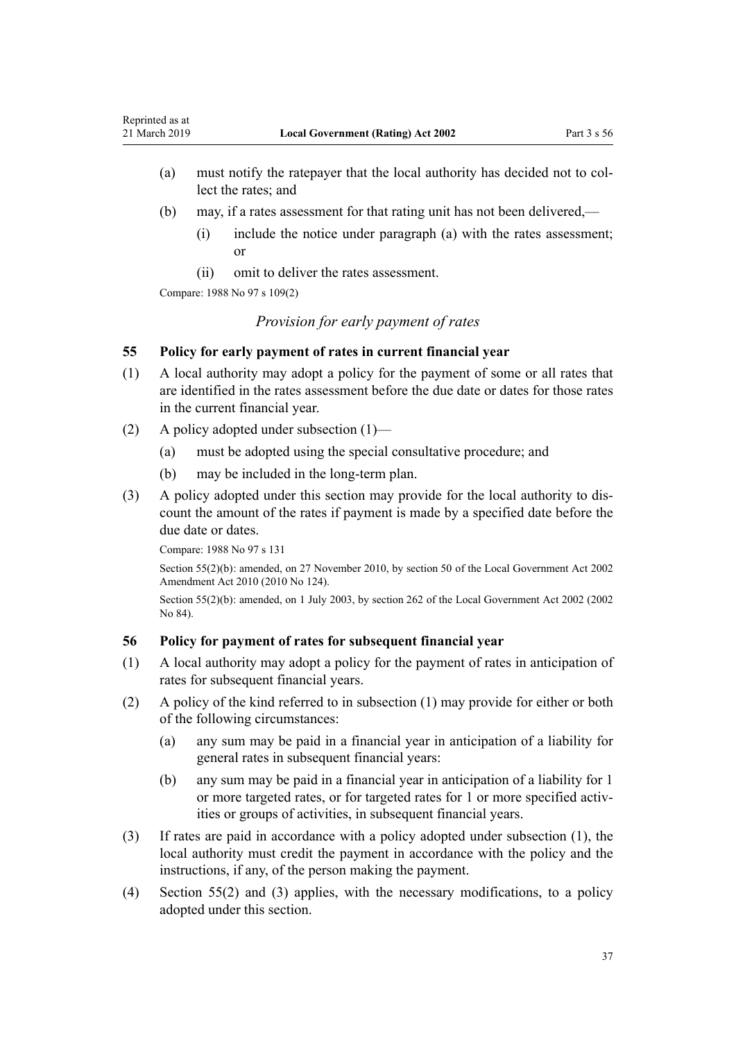(a) must notify the ratepayer that the local authority has decided not to collect the rates; and

(b) may, if a rates assessment for that rating unit has not been delivered,—

(i) include the notice under paragraph (a) with the rates assessment; or

(ii) omit to deliver the rates assessment.

Compare: 1988 No 97 s 109(2)

### *Provision for early payment of rates*

### 55 Policy for early payment of rates in current financial year

(1) A local authority may adopt a policy for the payment of some or all rates that are identified in the rates assessment before the due date or dates for those rates in the current financial year.

(2) A policy adopted under subsection (1)—

(a) must be adopted using the special consultative procedure; and

(b) may be included in the long-term plan.

(3) A policy adopted under this section may provide for the local authority to discount the amount of the rates if payment is made by a specified date before the due date or dates.

Compare: 1988 No 97 s 131

Section 55(2)(b): amended, on 27 November 2010, by section 50 of the Local Government Act 2002 Amendment Act 2010 (2010 No 124).

Section 55(2)(b): amended, on 1 July 2003, by section 262 of the Local Government Act 2002 (2002 No 84).

### 56 Policy for payment of rates for subsequent financial year

(1) A local authority may adopt a policy for the payment of rates in anticipation of rates for subsequent financial years.

(2) A policy of the kind referred to in subsection (1) may provide for either or both of the following circumstances:

(a) any sum may be paid in a financial year in anticipation of a liability for general rates in subsequent financial years:

(b) any sum may be paid in a financial year in anticipation of a liability for 1 or more targeted rates, or for targeted rates for 1 or more specified activities or groups of activities, in subsequent financial years.

(3) If rates are paid in accordance with a policy adopted under subsection (1), the local authority must credit the payment in accordance with the policy and the instructions, if any, of the person making the payment.

(4) Section 55(2) and (3) applies, with the necessary modifications, to a policy adopted under this section.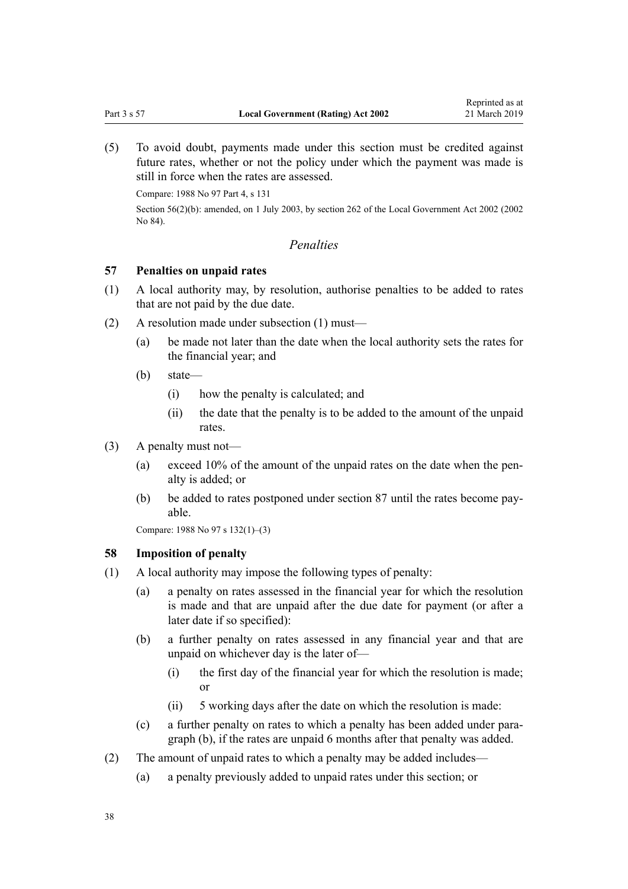(5) To avoid doubt, payments made under this section must be credited against future rates, whether or not the policy under which the payment was made is still in force when the rates are assessed.

Compare: 1988 No 97 Part 4, s 131

Section 56(2)(b): amended, on 1 July 2003, by section 262 of the Local Government Act 2002 (2002 No 84).

### *Penalties*

### 57 Penalties on unpaid rates

(1) A local authority may, by resolution, authorise penalties to be added to rates that are not paid by the due date.

(2) A resolution made under subsection (1) must—

  (a) be made not later than the date when the local authority sets the rates for the financial year; and

  (b) state—

    (i) how the penalty is calculated; and

    (ii) the date that the penalty is to be added to the amount of the unpaid rates.

(3) A penalty must not—

  (a) exceed 10% of the amount of the unpaid rates on the date when the penalty is added; or

  (b) be added to rates postponed under section 87 until the rates become payable.

Compare: 1988 No 97 s 132(1)–(3)

### 58 Imposition of penalty

(1) A local authority may impose the following types of penalty:

  (a) a penalty on rates assessed in the financial year for which the resolution is made and that are unpaid after the due date for payment (or after a later date if so specified):

  (b) a further penalty on rates assessed in any financial year and that are unpaid on whichever day is the later of—

    (i) the first day of the financial year for which the resolution is made; or

    (ii) 5 working days after the date on which the resolution is made:

  (c) a further penalty on rates to which a penalty has been added under paragraph (b), if the rates are unpaid 6 months after that penalty was added.

(2) The amount of unpaid rates to which a penalty may be added includes—

  (a) a penalty previously added to unpaid rates under this section; or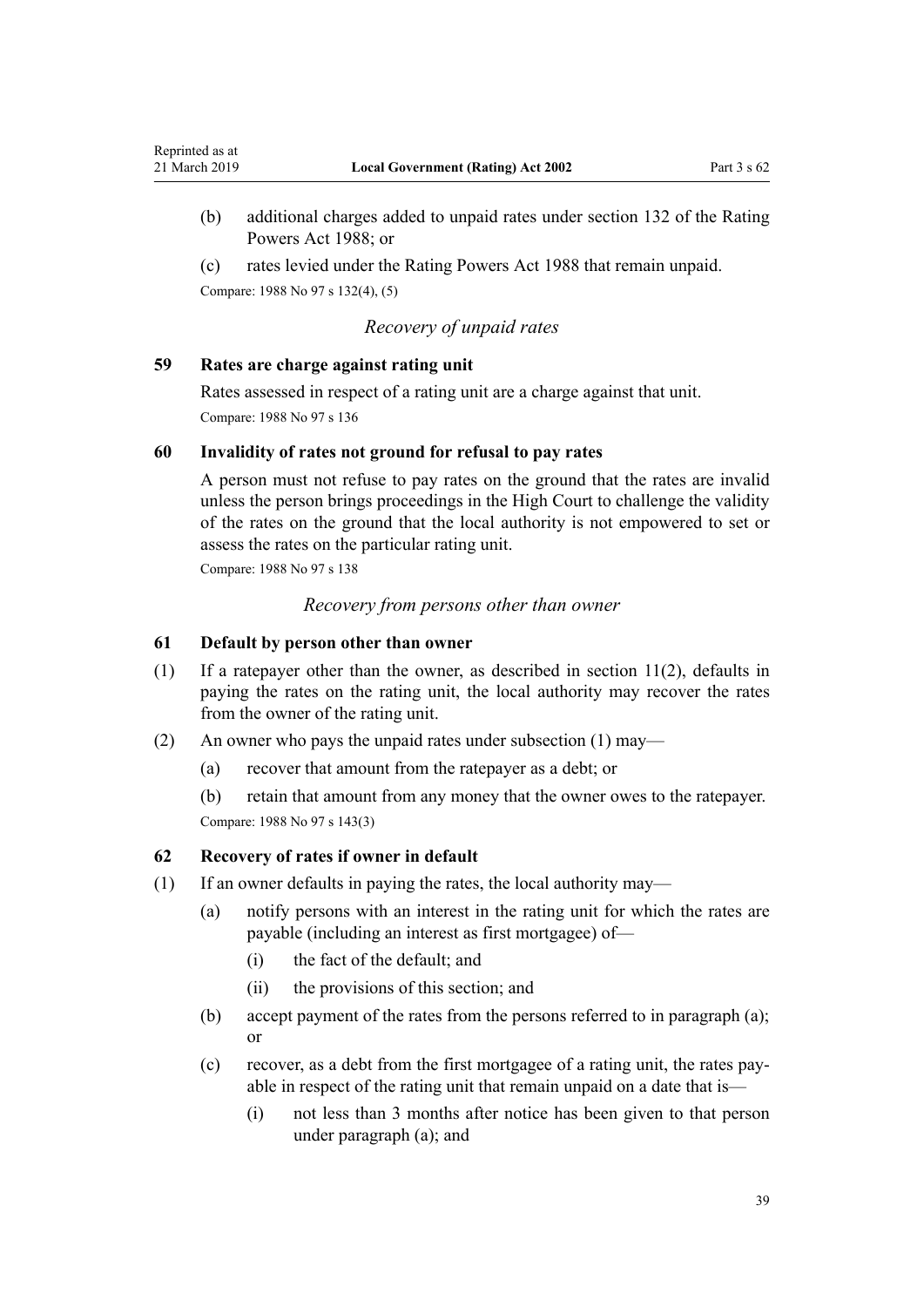(b) additional charges added to unpaid rates under section 132 of the Rating Powers Act 1988; or

(c) rates levied under the Rating Powers Act 1988 that remain unpaid.

Compare: 1988 No 97 s 132(4), (5)

*Recovery of unpaid rates*

### 59 Rates are charge against rating unit

Rates assessed in respect of a rating unit are a charge against that unit.

Compare: 1988 No 97 s 136

### 60 Invalidity of rates not ground for refusal to pay rates

A person must not refuse to pay rates on the ground that the rates are invalid unless the person brings proceedings in the High Court to challenge the validity of the rates on the ground that the local authority is not empowered to set or assess the rates on the particular rating unit.

Compare: 1988 No 97 s 138

*Recovery from persons other than owner*

### 61 Default by person other than owner

(1) If a ratepayer other than the owner, as described in section 11(2), defaults in paying the rates on the rating unit, the local authority may recover the rates from the owner of the rating unit.

(2) An owner who pays the unpaid rates under subsection (1) may—

(a) recover that amount from the ratepayer as a debt; or

(b) retain that amount from any money that the owner owes to the ratepayer.

Compare: 1988 No 97 s 143(3)

### 62 Recovery of rates if owner in default

(1) If an owner defaults in paying the rates, the local authority may—

(a) notify persons with an interest in the rating unit for which the rates are payable (including an interest as first mortgagee) of—

(i) the fact of the default; and

(ii) the provisions of this section; and

(b) accept payment of the rates from the persons referred to in paragraph (a); or

(c) recover, as a debt from the first mortgagee of a rating unit, the rates payable in respect of the rating unit that remain unpaid on a date that is—

(i) not less than 3 months after notice has been given to that person under paragraph (a); and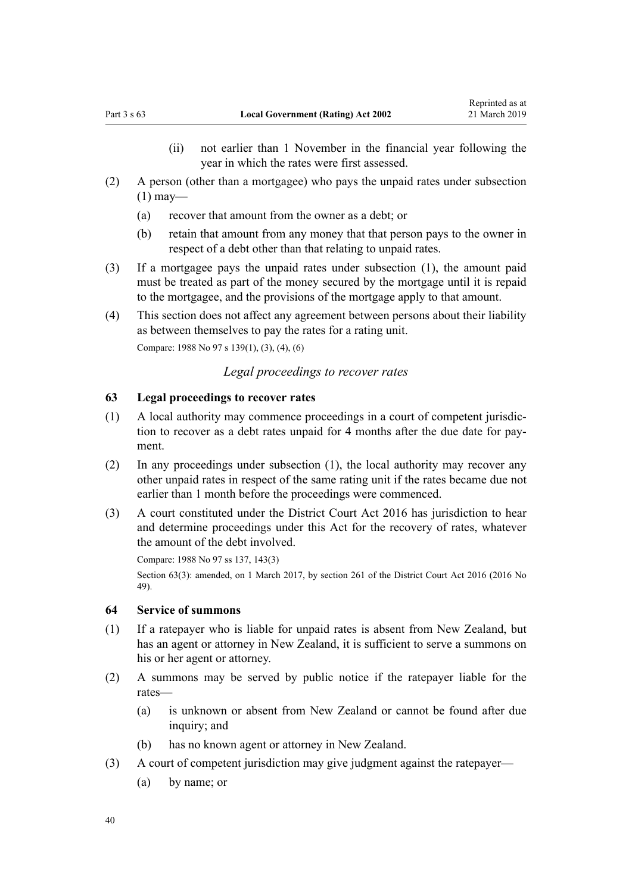(ii) not earlier than 1 November in the financial year following the year in which the rates were first assessed.

(2) A person (other than a mortgagee) who pays the unpaid rates under subsection (1) may—

(a) recover that amount from the owner as a debt; or

(b) retain that amount from any money that that person pays to the owner in respect of a debt other than that relating to unpaid rates.

(3) If a mortgagee pays the unpaid rates under subsection (1), the amount paid must be treated as part of the money secured by the mortgage until it is repaid to the mortgagee, and the provisions of the mortgage apply to that amount.

(4) This section does not affect any agreement between persons about their liability as between themselves to pay the rates for a rating unit.

Compare: 1988 No 97 s 139(1), (3), (4), (6)

*Legal proceedings to recover rates*

### 63 Legal proceedings to recover rates

(1) A local authority may commence proceedings in a court of competent jurisdiction to recover as a debt rates unpaid for 4 months after the due date for payment.

(2) In any proceedings under subsection (1), the local authority may recover any other unpaid rates in respect of the same rating unit if the rates became due not earlier than 1 month before the proceedings were commenced.

(3) A court constituted under the District Court Act 2016 has jurisdiction to hear and determine proceedings under this Act for the recovery of rates, whatever the amount of the debt involved.

Compare: 1988 No 97 ss 137, 143(3)

Section 63(3): amended, on 1 March 2017, by section 261 of the District Court Act 2016 (2016 No 49).

### 64 Service of summons

(1) If a ratepayer who is liable for unpaid rates is absent from New Zealand, but has an agent or attorney in New Zealand, it is sufficient to serve a summons on his or her agent or attorney.

(2) A summons may be served by public notice if the ratepayer liable for the rates—

(a) is unknown or absent from New Zealand or cannot be found after due inquiry; and

(b) has no known agent or attorney in New Zealand.

(3) A court of competent jurisdiction may give judgment against the ratepayer—

(a) by name; or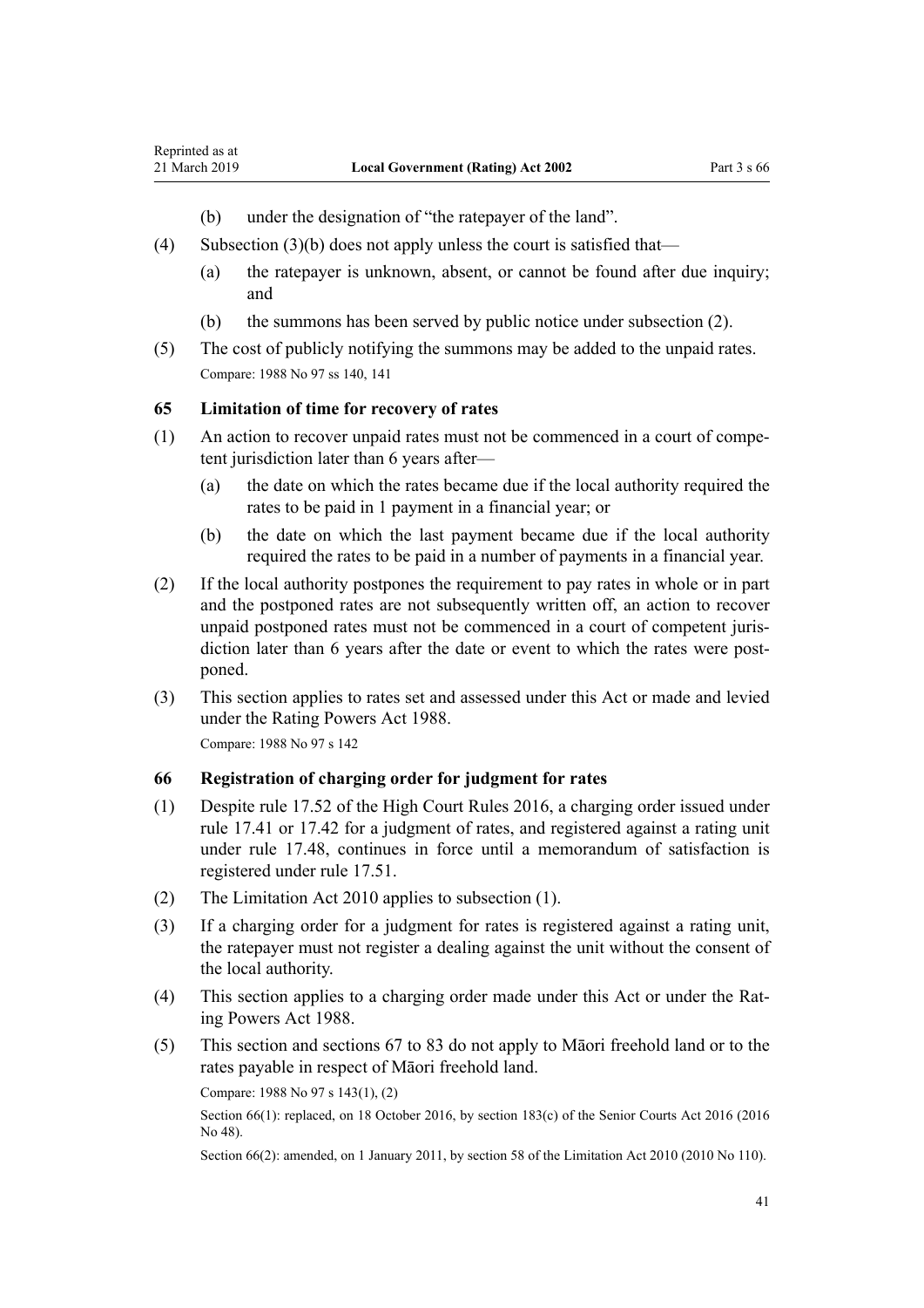(b) under the designation of "the ratepayer of the land".

(4) Subsection (3)(b) does not apply unless the court is satisfied that—

(a) the ratepayer is unknown, absent, or cannot be found after due inquiry; and

(b) the summons has been served by public notice under subsection (2).

(5) The cost of publicly notifying the summons may be added to the unpaid rates.

Compare: 1988 No 97 ss 140, 141

### 65 Limitation of time for recovery of rates

(1) An action to recover unpaid rates must not be commenced in a court of competent jurisdiction later than 6 years after—

(a) the date on which the rates became due if the local authority required the rates to be paid in 1 payment in a financial year; or

(b) the date on which the last payment became due if the local authority required the rates to be paid in a number of payments in a financial year.

(2) If the local authority postpones the requirement to pay rates in whole or in part and the postponed rates are not subsequently written off, an action to recover unpaid postponed rates must not be commenced in a court of competent jurisdiction later than 6 years after the date or event to which the rates were postponed.

(3) This section applies to rates set and assessed under this Act or made and levied under the Rating Powers Act 1988.

Compare: 1988 No 97 s 142

### 66 Registration of charging order for judgment for rates

(1) Despite rule 17.52 of the High Court Rules 2016, a charging order issued under rule 17.41 or 17.42 for a judgment of rates, and registered against a rating unit under rule 17.48, continues in force until a memorandum of satisfaction is registered under rule 17.51.

(2) The Limitation Act 2010 applies to subsection (1).

(3) If a charging order for a judgment for rates is registered against a rating unit, the ratepayer must not register a dealing against the unit without the consent of the local authority.

(4) This section applies to a charging order made under this Act or under the Rating Powers Act 1988.

(5) This section and sections 67 to 83 do not apply to Māori freehold land or to the rates payable in respect of Māori freehold land.

Compare: 1988 No 97 s 143(1), (2)

Section 66(1): replaced, on 18 October 2016, by section 183(c) of the Senior Courts Act 2016 (2016 No 48).

Section 66(2): amended, on 1 January 2011, by section 58 of the Limitation Act 2010 (2010 No 110).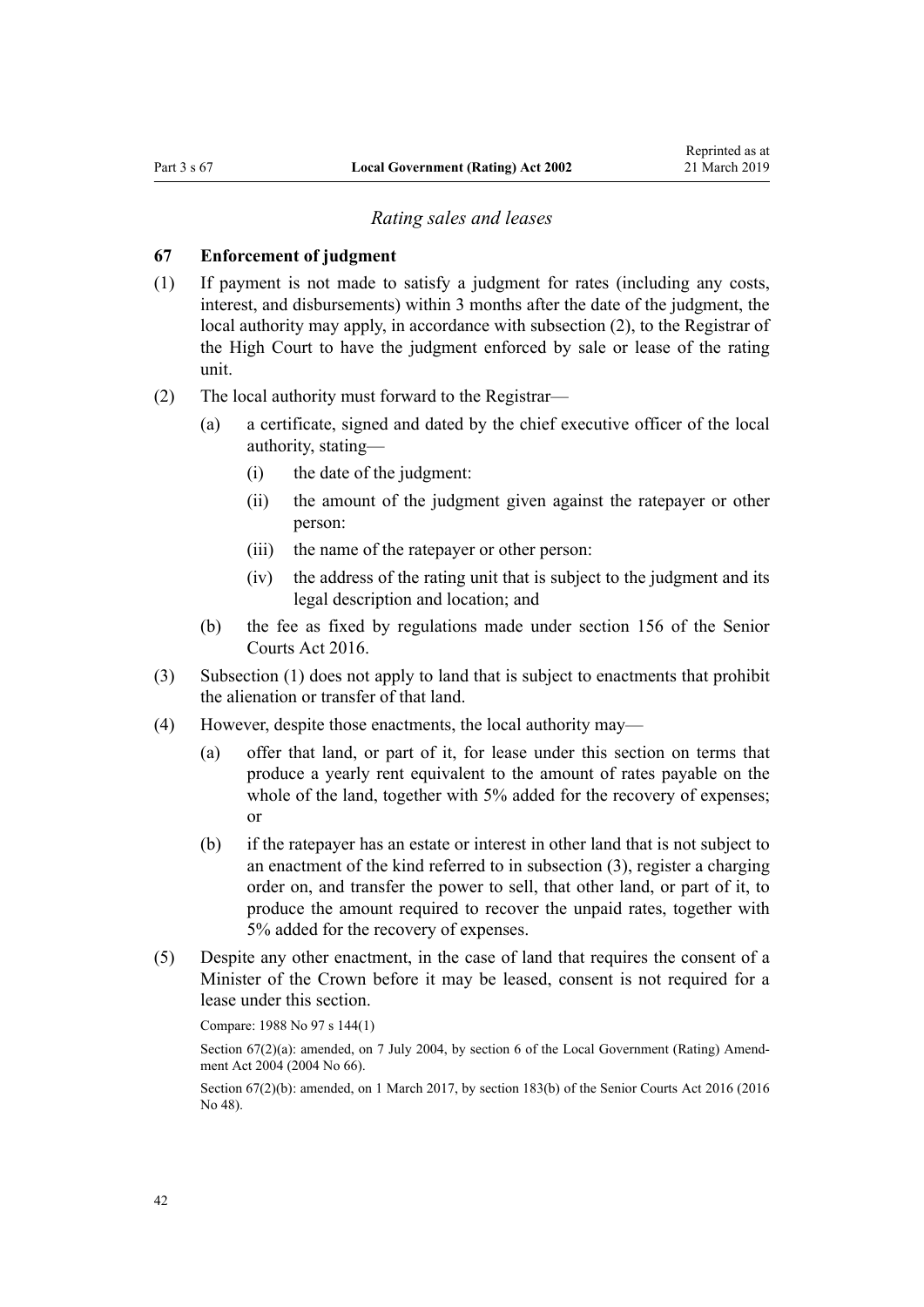*Rating sales and leases*

### 67 Enforcement of judgment

(1) If payment is not made to satisfy a judgment for rates (including any costs, interest, and disbursements) within 3 months after the date of the judgment, the local authority may apply, in accordance with subsection (2), to the Registrar of the High Court to have the judgment enforced by sale or lease of the rating unit.

(2) The local authority must forward to the Registrar—

- (a) a certificate, signed and dated by the chief executive officer of the local authority, stating—
  - (i) the date of the judgment:
  - (ii) the amount of the judgment given against the ratepayer or other person:
  - (iii) the name of the ratepayer or other person:
  - (iv) the address of the rating unit that is subject to the judgment and its legal description and location; and
- (b) the fee as fixed by regulations made under section 156 of the Senior Courts Act 2016.

(3) Subsection (1) does not apply to land that is subject to enactments that prohibit the alienation or transfer of that land.

(4) However, despite those enactments, the local authority may—

- (a) offer that land, or part of it, for lease under this section on terms that produce a yearly rent equivalent to the amount of rates payable on the whole of the land, together with 5% added for the recovery of expenses; or
- (b) if the ratepayer has an estate or interest in other land that is not subject to an enactment of the kind referred to in subsection (3), register a charging order on, and transfer the power to sell, that other land, or part of it, to produce the amount required to recover the unpaid rates, together with 5% added for the recovery of expenses.

(5) Despite any other enactment, in the case of land that requires the consent of a Minister of the Crown before it may be leased, consent is not required for a lease under this section.

Compare: 1988 No 97 s 144(1)

Section 67(2)(a): amended, on 7 July 2004, by section 6 of the Local Government (Rating) Amendment Act 2004 (2004 No 66).

Section 67(2)(b): amended, on 1 March 2017, by section 183(b) of the Senior Courts Act 2016 (2016 No 48).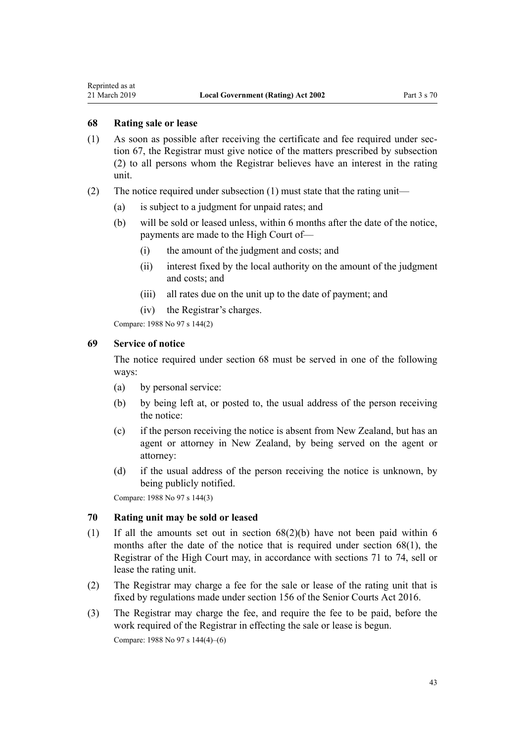### 68 Rating sale or lease

(1) As soon as possible after receiving the certificate and fee required under section 67, the Registrar must give notice of the matters prescribed by subsection (2) to all persons whom the Registrar believes have an interest in the rating unit.

(2) The notice required under subsection (1) must state that the rating unit—

- (a) is subject to a judgment for unpaid rates; and
- (b) will be sold or leased unless, within 6 months after the date of the notice, payments are made to the High Court of—
  - (i) the amount of the judgment and costs; and
  - (ii) interest fixed by the local authority on the amount of the judgment and costs; and
  - (iii) all rates due on the unit up to the date of payment; and
  - (iv) the Registrar's charges.

Compare: 1988 No 97 s 144(2)

### 69 Service of notice

The notice required under section 68 must be served in one of the following ways:

- (a) by personal service:
- (b) by being left at, or posted to, the usual address of the person receiving the notice:
- (c) if the person receiving the notice is absent from New Zealand, but has an agent or attorney in New Zealand, by being served on the agent or attorney:
- (d) if the usual address of the person receiving the notice is unknown, by being publicly notified.

Compare: 1988 No 97 s 144(3)

### 70 Rating unit may be sold or leased

(1) If all the amounts set out in section 68(2)(b) have not been paid within 6 months after the date of the notice that is required under section 68(1), the Registrar of the High Court may, in accordance with sections 71 to 74, sell or lease the rating unit.

(2) The Registrar may charge a fee for the sale or lease of the rating unit that is fixed by regulations made under section 156 of the Senior Courts Act 2016.

(3) The Registrar may charge the fee, and require the fee to be paid, before the work required of the Registrar in effecting the sale or lease is begun.

Compare: 1988 No 97 s 144(4)–(6)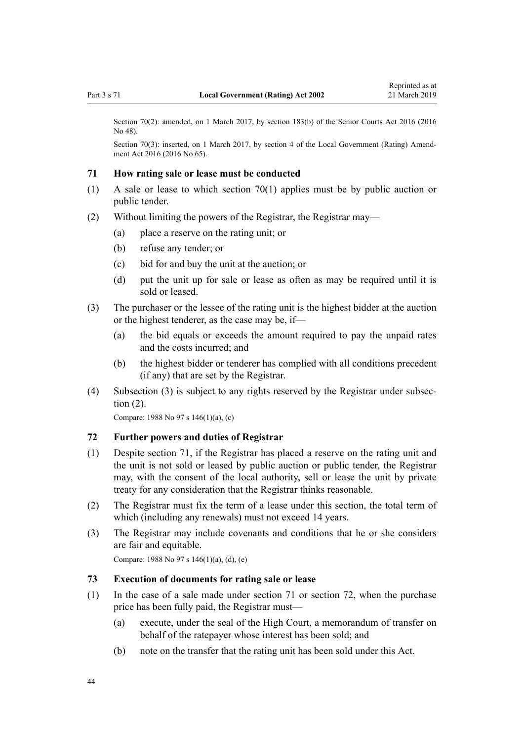Section 70(2): amended, on 1 March 2017, by section 183(b) of the Senior Courts Act 2016 (2016 No 48).

Section 70(3): inserted, on 1 March 2017, by section 4 of the Local Government (Rating) Amendment Act 2016 (2016 No 65).

### 71 How rating sale or lease must be conducted

(1) A sale or lease to which section 70(1) applies must be by public auction or public tender.

(2) Without limiting the powers of the Registrar, the Registrar may—

(a) place a reserve on the rating unit; or

(b) refuse any tender; or

(c) bid for and buy the unit at the auction; or

(d) put the unit up for sale or lease as often as may be required until it is sold or leased.

(3) The purchaser or the lessee of the rating unit is the highest bidder at the auction or the highest tenderer, as the case may be, if—

(a) the bid equals or exceeds the amount required to pay the unpaid rates and the costs incurred; and

(b) the highest bidder or tenderer has complied with all conditions precedent (if any) that are set by the Registrar.

(4) Subsection (3) is subject to any rights reserved by the Registrar under subsection (2).

Compare: 1988 No 97 s 146(1)(a), (c)

### 72 Further powers and duties of Registrar

(1) Despite section 71, if the Registrar has placed a reserve on the rating unit and the unit is not sold or leased by public auction or public tender, the Registrar may, with the consent of the local authority, sell or lease the unit by private treaty for any consideration that the Registrar thinks reasonable.

(2) The Registrar must fix the term of a lease under this section, the total term of which (including any renewals) must not exceed 14 years.

(3) The Registrar may include covenants and conditions that he or she considers are fair and equitable.

Compare: 1988 No 97 s 146(1)(a), (d), (e)

### 73 Execution of documents for rating sale or lease

(1) In the case of a sale made under section 71 or section 72, when the purchase price has been fully paid, the Registrar must—

(a) execute, under the seal of the High Court, a memorandum of transfer on behalf of the ratepayer whose interest has been sold; and

(b) note on the transfer that the rating unit has been sold under this Act.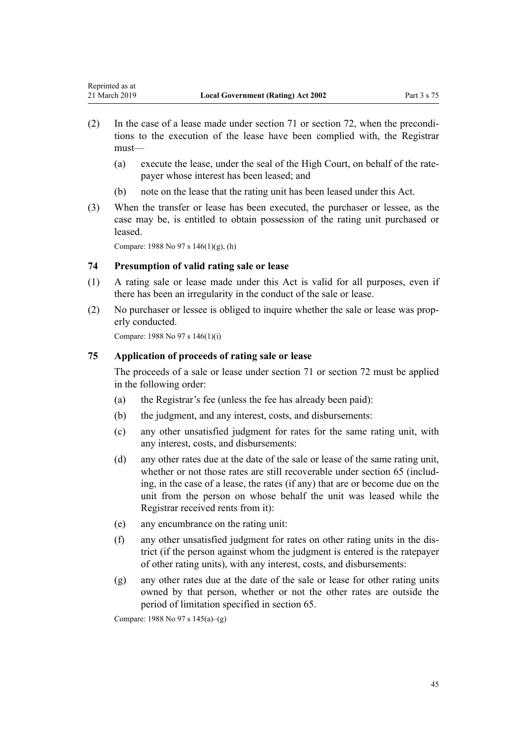(2) In the case of a lease made under section 71 or section 72, when the preconditions to the execution of the lease have been complied with, the Registrar must—

  (a) execute the lease, under the seal of the High Court, on behalf of the ratepayer whose interest has been leased; and

  (b) note on the lease that the rating unit has been leased under this Act.

(3) When the transfer or lease has been executed, the purchaser or lessee, as the case may be, is entitled to obtain possession of the rating unit purchased or leased.

Compare: 1988 No 97 s 146(1)(g), (h)

### 74 Presumption of valid rating sale or lease

(1) A rating sale or lease made under this Act is valid for all purposes, even if there has been an irregularity in the conduct of the sale or lease.

(2) No purchaser or lessee is obliged to inquire whether the sale or lease was properly conducted.

Compare: 1988 No 97 s 146(1)(i)

### 75 Application of proceeds of rating sale or lease

The proceeds of a sale or lease under section 71 or section 72 must be applied in the following order:

  (a) the Registrar's fee (unless the fee has already been paid):

  (b) the judgment, and any interest, costs, and disbursements:

  (c) any other unsatisfied judgment for rates for the same rating unit, with any interest, costs, and disbursements:

  (d) any other rates due at the date of the sale or lease of the same rating unit, whether or not those rates are still recoverable under section 65 (including, in the case of a lease, the rates (if any) that are or become due on the unit from the person on whose behalf the unit was leased while the Registrar received rents from it):

  (e) any encumbrance on the rating unit:

  (f) any other unsatisfied judgment for rates on other rating units in the district (if the person against whom the judgment is entered is the ratepayer of other rating units), with any interest, costs, and disbursements:

  (g) any other rates due at the date of the sale or lease for other rating units owned by that person, whether or not the other rates are outside the period of limitation specified in section 65.

Compare: 1988 No 97 s 145(a)–(g)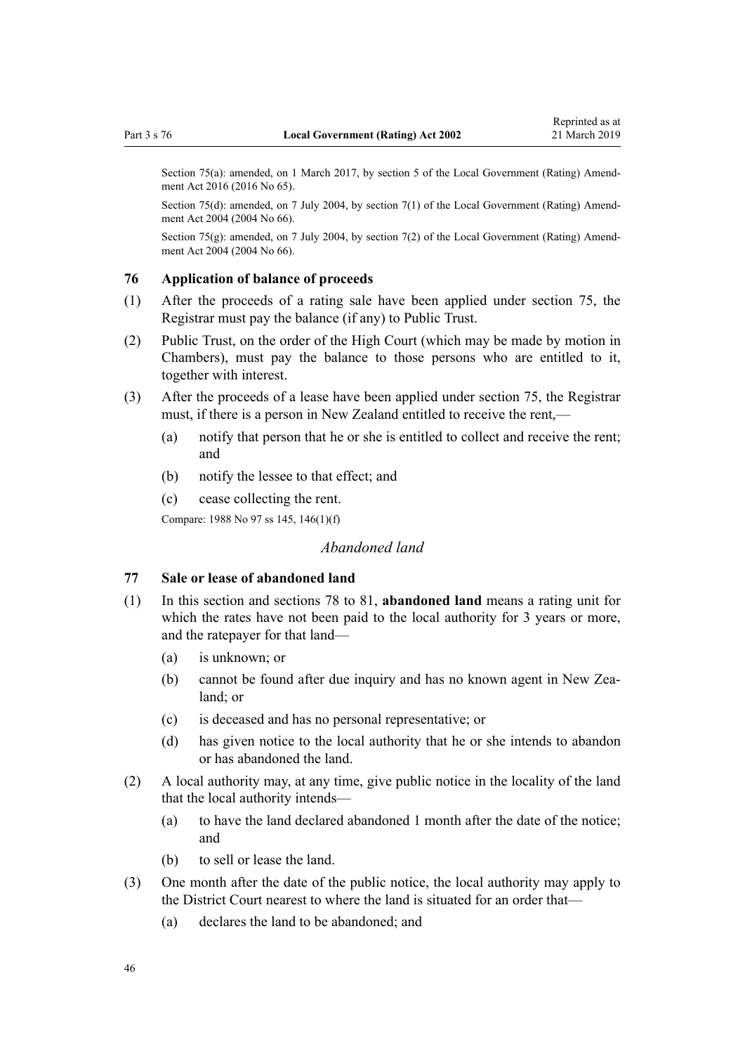Section 75(a): amended, on 1 March 2017, by section 5 of the Local Government (Rating) Amendment Act 2016 (2016 No 65).

Section 75(d): amended, on 7 July 2004, by section 7(1) of the Local Government (Rating) Amendment Act 2004 (2004 No 66).

Section 75(g): amended, on 7 July 2004, by section 7(2) of the Local Government (Rating) Amendment Act 2004 (2004 No 66).

### 76 Application of balance of proceeds

(1) After the proceeds of a rating sale have been applied under section 75, the Registrar must pay the balance (if any) to Public Trust.

(2) Public Trust, on the order of the High Court (which may be made by motion in Chambers), must pay the balance to those persons who are entitled to it, together with interest.

(3) After the proceeds of a lease have been applied under section 75, the Registrar must, if there is a person in New Zealand entitled to receive the rent,—

- (a) notify that person that he or she is entitled to collect and receive the rent; and
- (b) notify the lessee to that effect; and
- (c) cease collecting the rent.

Compare: 1988 No 97 ss 145, 146(1)(f)

## *Abandoned land*

### 77 Sale or lease of abandoned land

(1) In this section and sections 78 to 81, **abandoned land** means a rating unit for which the rates have not been paid to the local authority for 3 years or more, and the ratepayer for that land—

- (a) is unknown; or
- (b) cannot be found after due inquiry and has no known agent in New Zealand; or
- (c) is deceased and has no personal representative; or
- (d) has given notice to the local authority that he or she intends to abandon or has abandoned the land.

(2) A local authority may, at any time, give public notice in the locality of the land that the local authority intends—

- (a) to have the land declared abandoned 1 month after the date of the notice; and
- (b) to sell or lease the land.

(3) One month after the date of the public notice, the local authority may apply to the District Court nearest to where the land is situated for an order that—

- (a) declares the land to be abandoned; and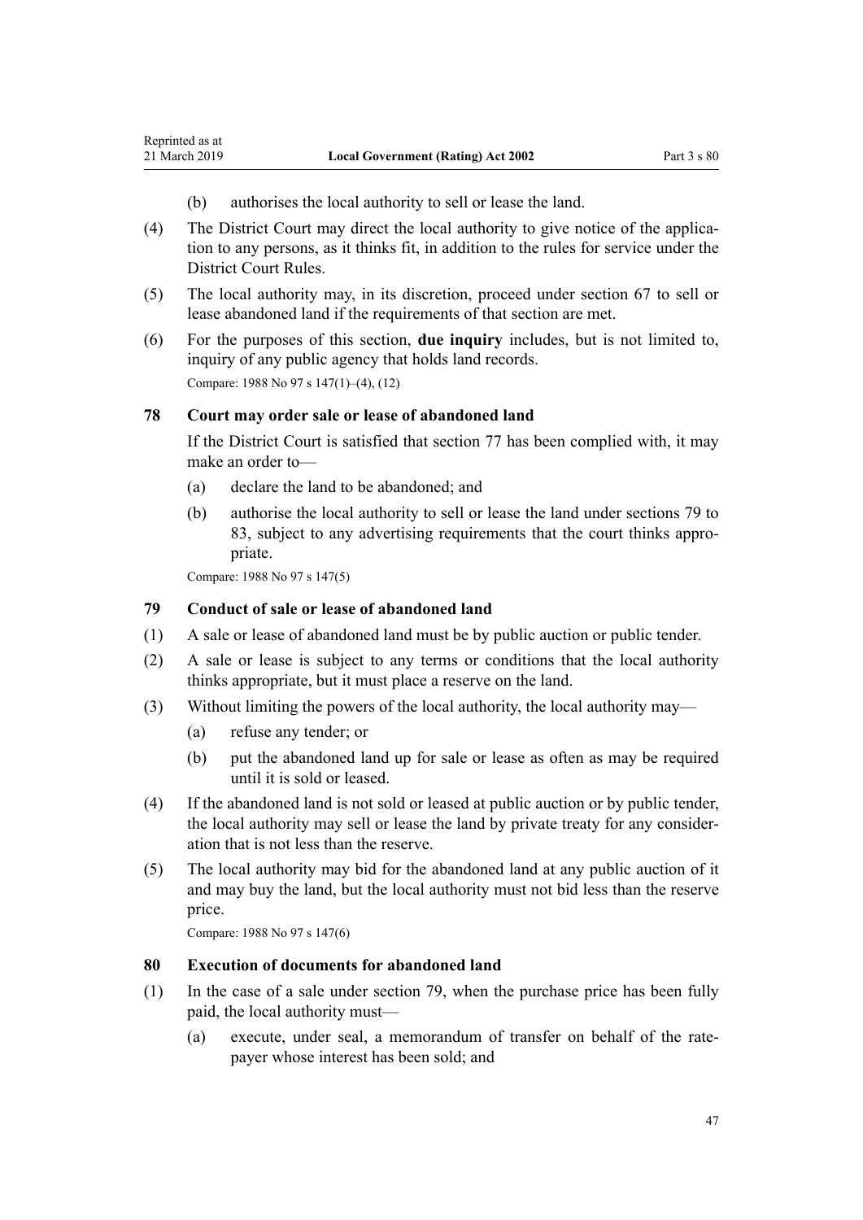(b) authorises the local authority to sell or lease the land.

(4) The District Court may direct the local authority to give notice of the application to any persons, as it thinks fit, in addition to the rules for service under the District Court Rules.

(5) The local authority may, in its discretion, proceed under section 67 to sell or lease abandoned land if the requirements of that section are met.

(6) For the purposes of this section, **due inquiry** includes, but is not limited to, inquiry of any public agency that holds land records.

Compare: 1988 No 97 s 147(1)–(4), (12)

### 78 Court may order sale or lease of abandoned land

If the District Court is satisfied that section 77 has been complied with, it may make an order to—

(a) declare the land to be abandoned; and

(b) authorise the local authority to sell or lease the land under sections 79 to 83, subject to any advertising requirements that the court thinks appropriate.

Compare: 1988 No 97 s 147(5)

### 79 Conduct of sale or lease of abandoned land

(1) A sale or lease of abandoned land must be by public auction or public tender.

(2) A sale or lease is subject to any terms or conditions that the local authority thinks appropriate, but it must place a reserve on the land.

(3) Without limiting the powers of the local authority, the local authority may—

(a) refuse any tender; or

(b) put the abandoned land up for sale or lease as often as may be required until it is sold or leased.

(4) If the abandoned land is not sold or leased at public auction or by public tender, the local authority may sell or lease the land by private treaty for any consideration that is not less than the reserve.

(5) The local authority may bid for the abandoned land at any public auction of it and may buy the land, but the local authority must not bid less than the reserve price.

Compare: 1988 No 97 s 147(6)

### 80 Execution of documents for abandoned land

(1) In the case of a sale under section 79, when the purchase price has been fully paid, the local authority must—

(a) execute, under seal, a memorandum of transfer on behalf of the ratepayer whose interest has been sold; and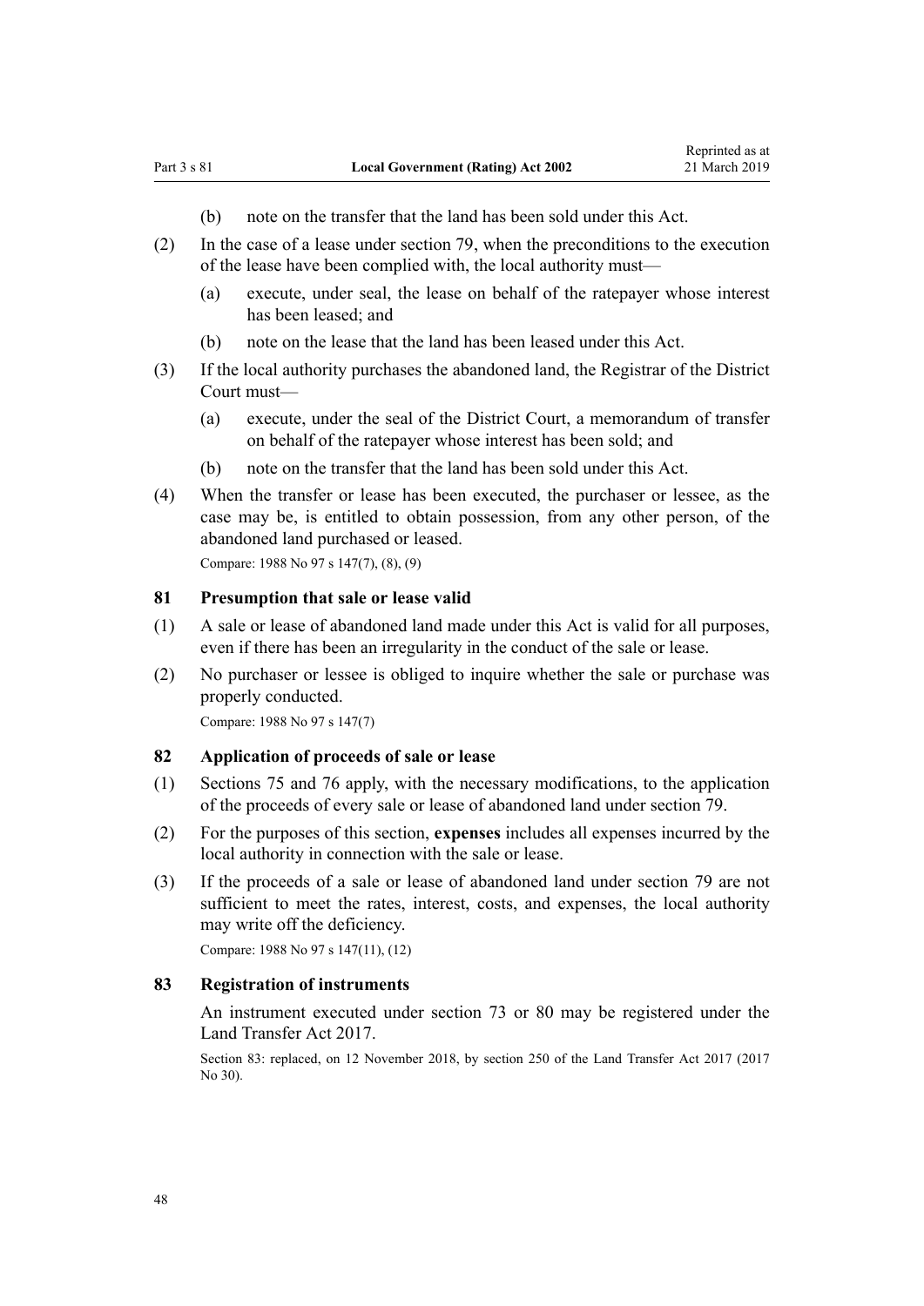(b) note on the transfer that the land has been sold under this Act.

(2) In the case of a lease under section 79, when the preconditions to the execution of the lease have been complied with, the local authority must—

(a) execute, under seal, the lease on behalf of the ratepayer whose interest has been leased; and

(b) note on the lease that the land has been leased under this Act.

(3) If the local authority purchases the abandoned land, the Registrar of the District Court must—

(a) execute, under the seal of the District Court, a memorandum of transfer on behalf of the ratepayer whose interest has been sold; and

(b) note on the transfer that the land has been sold under this Act.

(4) When the transfer or lease has been executed, the purchaser or lessee, as the case may be, is entitled to obtain possession, from any other person, of the abandoned land purchased or leased.

Compare: 1988 No 97 s 147(7), (8), (9)

### 81 Presumption that sale or lease valid

(1) A sale or lease of abandoned land made under this Act is valid for all purposes, even if there has been an irregularity in the conduct of the sale or lease.

(2) No purchaser or lessee is obliged to inquire whether the sale or purchase was properly conducted.

Compare: 1988 No 97 s 147(7)

### 82 Application of proceeds of sale or lease

(1) Sections 75 and 76 apply, with the necessary modifications, to the application of the proceeds of every sale or lease of abandoned land under section 79.

(2) For the purposes of this section, **expenses** includes all expenses incurred by the local authority in connection with the sale or lease.

(3) If the proceeds of a sale or lease of abandoned land under section 79 are not sufficient to meet the rates, interest, costs, and expenses, the local authority may write off the deficiency.

Compare: 1988 No 97 s 147(11), (12)

### 83 Registration of instruments

An instrument executed under section 73 or 80 may be registered under the Land Transfer Act 2017.

Section 83: replaced, on 12 November 2018, by section 250 of the Land Transfer Act 2017 (2017 No 30).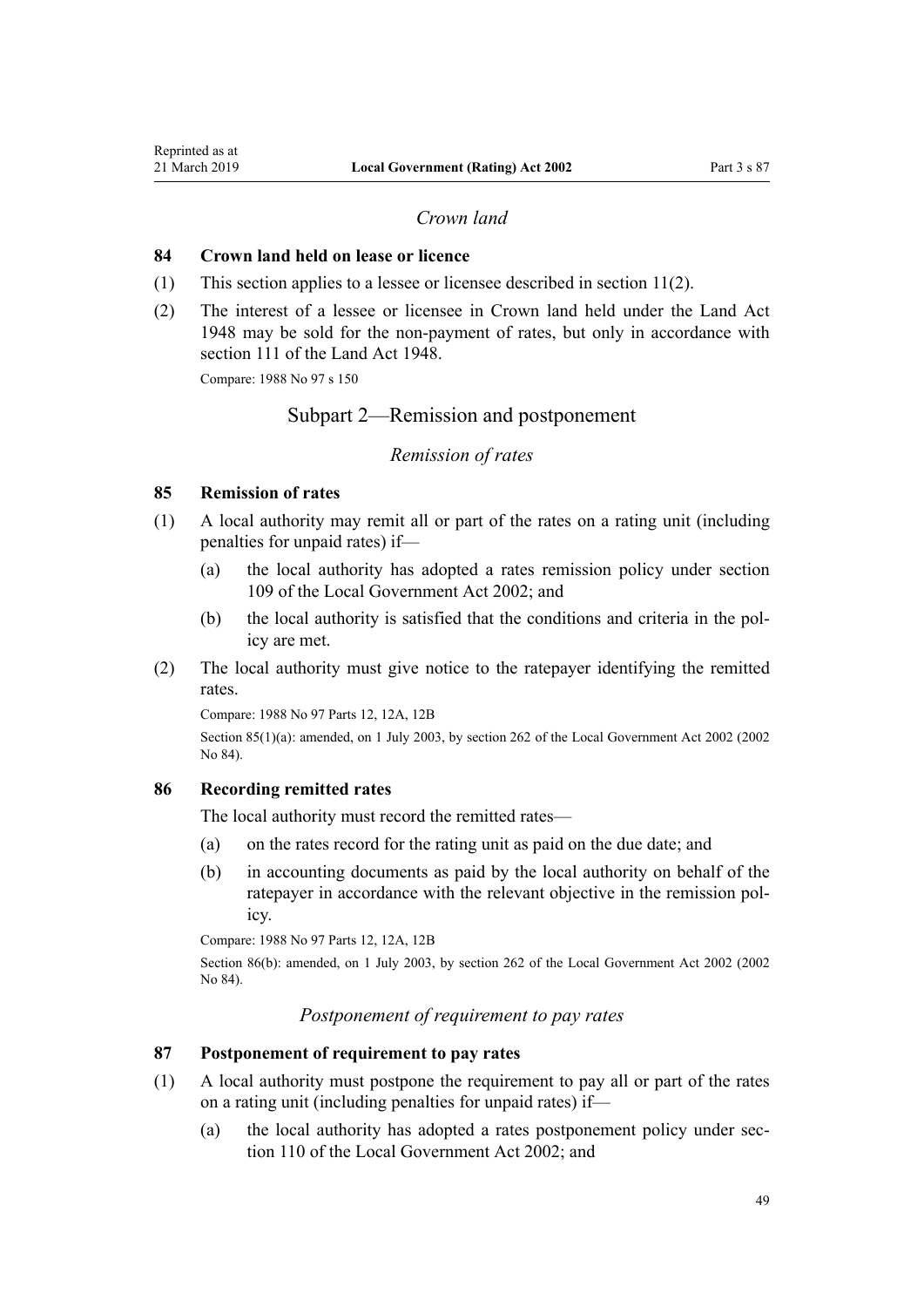*Crown land*

### 84 Crown land held on lease or licence

(1) This section applies to a lessee or licensee described in section 11(2).

(2) The interest of a lessee or licensee in Crown land held under the Land Act 1948 may be sold for the non-payment of rates, but only in accordance with section 111 of the Land Act 1948.

Compare: 1988 No 97 s 150

## Subpart 2—Remission and postponement

*Remission of rates*

### 85 Remission of rates

(1) A local authority may remit all or part of the rates on a rating unit (including penalties for unpaid rates) if—

   (a) the local authority has adopted a rates remission policy under section 109 of the Local Government Act 2002; and

   (b) the local authority is satisfied that the conditions and criteria in the policy are met.

(2) The local authority must give notice to the ratepayer identifying the remitted rates.

Compare: 1988 No 97 Parts 12, 12A, 12B

Section 85(1)(a): amended, on 1 July 2003, by section 262 of the Local Government Act 2002 (2002 No 84).

### 86 Recording remitted rates

The local authority must record the remitted rates—

   (a) on the rates record for the rating unit as paid on the due date; and

   (b) in accounting documents as paid by the local authority on behalf of the ratepayer in accordance with the relevant objective in the remission policy.

Compare: 1988 No 97 Parts 12, 12A, 12B

Section 86(b): amended, on 1 July 2003, by section 262 of the Local Government Act 2002 (2002 No 84).

*Postponement of requirement to pay rates*

### 87 Postponement of requirement to pay rates

(1) A local authority must postpone the requirement to pay all or part of the rates on a rating unit (including penalties for unpaid rates) if—

   (a) the local authority has adopted a rates postponement policy under section 110 of the Local Government Act 2002; and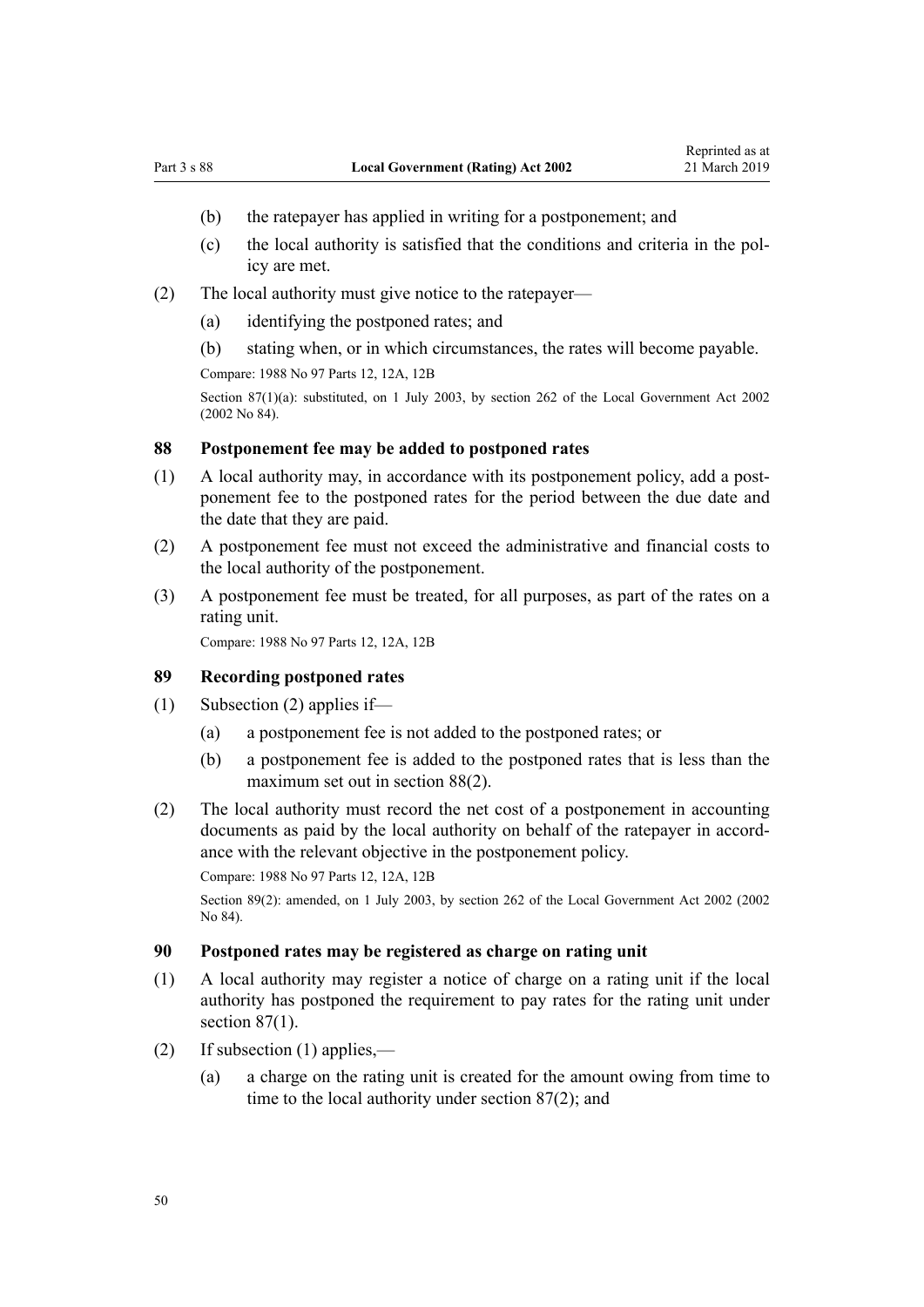(b) the ratepayer has applied in writing for a postponement; and

(c) the local authority is satisfied that the conditions and criteria in the policy are met.

(2) The local authority must give notice to the ratepayer—

(a) identifying the postponed rates; and

(b) stating when, or in which circumstances, the rates will become payable.

Compare: 1988 No 97 Parts 12, 12A, 12B

Section 87(1)(a): substituted, on 1 July 2003, by section 262 of the Local Government Act 2002 (2002 No 84).

### 88 Postponement fee may be added to postponed rates

(1) A local authority may, in accordance with its postponement policy, add a postponement fee to the postponed rates for the period between the due date and the date that they are paid.

(2) A postponement fee must not exceed the administrative and financial costs to the local authority of the postponement.

(3) A postponement fee must be treated, for all purposes, as part of the rates on a rating unit.

Compare: 1988 No 97 Parts 12, 12A, 12B

### 89 Recording postponed rates

(1) Subsection (2) applies if—

(a) a postponement fee is not added to the postponed rates; or

(b) a postponement fee is added to the postponed rates that is less than the maximum set out in section 88(2).

(2) The local authority must record the net cost of a postponement in accounting documents as paid by the local authority on behalf of the ratepayer in accordance with the relevant objective in the postponement policy.

Compare: 1988 No 97 Parts 12, 12A, 12B

Section 89(2): amended, on 1 July 2003, by section 262 of the Local Government Act 2002 (2002 No 84).

### 90 Postponed rates may be registered as charge on rating unit

(1) A local authority may register a notice of charge on a rating unit if the local authority has postponed the requirement to pay rates for the rating unit under section 87(1).

(2) If subsection (1) applies,—

(a) a charge on the rating unit is created for the amount owing from time to time to the local authority under section 87(2); and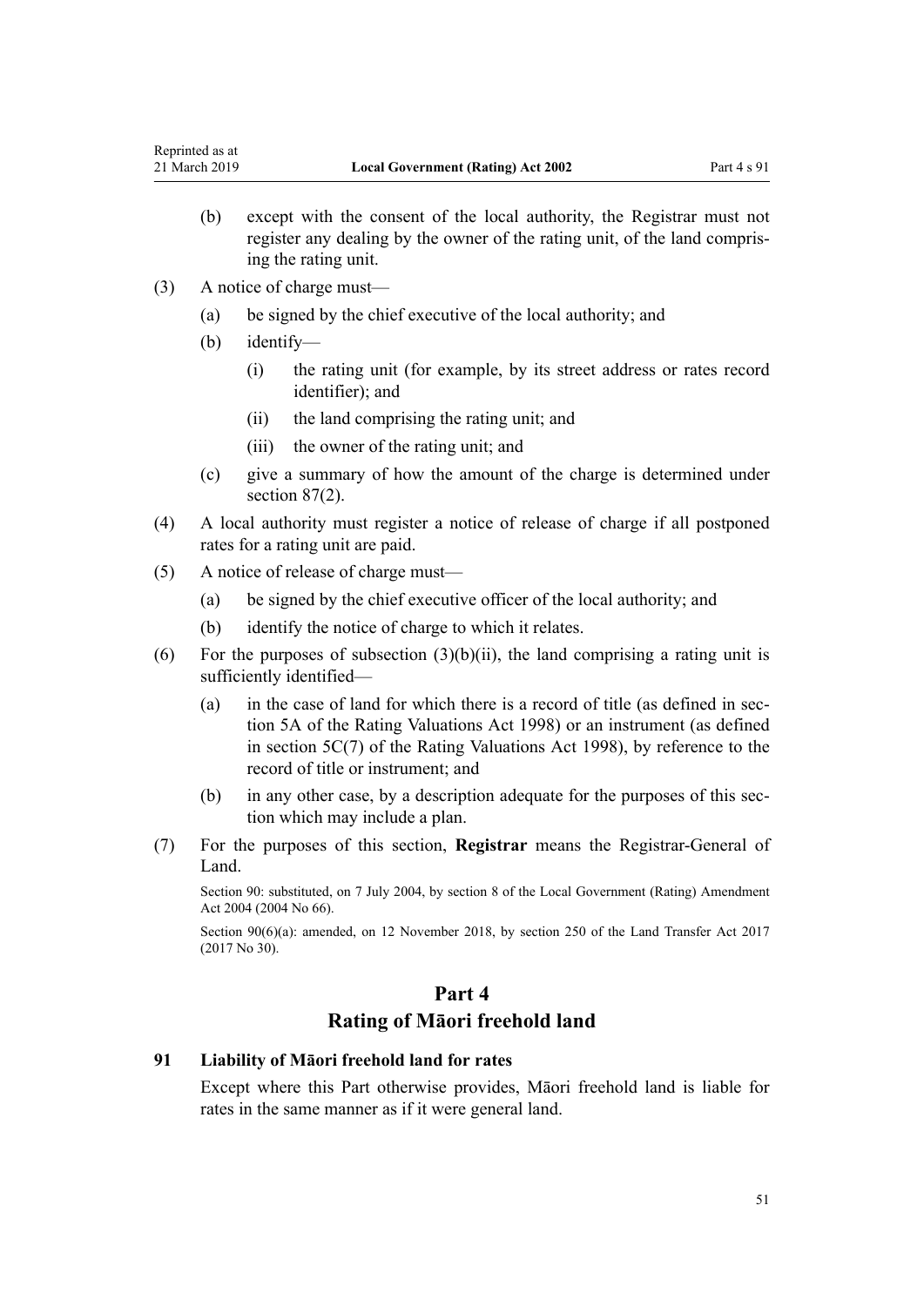(b) except with the consent of the local authority, the Registrar must not register any dealing by the owner of the rating unit, of the land comprising the rating unit.

(3) A notice of charge must—

(a) be signed by the chief executive of the local authority; and

(b) identify—

(i) the rating unit (for example, by its street address or rates record identifier); and

(ii) the land comprising the rating unit; and

(iii) the owner of the rating unit; and

(c) give a summary of how the amount of the charge is determined under section 87(2).

(4) A local authority must register a notice of release of charge if all postponed rates for a rating unit are paid.

(5) A notice of release of charge must—

(a) be signed by the chief executive officer of the local authority; and

(b) identify the notice of charge to which it relates.

(6) For the purposes of subsection (3)(b)(ii), the land comprising a rating unit is sufficiently identified—

(a) in the case of land for which there is a record of title (as defined in section 5A of the Rating Valuations Act 1998) or an instrument (as defined in section 5C(7) of the Rating Valuations Act 1998), by reference to the record of title or instrument; and

(b) in any other case, by a description adequate for the purposes of this section which may include a plan.

(7) For the purposes of this section, **Registrar** means the Registrar-General of Land.

Section 90: substituted, on 7 July 2004, by section 8 of the Local Government (Rating) Amendment Act 2004 (2004 No 66).

Section 90(6)(a): amended, on 12 November 2018, by section 250 of the Land Transfer Act 2017 (2017 No 30).

## Part 4
## Rating of Māori freehold land

### 91 Liability of Māori freehold land for rates

Except where this Part otherwise provides, Māori freehold land is liable for rates in the same manner as if it were general land.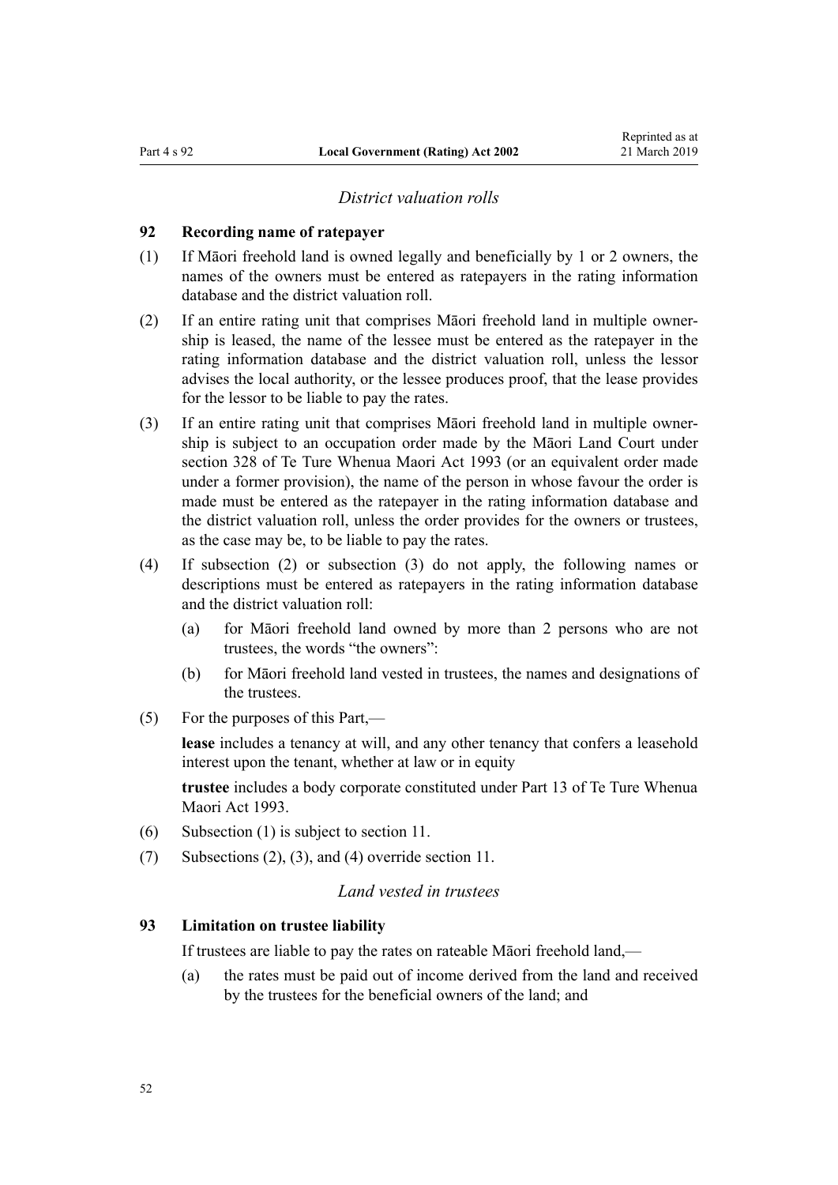### *District valuation rolls*

#### 92 Recording name of ratepayer

(1) If Māori freehold land is owned legally and beneficially by 1 or 2 owners, the names of the owners must be entered as ratepayers in the rating information database and the district valuation roll.

(2) If an entire rating unit that comprises Māori freehold land in multiple ownership is leased, the name of the lessee must be entered as the ratepayer in the rating information database and the district valuation roll, unless the lessor advises the local authority, or the lessee produces proof, that the lease provides for the lessor to be liable to pay the rates.

(3) If an entire rating unit that comprises Māori freehold land in multiple ownership is subject to an occupation order made by the Māori Land Court under section 328 of Te Ture Whenua Maori Act 1993 (or an equivalent order made under a former provision), the name of the person in whose favour the order is made must be entered as the ratepayer in the rating information database and the district valuation roll, unless the order provides for the owners or trustees, as the case may be, to be liable to pay the rates.

(4) If subsection (2) or subsection (3) do not apply, the following names or descriptions must be entered as ratepayers in the rating information database and the district valuation roll:

- (a) for Māori freehold land owned by more than 2 persons who are not trustees, the words "the owners":
- (b) for Māori freehold land vested in trustees, the names and designations of the trustees.

(5) For the purposes of this Part,—

**lease** includes a tenancy at will, and any other tenancy that confers a leasehold interest upon the tenant, whether at law or in equity

**trustee** includes a body corporate constituted under Part 13 of Te Ture Whenua Maori Act 1993.

(6) Subsection (1) is subject to section 11.

(7) Subsections (2), (3), and (4) override section 11.

### *Land vested in trustees*

#### 93 Limitation on trustee liability

If trustees are liable to pay the rates on rateable Māori freehold land,—

- (a) the rates must be paid out of income derived from the land and received by the trustees for the beneficial owners of the land; and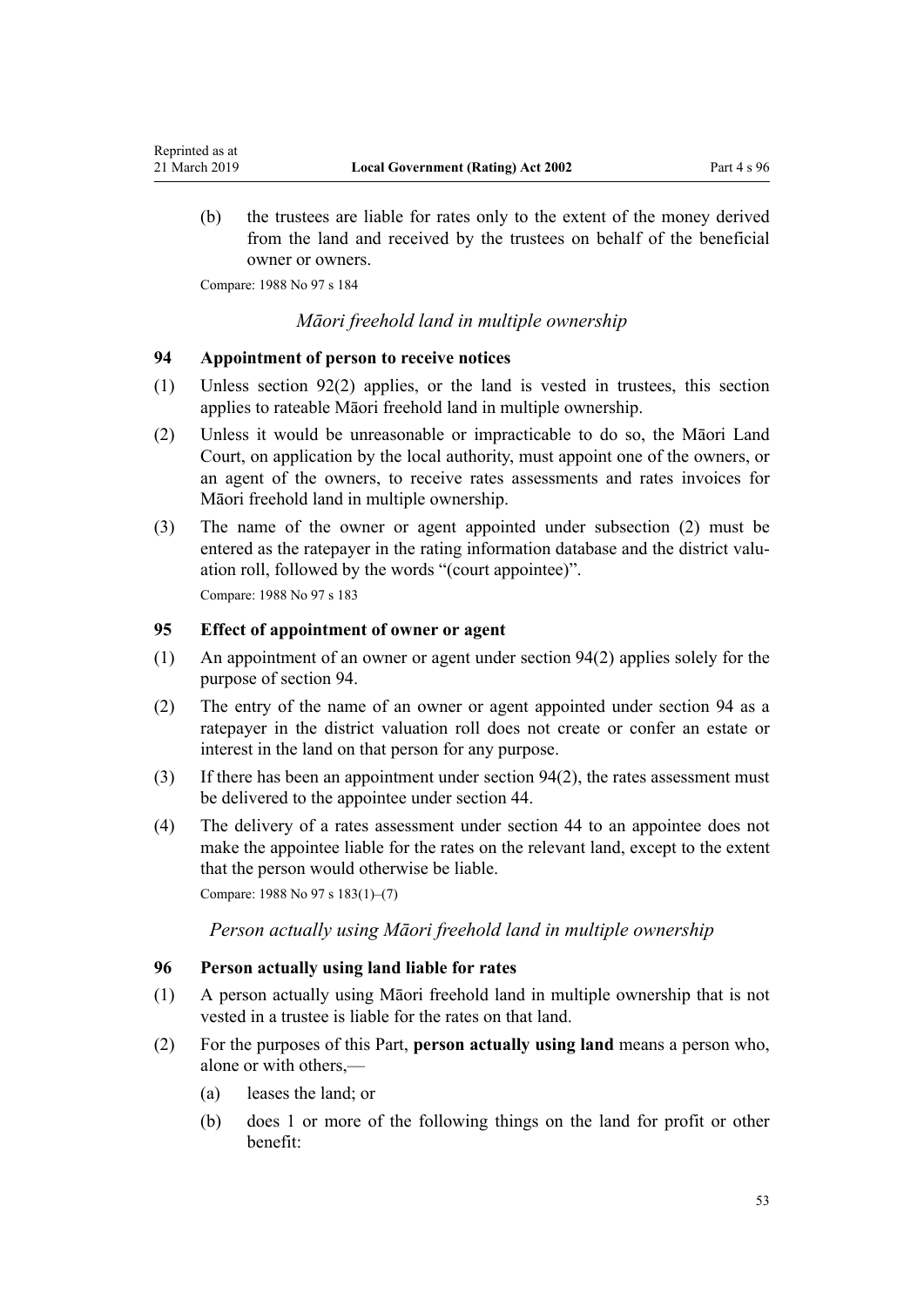(b) the trustees are liable for rates only to the extent of the money derived from the land and received by the trustees on behalf of the beneficial owner or owners.

Compare: 1988 No 97 s 184

*Māori freehold land in multiple ownership*

### 94 Appointment of person to receive notices

(1) Unless section 92(2) applies, or the land is vested in trustees, this section applies to rateable Māori freehold land in multiple ownership.

(2) Unless it would be unreasonable or impracticable to do so, the Māori Land Court, on application by the local authority, must appoint one of the owners, or an agent of the owners, to receive rates assessments and rates invoices for Māori freehold land in multiple ownership.

(3) The name of the owner or agent appointed under subsection (2) must be entered as the ratepayer in the rating information database and the district valuation roll, followed by the words "(court appointee)".

Compare: 1988 No 97 s 183

### 95 Effect of appointment of owner or agent

(1) An appointment of an owner or agent under section 94(2) applies solely for the purpose of section 94.

(2) The entry of the name of an owner or agent appointed under section 94 as a ratepayer in the district valuation roll does not create or confer an estate or interest in the land on that person for any purpose.

(3) If there has been an appointment under section 94(2), the rates assessment must be delivered to the appointee under section 44.

(4) The delivery of a rates assessment under section 44 to an appointee does not make the appointee liable for the rates on the relevant land, except to the extent that the person would otherwise be liable.

Compare: 1988 No 97 s 183(1)–(7)

*Person actually using Māori freehold land in multiple ownership*

### 96 Person actually using land liable for rates

(1) A person actually using Māori freehold land in multiple ownership that is not vested in a trustee is liable for the rates on that land.

(2) For the purposes of this Part, **person actually using land** means a person who, alone or with others,—

(a) leases the land; or

(b) does 1 or more of the following things on the land for profit or other benefit: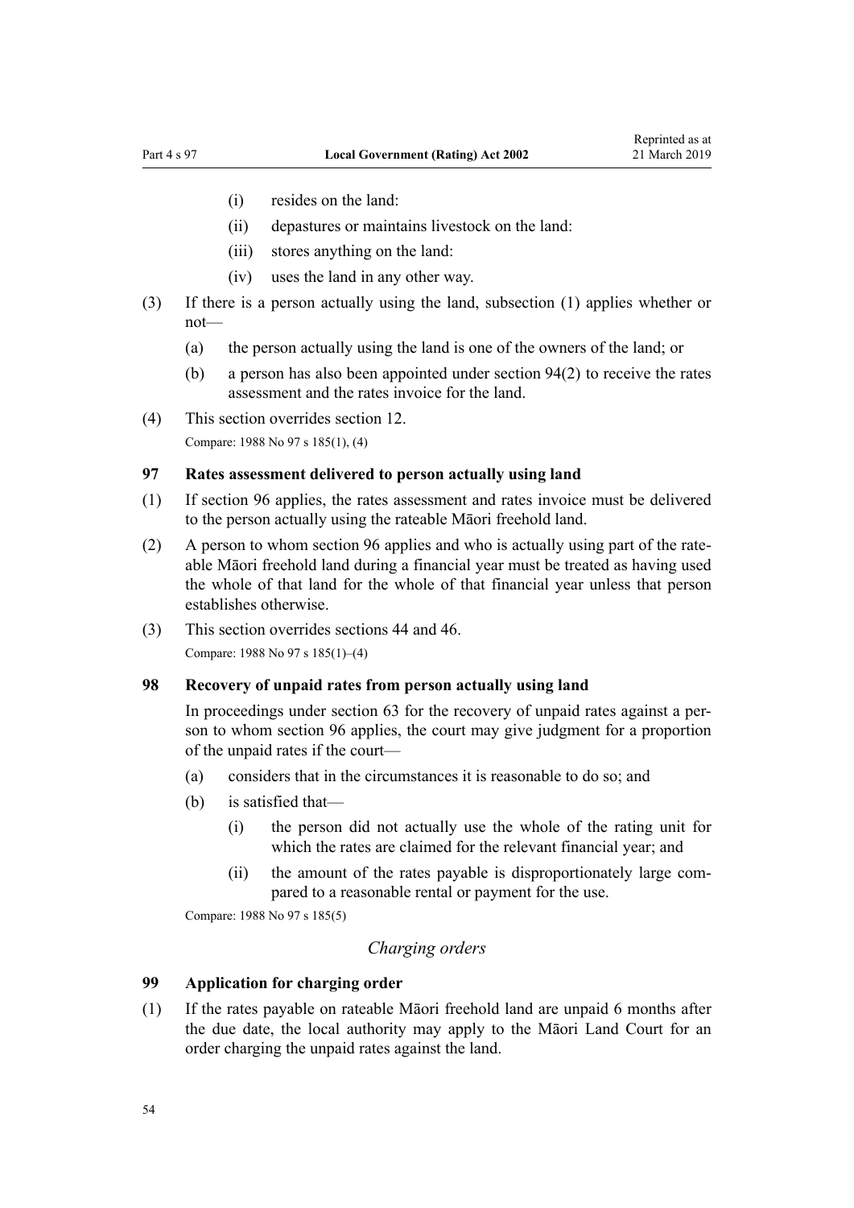(i) resides on the land:

(ii) depastures or maintains livestock on the land:

(iii) stores anything on the land:

(iv) uses the land in any other way.

(3) If there is a person actually using the land, subsection (1) applies whether or not—

(a) the person actually using the land is one of the owners of the land; or

(b) a person has also been appointed under section 94(2) to receive the rates assessment and the rates invoice for the land.

(4) This section overrides section 12.

Compare: 1988 No 97 s 185(1), (4)

### 97 Rates assessment delivered to person actually using land

(1) If section 96 applies, the rates assessment and rates invoice must be delivered to the person actually using the rateable Māori freehold land.

(2) A person to whom section 96 applies and who is actually using part of the rateable Māori freehold land during a financial year must be treated as having used the whole of that land for the whole of that financial year unless that person establishes otherwise.

(3) This section overrides sections 44 and 46.

Compare: 1988 No 97 s 185(1)–(4)

### 98 Recovery of unpaid rates from person actually using land

In proceedings under section 63 for the recovery of unpaid rates against a person to whom section 96 applies, the court may give judgment for a proportion of the unpaid rates if the court—

(a) considers that in the circumstances it is reasonable to do so; and

(b) is satisfied that—

(i) the person did not actually use the whole of the rating unit for which the rates are claimed for the relevant financial year; and

(ii) the amount of the rates payable is disproportionately large compared to a reasonable rental or payment for the use.

Compare: 1988 No 97 s 185(5)

*Charging orders*

### 99 Application for charging order

(1) If the rates payable on rateable Māori freehold land are unpaid 6 months after the due date, the local authority may apply to the Māori Land Court for an order charging the unpaid rates against the land.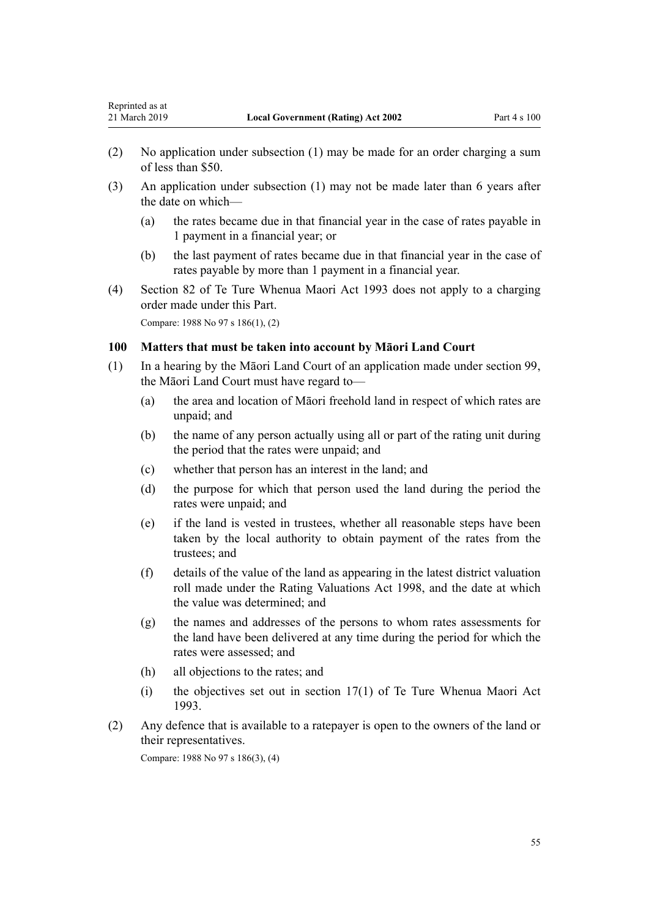(2) No application under subsection (1) may be made for an order charging a sum of less than $50.

(3) An application under subsection (1) may not be made later than 6 years after the date on which—

  (a) the rates became due in that financial year in the case of rates payable in 1 payment in a financial year; or

  (b) the last payment of rates became due in that financial year in the case of rates payable by more than 1 payment in a financial year.

(4) Section 82 of Te Ture Whenua Maori Act 1993 does not apply to a charging order made under this Part.

Compare: 1988 No 97 s 186(1), (2)

### 100 Matters that must be taken into account by Māori Land Court

(1) In a hearing by the Māori Land Court of an application made under section 99, the Māori Land Court must have regard to—

  (a) the area and location of Māori freehold land in respect of which rates are unpaid; and

  (b) the name of any person actually using all or part of the rating unit during the period that the rates were unpaid; and

  (c) whether that person has an interest in the land; and

  (d) the purpose for which that person used the land during the period the rates were unpaid; and

  (e) if the land is vested in trustees, whether all reasonable steps have been taken by the local authority to obtain payment of the rates from the trustees; and

  (f) details of the value of the land as appearing in the latest district valuation roll made under the Rating Valuations Act 1998, and the date at which the value was determined; and

  (g) the names and addresses of the persons to whom rates assessments for the land have been delivered at any time during the period for which the rates were assessed; and

  (h) all objections to the rates; and

  (i) the objectives set out in section 17(1) of Te Ture Whenua Maori Act 1993.

(2) Any defence that is available to a ratepayer is open to the owners of the land or their representatives.

Compare: 1988 No 97 s 186(3), (4)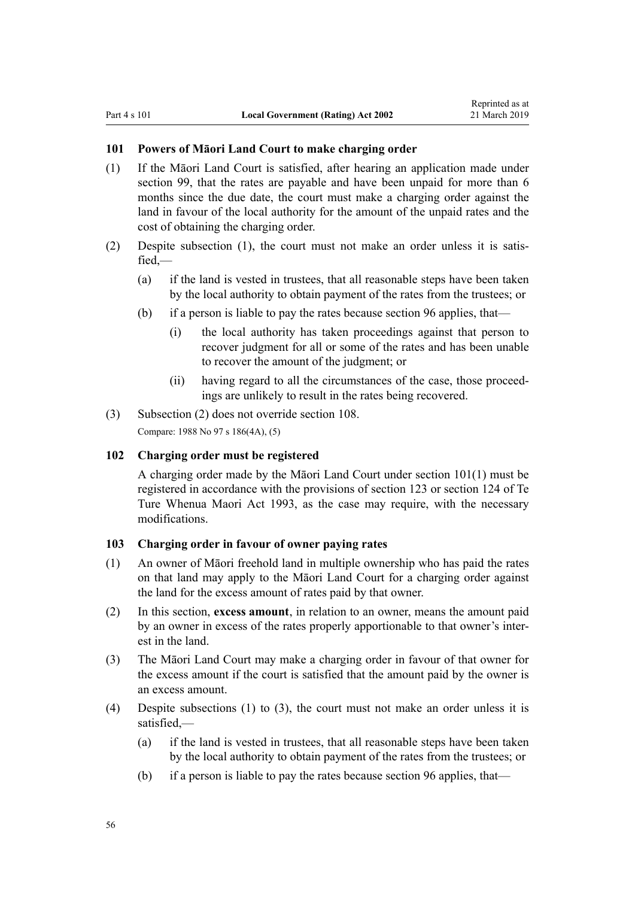### 101 Powers of Māori Land Court to make charging order

(1) If the Māori Land Court is satisfied, after hearing an application made under section 99, that the rates are payable and have been unpaid for more than 6 months since the due date, the court must make a charging order against the land in favour of the local authority for the amount of the unpaid rates and the cost of obtaining the charging order.

(2) Despite subsection (1), the court must not make an order unless it is satisfied,—

- (a) if the land is vested in trustees, that all reasonable steps have been taken by the local authority to obtain payment of the rates from the trustees; or
- (b) if a person is liable to pay the rates because section 96 applies, that—
  - (i) the local authority has taken proceedings against that person to recover judgment for all or some of the rates and has been unable to recover the amount of the judgment; or
  - (ii) having regard to all the circumstances of the case, those proceedings are unlikely to result in the rates being recovered.

(3) Subsection (2) does not override section 108.

Compare: 1988 No 97 s 186(4A), (5)

### 102 Charging order must be registered

A charging order made by the Māori Land Court under section 101(1) must be registered in accordance with the provisions of section 123 or section 124 of Te Ture Whenua Maori Act 1993, as the case may require, with the necessary modifications.

### 103 Charging order in favour of owner paying rates

(1) An owner of Māori freehold land in multiple ownership who has paid the rates on that land may apply to the Māori Land Court for a charging order against the land for the excess amount of rates paid by that owner.

(2) In this section, **excess amount**, in relation to an owner, means the amount paid by an owner in excess of the rates properly apportionable to that owner's interest in the land.

(3) The Māori Land Court may make a charging order in favour of that owner for the excess amount if the court is satisfied that the amount paid by the owner is an excess amount.

(4) Despite subsections (1) to (3), the court must not make an order unless it is satisfied,—

- (a) if the land is vested in trustees, that all reasonable steps have been taken by the local authority to obtain payment of the rates from the trustees; or
- (b) if a person is liable to pay the rates because section 96 applies, that—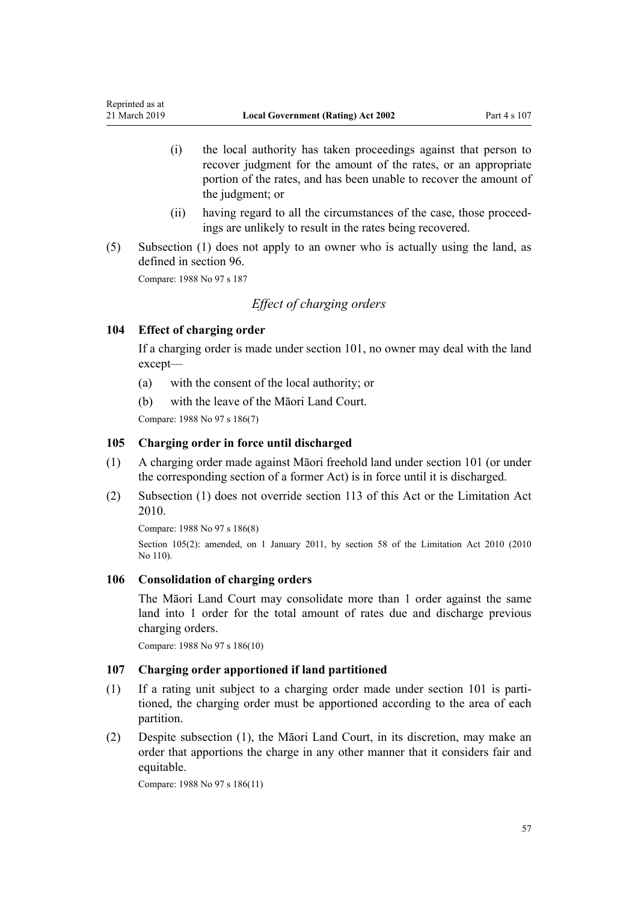(i) the local authority has taken proceedings against that person to recover judgment for the amount of the rates, or an appropriate portion of the rates, and has been unable to recover the amount of the judgment; or

(ii) having regard to all the circumstances of the case, those proceedings are unlikely to result in the rates being recovered.

(5) Subsection (1) does not apply to an owner who is actually using the land, as defined in section 96.

Compare: 1988 No 97 s 187

### *Effect of charging orders*

### 104 Effect of charging order

If a charging order is made under section 101, no owner may deal with the land except—

(a) with the consent of the local authority; or

(b) with the leave of the Māori Land Court.

Compare: 1988 No 97 s 186(7)

### 105 Charging order in force until discharged

(1) A charging order made against Māori freehold land under section 101 (or under the corresponding section of a former Act) is in force until it is discharged.

(2) Subsection (1) does not override section 113 of this Act or the Limitation Act 2010.

Compare: 1988 No 97 s 186(8)

Section 105(2): amended, on 1 January 2011, by section 58 of the Limitation Act 2010 (2010 No 110).

### 106 Consolidation of charging orders

The Māori Land Court may consolidate more than 1 order against the same land into 1 order for the total amount of rates due and discharge previous charging orders.

Compare: 1988 No 97 s 186(10)

### 107 Charging order apportioned if land partitioned

(1) If a rating unit subject to a charging order made under section 101 is partitioned, the charging order must be apportioned according to the area of each partition.

(2) Despite subsection (1), the Māori Land Court, in its discretion, may make an order that apportions the charge in any other manner that it considers fair and equitable.

Compare: 1988 No 97 s 186(11)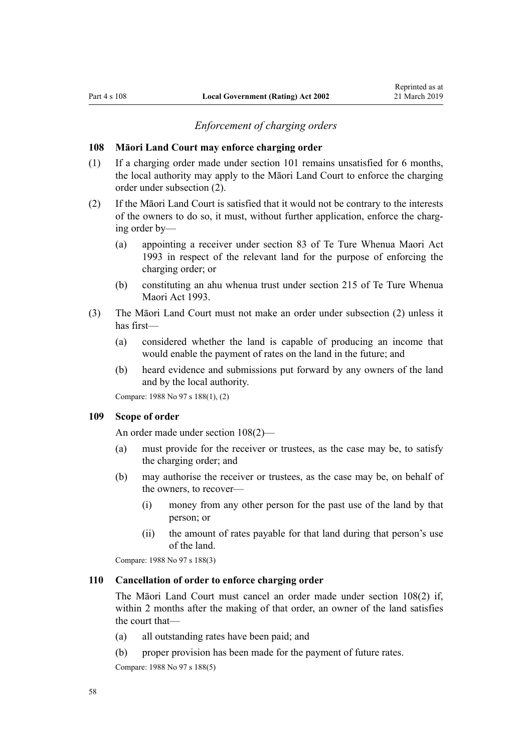*Enforcement of charging orders*

### 108 Māori Land Court may enforce charging order

(1) If a charging order made under section 101 remains unsatisfied for 6 months, the local authority may apply to the Māori Land Court to enforce the charging order under subsection (2).

(2) If the Māori Land Court is satisfied that it would not be contrary to the interests of the owners to do so, it must, without further application, enforce the charging order by—

- (a) appointing a receiver under section 83 of Te Ture Whenua Maori Act 1993 in respect of the relevant land for the purpose of enforcing the charging order; or
- (b) constituting an ahu whenua trust under section 215 of Te Ture Whenua Maori Act 1993.

(3) The Māori Land Court must not make an order under subsection (2) unless it has first—

- (a) considered whether the land is capable of producing an income that would enable the payment of rates on the land in the future; and
- (b) heard evidence and submissions put forward by any owners of the land and by the local authority.

Compare: 1988 No 97 s 188(1), (2)

### 109 Scope of order

An order made under section 108(2)—

- (a) must provide for the receiver or trustees, as the case may be, to satisfy the charging order; and
- (b) may authorise the receiver or trustees, as the case may be, on behalf of the owners, to recover—
  - (i) money from any other person for the past use of the land by that person; or
  - (ii) the amount of rates payable for that land during that person's use of the land.

Compare: 1988 No 97 s 188(3)

### 110 Cancellation of order to enforce charging order

The Māori Land Court must cancel an order made under section 108(2) if, within 2 months after the making of that order, an owner of the land satisfies the court that—

- (a) all outstanding rates have been paid; and
- (b) proper provision has been made for the payment of future rates.

Compare: 1988 No 97 s 188(5)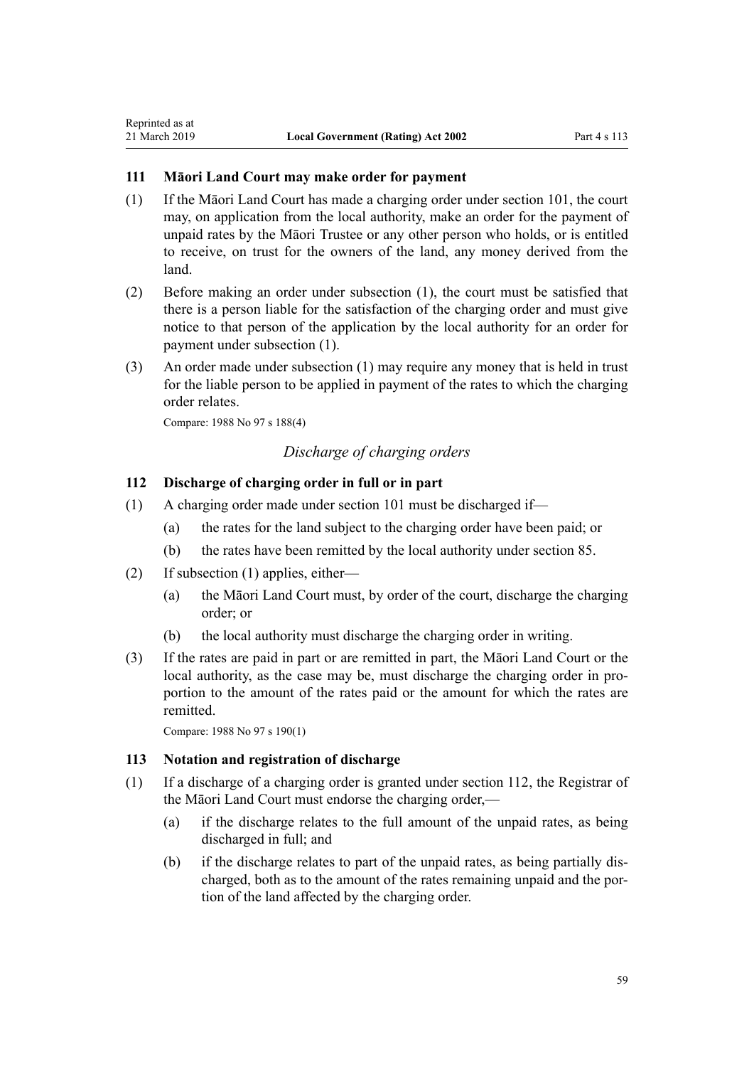### 111 Māori Land Court may make order for payment

(1) If the Māori Land Court has made a charging order under section 101, the court may, on application from the local authority, make an order for the payment of unpaid rates by the Māori Trustee or any other person who holds, or is entitled to receive, on trust for the owners of the land, any money derived from the land.

(2) Before making an order under subsection (1), the court must be satisfied that there is a person liable for the satisfaction of the charging order and must give notice to that person of the application by the local authority for an order for payment under subsection (1).

(3) An order made under subsection (1) may require any money that is held in trust for the liable person to be applied in payment of the rates to which the charging order relates.

Compare: 1988 No 97 s 188(4)

*Discharge of charging orders*

### 112 Discharge of charging order in full or in part

(1) A charging order made under section 101 must be discharged if—

  (a) the rates for the land subject to the charging order have been paid; or

  (b) the rates have been remitted by the local authority under section 85.

(2) If subsection (1) applies, either—

  (a) the Māori Land Court must, by order of the court, discharge the charging order; or

  (b) the local authority must discharge the charging order in writing.

(3) If the rates are paid in part or are remitted in part, the Māori Land Court or the local authority, as the case may be, must discharge the charging order in proportion to the amount of the rates paid or the amount for which the rates are remitted.

Compare: 1988 No 97 s 190(1)

### 113 Notation and registration of discharge

(1) If a discharge of a charging order is granted under section 112, the Registrar of the Māori Land Court must endorse the charging order,—

  (a) if the discharge relates to the full amount of the unpaid rates, as being discharged in full; and

  (b) if the discharge relates to part of the unpaid rates, as being partially discharged, both as to the amount of the rates remaining unpaid and the portion of the land affected by the charging order.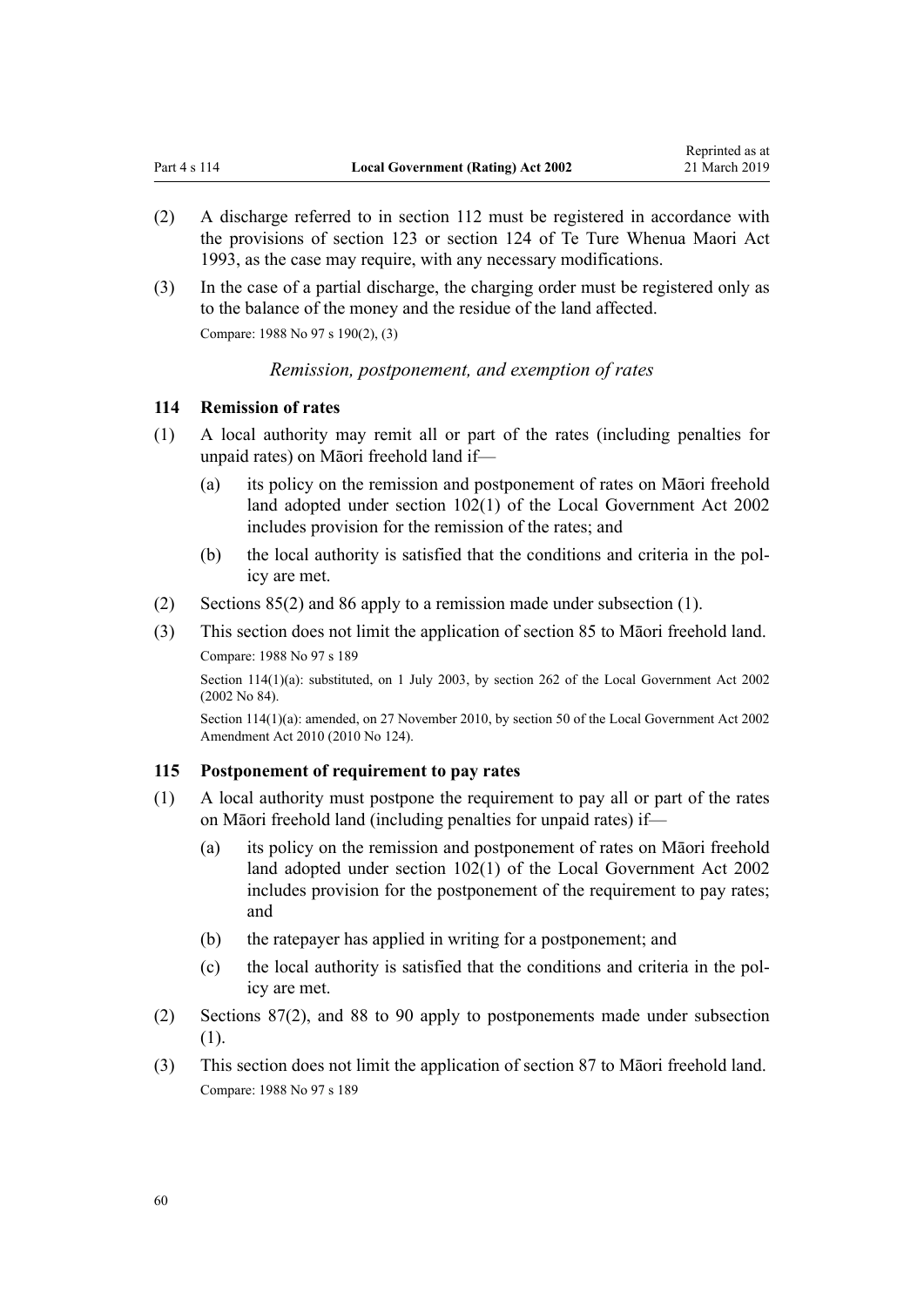(2) A discharge referred to in section 112 must be registered in accordance with the provisions of section 123 or section 124 of Te Ture Whenua Maori Act 1993, as the case may require, with any necessary modifications.

(3) In the case of a partial discharge, the charging order must be registered only as to the balance of the money and the residue of the land affected.

Compare: 1988 No 97 s 190(2), (3)

*Remission, postponement, and exemption of rates*

### 114 Remission of rates

(1) A local authority may remit all or part of the rates (including penalties for unpaid rates) on Māori freehold land if—

  (a) its policy on the remission and postponement of rates on Māori freehold land adopted under section 102(1) of the Local Government Act 2002 includes provision for the remission of the rates; and

  (b) the local authority is satisfied that the conditions and criteria in the policy are met.

(2) Sections 85(2) and 86 apply to a remission made under subsection (1).

(3) This section does not limit the application of section 85 to Māori freehold land.

Compare: 1988 No 97 s 189

Section 114(1)(a): substituted, on 1 July 2003, by section 262 of the Local Government Act 2002 (2002 No 84).

Section 114(1)(a): amended, on 27 November 2010, by section 50 of the Local Government Act 2002 Amendment Act 2010 (2010 No 124).

### 115 Postponement of requirement to pay rates

(1) A local authority must postpone the requirement to pay all or part of the rates on Māori freehold land (including penalties for unpaid rates) if—

  (a) its policy on the remission and postponement of rates on Māori freehold land adopted under section 102(1) of the Local Government Act 2002 includes provision for the postponement of the requirement to pay rates; and

  (b) the ratepayer has applied in writing for a postponement; and

  (c) the local authority is satisfied that the conditions and criteria in the policy are met.

(2) Sections 87(2), and 88 to 90 apply to postponements made under subsection (1).

(3) This section does not limit the application of section 87 to Māori freehold land.

Compare: 1988 No 97 s 189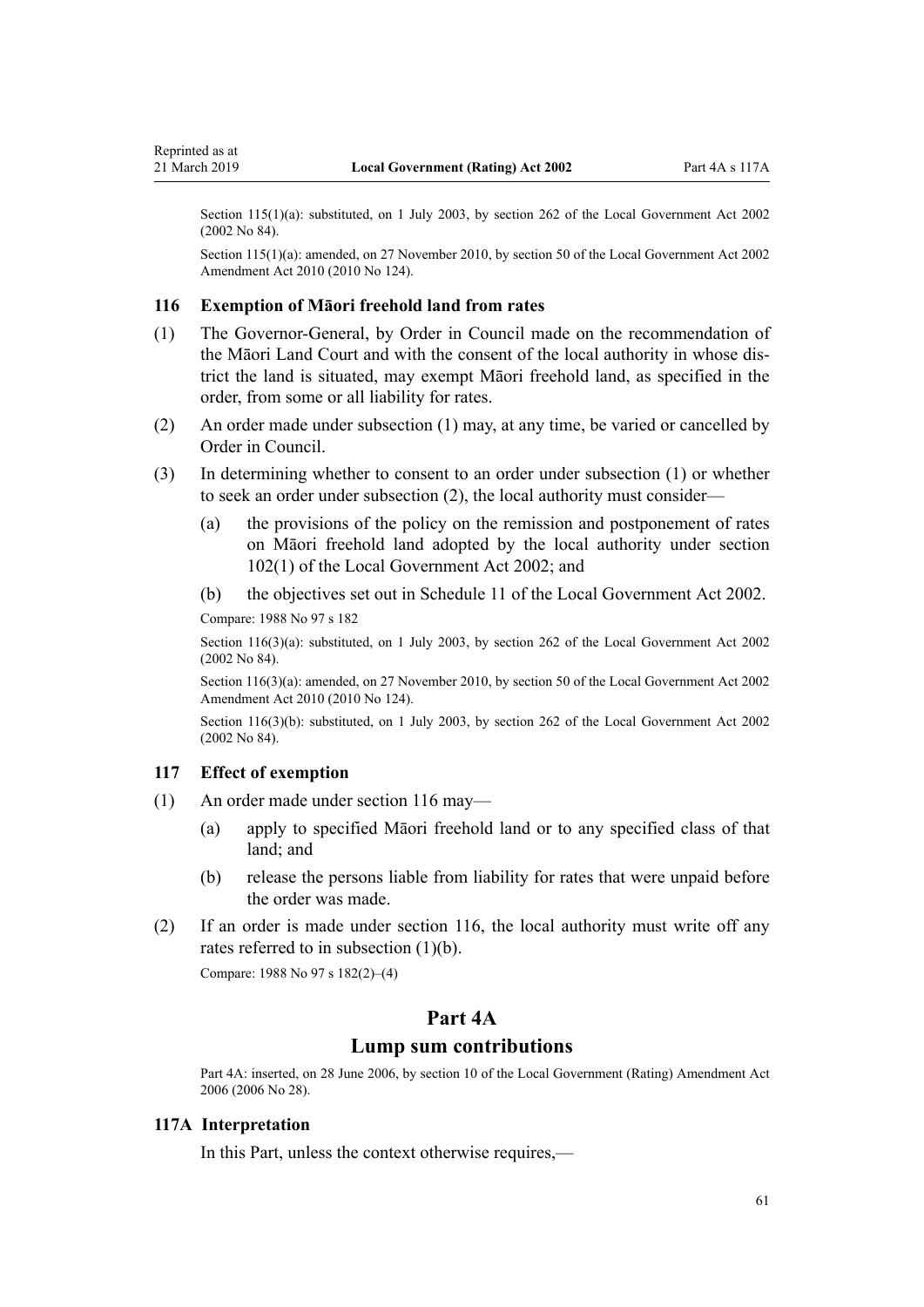Section 115(1)(a): substituted, on 1 July 2003, by section 262 of the Local Government Act 2002 (2002 No 84).

Section 115(1)(a): amended, on 27 November 2010, by section 50 of the Local Government Act 2002 Amendment Act 2010 (2010 No 124).

### 116 Exemption of Māori freehold land from rates

(1) The Governor-General, by Order in Council made on the recommendation of the Māori Land Court and with the consent of the local authority in whose district the land is situated, may exempt Māori freehold land, as specified in the order, from some or all liability for rates.

(2) An order made under subsection (1) may, at any time, be varied or cancelled by Order in Council.

(3) In determining whether to consent to an order under subsection (1) or whether to seek an order under subsection (2), the local authority must consider—

  (a) the provisions of the policy on the remission and postponement of rates on Māori freehold land adopted by the local authority under section 102(1) of the Local Government Act 2002; and

  (b) the objectives set out in Schedule 11 of the Local Government Act 2002.

Compare: 1988 No 97 s 182

Section 116(3)(a): substituted, on 1 July 2003, by section 262 of the Local Government Act 2002 (2002 No 84).

Section 116(3)(a): amended, on 27 November 2010, by section 50 of the Local Government Act 2002 Amendment Act 2010 (2010 No 124).

Section 116(3)(b): substituted, on 1 July 2003, by section 262 of the Local Government Act 2002 (2002 No 84).

### 117 Effect of exemption

(1) An order made under section 116 may—

  (a) apply to specified Māori freehold land or to any specified class of that land; and

  (b) release the persons liable from liability for rates that were unpaid before the order was made.

(2) If an order is made under section 116, the local authority must write off any rates referred to in subsection (1)(b).

Compare: 1988 No 97 s 182(2)–(4)

## Part 4A
## Lump sum contributions

Part 4A: inserted, on 28 June 2006, by section 10 of the Local Government (Rating) Amendment Act 2006 (2006 No 28).

### 117A Interpretation

In this Part, unless the context otherwise requires,—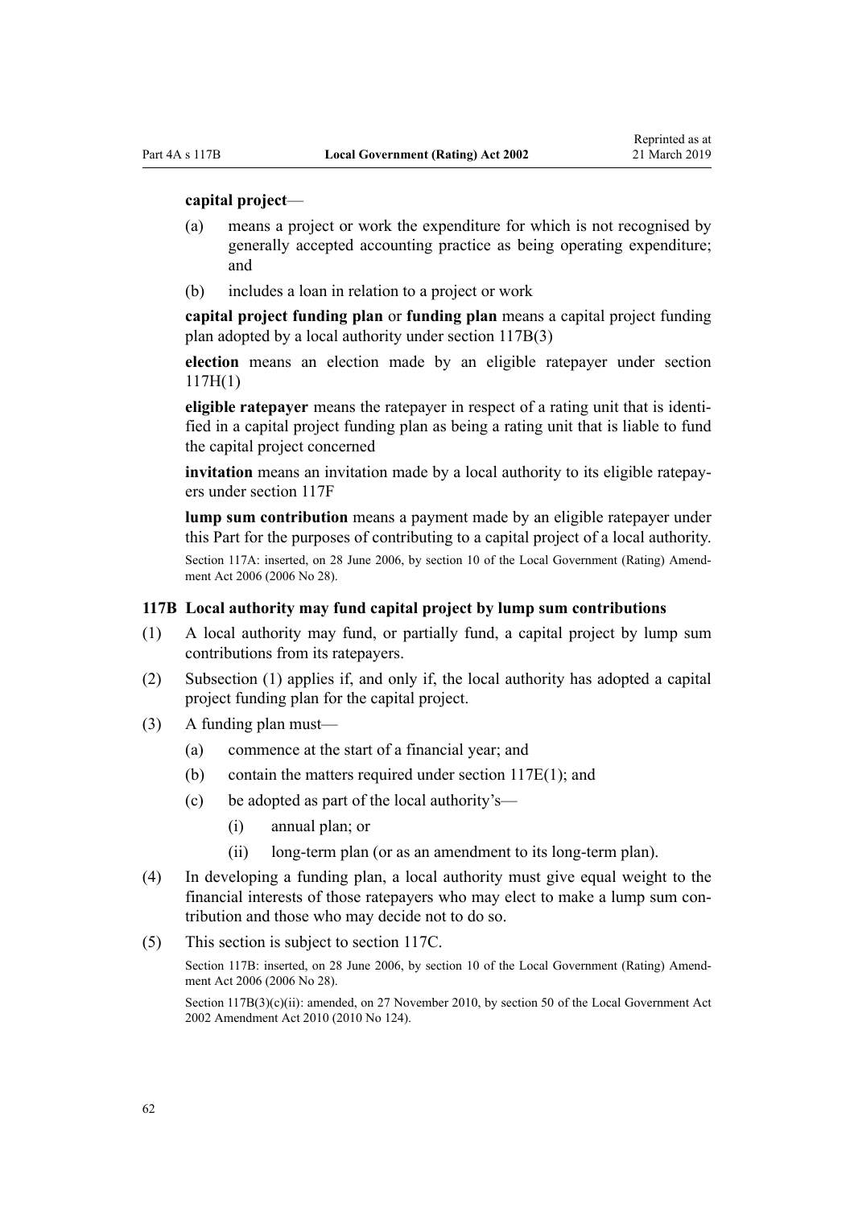**capital project**—

(a) means a project or work the expenditure for which is not recognised by generally accepted accounting practice as being operating expenditure; and

(b) includes a loan in relation to a project or work

**capital project funding plan** or **funding plan** means a capital project funding plan adopted by a local authority under section 117B(3)

**election** means an election made by an eligible ratepayer under section 117H(1)

**eligible ratepayer** means the ratepayer in respect of a rating unit that is identified in a capital project funding plan as being a rating unit that is liable to fund the capital project concerned

**invitation** means an invitation made by a local authority to its eligible ratepayers under section 117F

**lump sum contribution** means a payment made by an eligible ratepayer under this Part for the purposes of contributing to a capital project of a local authority.

Section 117A: inserted, on 28 June 2006, by section 10 of the Local Government (Rating) Amendment Act 2006 (2006 No 28).

### 117B Local authority may fund capital project by lump sum contributions

(1) A local authority may fund, or partially fund, a capital project by lump sum contributions from its ratepayers.

(2) Subsection (1) applies if, and only if, the local authority has adopted a capital project funding plan for the capital project.

(3) A funding plan must—

  (a) commence at the start of a financial year; and

  (b) contain the matters required under section 117E(1); and

  (c) be adopted as part of the local authority's—

    (i) annual plan; or

    (ii) long-term plan (or as an amendment to its long-term plan).

(4) In developing a funding plan, a local authority must give equal weight to the financial interests of those ratepayers who may elect to make a lump sum contribution and those who may decide not to do so.

(5) This section is subject to section 117C.

Section 117B: inserted, on 28 June 2006, by section 10 of the Local Government (Rating) Amendment Act 2006 (2006 No 28).

Section 117B(3)(c)(ii): amended, on 27 November 2010, by section 50 of the Local Government Act 2002 Amendment Act 2010 (2010 No 124).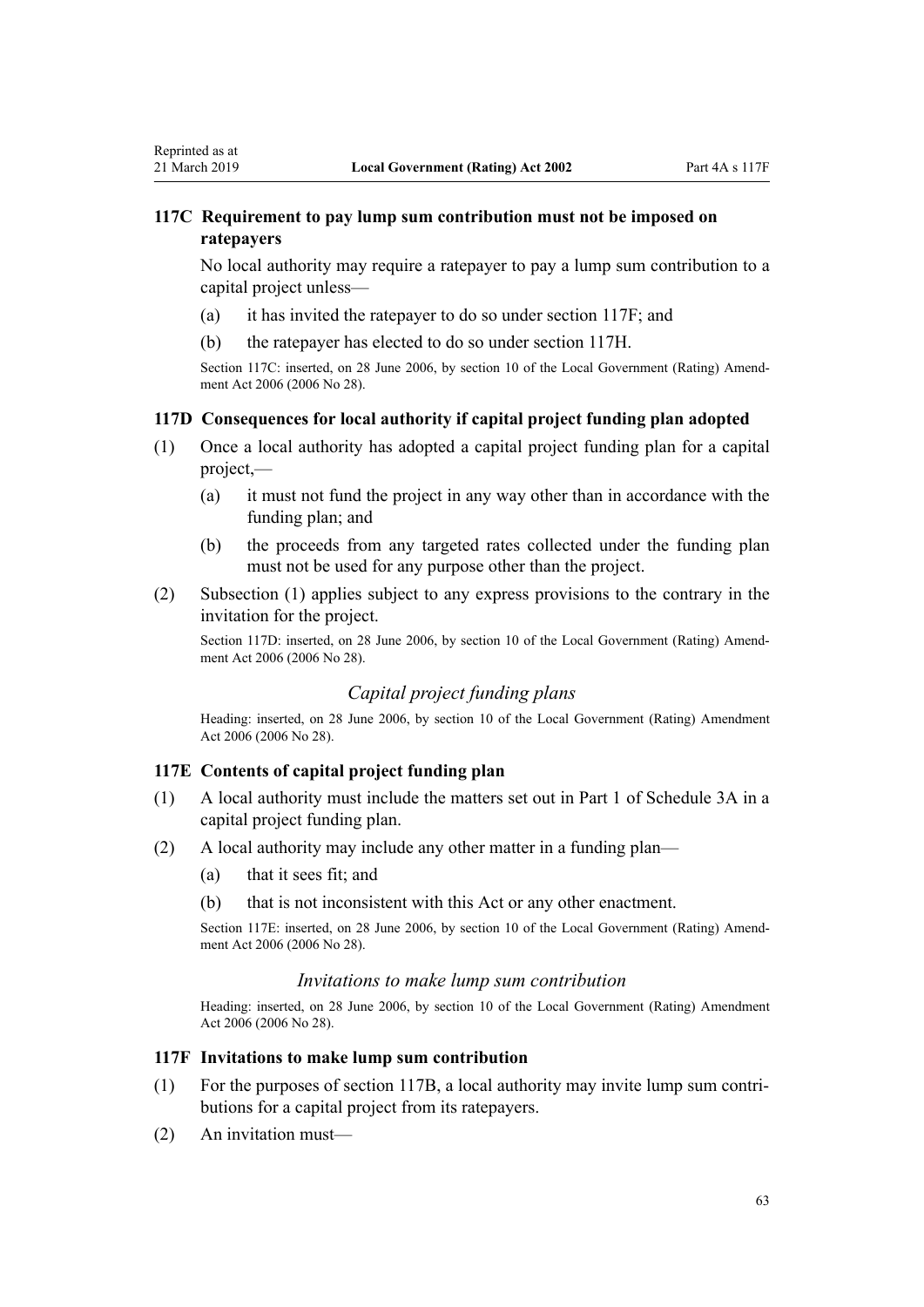### 117C Requirement to pay lump sum contribution must not be imposed on ratepayers

No local authority may require a ratepayer to pay a lump sum contribution to a capital project unless—

(a) it has invited the ratepayer to do so under section 117F; and

(b) the ratepayer has elected to do so under section 117H.

Section 117C: inserted, on 28 June 2006, by section 10 of the Local Government (Rating) Amendment Act 2006 (2006 No 28).

### 117D Consequences for local authority if capital project funding plan adopted

(1) Once a local authority has adopted a capital project funding plan for a capital project,—

(a) it must not fund the project in any way other than in accordance with the funding plan; and

(b) the proceeds from any targeted rates collected under the funding plan must not be used for any purpose other than the project.

(2) Subsection (1) applies subject to any express provisions to the contrary in the invitation for the project.

Section 117D: inserted, on 28 June 2006, by section 10 of the Local Government (Rating) Amendment Act 2006 (2006 No 28).

## *Capital project funding plans*

Heading: inserted, on 28 June 2006, by section 10 of the Local Government (Rating) Amendment Act 2006 (2006 No 28).

### 117E Contents of capital project funding plan

(1) A local authority must include the matters set out in Part 1 of Schedule 3A in a capital project funding plan.

(2) A local authority may include any other matter in a funding plan—

(a) that it sees fit; and

(b) that is not inconsistent with this Act or any other enactment.

Section 117E: inserted, on 28 June 2006, by section 10 of the Local Government (Rating) Amendment Act 2006 (2006 No 28).

## *Invitations to make lump sum contribution*

Heading: inserted, on 28 June 2006, by section 10 of the Local Government (Rating) Amendment Act 2006 (2006 No 28).

### 117F Invitations to make lump sum contribution

(1) For the purposes of section 117B, a local authority may invite lump sum contributions for a capital project from its ratepayers.

(2) An invitation must—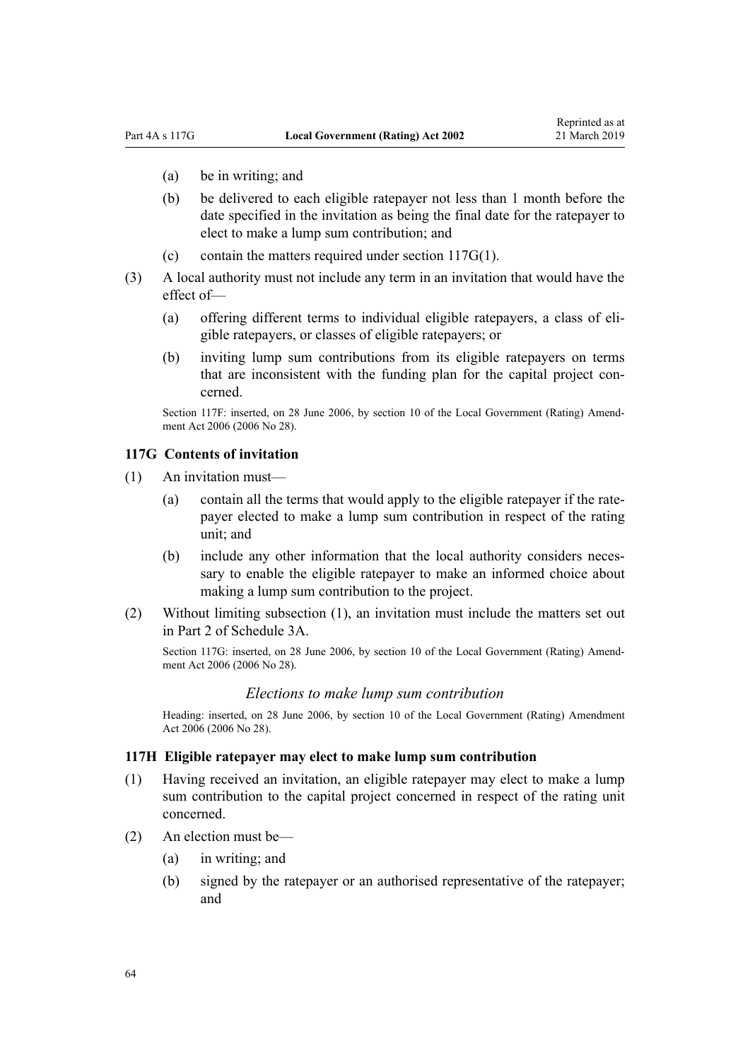(a) be in writing; and

(b) be delivered to each eligible ratepayer not less than 1 month before the date specified in the invitation as being the final date for the ratepayer to elect to make a lump sum contribution; and

(c) contain the matters required under section 117G(1).

(3) A local authority must not include any term in an invitation that would have the effect of—

(a) offering different terms to individual eligible ratepayers, a class of eligible ratepayers, or classes of eligible ratepayers; or

(b) inviting lump sum contributions from its eligible ratepayers on terms that are inconsistent with the funding plan for the capital project concerned.

Section 117F: inserted, on 28 June 2006, by section 10 of the Local Government (Rating) Amendment Act 2006 (2006 No 28).

### 117G Contents of invitation

(1) An invitation must—

(a) contain all the terms that would apply to the eligible ratepayer if the ratepayer elected to make a lump sum contribution in respect of the rating unit; and

(b) include any other information that the local authority considers necessary to enable the eligible ratepayer to make an informed choice about making a lump sum contribution to the project.

(2) Without limiting subsection (1), an invitation must include the matters set out in Part 2 of Schedule 3A.

Section 117G: inserted, on 28 June 2006, by section 10 of the Local Government (Rating) Amendment Act 2006 (2006 No 28).

*Elections to make lump sum contribution*

Heading: inserted, on 28 June 2006, by section 10 of the Local Government (Rating) Amendment Act 2006 (2006 No 28).

### 117H Eligible ratepayer may elect to make lump sum contribution

(1) Having received an invitation, an eligible ratepayer may elect to make a lump sum contribution to the capital project concerned in respect of the rating unit concerned.

(2) An election must be—

(a) in writing; and

(b) signed by the ratepayer or an authorised representative of the ratepayer; and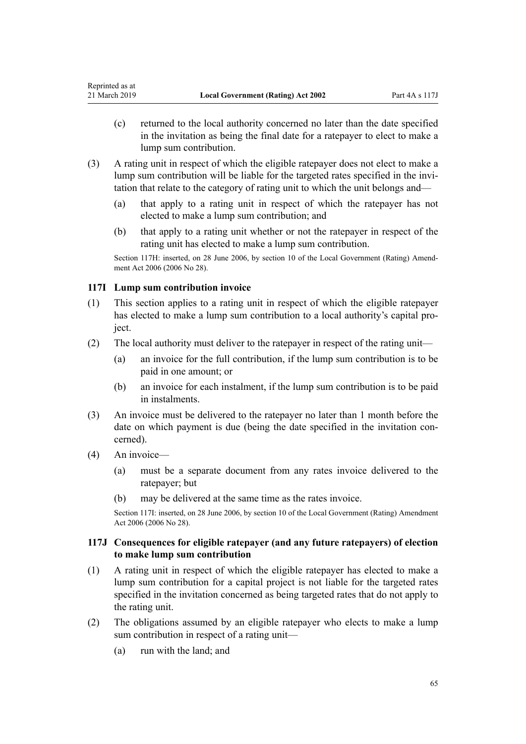(c) returned to the local authority concerned no later than the date specified in the invitation as being the final date for a ratepayer to elect to make a lump sum contribution.

(3) A rating unit in respect of which the eligible ratepayer does not elect to make a lump sum contribution will be liable for the targeted rates specified in the invitation that relate to the category of rating unit to which the unit belongs and—

(a) that apply to a rating unit in respect of which the ratepayer has not elected to make a lump sum contribution; and

(b) that apply to a rating unit whether or not the ratepayer in respect of the rating unit has elected to make a lump sum contribution.

Section 117H: inserted, on 28 June 2006, by section 10 of the Local Government (Rating) Amendment Act 2006 (2006 No 28).

### 117I Lump sum contribution invoice

(1) This section applies to a rating unit in respect of which the eligible ratepayer has elected to make a lump sum contribution to a local authority's capital project.

(2) The local authority must deliver to the ratepayer in respect of the rating unit—

(a) an invoice for the full contribution, if the lump sum contribution is to be paid in one amount; or

(b) an invoice for each instalment, if the lump sum contribution is to be paid in instalments.

(3) An invoice must be delivered to the ratepayer no later than 1 month before the date on which payment is due (being the date specified in the invitation concerned).

(4) An invoice—

(a) must be a separate document from any rates invoice delivered to the ratepayer; but

(b) may be delivered at the same time as the rates invoice.

Section 117I: inserted, on 28 June 2006, by section 10 of the Local Government (Rating) Amendment Act 2006 (2006 No 28).

### 117J Consequences for eligible ratepayer (and any future ratepayers) of election to make lump sum contribution

(1) A rating unit in respect of which the eligible ratepayer has elected to make a lump sum contribution for a capital project is not liable for the targeted rates specified in the invitation concerned as being targeted rates that do not apply to the rating unit.

(2) The obligations assumed by an eligible ratepayer who elects to make a lump sum contribution in respect of a rating unit—

(a) run with the land; and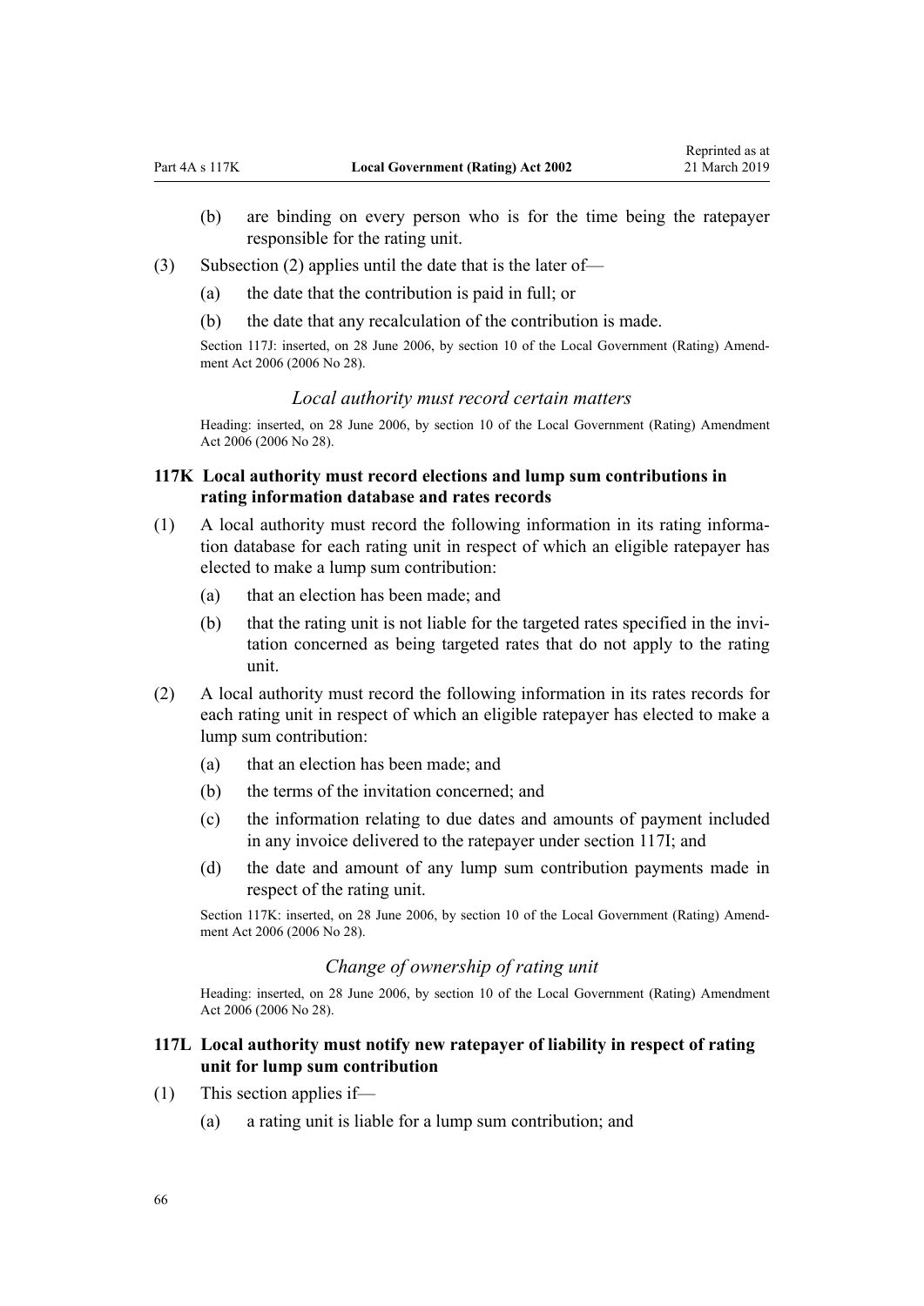(b) are binding on every person who is for the time being the ratepayer responsible for the rating unit.

(3) Subsection (2) applies until the date that is the later of—

(a) the date that the contribution is paid in full; or

(b) the date that any recalculation of the contribution is made.

Section 117J: inserted, on 28 June 2006, by section 10 of the Local Government (Rating) Amendment Act 2006 (2006 No 28).

*Local authority must record certain matters*

Heading: inserted, on 28 June 2006, by section 10 of the Local Government (Rating) Amendment Act 2006 (2006 No 28).

### 117K Local authority must record elections and lump sum contributions in rating information database and rates records

(1) A local authority must record the following information in its rating information database for each rating unit in respect of which an eligible ratepayer has elected to make a lump sum contribution:

(a) that an election has been made; and

(b) that the rating unit is not liable for the targeted rates specified in the invitation concerned as being targeted rates that do not apply to the rating unit.

(2) A local authority must record the following information in its rates records for each rating unit in respect of which an eligible ratepayer has elected to make a lump sum contribution:

(a) that an election has been made; and

(b) the terms of the invitation concerned; and

(c) the information relating to due dates and amounts of payment included in any invoice delivered to the ratepayer under section 117I; and

(d) the date and amount of any lump sum contribution payments made in respect of the rating unit.

Section 117K: inserted, on 28 June 2006, by section 10 of the Local Government (Rating) Amendment Act 2006 (2006 No 28).

*Change of ownership of rating unit*

Heading: inserted, on 28 June 2006, by section 10 of the Local Government (Rating) Amendment Act 2006 (2006 No 28).

### 117L Local authority must notify new ratepayer of liability in respect of rating unit for lump sum contribution

(1) This section applies if—

(a) a rating unit is liable for a lump sum contribution; and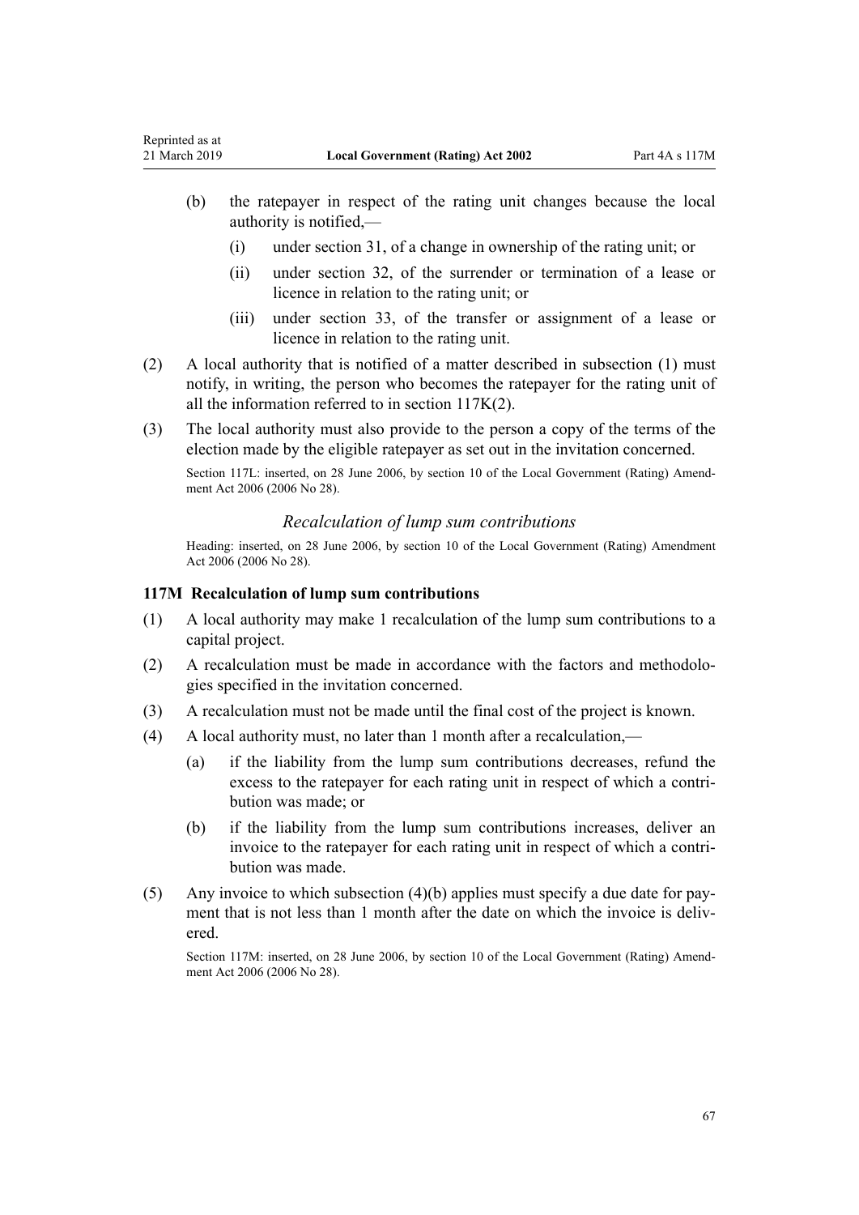(b) the ratepayer in respect of the rating unit changes because the local authority is notified,—

 (i) under section 31, of a change in ownership of the rating unit; or

 (ii) under section 32, of the surrender or termination of a lease or licence in relation to the rating unit; or

 (iii) under section 33, of the transfer or assignment of a lease or licence in relation to the rating unit.

(2) A local authority that is notified of a matter described in subsection (1) must notify, in writing, the person who becomes the ratepayer for the rating unit of all the information referred to in section 117K(2).

(3) The local authority must also provide to the person a copy of the terms of the election made by the eligible ratepayer as set out in the invitation concerned.

Section 117L: inserted, on 28 June 2006, by section 10 of the Local Government (Rating) Amendment Act 2006 (2006 No 28).

### *Recalculation of lump sum contributions*

Heading: inserted, on 28 June 2006, by section 10 of the Local Government (Rating) Amendment Act 2006 (2006 No 28).

### 117M Recalculation of lump sum contributions

(1) A local authority may make 1 recalculation of the lump sum contributions to a capital project.

(2) A recalculation must be made in accordance with the factors and methodologies specified in the invitation concerned.

(3) A recalculation must not be made until the final cost of the project is known.

(4) A local authority must, no later than 1 month after a recalculation,—

 (a) if the liability from the lump sum contributions decreases, refund the excess to the ratepayer for each rating unit in respect of which a contribution was made; or

 (b) if the liability from the lump sum contributions increases, deliver an invoice to the ratepayer for each rating unit in respect of which a contribution was made.

(5) Any invoice to which subsection (4)(b) applies must specify a due date for payment that is not less than 1 month after the date on which the invoice is delivered.

Section 117M: inserted, on 28 June 2006, by section 10 of the Local Government (Rating) Amendment Act 2006 (2006 No 28).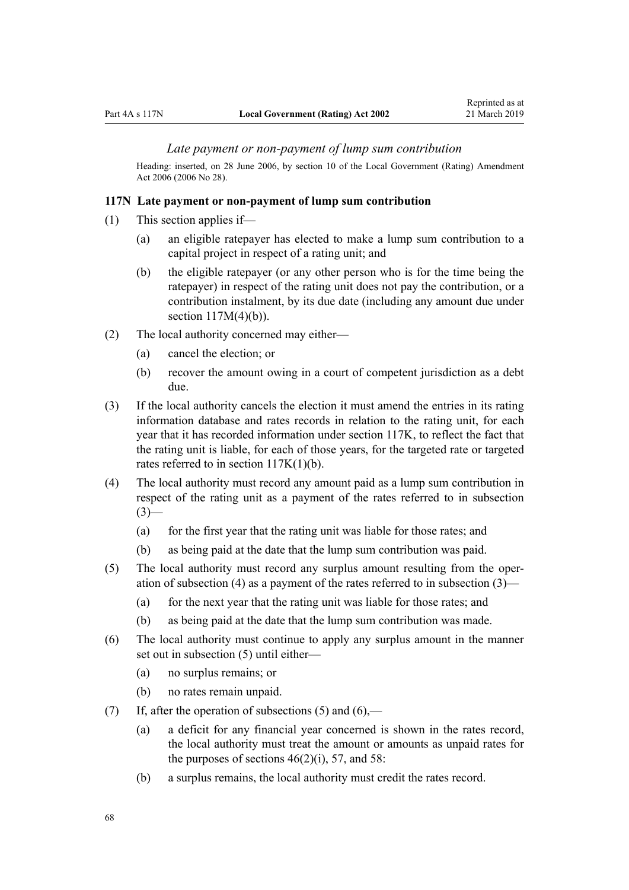### *Late payment or non-payment of lump sum contribution*

Heading: inserted, on 28 June 2006, by section 10 of the Local Government (Rating) Amendment Act 2006 (2006 No 28).

#### 117N Late payment or non-payment of lump sum contribution

(1) This section applies if—

  (a) an eligible ratepayer has elected to make a lump sum contribution to a capital project in respect of a rating unit; and

  (b) the eligible ratepayer (or any other person who is for the time being the ratepayer) in respect of the rating unit does not pay the contribution, or a contribution instalment, by its due date (including any amount due under section 117M(4)(b)).

(2) The local authority concerned may either—

  (a) cancel the election; or

  (b) recover the amount owing in a court of competent jurisdiction as a debt due.

(3) If the local authority cancels the election it must amend the entries in its rating information database and rates records in relation to the rating unit, for each year that it has recorded information under section 117K, to reflect the fact that the rating unit is liable, for each of those years, for the targeted rate or targeted rates referred to in section 117K(1)(b).

(4) The local authority must record any amount paid as a lump sum contribution in respect of the rating unit as a payment of the rates referred to in subsection (3)—

  (a) for the first year that the rating unit was liable for those rates; and

  (b) as being paid at the date that the lump sum contribution was paid.

(5) The local authority must record any surplus amount resulting from the operation of subsection (4) as a payment of the rates referred to in subsection (3)—

  (a) for the next year that the rating unit was liable for those rates; and

  (b) as being paid at the date that the lump sum contribution was made.

(6) The local authority must continue to apply any surplus amount in the manner set out in subsection (5) until either—

  (a) no surplus remains; or

  (b) no rates remain unpaid.

(7) If, after the operation of subsections (5) and (6),—

  (a) a deficit for any financial year concerned is shown in the rates record, the local authority must treat the amount or amounts as unpaid rates for the purposes of sections 46(2)(i), 57, and 58:

  (b) a surplus remains, the local authority must credit the rates record.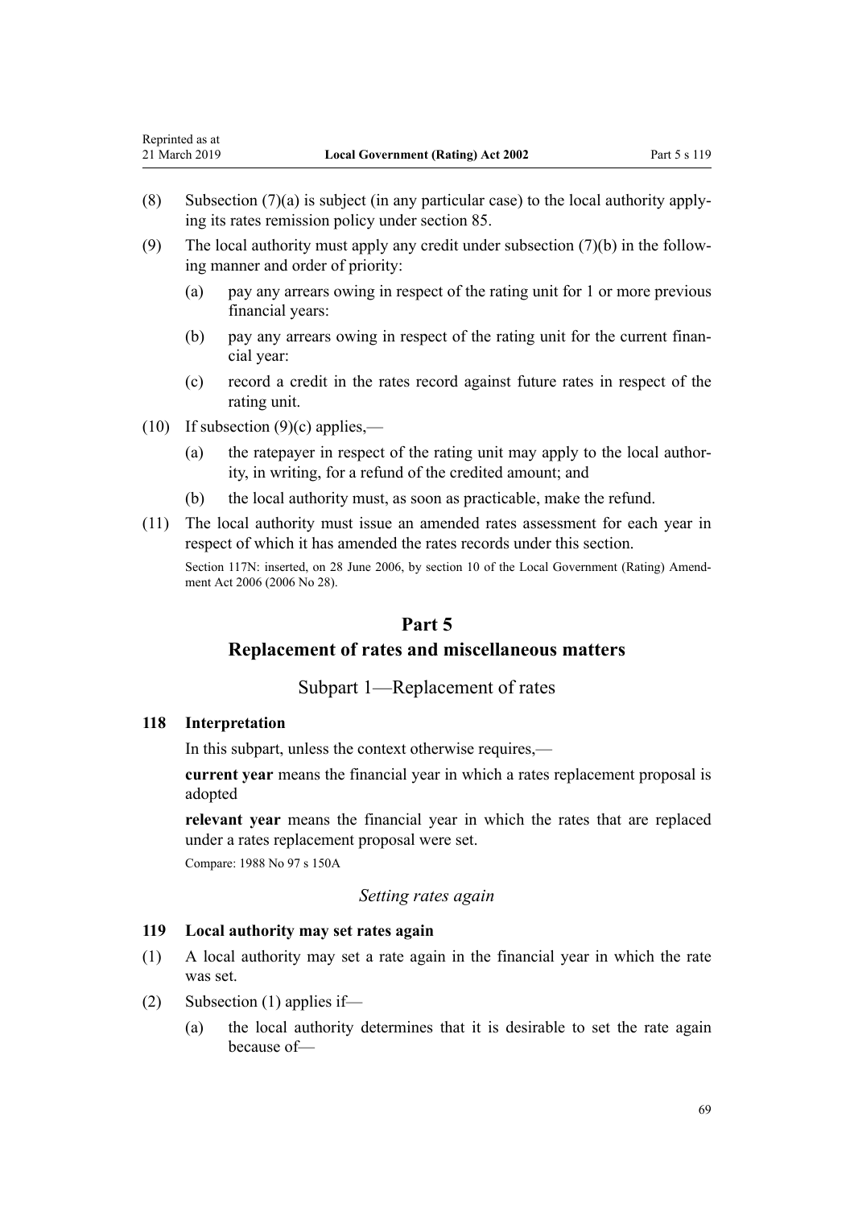(8) Subsection (7)(a) is subject (in any particular case) to the local authority applying its rates remission policy under section 85.

(9) The local authority must apply any credit under subsection (7)(b) in the following manner and order of priority:

  (a) pay any arrears owing in respect of the rating unit for 1 or more previous financial years:

  (b) pay any arrears owing in respect of the rating unit for the current financial year:

  (c) record a credit in the rates record against future rates in respect of the rating unit.

(10) If subsection (9)(c) applies,—

  (a) the ratepayer in respect of the rating unit may apply to the local authority, in writing, for a refund of the credited amount; and

  (b) the local authority must, as soon as practicable, make the refund.

(11) The local authority must issue an amended rates assessment for each year in respect of which it has amended the rates records under this section.

Section 117N: inserted, on 28 June 2006, by section 10 of the Local Government (Rating) Amendment Act 2006 (2006 No 28).

# Part 5
# Replacement of rates and miscellaneous matters

## Subpart 1—Replacement of rates

### 118 Interpretation

In this subpart, unless the context otherwise requires,—

**current year** means the financial year in which a rates replacement proposal is adopted

**relevant year** means the financial year in which the rates that are replaced under a rates replacement proposal were set.

Compare: 1988 No 97 s 150A

*Setting rates again*

### 119 Local authority may set rates again

(1) A local authority may set a rate again in the financial year in which the rate was set.

(2) Subsection (1) applies if—

  (a) the local authority determines that it is desirable to set the rate again because of—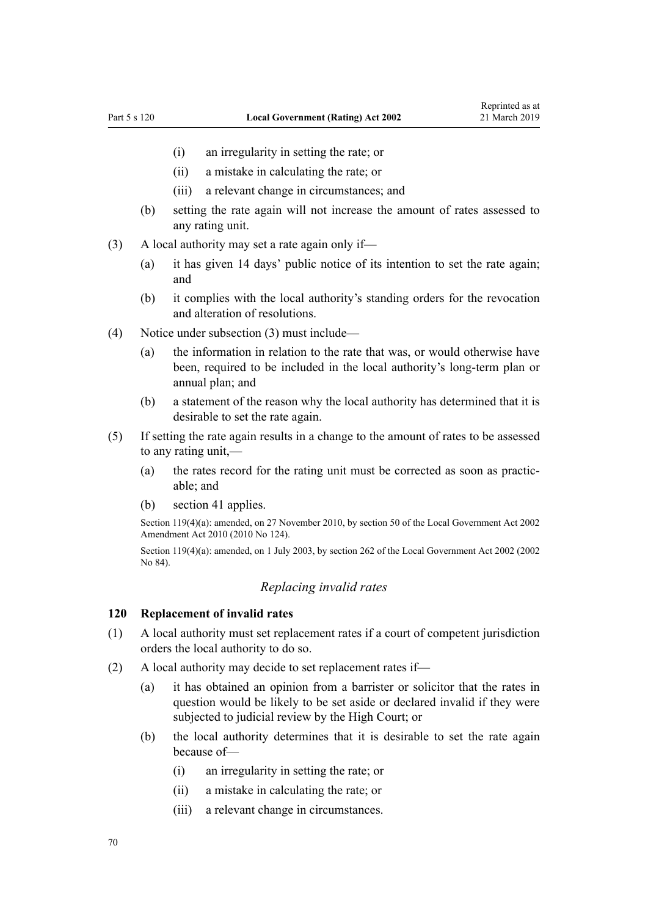(i) an irregularity in setting the rate; or

(ii) a mistake in calculating the rate; or

(iii) a relevant change in circumstances; and

(b) setting the rate again will not increase the amount of rates assessed to any rating unit.

(3) A local authority may set a rate again only if—

(a) it has given 14 days' public notice of its intention to set the rate again; and

(b) it complies with the local authority's standing orders for the revocation and alteration of resolutions.

(4) Notice under subsection (3) must include—

(a) the information in relation to the rate that was, or would otherwise have been, required to be included in the local authority's long-term plan or annual plan; and

(b) a statement of the reason why the local authority has determined that it is desirable to set the rate again.

(5) If setting the rate again results in a change to the amount of rates to be assessed to any rating unit,—

(a) the rates record for the rating unit must be corrected as soon as practicable; and

(b) section 41 applies.

Section 119(4)(a): amended, on 27 November 2010, by section 50 of the Local Government Act 2002 Amendment Act 2010 (2010 No 124).

Section 119(4)(a): amended, on 1 July 2003, by section 262 of the Local Government Act 2002 (2002 No 84).

*Replacing invalid rates*

### 120 Replacement of invalid rates

(1) A local authority must set replacement rates if a court of competent jurisdiction orders the local authority to do so.

(2) A local authority may decide to set replacement rates if—

(a) it has obtained an opinion from a barrister or solicitor that the rates in question would be likely to be set aside or declared invalid if they were subjected to judicial review by the High Court; or

(b) the local authority determines that it is desirable to set the rate again because of—

(i) an irregularity in setting the rate; or

(ii) a mistake in calculating the rate; or

(iii) a relevant change in circumstances.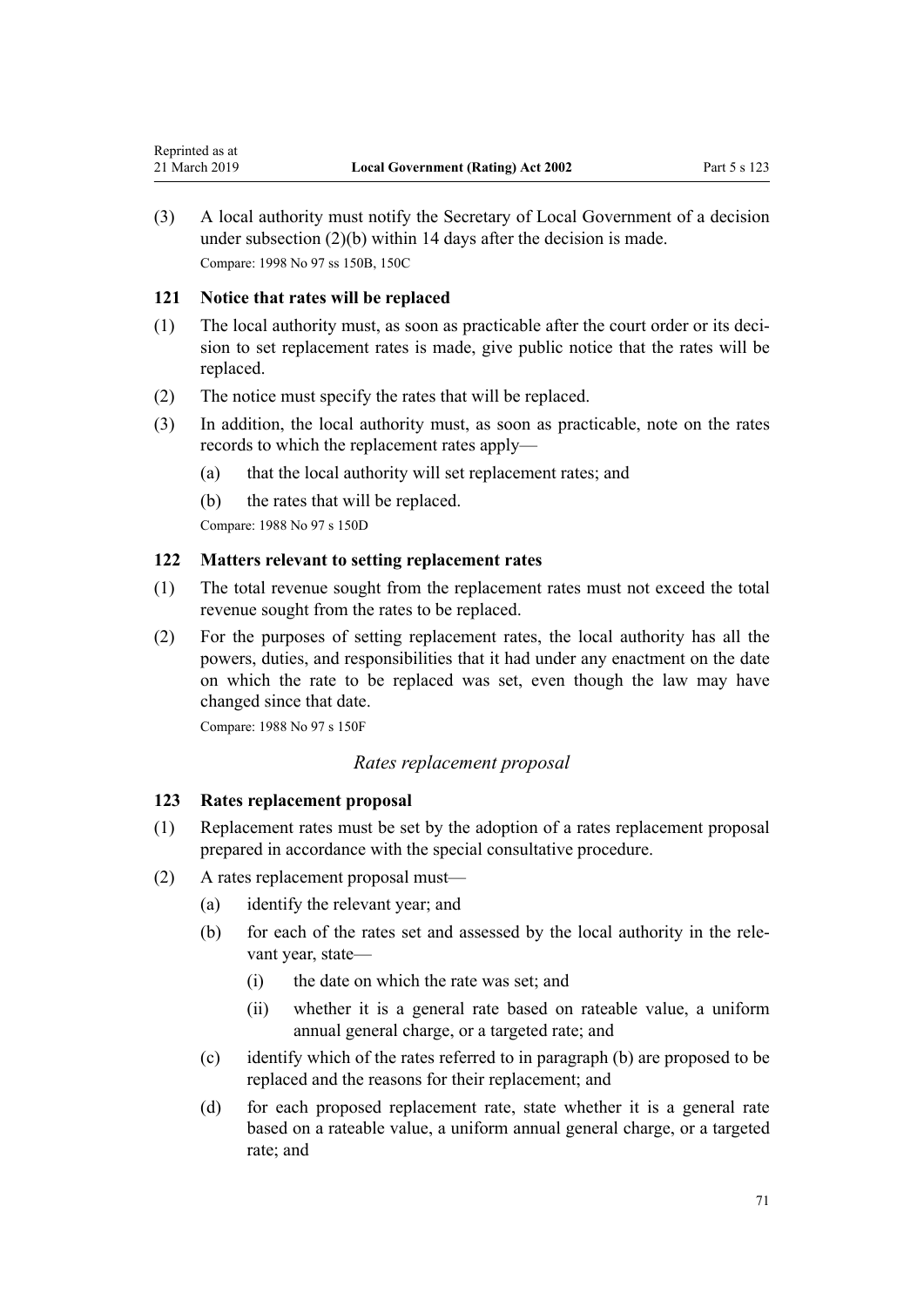(3) A local authority must notify the Secretary of Local Government of a decision under subsection (2)(b) within 14 days after the decision is made.

Compare: 1998 No 97 ss 150B, 150C

### 121 Notice that rates will be replaced

(1) The local authority must, as soon as practicable after the court order or its decision to set replacement rates is made, give public notice that the rates will be replaced.

(2) The notice must specify the rates that will be replaced.

(3) In addition, the local authority must, as soon as practicable, note on the rates records to which the replacement rates apply—

- (a) that the local authority will set replacement rates; and
- (b) the rates that will be replaced.

Compare: 1988 No 97 s 150D

### 122 Matters relevant to setting replacement rates

(1) The total revenue sought from the replacement rates must not exceed the total revenue sought from the rates to be replaced.

(2) For the purposes of setting replacement rates, the local authority has all the powers, duties, and responsibilities that it had under any enactment on the date on which the rate to be replaced was set, even though the law may have changed since that date.

Compare: 1988 No 97 s 150F

*Rates replacement proposal*

### 123 Rates replacement proposal

(1) Replacement rates must be set by the adoption of a rates replacement proposal prepared in accordance with the special consultative procedure.

(2) A rates replacement proposal must—

- (a) identify the relevant year; and
- (b) for each of the rates set and assessed by the local authority in the relevant year, state—
  - (i) the date on which the rate was set; and
  - (ii) whether it is a general rate based on rateable value, a uniform annual general charge, or a targeted rate; and
- (c) identify which of the rates referred to in paragraph (b) are proposed to be replaced and the reasons for their replacement; and
- (d) for each proposed replacement rate, state whether it is a general rate based on a rateable value, a uniform annual general charge, or a targeted rate; and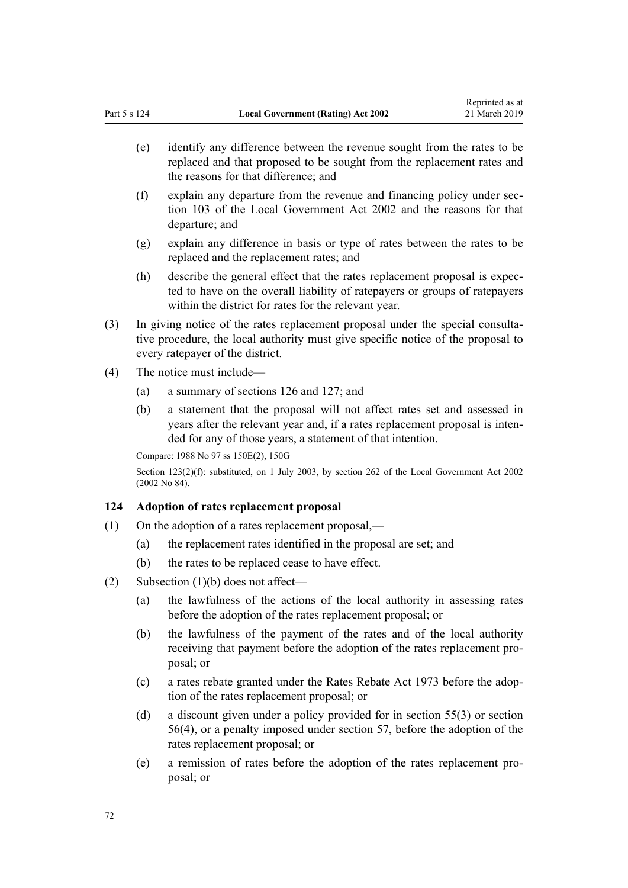(e) identify any difference between the revenue sought from the rates to be replaced and that proposed to be sought from the replacement rates and the reasons for that difference; and

(f) explain any departure from the revenue and financing policy under section 103 of the Local Government Act 2002 and the reasons for that departure; and

(g) explain any difference in basis or type of rates between the rates to be replaced and the replacement rates; and

(h) describe the general effect that the rates replacement proposal is expected to have on the overall liability of ratepayers or groups of ratepayers within the district for rates for the relevant year.

(3) In giving notice of the rates replacement proposal under the special consultative procedure, the local authority must give specific notice of the proposal to every ratepayer of the district.

(4) The notice must include—

(a) a summary of sections 126 and 127; and

(b) a statement that the proposal will not affect rates set and assessed in years after the relevant year and, if a rates replacement proposal is intended for any of those years, a statement of that intention.

Compare: 1988 No 97 ss 150E(2), 150G

Section 123(2)(f): substituted, on 1 July 2003, by section 262 of the Local Government Act 2002 (2002 No 84).

### 124 Adoption of rates replacement proposal

(1) On the adoption of a rates replacement proposal,—

(a) the replacement rates identified in the proposal are set; and

(b) the rates to be replaced cease to have effect.

(2) Subsection (1)(b) does not affect—

(a) the lawfulness of the actions of the local authority in assessing rates before the adoption of the rates replacement proposal; or

(b) the lawfulness of the payment of the rates and of the local authority receiving that payment before the adoption of the rates replacement proposal; or

(c) a rates rebate granted under the Rates Rebate Act 1973 before the adoption of the rates replacement proposal; or

(d) a discount given under a policy provided for in section 55(3) or section 56(4), or a penalty imposed under section 57, before the adoption of the rates replacement proposal; or

(e) a remission of rates before the adoption of the rates replacement proposal; or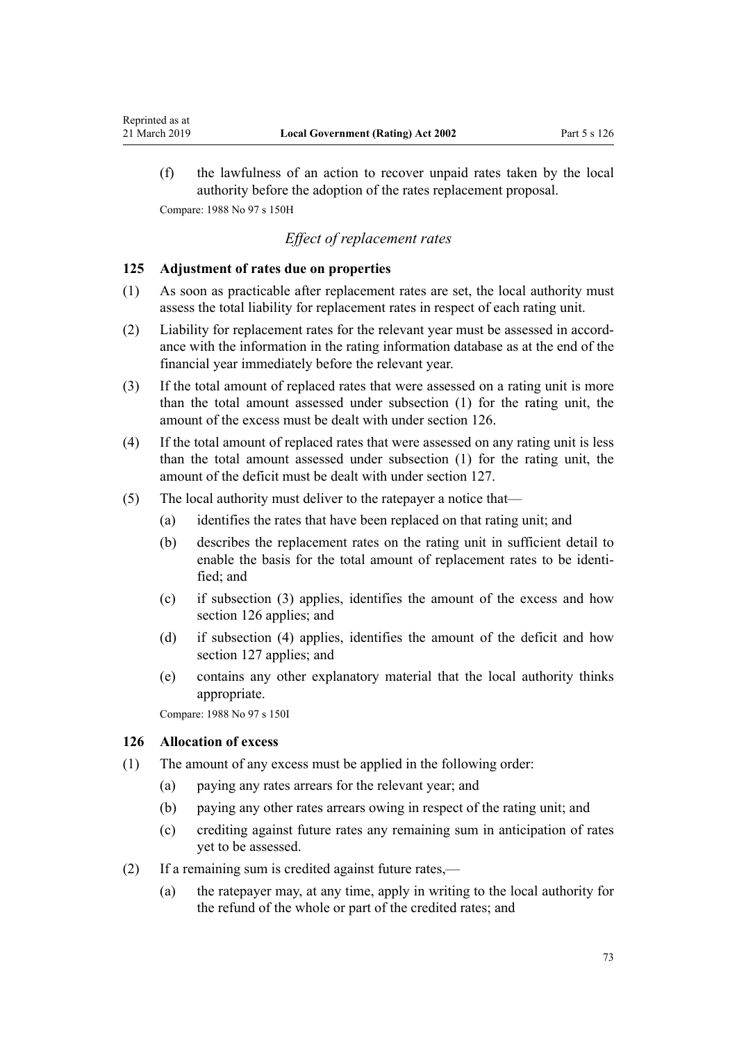(f) the lawfulness of an action to recover unpaid rates taken by the local authority before the adoption of the rates replacement proposal.

Compare: 1988 No 97 s 150H

*Effect of replacement rates*

### 125 Adjustment of rates due on properties

(1) As soon as practicable after replacement rates are set, the local authority must assess the total liability for replacement rates in respect of each rating unit.

(2) Liability for replacement rates for the relevant year must be assessed in accordance with the information in the rating information database as at the end of the financial year immediately before the relevant year.

(3) If the total amount of replaced rates that were assessed on a rating unit is more than the total amount assessed under subsection (1) for the rating unit, the amount of the excess must be dealt with under section 126.

(4) If the total amount of replaced rates that were assessed on any rating unit is less than the total amount assessed under subsection (1) for the rating unit, the amount of the deficit must be dealt with under section 127.

(5) The local authority must deliver to the ratepayer a notice that—

(a) identifies the rates that have been replaced on that rating unit; and

(b) describes the replacement rates on the rating unit in sufficient detail to enable the basis for the total amount of replacement rates to be identified; and

(c) if subsection (3) applies, identifies the amount of the excess and how section 126 applies; and

(d) if subsection (4) applies, identifies the amount of the deficit and how section 127 applies; and

(e) contains any other explanatory material that the local authority thinks appropriate.

Compare: 1988 No 97 s 150I

### 126 Allocation of excess

(1) The amount of any excess must be applied in the following order:

(a) paying any rates arrears for the relevant year; and

(b) paying any other rates arrears owing in respect of the rating unit; and

(c) crediting against future rates any remaining sum in anticipation of rates yet to be assessed.

(2) If a remaining sum is credited against future rates,—

(a) the ratepayer may, at any time, apply in writing to the local authority for the refund of the whole or part of the credited rates; and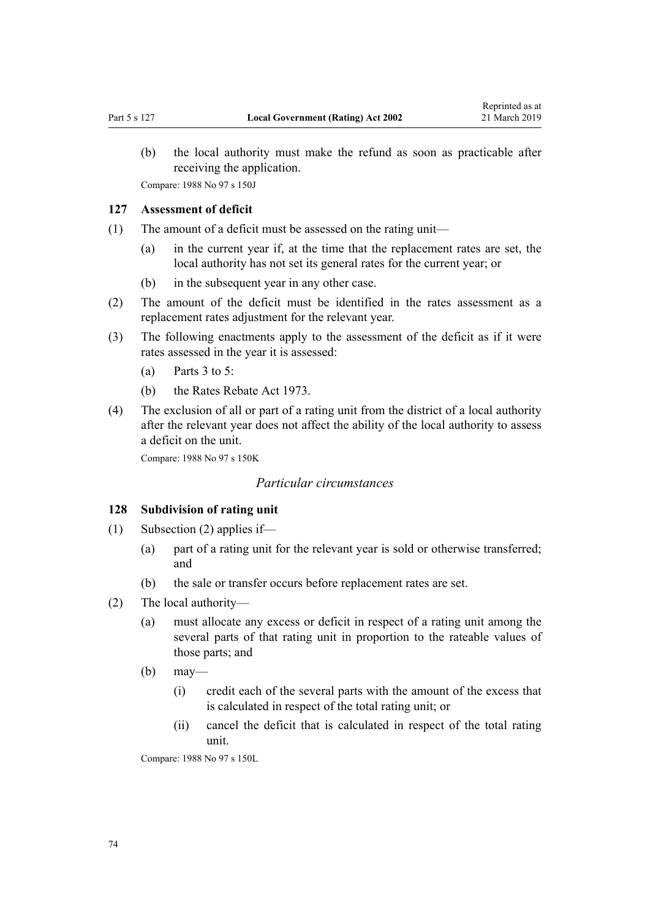(b) the local authority must make the refund as soon as practicable after receiving the application.

Compare: 1988 No 97 s 150J

### 127 Assessment of deficit

(1) The amount of a deficit must be assessed on the rating unit—

(a) in the current year if, at the time that the replacement rates are set, the local authority has not set its general rates for the current year; or

(b) in the subsequent year in any other case.

(2) The amount of the deficit must be identified in the rates assessment as a replacement rates adjustment for the relevant year.

(3) The following enactments apply to the assessment of the deficit as if it were rates assessed in the year it is assessed:

(a) Parts 3 to 5:

(b) the Rates Rebate Act 1973.

(4) The exclusion of all or part of a rating unit from the district of a local authority after the relevant year does not affect the ability of the local authority to assess a deficit on the unit.

Compare: 1988 No 97 s 150K

*Particular circumstances*

### 128 Subdivision of rating unit

(1) Subsection (2) applies if—

(a) part of a rating unit for the relevant year is sold or otherwise transferred; and

(b) the sale or transfer occurs before replacement rates are set.

(2) The local authority—

(a) must allocate any excess or deficit in respect of a rating unit among the several parts of that rating unit in proportion to the rateable values of those parts; and

(b) may—

(i) credit each of the several parts with the amount of the excess that is calculated in respect of the total rating unit; or

(ii) cancel the deficit that is calculated in respect of the total rating unit.

Compare: 1988 No 97 s 150L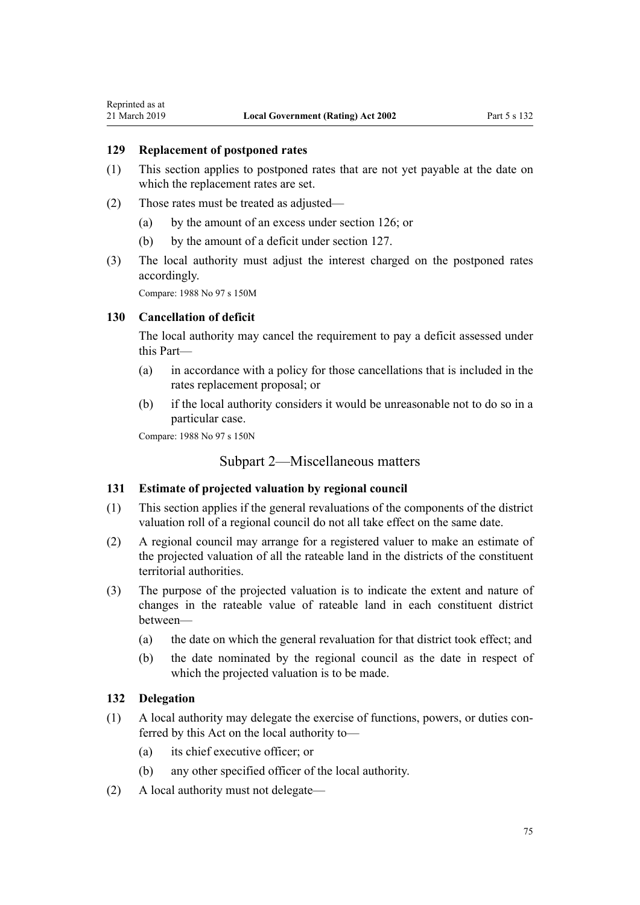### 129 Replacement of postponed rates

(1) This section applies to postponed rates that are not yet payable at the date on which the replacement rates are set.

(2) Those rates must be treated as adjusted—

(a) by the amount of an excess under section 126; or

(b) by the amount of a deficit under section 127.

(3) The local authority must adjust the interest charged on the postponed rates accordingly.

Compare: 1988 No 97 s 150M

### 130 Cancellation of deficit

The local authority may cancel the requirement to pay a deficit assessed under this Part—

(a) in accordance with a policy for those cancellations that is included in the rates replacement proposal; or

(b) if the local authority considers it would be unreasonable not to do so in a particular case.

Compare: 1988 No 97 s 150N

## Subpart 2—Miscellaneous matters

### 131 Estimate of projected valuation by regional council

(1) This section applies if the general revaluations of the components of the district valuation roll of a regional council do not all take effect on the same date.

(2) A regional council may arrange for a registered valuer to make an estimate of the projected valuation of all the rateable land in the districts of the constituent territorial authorities.

(3) The purpose of the projected valuation is to indicate the extent and nature of changes in the rateable value of rateable land in each constituent district between—

(a) the date on which the general revaluation for that district took effect; and

(b) the date nominated by the regional council as the date in respect of which the projected valuation is to be made.

### 132 Delegation

(1) A local authority may delegate the exercise of functions, powers, or duties conferred by this Act on the local authority to—

(a) its chief executive officer; or

(b) any other specified officer of the local authority.

(2) A local authority must not delegate—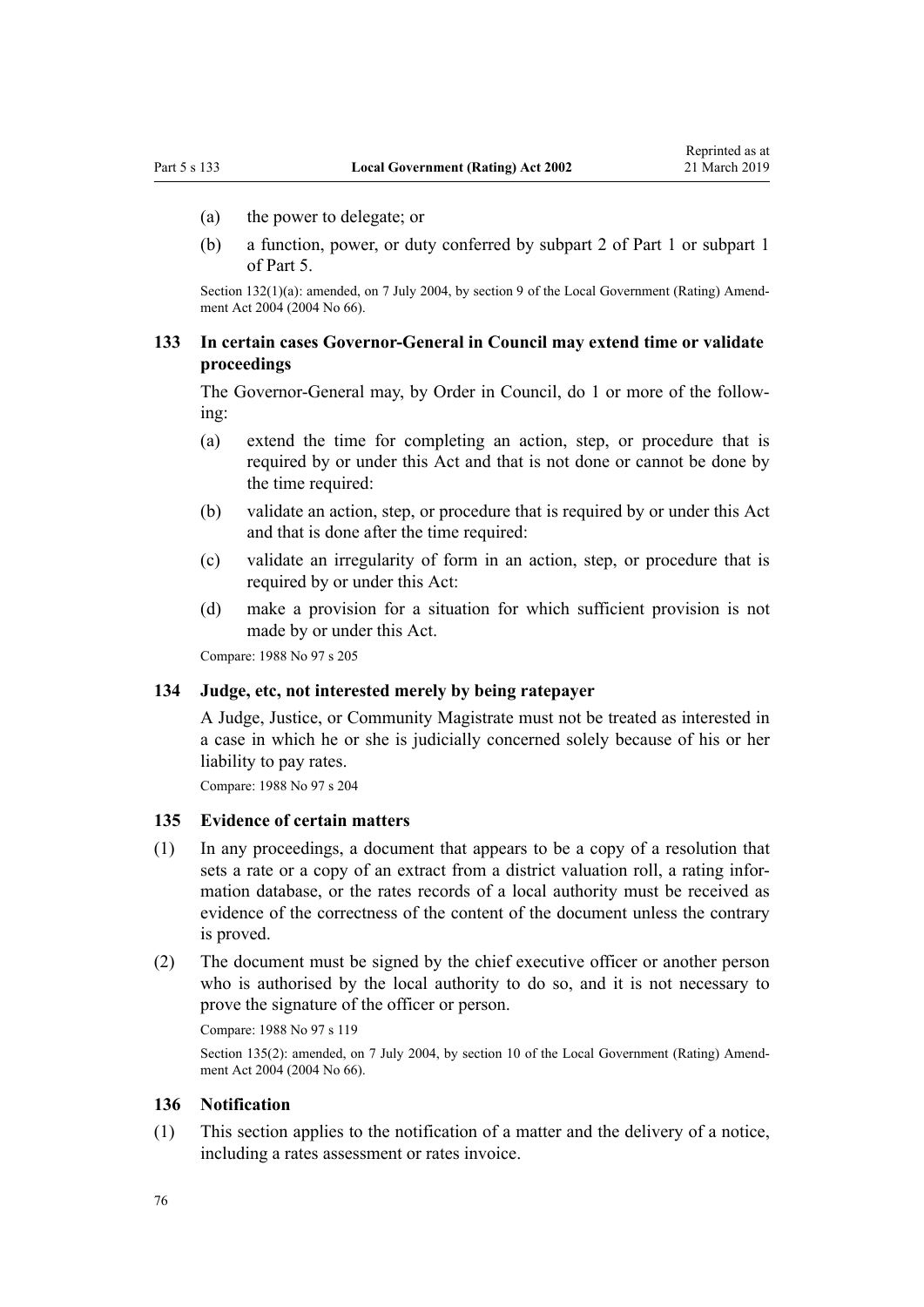(a) the power to delegate; or

(b) a function, power, or duty conferred by subpart 2 of Part 1 or subpart 1 of Part 5.

Section 132(1)(a): amended, on 7 July 2004, by section 9 of the Local Government (Rating) Amendment Act 2004 (2004 No 66).

## 133 In certain cases Governor-General in Council may extend time or validate proceedings

The Governor-General may, by Order in Council, do 1 or more of the following:

(a) extend the time for completing an action, step, or procedure that is required by or under this Act and that is not done or cannot be done by the time required:

(b) validate an action, step, or procedure that is required by or under this Act and that is done after the time required:

(c) validate an irregularity of form in an action, step, or procedure that is required by or under this Act:

(d) make a provision for a situation for which sufficient provision is not made by or under this Act.

Compare: 1988 No 97 s 205

## 134 Judge, etc, not interested merely by being ratepayer

A Judge, Justice, or Community Magistrate must not be treated as interested in a case in which he or she is judicially concerned solely because of his or her liability to pay rates.

Compare: 1988 No 97 s 204

## 135 Evidence of certain matters

(1) In any proceedings, a document that appears to be a copy of a resolution that sets a rate or a copy of an extract from a district valuation roll, a rating information database, or the rates records of a local authority must be received as evidence of the correctness of the content of the document unless the contrary is proved.

(2) The document must be signed by the chief executive officer or another person who is authorised by the local authority to do so, and it is not necessary to prove the signature of the officer or person.

Compare: 1988 No 97 s 119

Section 135(2): amended, on 7 July 2004, by section 10 of the Local Government (Rating) Amendment Act 2004 (2004 No 66).

## 136 Notification

(1) This section applies to the notification of a matter and the delivery of a notice, including a rates assessment or rates invoice.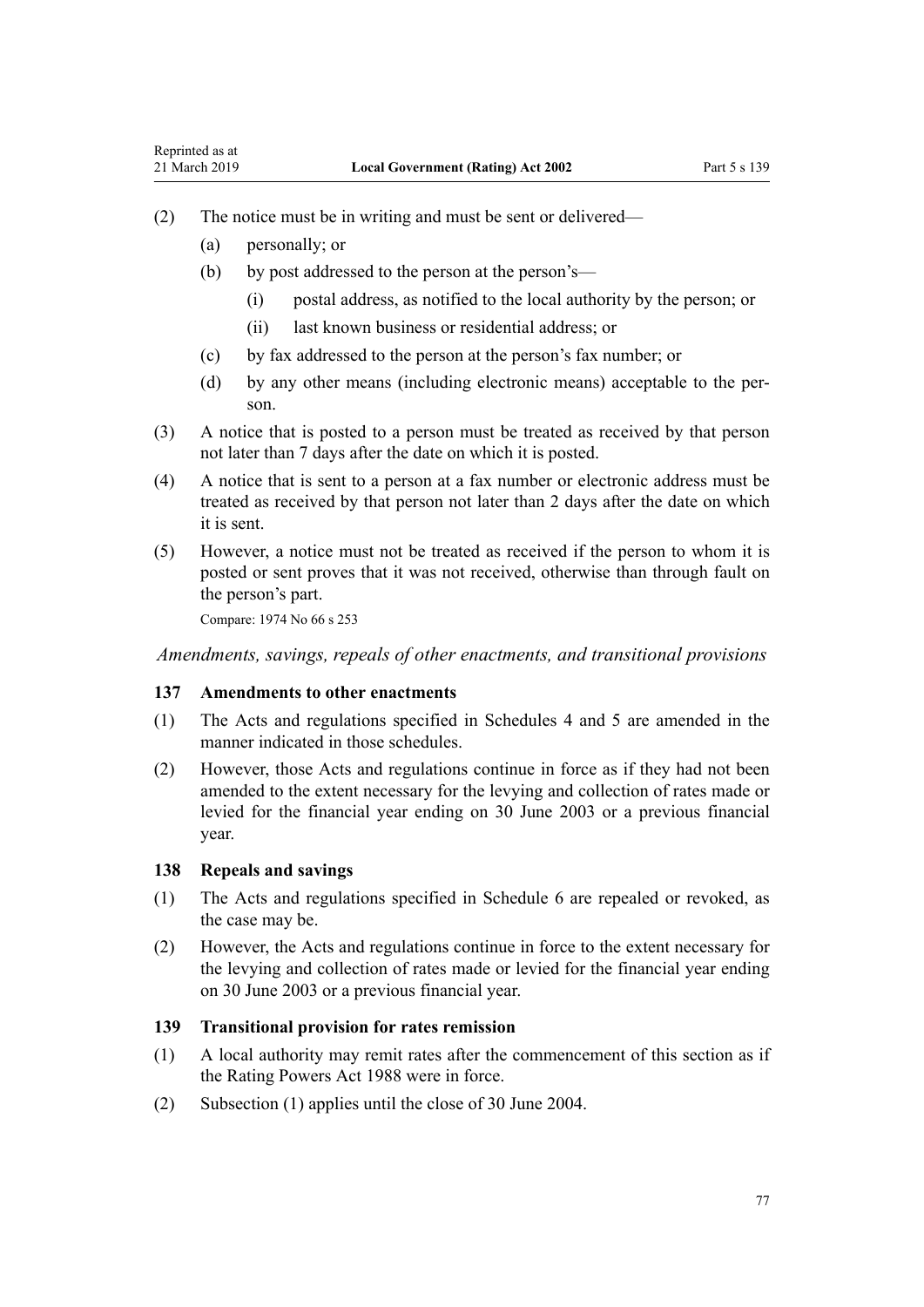(2) The notice must be in writing and must be sent or delivered—

(a) personally; or

(b) by post addressed to the person at the person's—

(i) postal address, as notified to the local authority by the person; or

(ii) last known business or residential address; or

(c) by fax addressed to the person at the person's fax number; or

(d) by any other means (including electronic means) acceptable to the person.

(3) A notice that is posted to a person must be treated as received by that person not later than 7 days after the date on which it is posted.

(4) A notice that is sent to a person at a fax number or electronic address must be treated as received by that person not later than 2 days after the date on which it is sent.

(5) However, a notice must not be treated as received if the person to whom it is posted or sent proves that it was not received, otherwise than through fault on the person's part.

Compare: 1974 No 66 s 253

*Amendments, savings, repeals of other enactments, and transitional provisions*

### 137 Amendments to other enactments

(1) The Acts and regulations specified in Schedules 4 and 5 are amended in the manner indicated in those schedules.

(2) However, those Acts and regulations continue in force as if they had not been amended to the extent necessary for the levying and collection of rates made or levied for the financial year ending on 30 June 2003 or a previous financial year.

### 138 Repeals and savings

(1) The Acts and regulations specified in Schedule 6 are repealed or revoked, as the case may be.

(2) However, the Acts and regulations continue in force to the extent necessary for the levying and collection of rates made or levied for the financial year ending on 30 June 2003 or a previous financial year.

### 139 Transitional provision for rates remission

(1) A local authority may remit rates after the commencement of this section as if the Rating Powers Act 1988 were in force.

(2) Subsection (1) applies until the close of 30 June 2004.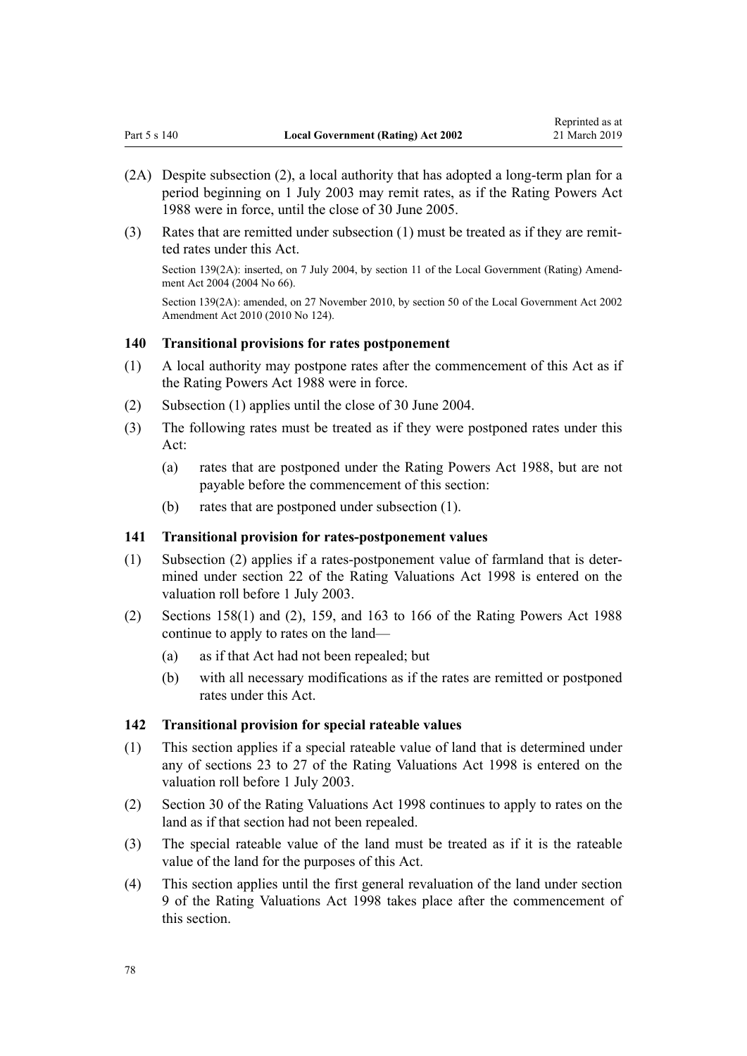(2A) Despite subsection (2), a local authority that has adopted a long-term plan for a period beginning on 1 July 2003 may remit rates, as if the Rating Powers Act 1988 were in force, until the close of 30 June 2005.

(3) Rates that are remitted under subsection (1) must be treated as if they are remitted rates under this Act.

Section 139(2A): inserted, on 7 July 2004, by section 11 of the Local Government (Rating) Amendment Act 2004 (2004 No 66).

Section 139(2A): amended, on 27 November 2010, by section 50 of the Local Government Act 2002 Amendment Act 2010 (2010 No 124).

### 140 Transitional provisions for rates postponement

(1) A local authority may postpone rates after the commencement of this Act as if the Rating Powers Act 1988 were in force.

(2) Subsection (1) applies until the close of 30 June 2004.

(3) The following rates must be treated as if they were postponed rates under this Act:

 (a) rates that are postponed under the Rating Powers Act 1988, but are not payable before the commencement of this section:

 (b) rates that are postponed under subsection (1).

### 141 Transitional provision for rates-postponement values

(1) Subsection (2) applies if a rates-postponement value of farmland that is determined under section 22 of the Rating Valuations Act 1998 is entered on the valuation roll before 1 July 2003.

(2) Sections 158(1) and (2), 159, and 163 to 166 of the Rating Powers Act 1988 continue to apply to rates on the land—

 (a) as if that Act had not been repealed; but

 (b) with all necessary modifications as if the rates are remitted or postponed rates under this Act.

### 142 Transitional provision for special rateable values

(1) This section applies if a special rateable value of land that is determined under any of sections 23 to 27 of the Rating Valuations Act 1998 is entered on the valuation roll before 1 July 2003.

(2) Section 30 of the Rating Valuations Act 1998 continues to apply to rates on the land as if that section had not been repealed.

(3) The special rateable value of the land must be treated as if it is the rateable value of the land for the purposes of this Act.

(4) This section applies until the first general revaluation of the land under section 9 of the Rating Valuations Act 1998 takes place after the commencement of this section.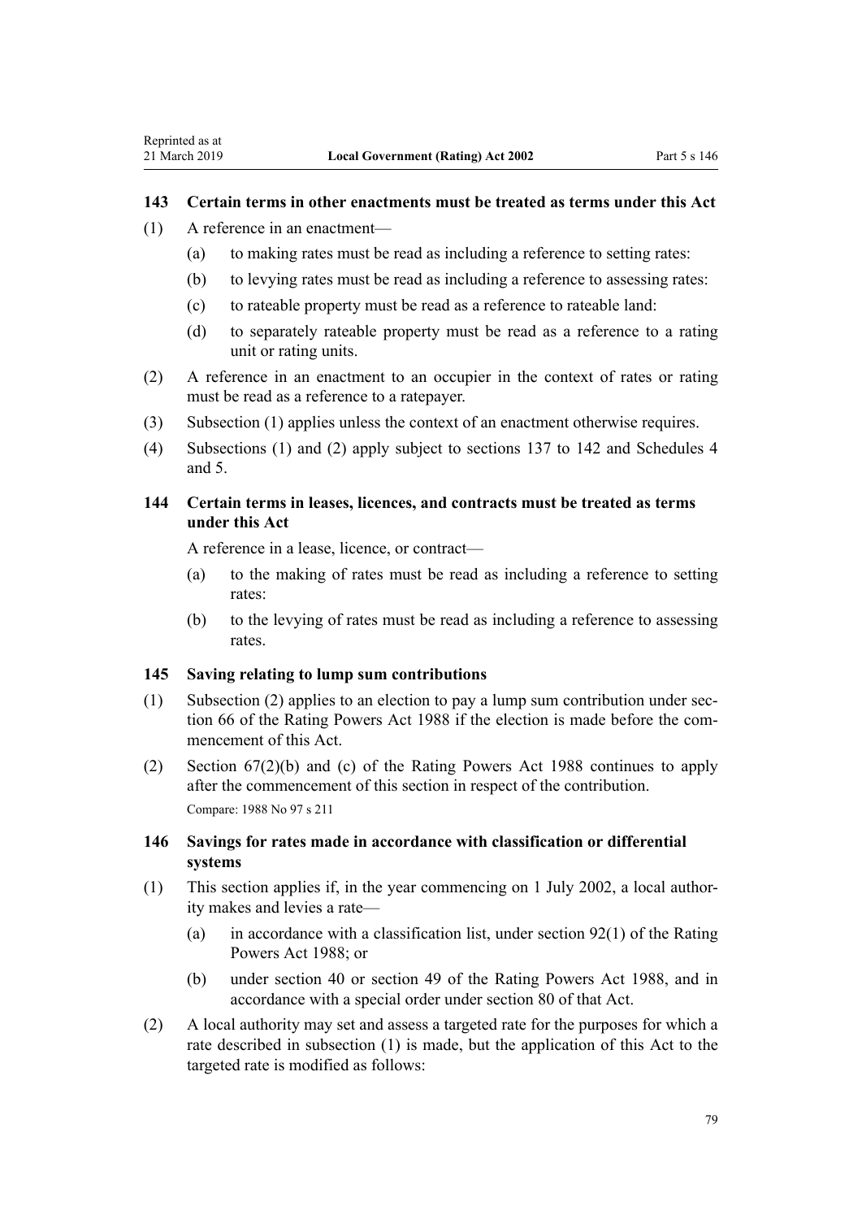### 143 Certain terms in other enactments must be treated as terms under this Act

(1) A reference in an enactment—

- (a) to making rates must be read as including a reference to setting rates:
- (b) to levying rates must be read as including a reference to assessing rates:
- (c) to rateable property must be read as a reference to rateable land:
- (d) to separately rateable property must be read as a reference to a rating unit or rating units.

(2) A reference in an enactment to an occupier in the context of rates or rating must be read as a reference to a ratepayer.

(3) Subsection (1) applies unless the context of an enactment otherwise requires.

(4) Subsections (1) and (2) apply subject to sections 137 to 142 and Schedules 4 and 5.

### 144 Certain terms in leases, licences, and contracts must be treated as terms under this Act

A reference in a lease, licence, or contract—

- (a) to the making of rates must be read as including a reference to setting rates:
- (b) to the levying of rates must be read as including a reference to assessing rates.

### 145 Saving relating to lump sum contributions

(1) Subsection (2) applies to an election to pay a lump sum contribution under section 66 of the Rating Powers Act 1988 if the election is made before the commencement of this Act.

(2) Section 67(2)(b) and (c) of the Rating Powers Act 1988 continues to apply after the commencement of this section in respect of the contribution.

Compare: 1988 No 97 s 211

### 146 Savings for rates made in accordance with classification or differential systems

(1) This section applies if, in the year commencing on 1 July 2002, a local authority makes and levies a rate—

- (a) in accordance with a classification list, under section 92(1) of the Rating Powers Act 1988; or
- (b) under section 40 or section 49 of the Rating Powers Act 1988, and in accordance with a special order under section 80 of that Act.

(2) A local authority may set and assess a targeted rate for the purposes for which a rate described in subsection (1) is made, but the application of this Act to the targeted rate is modified as follows: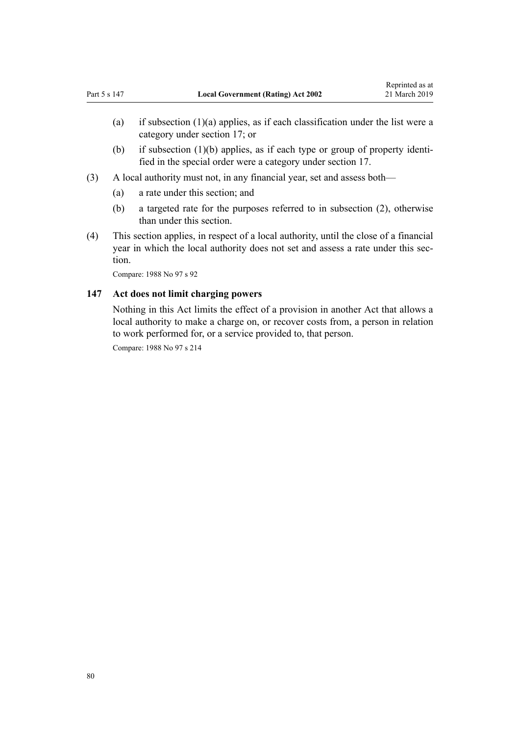(a) if subsection (1)(a) applies, as if each classification under the list were a category under section 17; or

(b) if subsection (1)(b) applies, as if each type or group of property identified in the special order were a category under section 17.

(3) A local authority must not, in any financial year, set and assess both—

(a) a rate under this section; and

(b) a targeted rate for the purposes referred to in subsection (2), otherwise than under this section.

(4) This section applies, in respect of a local authority, until the close of a financial year in which the local authority does not set and assess a rate under this section.

Compare: 1988 No 97 s 92

### 147 Act does not limit charging powers

Nothing in this Act limits the effect of a provision in another Act that allows a local authority to make a charge on, or recover costs from, a person in relation to work performed for, or a service provided to, that person.

Compare: 1988 No 97 s 214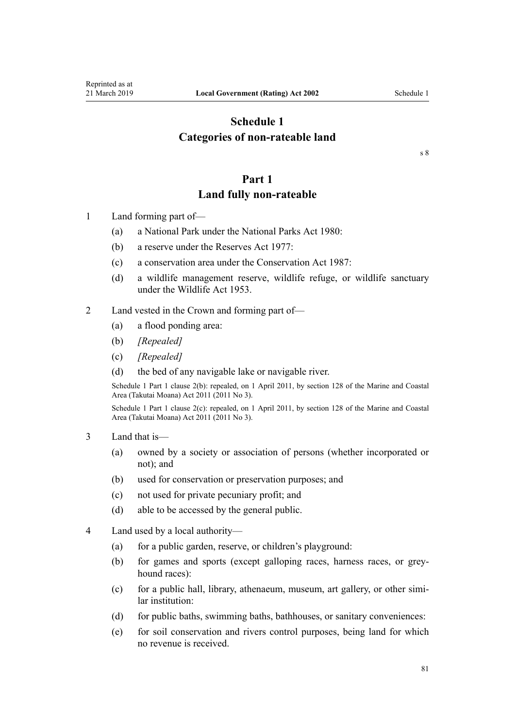# Schedule 1
# Categories of non-rateable land

s 8

## Part 1
## Land fully non-rateable

1 Land forming part of—

(a) a National Park under the National Parks Act 1980:

(b) a reserve under the Reserves Act 1977:

(c) a conservation area under the Conservation Act 1987:

(d) a wildlife management reserve, wildlife refuge, or wildlife sanctuary under the Wildlife Act 1953.

2 Land vested in the Crown and forming part of—

(a) a flood ponding area:

(b) *[Repealed]*

(c) *[Repealed]*

(d) the bed of any navigable lake or navigable river.

Schedule 1 Part 1 clause 2(b): repealed, on 1 April 2011, by section 128 of the Marine and Coastal Area (Takutai Moana) Act 2011 (2011 No 3).

Schedule 1 Part 1 clause 2(c): repealed, on 1 April 2011, by section 128 of the Marine and Coastal Area (Takutai Moana) Act 2011 (2011 No 3).

3 Land that is—

(a) owned by a society or association of persons (whether incorporated or not); and

(b) used for conservation or preservation purposes; and

(c) not used for private pecuniary profit; and

(d) able to be accessed by the general public.

4 Land used by a local authority—

(a) for a public garden, reserve, or children's playground:

(b) for games and sports (except galloping races, harness races, or greyhound races):

(c) for a public hall, library, athenaeum, museum, art gallery, or other similar institution:

(d) for public baths, swimming baths, bathhouses, or sanitary conveniences:

(e) for soil conservation and rivers control purposes, being land for which no revenue is received.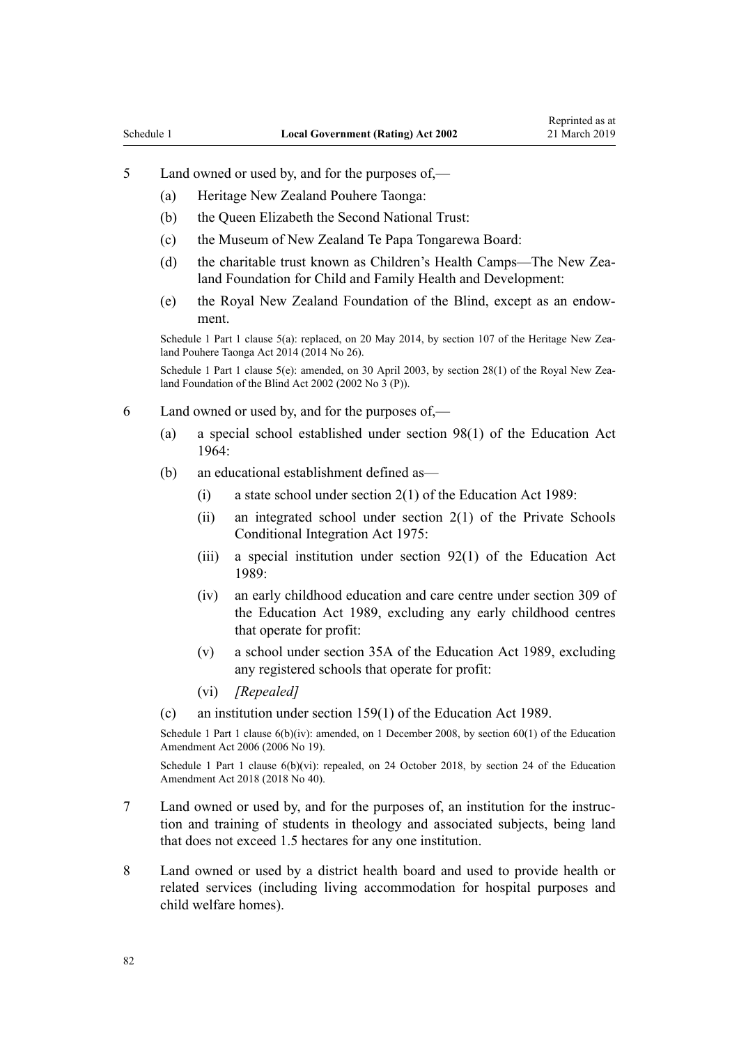5 Land owned or used by, and for the purposes of,—

  (a) Heritage New Zealand Pouhere Taonga:

  (b) the Queen Elizabeth the Second National Trust:

  (c) the Museum of New Zealand Te Papa Tongarewa Board:

  (d) the charitable trust known as Children's Health Camps—The New Zealand Foundation for Child and Family Health and Development:

  (e) the Royal New Zealand Foundation of the Blind, except as an endowment.

Schedule 1 Part 1 clause 5(a): replaced, on 20 May 2014, by section 107 of the Heritage New Zealand Pouhere Taonga Act 2014 (2014 No 26).

Schedule 1 Part 1 clause 5(e): amended, on 30 April 2003, by section 28(1) of the Royal New Zealand Foundation of the Blind Act 2002 (2002 No 3 (P)).

6 Land owned or used by, and for the purposes of,—

  (a) a special school established under section 98(1) of the Education Act 1964:

  (b) an educational establishment defined as—

    (i) a state school under section 2(1) of the Education Act 1989:

    (ii) an integrated school under section 2(1) of the Private Schools Conditional Integration Act 1975:

    (iii) a special institution under section 92(1) of the Education Act 1989:

    (iv) an early childhood education and care centre under section 309 of the Education Act 1989, excluding any early childhood centres that operate for profit:

    (v) a school under section 35A of the Education Act 1989, excluding any registered schools that operate for profit:

    (vi) *[Repealed]*

  (c) an institution under section 159(1) of the Education Act 1989.

Schedule 1 Part 1 clause 6(b)(iv): amended, on 1 December 2008, by section 60(1) of the Education Amendment Act 2006 (2006 No 19).

Schedule 1 Part 1 clause 6(b)(vi): repealed, on 24 October 2018, by section 24 of the Education Amendment Act 2018 (2018 No 40).

7 Land owned or used by, and for the purposes of, an institution for the instruction and training of students in theology and associated subjects, being land that does not exceed 1.5 hectares for any one institution.

8 Land owned or used by a district health board and used to provide health or related services (including living accommodation for hospital purposes and child welfare homes).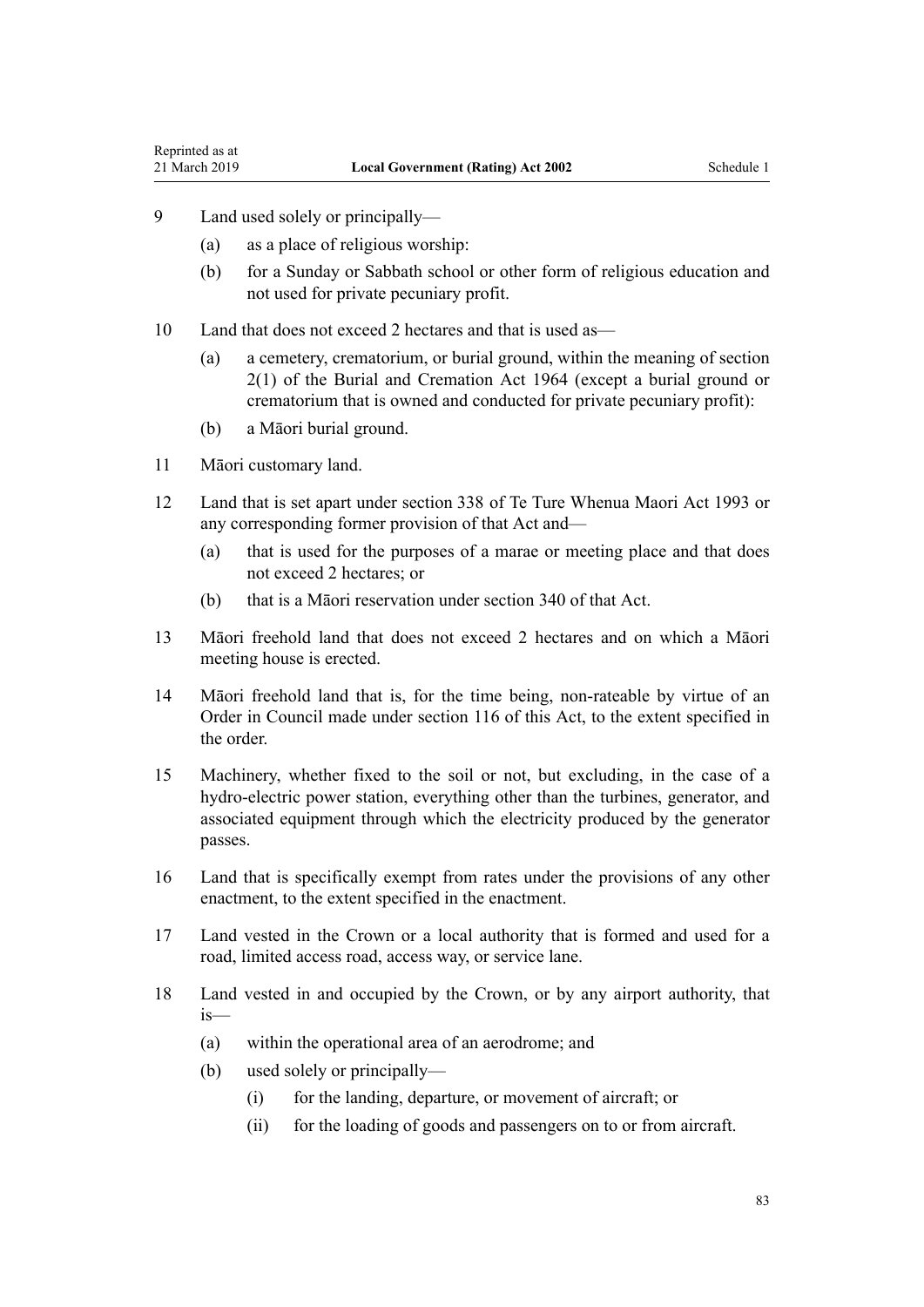9 Land used solely or principally—

  (a) as a place of religious worship:

  (b) for a Sunday or Sabbath school or other form of religious education and not used for private pecuniary profit.

10 Land that does not exceed 2 hectares and that is used as—

  (a) a cemetery, crematorium, or burial ground, within the meaning of section 2(1) of the Burial and Cremation Act 1964 (except a burial ground or crematorium that is owned and conducted for private pecuniary profit):

  (b) a Māori burial ground.

11 Māori customary land.

12 Land that is set apart under section 338 of Te Ture Whenua Maori Act 1993 or any corresponding former provision of that Act and—

  (a) that is used for the purposes of a marae or meeting place and that does not exceed 2 hectares; or

  (b) that is a Māori reservation under section 340 of that Act.

13 Māori freehold land that does not exceed 2 hectares and on which a Māori meeting house is erected.

14 Māori freehold land that is, for the time being, non-rateable by virtue of an Order in Council made under section 116 of this Act, to the extent specified in the order.

15 Machinery, whether fixed to the soil or not, but excluding, in the case of a hydro-electric power station, everything other than the turbines, generator, and associated equipment through which the electricity produced by the generator passes.

16 Land that is specifically exempt from rates under the provisions of any other enactment, to the extent specified in the enactment.

17 Land vested in the Crown or a local authority that is formed and used for a road, limited access road, access way, or service lane.

18 Land vested in and occupied by the Crown, or by any airport authority, that is—

  (a) within the operational area of an aerodrome; and

  (b) used solely or principally—

    (i) for the landing, departure, or movement of aircraft; or

    (ii) for the loading of goods and passengers on to or from aircraft.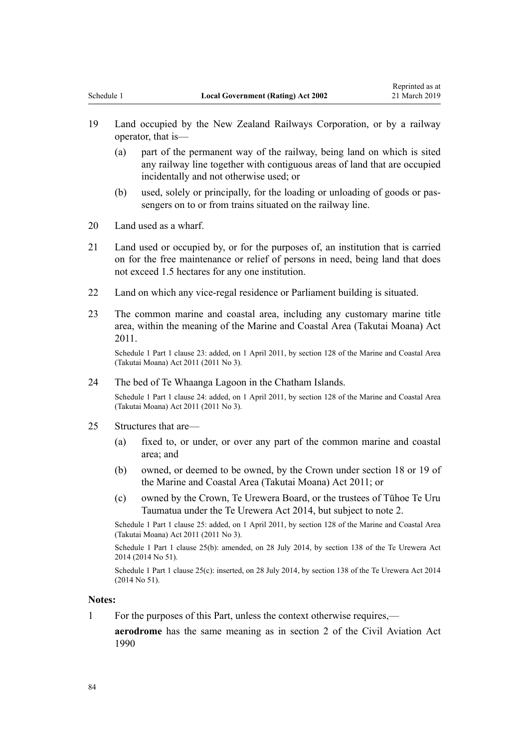19 Land occupied by the New Zealand Railways Corporation, or by a railway operator, that is—

   (a) part of the permanent way of the railway, being land on which is sited any railway line together with contiguous areas of land that are occupied incidentally and not otherwise used; or

   (b) used, solely or principally, for the loading or unloading of goods or passengers on to or from trains situated on the railway line.

20 Land used as a wharf.

21 Land used or occupied by, or for the purposes of, an institution that is carried on for the free maintenance or relief of persons in need, being land that does not exceed 1.5 hectares for any one institution.

22 Land on which any vice-regal residence or Parliament building is situated.

23 The common marine and coastal area, including any customary marine title area, within the meaning of the Marine and Coastal Area (Takutai Moana) Act 2011.

   Schedule 1 Part 1 clause 23: added, on 1 April 2011, by section 128 of the Marine and Coastal Area (Takutai Moana) Act 2011 (2011 No 3).

24 The bed of Te Whaanga Lagoon in the Chatham Islands.

   Schedule 1 Part 1 clause 24: added, on 1 April 2011, by section 128 of the Marine and Coastal Area (Takutai Moana) Act 2011 (2011 No 3).

25 Structures that are—

   (a) fixed to, or under, or over any part of the common marine and coastal area; and

   (b) owned, or deemed to be owned, by the Crown under section 18 or 19 of the Marine and Coastal Area (Takutai Moana) Act 2011; or

   (c) owned by the Crown, Te Urewera Board, or the trustees of Tūhoe Te Uru Taumatua under the Te Urewera Act 2014, but subject to note 2.

   Schedule 1 Part 1 clause 25: added, on 1 April 2011, by section 128 of the Marine and Coastal Area (Takutai Moana) Act 2011 (2011 No 3).

   Schedule 1 Part 1 clause 25(b): amended, on 28 July 2014, by section 138 of the Te Urewera Act 2014 (2014 No 51).

   Schedule 1 Part 1 clause 25(c): inserted, on 28 July 2014, by section 138 of the Te Urewera Act 2014 (2014 No 51).

**Notes:**

1 For the purposes of this Part, unless the context otherwise requires,—

   **aerodrome** has the same meaning as in section 2 of the Civil Aviation Act 1990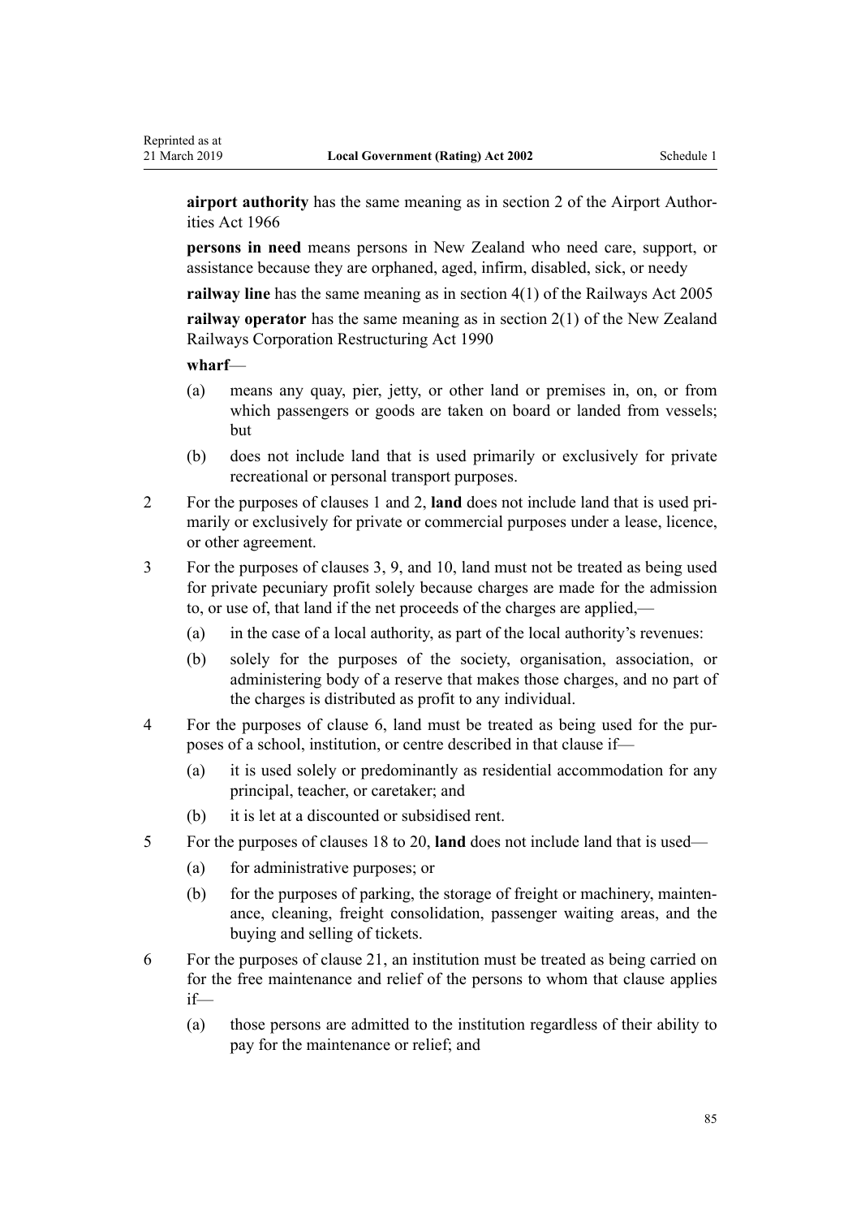**airport authority** has the same meaning as in section 2 of the Airport Authorities Act 1966

**persons in need** means persons in New Zealand who need care, support, or assistance because they are orphaned, aged, infirm, disabled, sick, or needy

**railway line** has the same meaning as in section 4(1) of the Railways Act 2005

**railway operator** has the same meaning as in section 2(1) of the New Zealand Railways Corporation Restructuring Act 1990

**wharf**—

(a) means any quay, pier, jetty, or other land or premises in, on, or from which passengers or goods are taken on board or landed from vessels; but

(b) does not include land that is used primarily or exclusively for private recreational or personal transport purposes.

2 For the purposes of clauses 1 and 2, **land** does not include land that is used primarily or exclusively for private or commercial purposes under a lease, licence, or other agreement.

3 For the purposes of clauses 3, 9, and 10, land must not be treated as being used for private pecuniary profit solely because charges are made for the admission to, or use of, that land if the net proceeds of the charges are applied,—

(a) in the case of a local authority, as part of the local authority's revenues:

(b) solely for the purposes of the society, organisation, association, or administering body of a reserve that makes those charges, and no part of the charges is distributed as profit to any individual.

4 For the purposes of clause 6, land must be treated as being used for the purposes of a school, institution, or centre described in that clause if—

(a) it is used solely or predominantly as residential accommodation for any principal, teacher, or caretaker; and

(b) it is let at a discounted or subsidised rent.

5 For the purposes of clauses 18 to 20, **land** does not include land that is used—

(a) for administrative purposes; or

(b) for the purposes of parking, the storage of freight or machinery, maintenance, cleaning, freight consolidation, passenger waiting areas, and the buying and selling of tickets.

6 For the purposes of clause 21, an institution must be treated as being carried on for the free maintenance and relief of the persons to whom that clause applies if—

(a) those persons are admitted to the institution regardless of their ability to pay for the maintenance or relief; and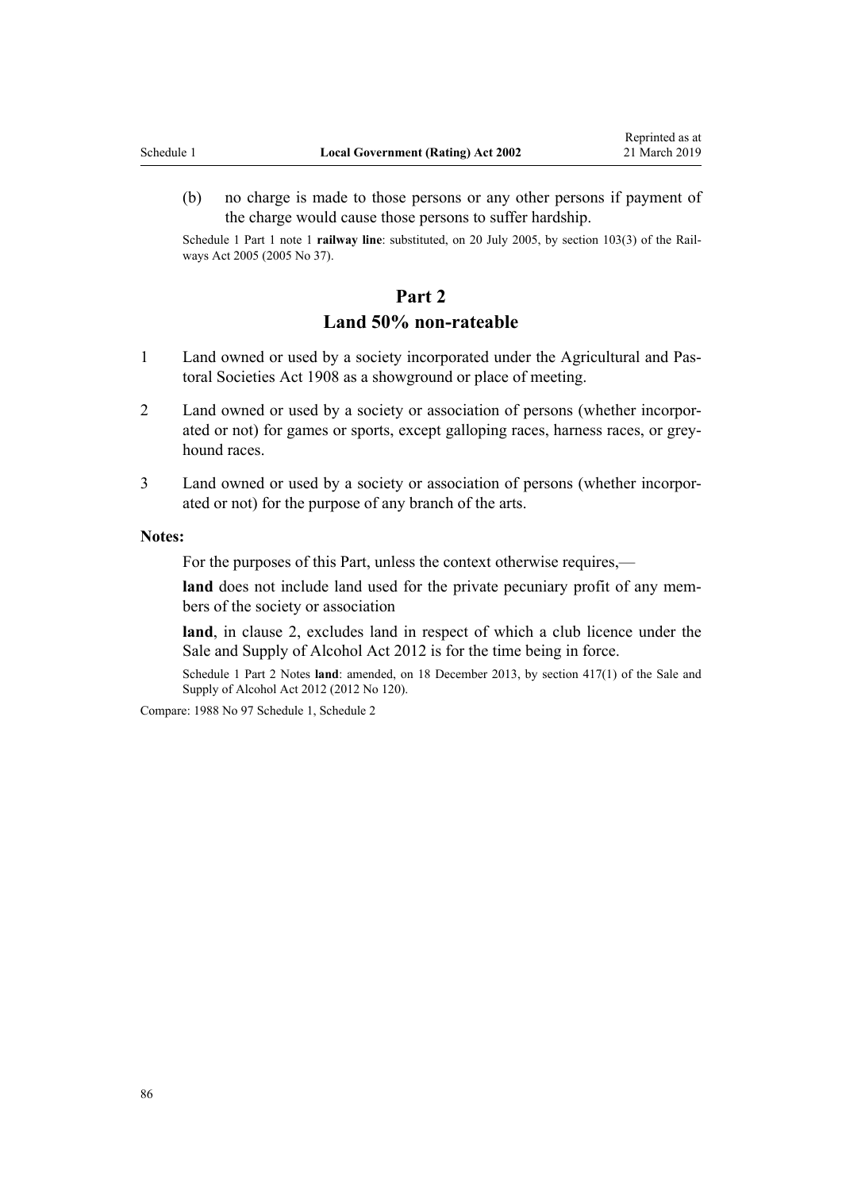(b) no charge is made to those persons or any other persons if payment of the charge would cause those persons to suffer hardship.

Schedule 1 Part 1 note 1 **railway line**: substituted, on 20 July 2005, by section 103(3) of the Railways Act 2005 (2005 No 37).

## Part 2
## Land 50% non-rateable

1 Land owned or used by a society incorporated under the Agricultural and Pastoral Societies Act 1908 as a showground or place of meeting.

2 Land owned or used by a society or association of persons (whether incorporated or not) for games or sports, except galloping races, harness races, or greyhound races.

3 Land owned or used by a society or association of persons (whether incorporated or not) for the purpose of any branch of the arts.

**Notes:**

For the purposes of this Part, unless the context otherwise requires,—

**land** does not include land used for the private pecuniary profit of any members of the society or association

**land**, in clause 2, excludes land in respect of which a club licence under the Sale and Supply of Alcohol Act 2012 is for the time being in force.

Schedule 1 Part 2 Notes **land**: amended, on 18 December 2013, by section 417(1) of the Sale and Supply of Alcohol Act 2012 (2012 No 120).

Compare: 1988 No 97 Schedule 1, Schedule 2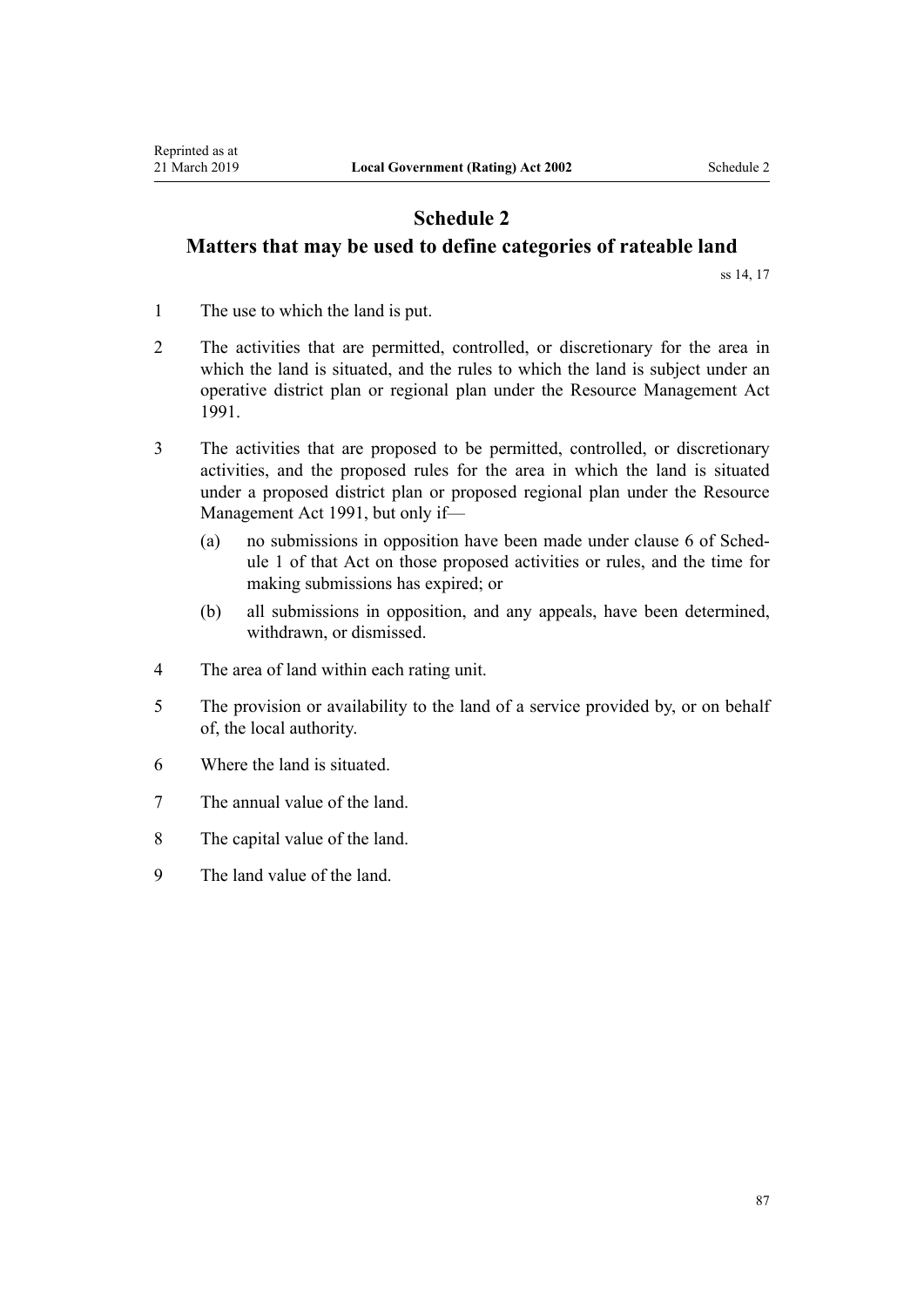# Schedule 2
## Matters that may be used to define categories of rateable land

ss 14, 17

1 The use to which the land is put.

2 The activities that are permitted, controlled, or discretionary for the area in which the land is situated, and the rules to which the land is subject under an operative district plan or regional plan under the Resource Management Act 1991.

3 The activities that are proposed to be permitted, controlled, or discretionary activities, and the proposed rules for the area in which the land is situated under a proposed district plan or proposed regional plan under the Resource Management Act 1991, but only if—

   (a) no submissions in opposition have been made under clause 6 of Schedule 1 of that Act on those proposed activities or rules, and the time for making submissions has expired; or

   (b) all submissions in opposition, and any appeals, have been determined, withdrawn, or dismissed.

4 The area of land within each rating unit.

5 The provision or availability to the land of a service provided by, or on behalf of, the local authority.

6 Where the land is situated.

7 The annual value of the land.

8 The capital value of the land.

9 The land value of the land.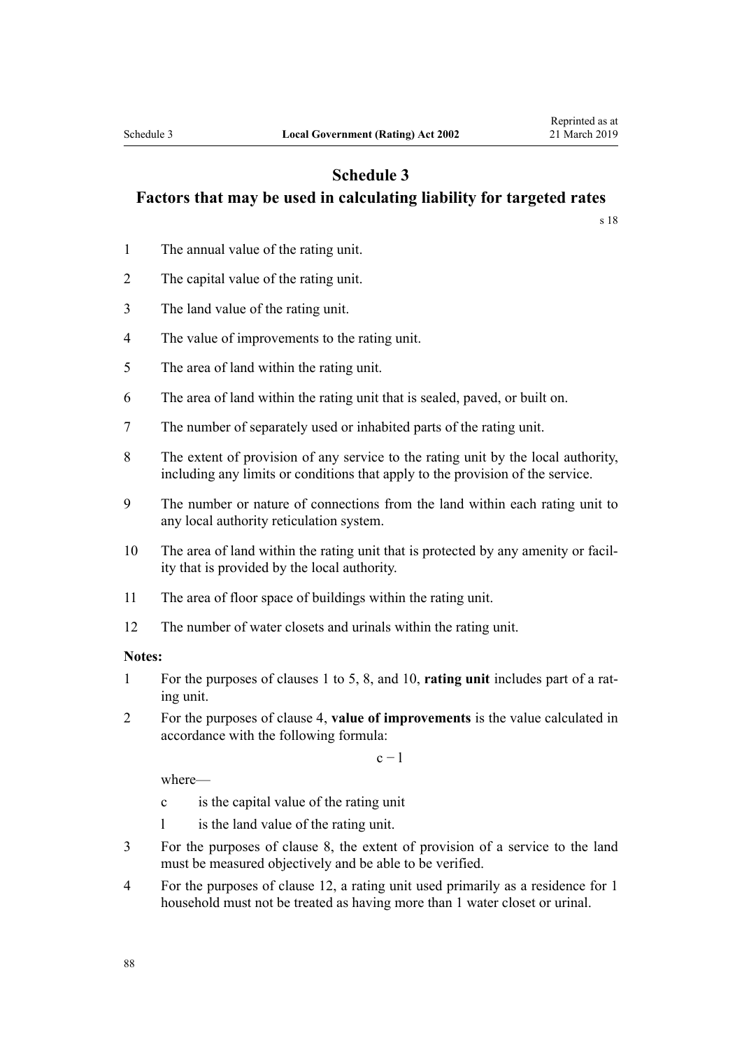# Schedule 3
## Factors that may be used in calculating liability for targeted rates

s 18

1 The annual value of the rating unit.

2 The capital value of the rating unit.

3 The land value of the rating unit.

4 The value of improvements to the rating unit.

5 The area of land within the rating unit.

6 The area of land within the rating unit that is sealed, paved, or built on.

7 The number of separately used or inhabited parts of the rating unit.

8 The extent of provision of any service to the rating unit by the local authority, including any limits or conditions that apply to the provision of the service.

9 The number or nature of connections from the land within each rating unit to any local authority reticulation system.

10 The area of land within the rating unit that is protected by any amenity or facility that is provided by the local authority.

11 The area of floor space of buildings within the rating unit.

12 The number of water closets and urinals within the rating unit.

**Notes:**

1 For the purposes of clauses 1 to 5, 8, and 10, **rating unit** includes part of a rating unit.

2 For the purposes of clause 4, **value of improvements** is the value calculated in accordance with the following formula:

$$c - l$$

where—

c is the capital value of the rating unit

l is the land value of the rating unit.

3 For the purposes of clause 8, the extent of provision of a service to the land must be measured objectively and be able to be verified.

4 For the purposes of clause 12, a rating unit used primarily as a residence for 1 household must not be treated as having more than 1 water closet or urinal.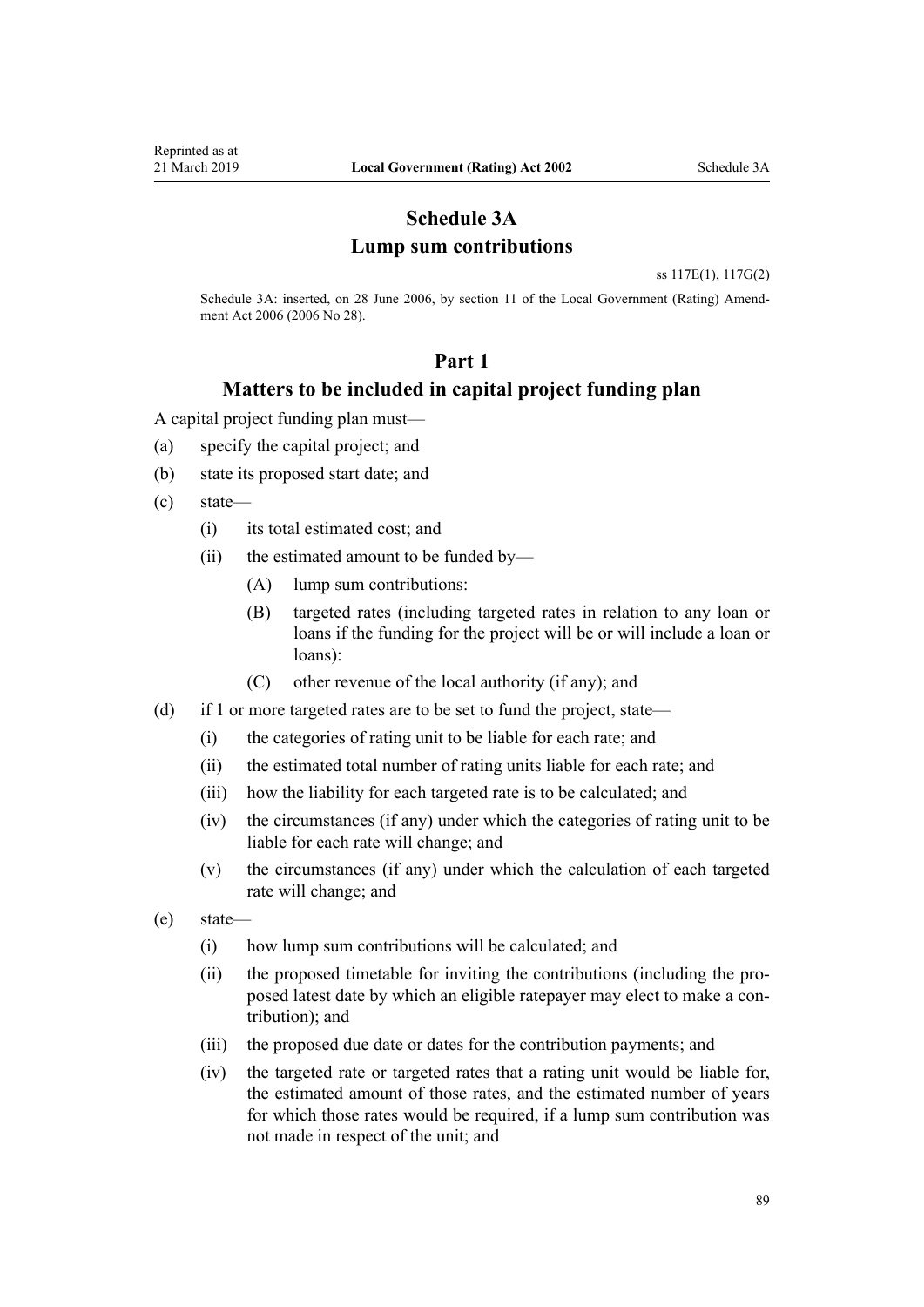# Schedule 3A
## Lump sum contributions

ss 117E(1), 117G(2)

Schedule 3A: inserted, on 28 June 2006, by section 11 of the Local Government (Rating) Amendment Act 2006 (2006 No 28).

## Part 1
### Matters to be included in capital project funding plan

A capital project funding plan must—

(a) specify the capital project; and

(b) state its proposed start date; and

(c) state—

  (i) its total estimated cost; and

  (ii) the estimated amount to be funded by—

    (A) lump sum contributions:

    (B) targeted rates (including targeted rates in relation to any loan or loans if the funding for the project will be or will include a loan or loans):

    (C) other revenue of the local authority (if any); and

(d) if 1 or more targeted rates are to be set to fund the project, state—

  (i) the categories of rating unit to be liable for each rate; and

  (ii) the estimated total number of rating units liable for each rate; and

  (iii) how the liability for each targeted rate is to be calculated; and

  (iv) the circumstances (if any) under which the categories of rating unit to be liable for each rate will change; and

  (v) the circumstances (if any) under which the calculation of each targeted rate will change; and

(e) state—

  (i) how lump sum contributions will be calculated; and

  (ii) the proposed timetable for inviting the contributions (including the proposed latest date by which an eligible ratepayer may elect to make a contribution); and

  (iii) the proposed due date or dates for the contribution payments; and

  (iv) the targeted rate or targeted rates that a rating unit would be liable for, the estimated amount of those rates, and the estimated number of years for which those rates would be required, if a lump sum contribution was not made in respect of the unit; and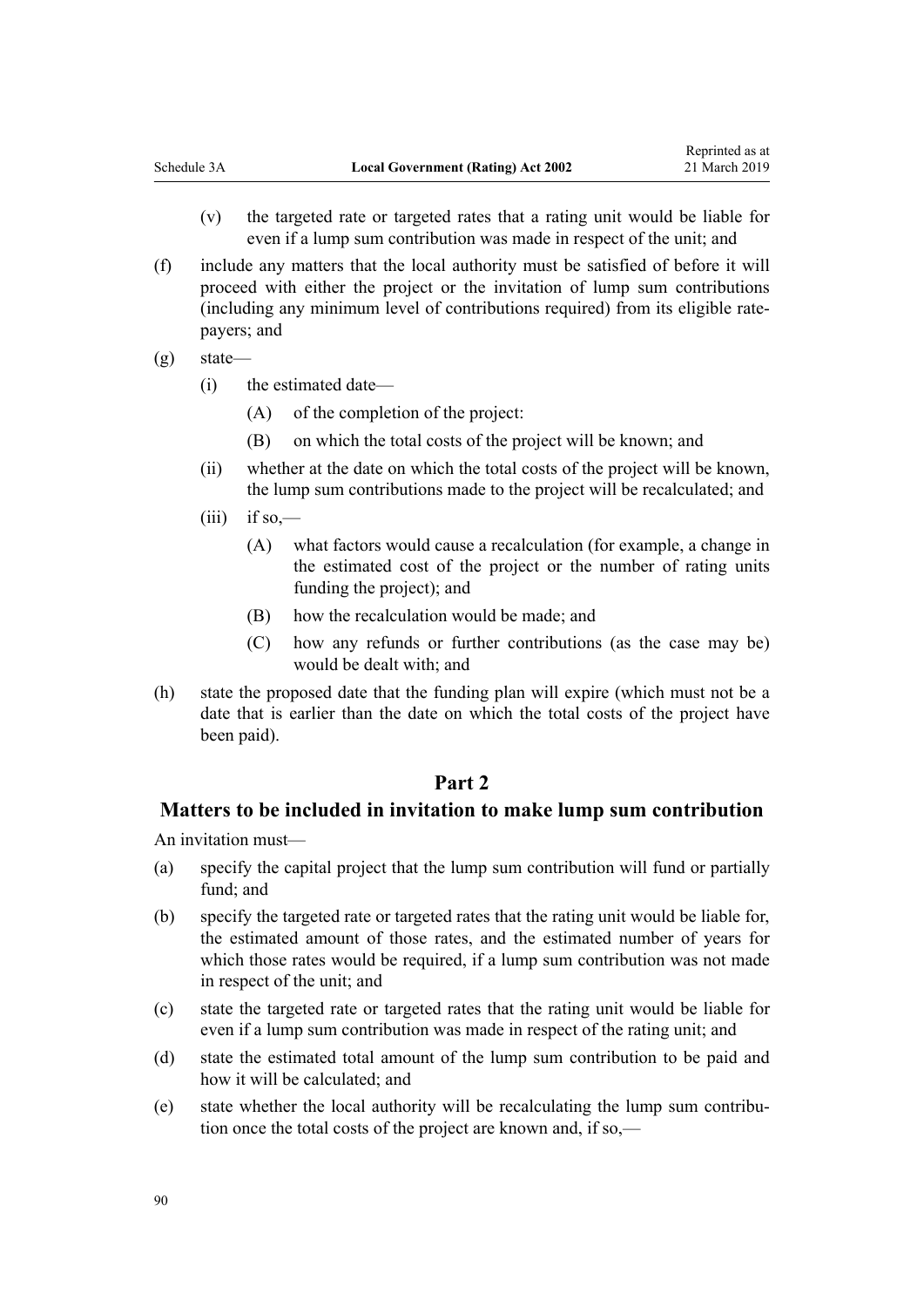(v) the targeted rate or targeted rates that a rating unit would be liable for even if a lump sum contribution was made in respect of the unit; and

(f) include any matters that the local authority must be satisfied of before it will proceed with either the project or the invitation of lump sum contributions (including any minimum level of contributions required) from its eligible ratepayers; and

(g) state—

  (i) the estimated date—

    (A) of the completion of the project:

    (B) on which the total costs of the project will be known; and

  (ii) whether at the date on which the total costs of the project will be known, the lump sum contributions made to the project will be recalculated; and

  (iii) if so,—

    (A) what factors would cause a recalculation (for example, a change in the estimated cost of the project or the number of rating units funding the project); and

    (B) how the recalculation would be made; and

    (C) how any refunds or further contributions (as the case may be) would be dealt with; and

(h) state the proposed date that the funding plan will expire (which must not be a date that is earlier than the date on which the total costs of the project have been paid).

## Part 2

## Matters to be included in invitation to make lump sum contribution

An invitation must—

(a) specify the capital project that the lump sum contribution will fund or partially fund; and

(b) specify the targeted rate or targeted rates that the rating unit would be liable for, the estimated amount of those rates, and the estimated number of years for which those rates would be required, if a lump sum contribution was not made in respect of the unit; and

(c) state the targeted rate or targeted rates that the rating unit would be liable for even if a lump sum contribution was made in respect of the rating unit; and

(d) state the estimated total amount of the lump sum contribution to be paid and how it will be calculated; and

(e) state whether the local authority will be recalculating the lump sum contribution once the total costs of the project are known and, if so,—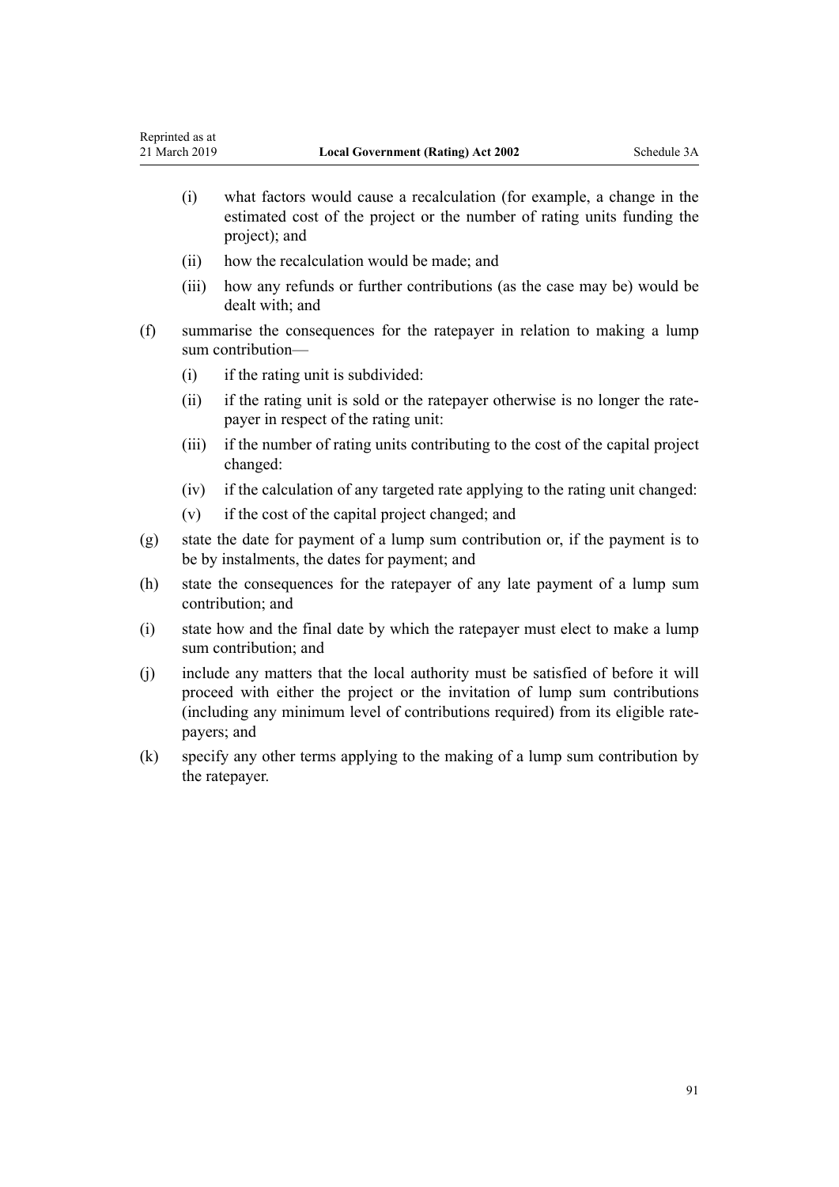(i) what factors would cause a recalculation (for example, a change in the estimated cost of the project or the number of rating units funding the project); and

(ii) how the recalculation would be made; and

(iii) how any refunds or further contributions (as the case may be) would be dealt with; and

(f) summarise the consequences for the ratepayer in relation to making a lump sum contribution—

(i) if the rating unit is subdivided:

(ii) if the rating unit is sold or the ratepayer otherwise is no longer the ratepayer in respect of the rating unit:

(iii) if the number of rating units contributing to the cost of the capital project changed:

(iv) if the calculation of any targeted rate applying to the rating unit changed:

(v) if the cost of the capital project changed; and

(g) state the date for payment of a lump sum contribution or, if the payment is to be by instalments, the dates for payment; and

(h) state the consequences for the ratepayer of any late payment of a lump sum contribution; and

(i) state how and the final date by which the ratepayer must elect to make a lump sum contribution; and

(j) include any matters that the local authority must be satisfied of before it will proceed with either the project or the invitation of lump sum contributions (including any minimum level of contributions required) from its eligible ratepayers; and

(k) specify any other terms applying to the making of a lump sum contribution by the ratepayer.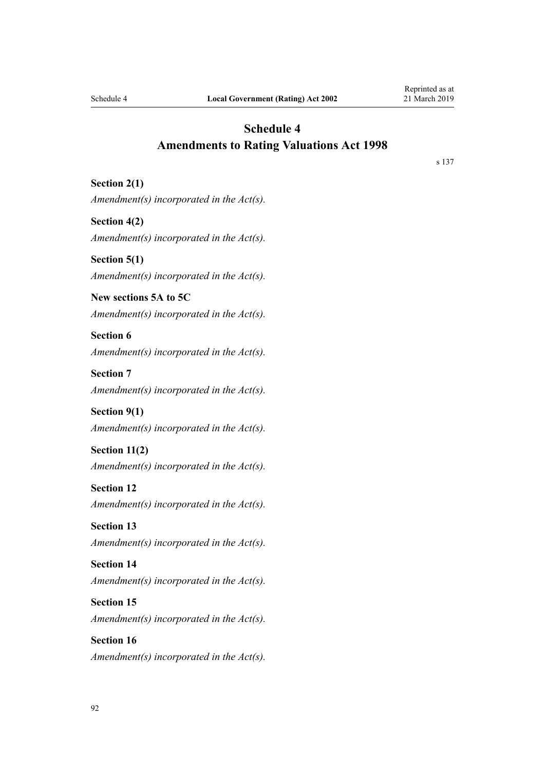# Schedule 4
## Amendments to Rating Valuations Act 1998

s 137

**Section 2(1)**

*Amendment(s) incorporated in the Act(s).*

**Section 4(2)**

*Amendment(s) incorporated in the Act(s).*

**Section 5(1)**

*Amendment(s) incorporated in the Act(s).*

**New sections 5A to 5C**

*Amendment(s) incorporated in the Act(s).*

**Section 6**

*Amendment(s) incorporated in the Act(s).*

**Section 7**

*Amendment(s) incorporated in the Act(s).*

**Section 9(1)**

*Amendment(s) incorporated in the Act(s).*

**Section 11(2)**

*Amendment(s) incorporated in the Act(s).*

**Section 12**

*Amendment(s) incorporated in the Act(s).*

**Section 13**

*Amendment(s) incorporated in the Act(s).*

**Section 14**

*Amendment(s) incorporated in the Act(s).*

**Section 15**

*Amendment(s) incorporated in the Act(s).*

**Section 16**

*Amendment(s) incorporated in the Act(s).*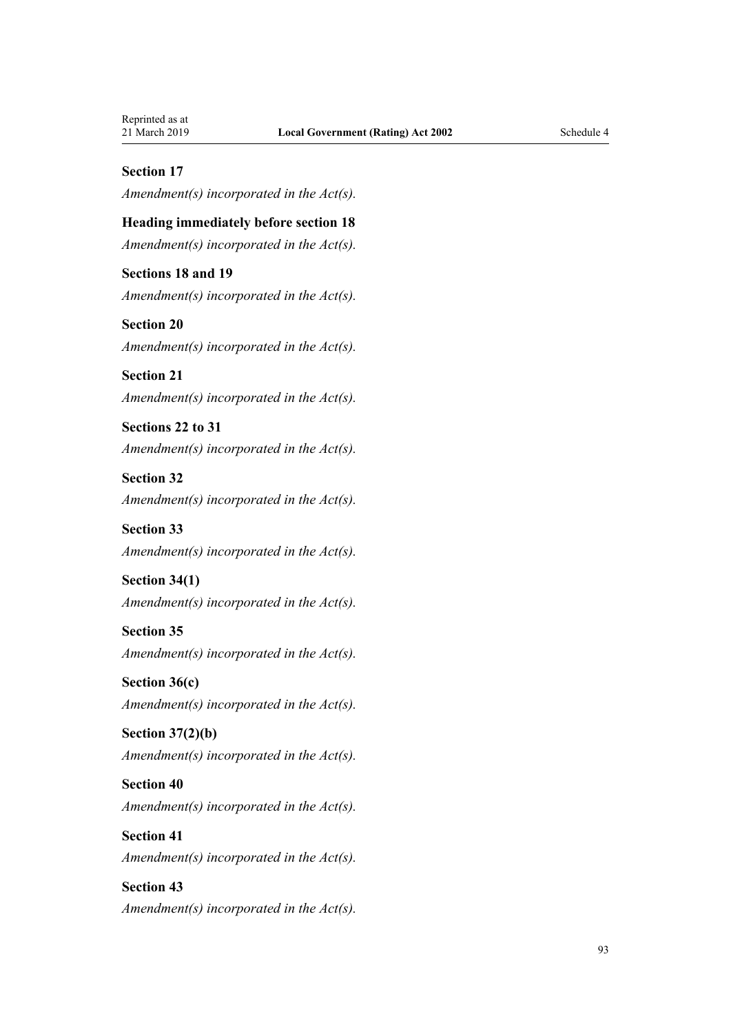**Section 17**

*Amendment(s) incorporated in the Act(s).*

**Heading immediately before section 18**

*Amendment(s) incorporated in the Act(s).*

**Sections 18 and 19**

*Amendment(s) incorporated in the Act(s).*

**Section 20**

*Amendment(s) incorporated in the Act(s).*

**Section 21**

*Amendment(s) incorporated in the Act(s).*

**Sections 22 to 31**

*Amendment(s) incorporated in the Act(s).*

**Section 32**

*Amendment(s) incorporated in the Act(s).*

**Section 33**

*Amendment(s) incorporated in the Act(s).*

**Section 34(1)**

*Amendment(s) incorporated in the Act(s).*

**Section 35**

*Amendment(s) incorporated in the Act(s).*

**Section 36(c)**

*Amendment(s) incorporated in the Act(s).*

**Section 37(2)(b)**

*Amendment(s) incorporated in the Act(s).*

**Section 40**

*Amendment(s) incorporated in the Act(s).*

**Section 41**

*Amendment(s) incorporated in the Act(s).*

**Section 43**

*Amendment(s) incorporated in the Act(s).*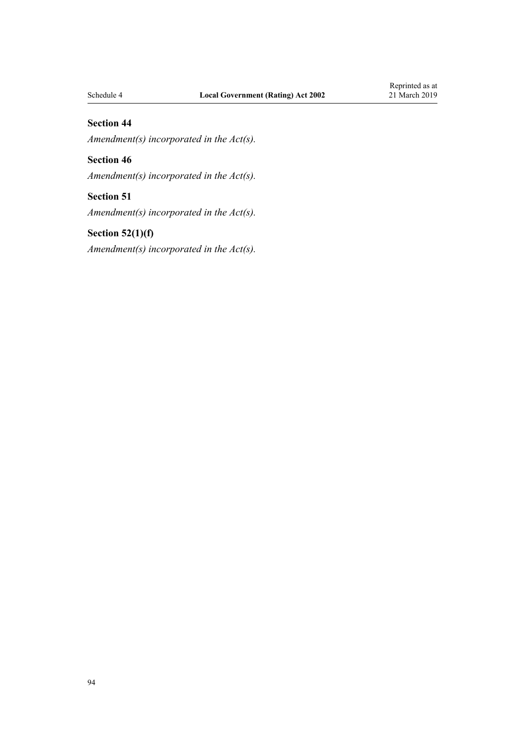### Section 44

*Amendment(s) incorporated in the Act(s).*

### Section 46

*Amendment(s) incorporated in the Act(s).*

### Section 51

*Amendment(s) incorporated in the Act(s).*

### Section 52(1)(f)

*Amendment(s) incorporated in the Act(s).*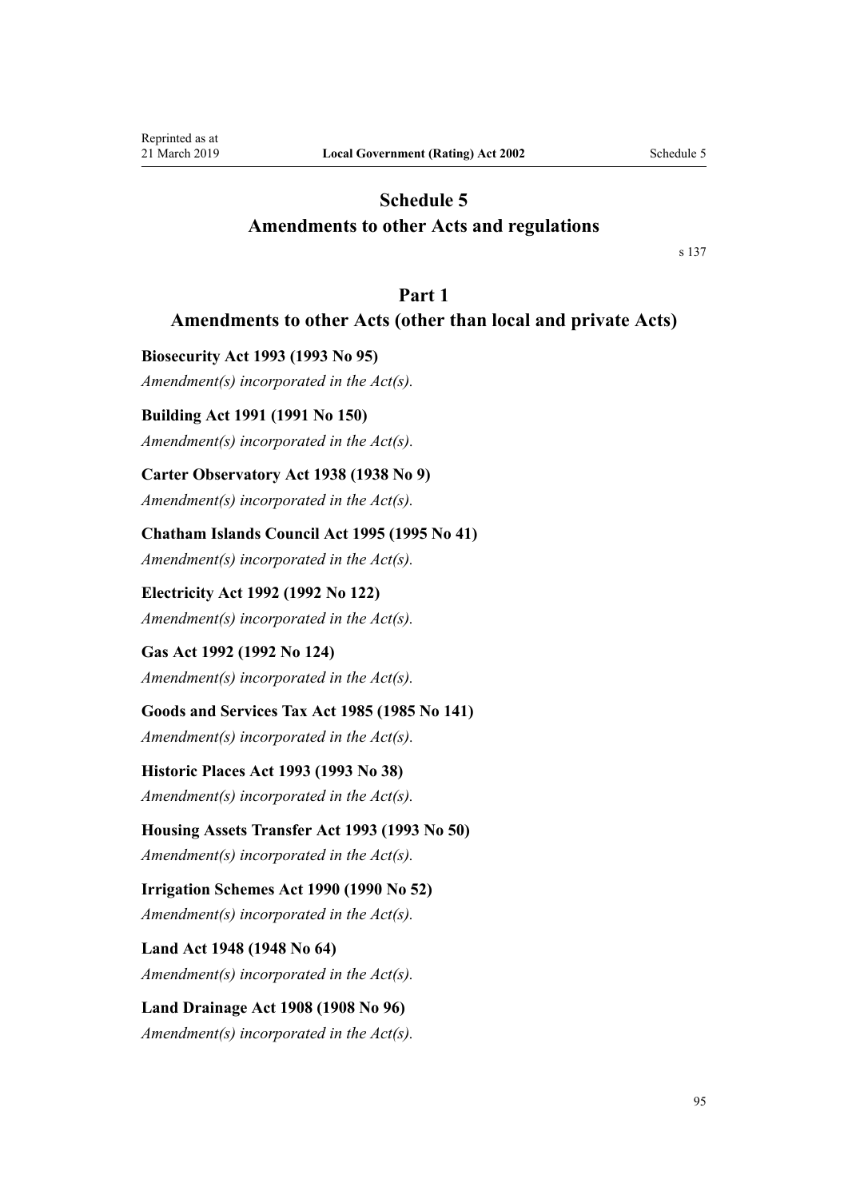# Schedule 5
# Amendments to other Acts and regulations

s 137

## Part 1
## Amendments to other Acts (other than local and private Acts)

**Biosecurity Act 1993 (1993 No 95)**

*Amendment(s) incorporated in the Act(s).*

**Building Act 1991 (1991 No 150)**

*Amendment(s) incorporated in the Act(s).*

**Carter Observatory Act 1938 (1938 No 9)**

*Amendment(s) incorporated in the Act(s).*

**Chatham Islands Council Act 1995 (1995 No 41)**

*Amendment(s) incorporated in the Act(s).*

**Electricity Act 1992 (1992 No 122)**

*Amendment(s) incorporated in the Act(s).*

**Gas Act 1992 (1992 No 124)**

*Amendment(s) incorporated in the Act(s).*

**Goods and Services Tax Act 1985 (1985 No 141)**

*Amendment(s) incorporated in the Act(s).*

**Historic Places Act 1993 (1993 No 38)**

*Amendment(s) incorporated in the Act(s).*

**Housing Assets Transfer Act 1993 (1993 No 50)**

*Amendment(s) incorporated in the Act(s).*

**Irrigation Schemes Act 1990 (1990 No 52)**

*Amendment(s) incorporated in the Act(s).*

**Land Act 1948 (1948 No 64)**

*Amendment(s) incorporated in the Act(s).*

**Land Drainage Act 1908 (1908 No 96)**

*Amendment(s) incorporated in the Act(s).*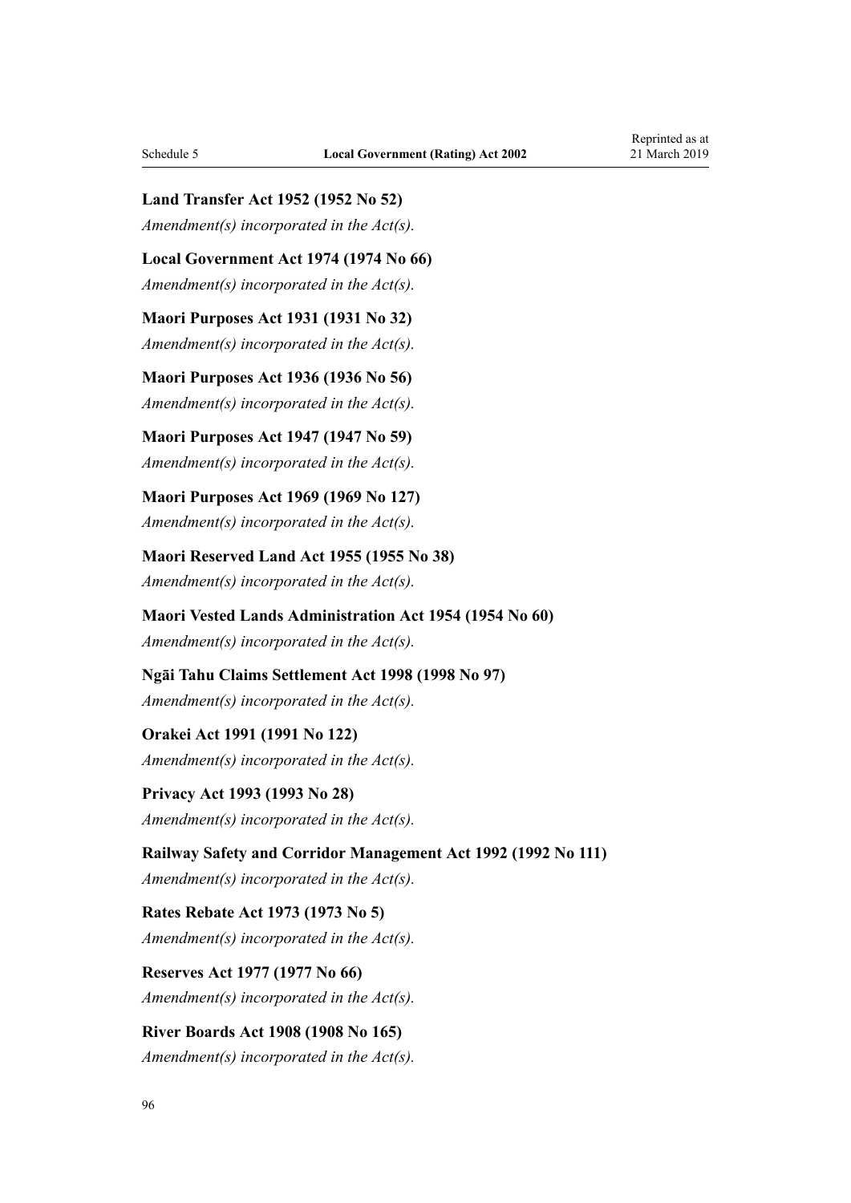**Land Transfer Act 1952 (1952 No 52)**

*Amendment(s) incorporated in the Act(s).*

**Local Government Act 1974 (1974 No 66)**

*Amendment(s) incorporated in the Act(s).*

**Maori Purposes Act 1931 (1931 No 32)**

*Amendment(s) incorporated in the Act(s).*

**Maori Purposes Act 1936 (1936 No 56)**

*Amendment(s) incorporated in the Act(s).*

**Maori Purposes Act 1947 (1947 No 59)**

*Amendment(s) incorporated in the Act(s).*

**Maori Purposes Act 1969 (1969 No 127)**

*Amendment(s) incorporated in the Act(s).*

**Maori Reserved Land Act 1955 (1955 No 38)**

*Amendment(s) incorporated in the Act(s).*

**Maori Vested Lands Administration Act 1954 (1954 No 60)**

*Amendment(s) incorporated in the Act(s).*

**Ngāi Tahu Claims Settlement Act 1998 (1998 No 97)**

*Amendment(s) incorporated in the Act(s).*

**Orakei Act 1991 (1991 No 122)**

*Amendment(s) incorporated in the Act(s).*

**Privacy Act 1993 (1993 No 28)**

*Amendment(s) incorporated in the Act(s).*

**Railway Safety and Corridor Management Act 1992 (1992 No 111)**

*Amendment(s) incorporated in the Act(s).*

**Rates Rebate Act 1973 (1973 No 5)**

*Amendment(s) incorporated in the Act(s).*

**Reserves Act 1977 (1977 No 66)**

*Amendment(s) incorporated in the Act(s).*

**River Boards Act 1908 (1908 No 165)**

*Amendment(s) incorporated in the Act(s).*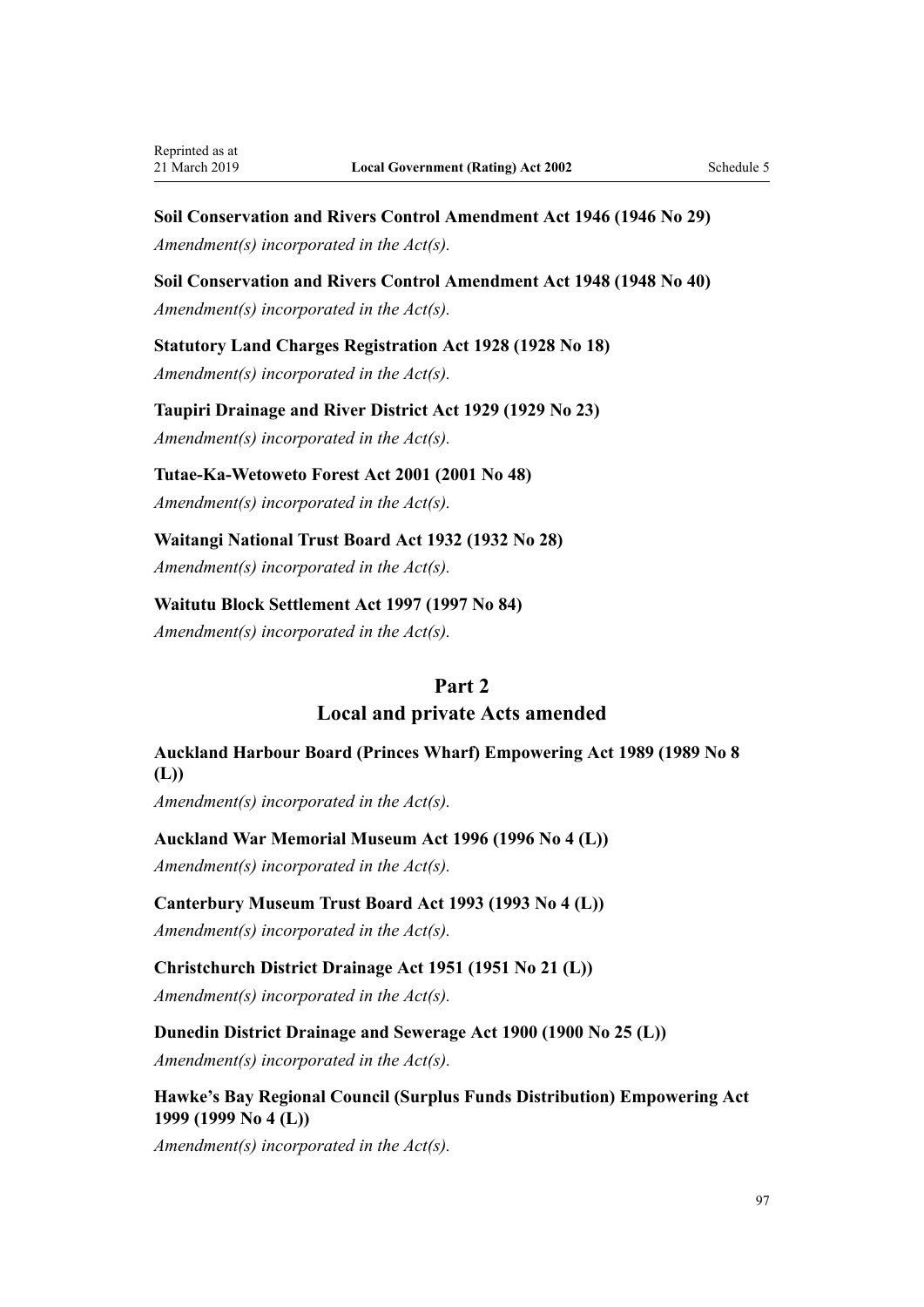**Soil Conservation and Rivers Control Amendment Act 1946 (1946 No 29)**

*Amendment(s) incorporated in the Act(s).*

**Soil Conservation and Rivers Control Amendment Act 1948 (1948 No 40)**

*Amendment(s) incorporated in the Act(s).*

**Statutory Land Charges Registration Act 1928 (1928 No 18)**

*Amendment(s) incorporated in the Act(s).*

**Taupiri Drainage and River District Act 1929 (1929 No 23)**

*Amendment(s) incorporated in the Act(s).*

**Tutae-Ka-Wetoweto Forest Act 2001 (2001 No 48)**

*Amendment(s) incorporated in the Act(s).*

**Waitangi National Trust Board Act 1932 (1932 No 28)**

*Amendment(s) incorporated in the Act(s).*

**Waitutu Block Settlement Act 1997 (1997 No 84)**

*Amendment(s) incorporated in the Act(s).*

## Part 2
## Local and private Acts amended

**Auckland Harbour Board (Princes Wharf) Empowering Act 1989 (1989 No 8 (L))**

*Amendment(s) incorporated in the Act(s).*

**Auckland War Memorial Museum Act 1996 (1996 No 4 (L))**

*Amendment(s) incorporated in the Act(s).*

**Canterbury Museum Trust Board Act 1993 (1993 No 4 (L))**

*Amendment(s) incorporated in the Act(s).*

**Christchurch District Drainage Act 1951 (1951 No 21 (L))**

*Amendment(s) incorporated in the Act(s).*

**Dunedin District Drainage and Sewerage Act 1900 (1900 No 25 (L))**

*Amendment(s) incorporated in the Act(s).*

**Hawke's Bay Regional Council (Surplus Funds Distribution) Empowering Act 1999 (1999 No 4 (L))**

*Amendment(s) incorporated in the Act(s).*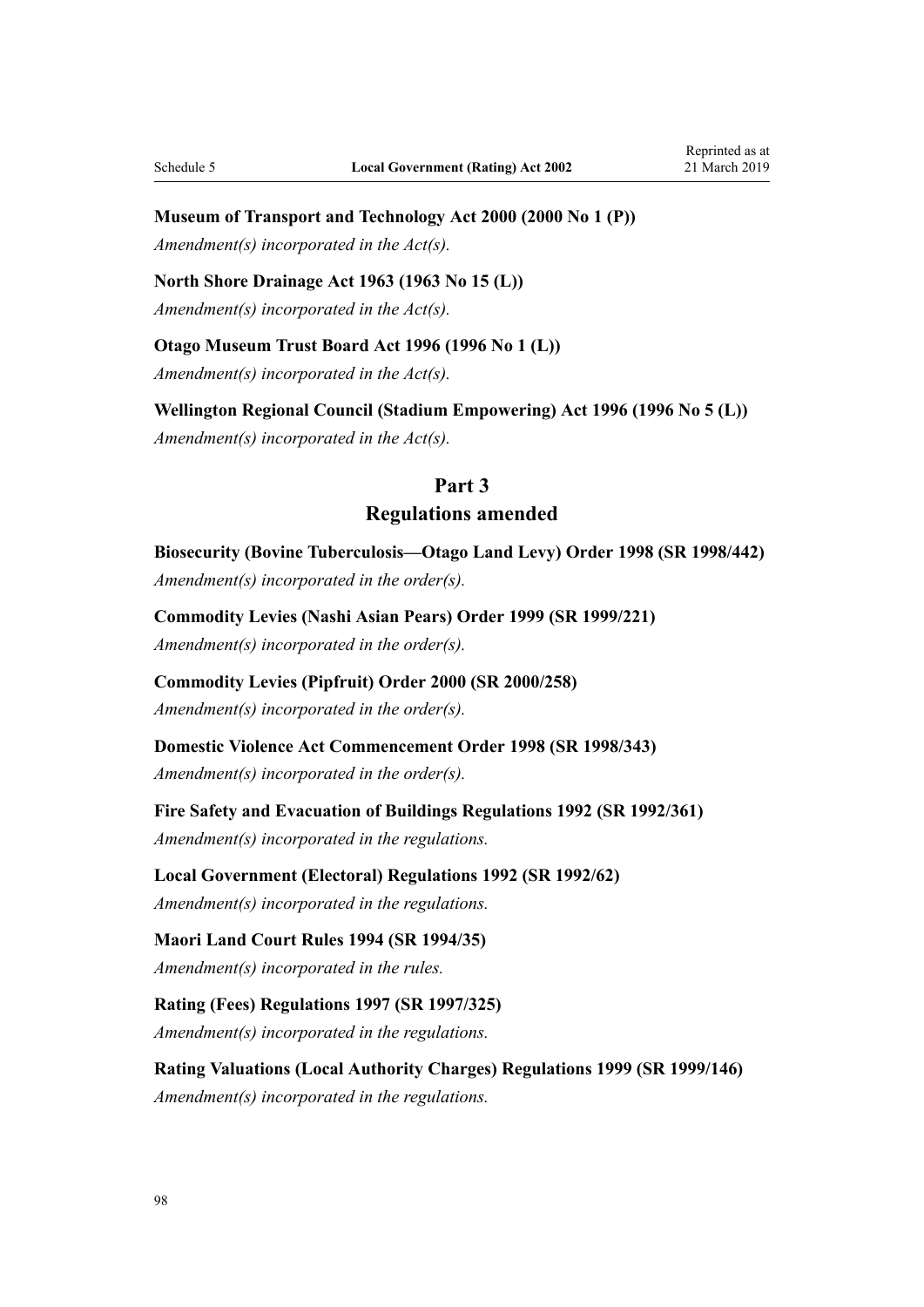**Museum of Transport and Technology Act 2000 (2000 No 1 (P))**

*Amendment(s) incorporated in the Act(s).*

**North Shore Drainage Act 1963 (1963 No 15 (L))**

*Amendment(s) incorporated in the Act(s).*

**Otago Museum Trust Board Act 1996 (1996 No 1 (L))**

*Amendment(s) incorporated in the Act(s).*

**Wellington Regional Council (Stadium Empowering) Act 1996 (1996 No 5 (L))**

*Amendment(s) incorporated in the Act(s).*

## Part 3
## Regulations amended

**Biosecurity (Bovine Tuberculosis—Otago Land Levy) Order 1998 (SR 1998/442)**

*Amendment(s) incorporated in the order(s).*

**Commodity Levies (Nashi Asian Pears) Order 1999 (SR 1999/221)**

*Amendment(s) incorporated in the order(s).*

**Commodity Levies (Pipfruit) Order 2000 (SR 2000/258)**

*Amendment(s) incorporated in the order(s).*

**Domestic Violence Act Commencement Order 1998 (SR 1998/343)**

*Amendment(s) incorporated in the order(s).*

**Fire Safety and Evacuation of Buildings Regulations 1992 (SR 1992/361)**

*Amendment(s) incorporated in the regulations.*

**Local Government (Electoral) Regulations 1992 (SR 1992/62)**

*Amendment(s) incorporated in the regulations.*

**Maori Land Court Rules 1994 (SR 1994/35)**

*Amendment(s) incorporated in the rules.*

**Rating (Fees) Regulations 1997 (SR 1997/325)**

*Amendment(s) incorporated in the regulations.*

**Rating Valuations (Local Authority Charges) Regulations 1999 (SR 1999/146)**

*Amendment(s) incorporated in the regulations.*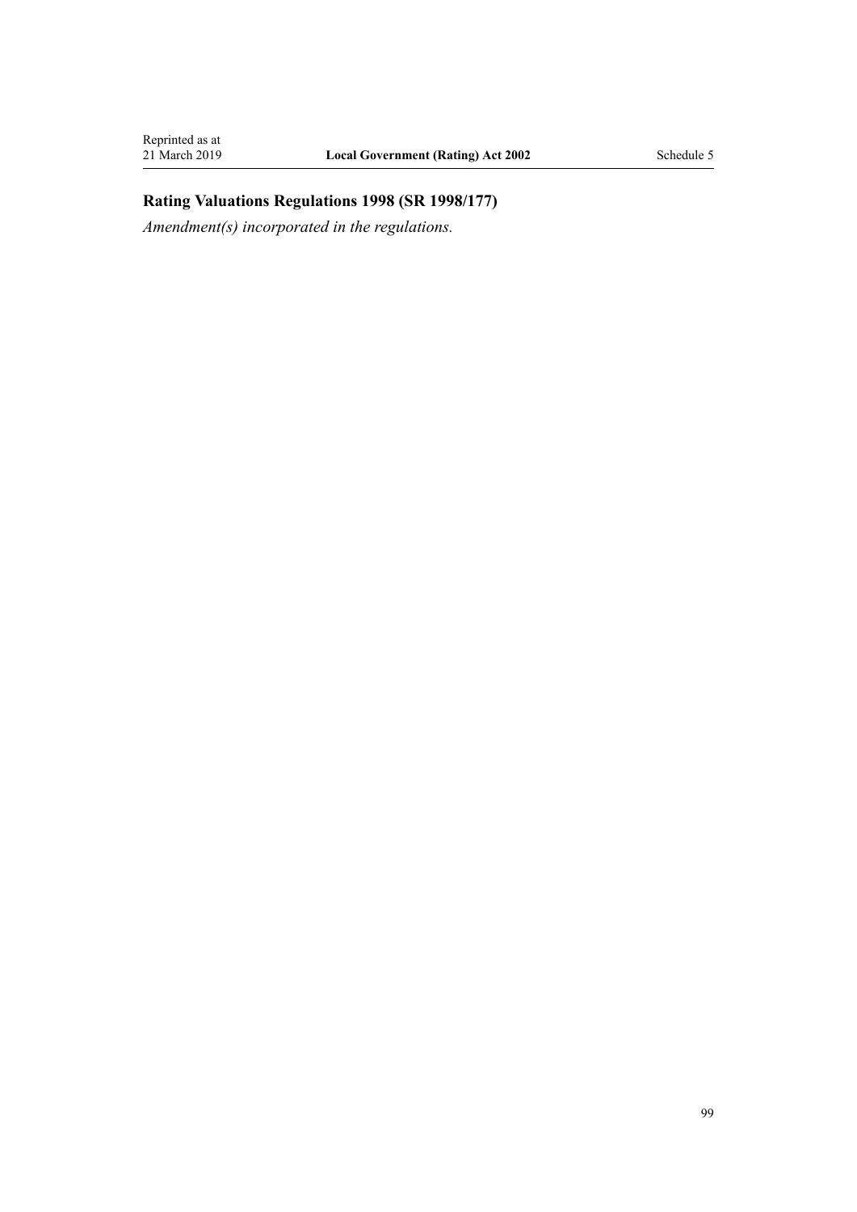**Rating Valuations Regulations 1998 (SR 1998/177)**

*Amendment(s) incorporated in the regulations.*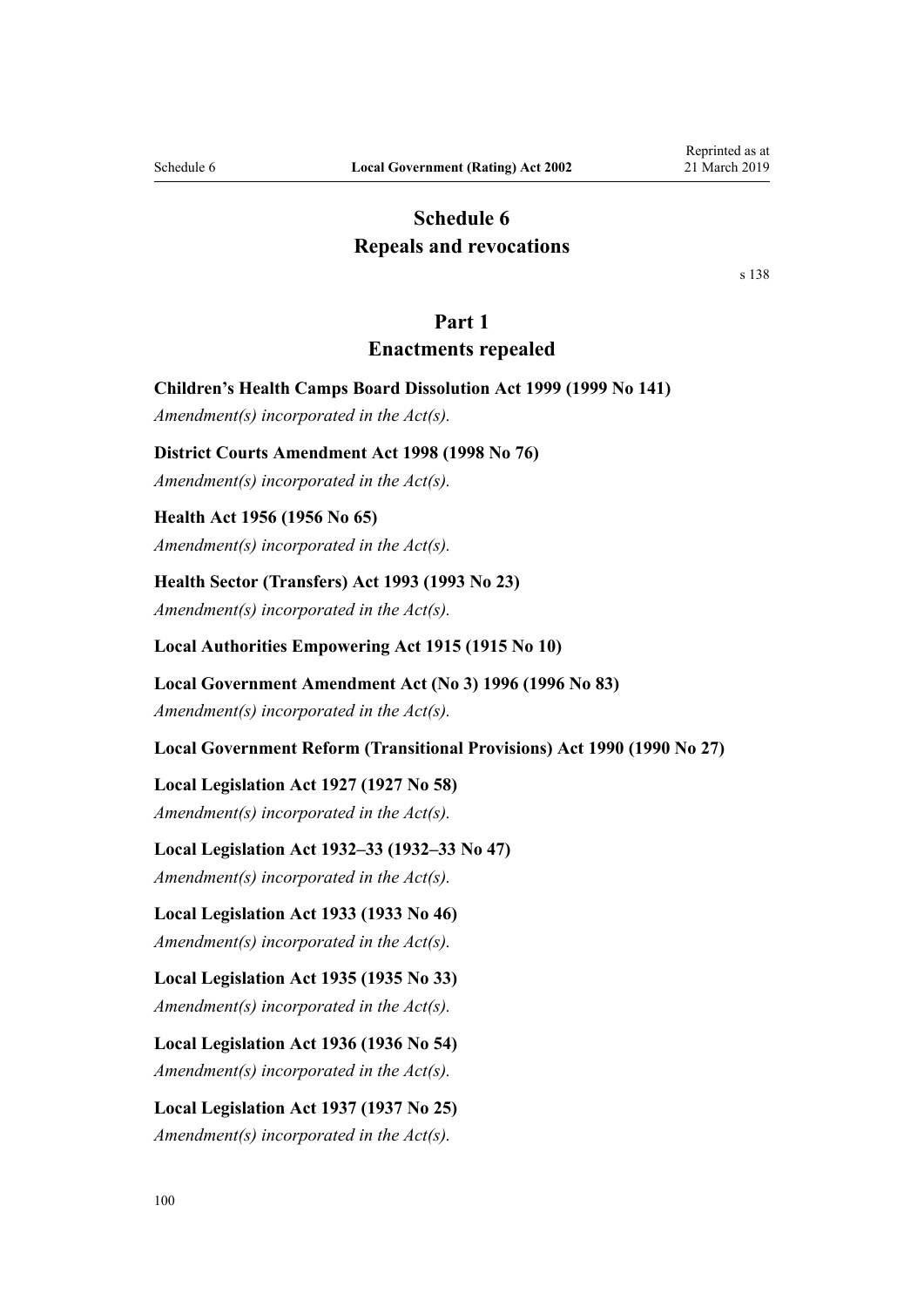# Schedule 6
# Repeals and revocations

s 138

## Part 1
## Enactments repealed

**Children's Health Camps Board Dissolution Act 1999 (1999 No 141)**

*Amendment(s) incorporated in the Act(s).*

**District Courts Amendment Act 1998 (1998 No 76)**

*Amendment(s) incorporated in the Act(s).*

**Health Act 1956 (1956 No 65)**

*Amendment(s) incorporated in the Act(s).*

**Health Sector (Transfers) Act 1993 (1993 No 23)**

*Amendment(s) incorporated in the Act(s).*

**Local Authorities Empowering Act 1915 (1915 No 10)**

**Local Government Amendment Act (No 3) 1996 (1996 No 83)**

*Amendment(s) incorporated in the Act(s).*

**Local Government Reform (Transitional Provisions) Act 1990 (1990 No 27)**

**Local Legislation Act 1927 (1927 No 58)**

*Amendment(s) incorporated in the Act(s).*

**Local Legislation Act 1932–33 (1932–33 No 47)**

*Amendment(s) incorporated in the Act(s).*

**Local Legislation Act 1933 (1933 No 46)**

*Amendment(s) incorporated in the Act(s).*

**Local Legislation Act 1935 (1935 No 33)**

*Amendment(s) incorporated in the Act(s).*

**Local Legislation Act 1936 (1936 No 54)**

*Amendment(s) incorporated in the Act(s).*

**Local Legislation Act 1937 (1937 No 25)**

*Amendment(s) incorporated in the Act(s).*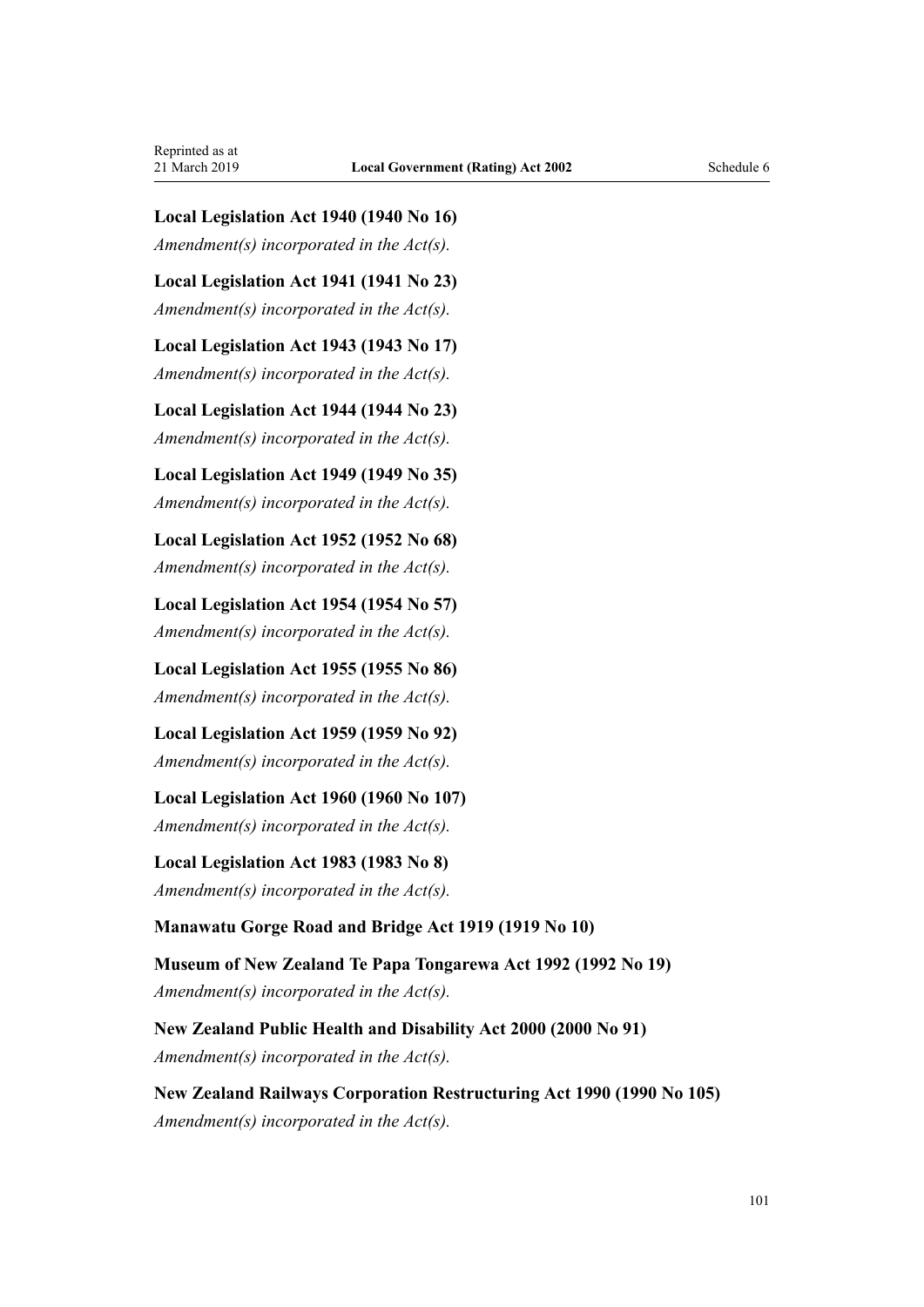**Local Legislation Act 1940 (1940 No 16)**

*Amendment(s) incorporated in the Act(s).*

**Local Legislation Act 1941 (1941 No 23)**

*Amendment(s) incorporated in the Act(s).*

**Local Legislation Act 1943 (1943 No 17)**

*Amendment(s) incorporated in the Act(s).*

**Local Legislation Act 1944 (1944 No 23)**

*Amendment(s) incorporated in the Act(s).*

**Local Legislation Act 1949 (1949 No 35)**

*Amendment(s) incorporated in the Act(s).*

**Local Legislation Act 1952 (1952 No 68)**

*Amendment(s) incorporated in the Act(s).*

**Local Legislation Act 1954 (1954 No 57)**

*Amendment(s) incorporated in the Act(s).*

**Local Legislation Act 1955 (1955 No 86)**

*Amendment(s) incorporated in the Act(s).*

**Local Legislation Act 1959 (1959 No 92)**

*Amendment(s) incorporated in the Act(s).*

**Local Legislation Act 1960 (1960 No 107)**

*Amendment(s) incorporated in the Act(s).*

**Local Legislation Act 1983 (1983 No 8)**

*Amendment(s) incorporated in the Act(s).*

**Manawatu Gorge Road and Bridge Act 1919 (1919 No 10)**

**Museum of New Zealand Te Papa Tongarewa Act 1992 (1992 No 19)**

*Amendment(s) incorporated in the Act(s).*

**New Zealand Public Health and Disability Act 2000 (2000 No 91)**

*Amendment(s) incorporated in the Act(s).*

**New Zealand Railways Corporation Restructuring Act 1990 (1990 No 105)**

*Amendment(s) incorporated in the Act(s).*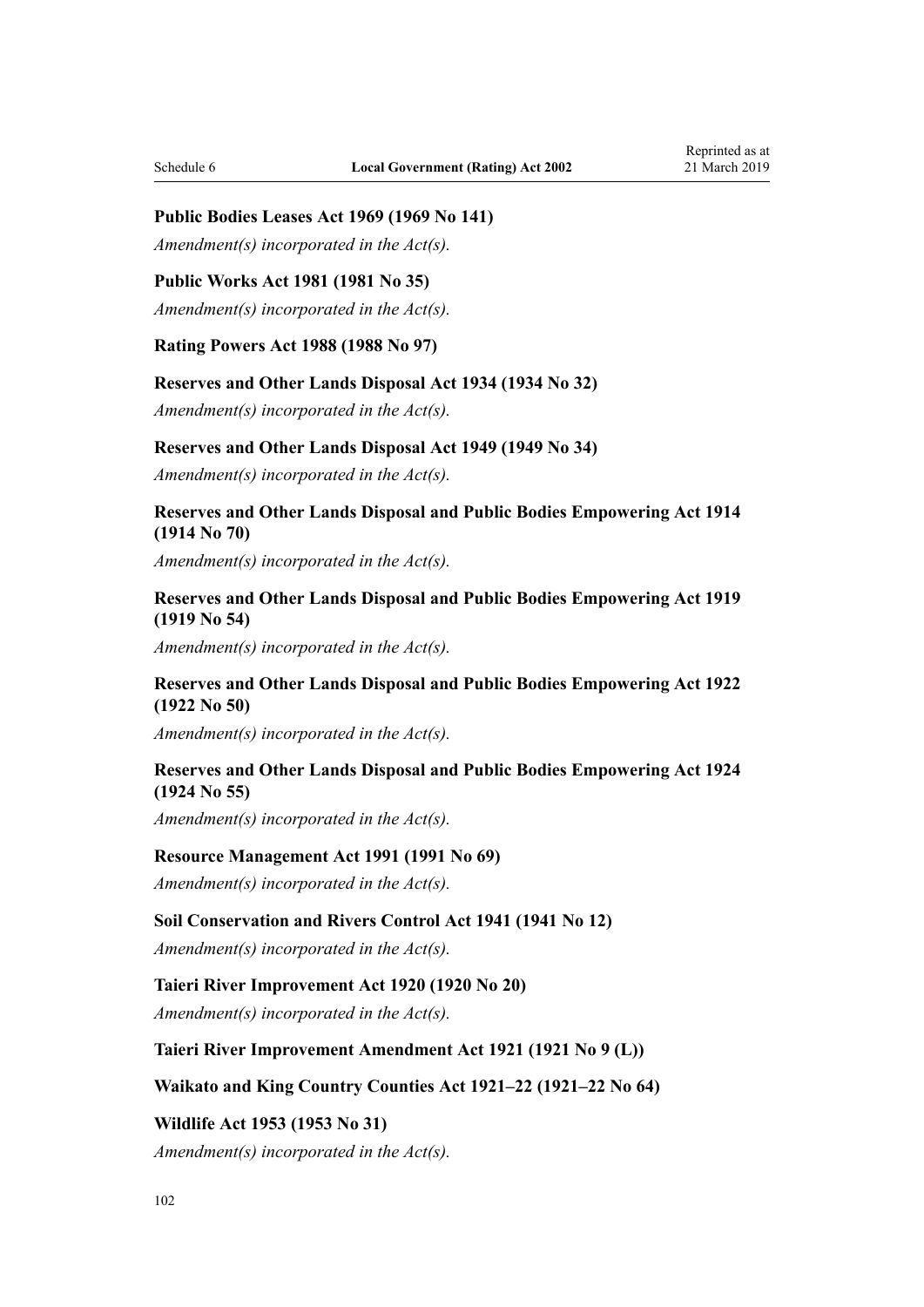**Public Bodies Leases Act 1969 (1969 No 141)**

*Amendment(s) incorporated in the Act(s).*

**Public Works Act 1981 (1981 No 35)**

*Amendment(s) incorporated in the Act(s).*

**Rating Powers Act 1988 (1988 No 97)**

**Reserves and Other Lands Disposal Act 1934 (1934 No 32)**

*Amendment(s) incorporated in the Act(s).*

**Reserves and Other Lands Disposal Act 1949 (1949 No 34)**

*Amendment(s) incorporated in the Act(s).*

**Reserves and Other Lands Disposal and Public Bodies Empowering Act 1914 (1914 No 70)**

*Amendment(s) incorporated in the Act(s).*

**Reserves and Other Lands Disposal and Public Bodies Empowering Act 1919 (1919 No 54)**

*Amendment(s) incorporated in the Act(s).*

**Reserves and Other Lands Disposal and Public Bodies Empowering Act 1922 (1922 No 50)**

*Amendment(s) incorporated in the Act(s).*

**Reserves and Other Lands Disposal and Public Bodies Empowering Act 1924 (1924 No 55)**

*Amendment(s) incorporated in the Act(s).*

**Resource Management Act 1991 (1991 No 69)**

*Amendment(s) incorporated in the Act(s).*

**Soil Conservation and Rivers Control Act 1941 (1941 No 12)**

*Amendment(s) incorporated in the Act(s).*

**Taieri River Improvement Act 1920 (1920 No 20)**

*Amendment(s) incorporated in the Act(s).*

**Taieri River Improvement Amendment Act 1921 (1921 No 9 (L))**

**Waikato and King Country Counties Act 1921–22 (1921–22 No 64)**

**Wildlife Act 1953 (1953 No 31)**

*Amendment(s) incorporated in the Act(s).*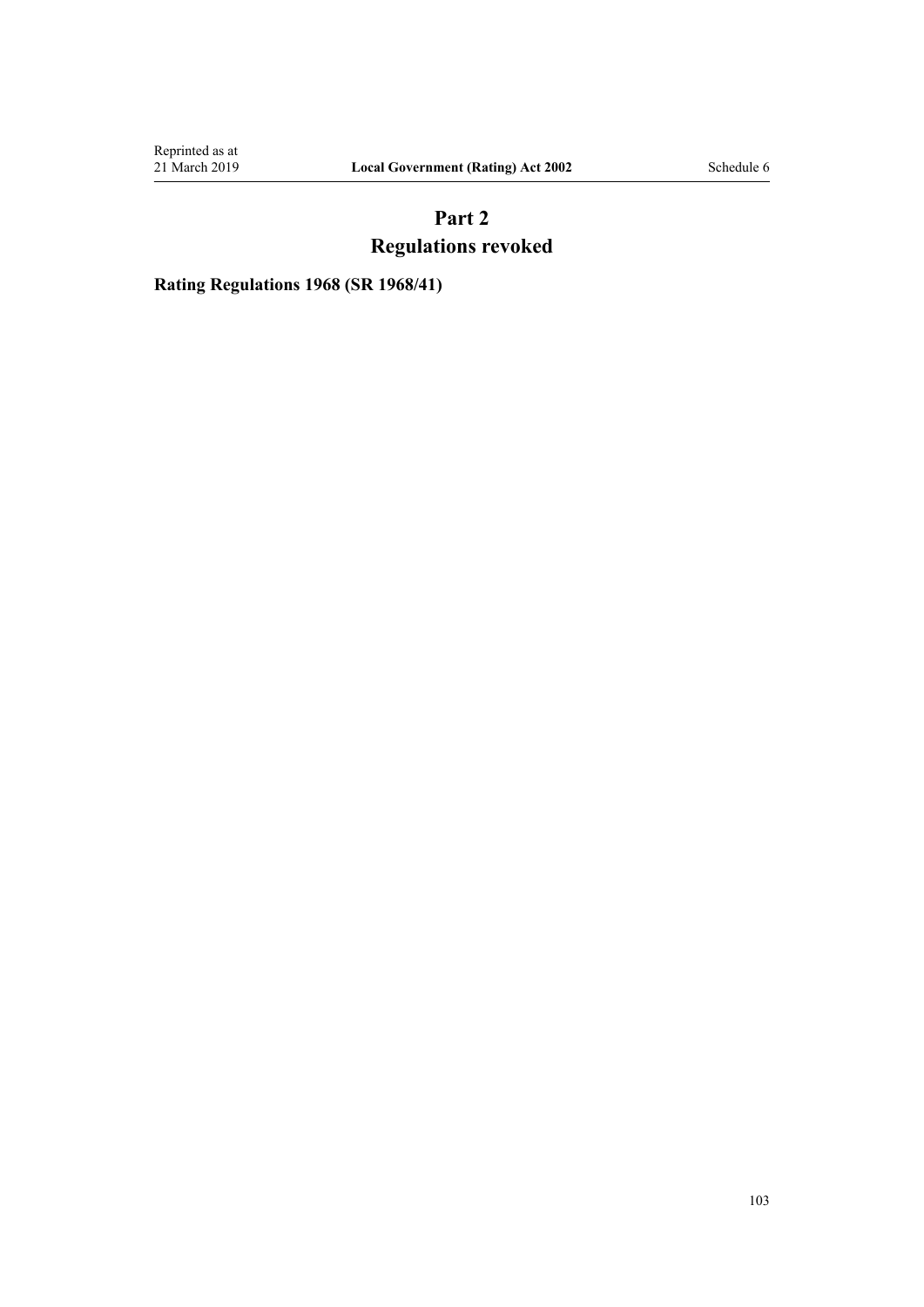## Part 2
## Regulations revoked

**Rating Regulations 1968 (SR 1968/41)**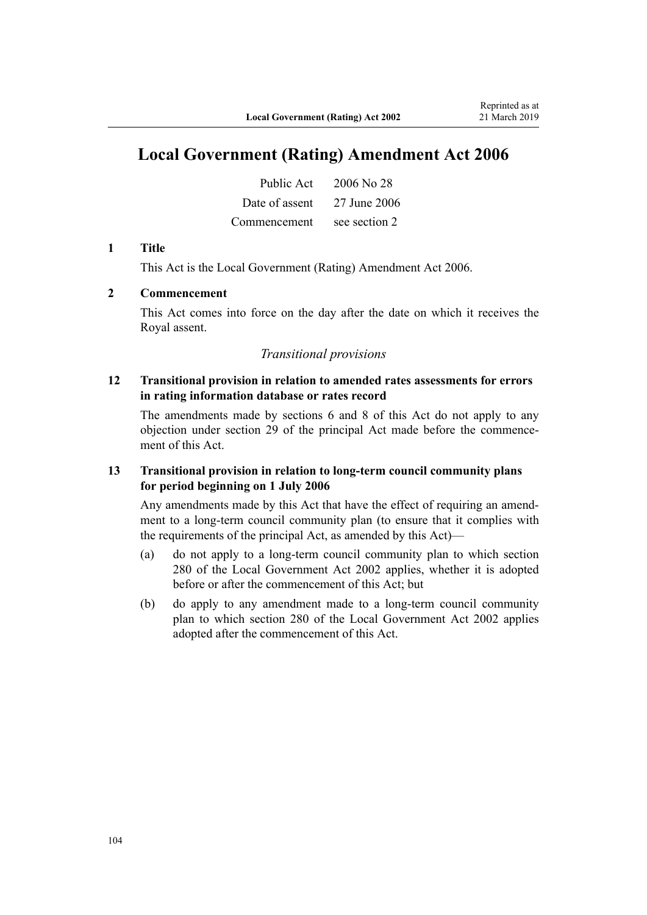# Local Government (Rating) Amendment Act 2006

| | |
|---|---|
| Public Act | 2006 No 28 |
| Date of assent | 27 June 2006 |
| Commencement | see section 2 |

**1 Title**

This Act is the Local Government (Rating) Amendment Act 2006.

**2 Commencement**

This Act comes into force on the day after the date on which it receives the Royal assent.

*Transitional provisions*

**12 Transitional provision in relation to amended rates assessments for errors in rating information database or rates record**

The amendments made by sections 6 and 8 of this Act do not apply to any objection under section 29 of the principal Act made before the commencement of this Act.

**13 Transitional provision in relation to long-term council community plans for period beginning on 1 July 2006**

Any amendments made by this Act that have the effect of requiring an amendment to a long-term council community plan (to ensure that it complies with the requirements of the principal Act, as amended by this Act)—

(a) do not apply to a long-term council community plan to which section 280 of the Local Government Act 2002 applies, whether it is adopted before or after the commencement of this Act; but

(b) do apply to any amendment made to a long-term council community plan to which section 280 of the Local Government Act 2002 applies adopted after the commencement of this Act.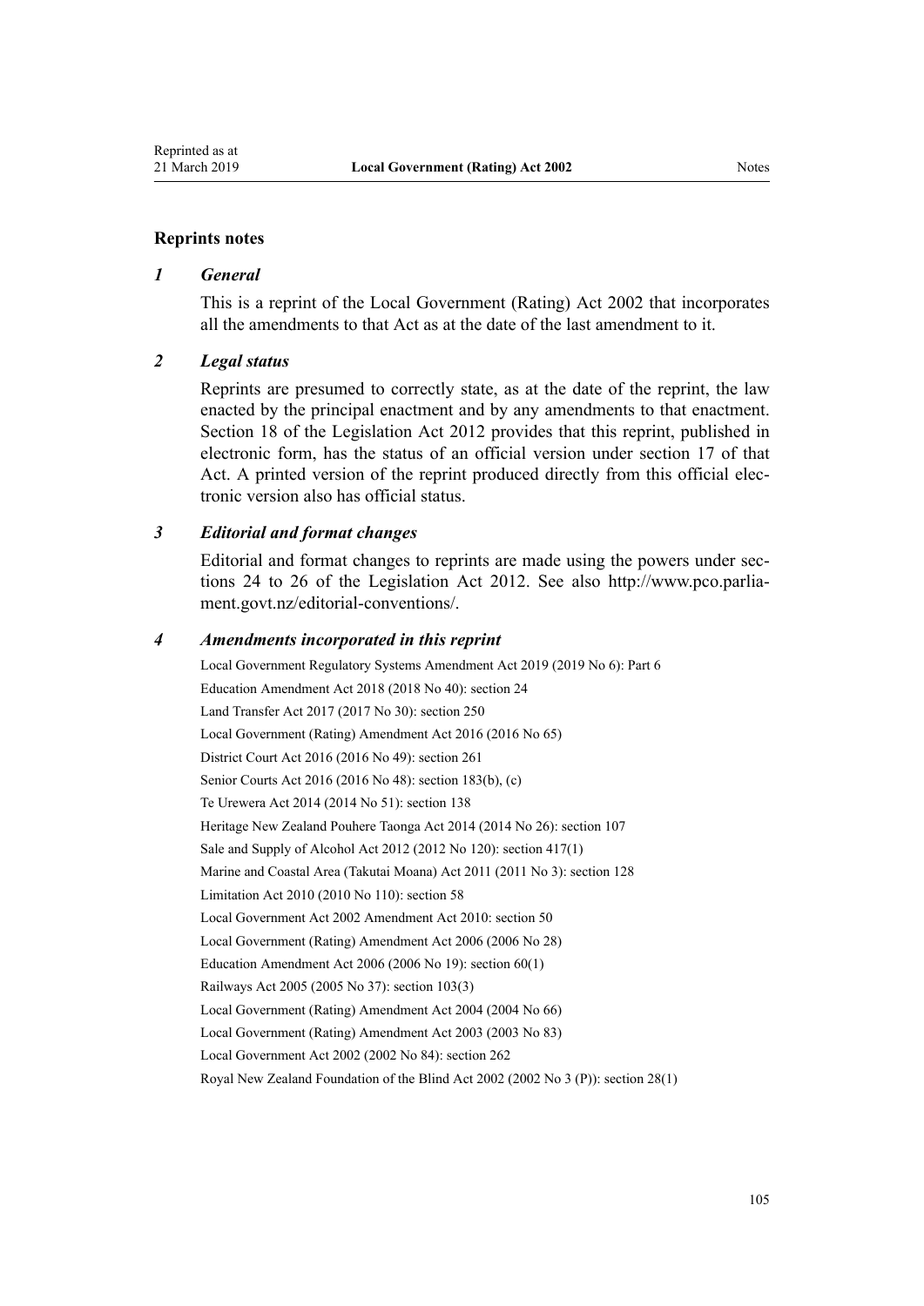## Reprints notes

### *1 General*

This is a reprint of the Local Government (Rating) Act 2002 that incorporates all the amendments to that Act as at the date of the last amendment to it.

### *2 Legal status*

Reprints are presumed to correctly state, as at the date of the reprint, the law enacted by the principal enactment and by any amendments to that enactment. Section 18 of the Legislation Act 2012 provides that this reprint, published in electronic form, has the status of an official version under section 17 of that Act. A printed version of the reprint produced directly from this official electronic version also has official status.

### *3 Editorial and format changes*

Editorial and format changes to reprints are made using the powers under sections 24 to 26 of the Legislation Act 2012. See also http://www.pco.parliament.govt.nz/editorial-conventions/.

### *4 Amendments incorporated in this reprint*

Local Government Regulatory Systems Amendment Act 2019 (2019 No 6): Part 6

Education Amendment Act 2018 (2018 No 40): section 24

Land Transfer Act 2017 (2017 No 30): section 250

Local Government (Rating) Amendment Act 2016 (2016 No 65)

District Court Act 2016 (2016 No 49): section 261

Senior Courts Act 2016 (2016 No 48): section 183(b), (c)

Te Urewera Act 2014 (2014 No 51): section 138

Heritage New Zealand Pouhere Taonga Act 2014 (2014 No 26): section 107

Sale and Supply of Alcohol Act 2012 (2012 No 120): section 417(1)

Marine and Coastal Area (Takutai Moana) Act 2011 (2011 No 3): section 128

Limitation Act 2010 (2010 No 110): section 58

Local Government Act 2002 Amendment Act 2010: section 50

Local Government (Rating) Amendment Act 2006 (2006 No 28)

Education Amendment Act 2006 (2006 No 19): section 60(1)

Railways Act 2005 (2005 No 37): section 103(3)

Local Government (Rating) Amendment Act 2004 (2004 No 66)

Local Government (Rating) Amendment Act 2003 (2003 No 83)

Local Government Act 2002 (2002 No 84): section 262

Royal New Zealand Foundation of the Blind Act 2002 (2002 No 3 (P)): section 28(1)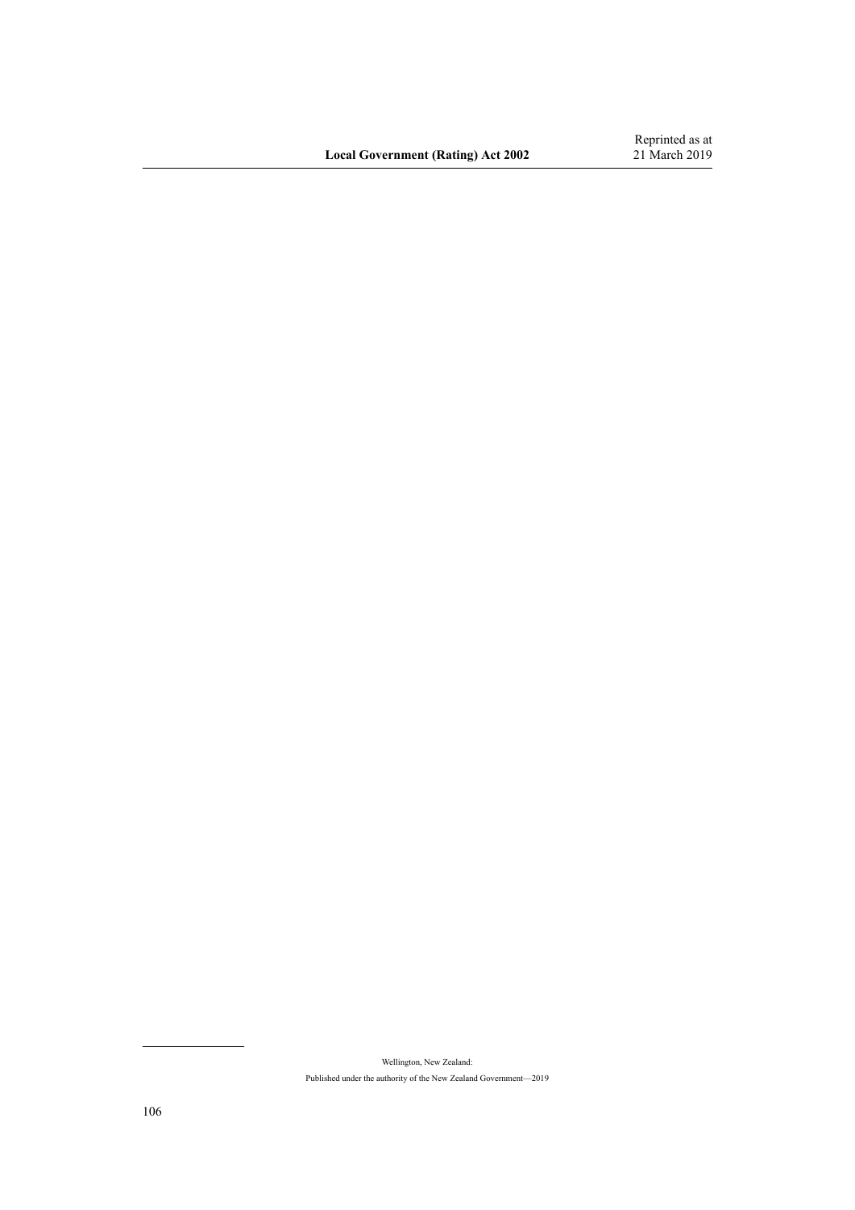Wellington, New Zealand:

Published under the authority of the New Zealand Government—2019